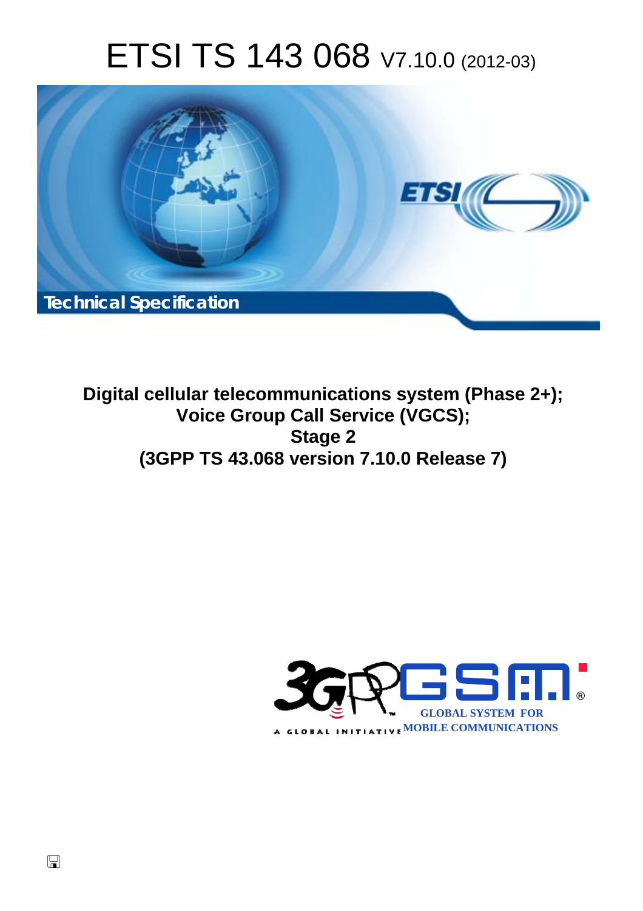# ETSI TS 143 068 V7.10.0 (2012-03)

Technical Specification

**Digital cellular telecommunications system (Phase 2+);**
**Voice Group Call Service (VGCS);**
**Stage 2**
**(3GPP TS 43.068 version 7.10.0 Release 7)**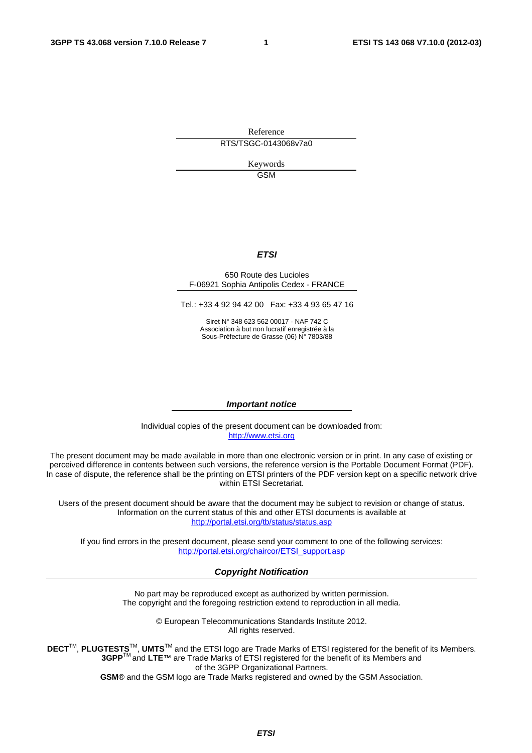Reference

RTS/TSGC-0143068v7a0

Keywords

GSM

***ETSI***

650 Route des Lucioles
F-06921 Sophia Antipolis Cedex - FRANCE

Tel.: +33 4 92 94 42 00 Fax: +33 4 93 65 47 16

Siret N° 348 623 562 00017 - NAF 742 C
Association à but non lucratif enregistrée à la
Sous-Préfecture de Grasse (06) N° 7803/88

***Important notice***

Individual copies of the present document can be downloaded from:
http://www.etsi.org

The present document may be made available in more than one electronic version or in print. In any case of existing or perceived difference in contents between such versions, the reference version is the Portable Document Format (PDF). In case of dispute, the reference shall be the printing on ETSI printers of the PDF version kept on a specific network drive within ETSI Secretariat.

Users of the present document should be aware that the document may be subject to revision or change of status. Information on the current status of this and other ETSI documents is available at
http://portal.etsi.org/tb/status/status.asp

If you find errors in the present document, please send your comment to one of the following services:
http://portal.etsi.org/chaircor/ETSI_support.asp

***Copyright Notification***

No part may be reproduced except as authorized by written permission.
The copyright and the foregoing restriction extend to reproduction in all media.

© European Telecommunications Standards Institute 2012.
All rights reserved.

**DECT**™, **PLUGTESTS**™, **UMTS**™ and the ETSI logo are Trade Marks of ETSI registered for the benefit of its Members.
**3GPP**™ and **LTE**™ are Trade Marks of ETSI registered for the benefit of its Members and of the 3GPP Organizational Partners.
**GSM**® and the GSM logo are Trade Marks registered and owned by the GSM Association.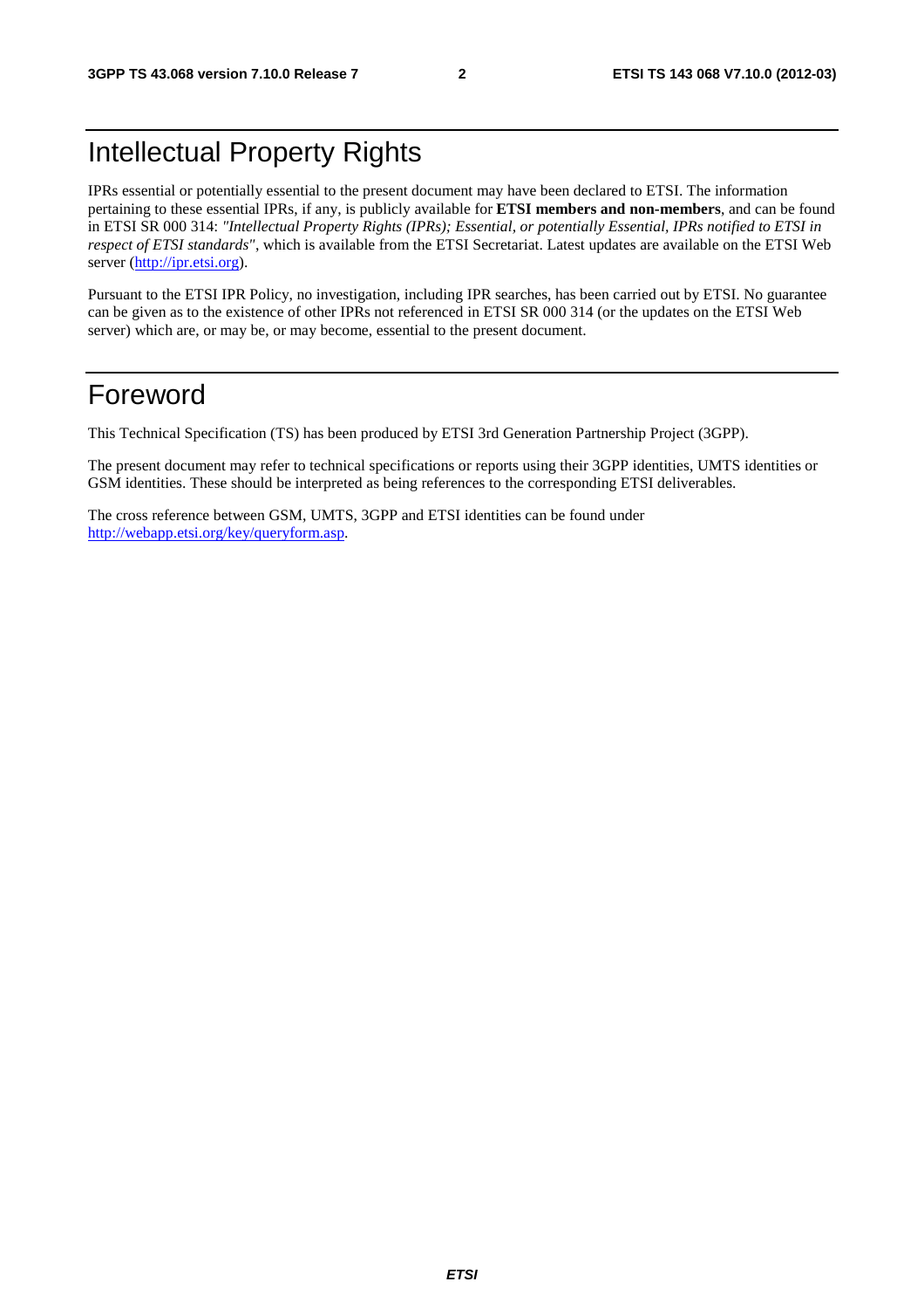# Intellectual Property Rights

IPRs essential or potentially essential to the present document may have been declared to ETSI. The information pertaining to these essential IPRs, if any, is publicly available for **ETSI members and non-members**, and can be found in ETSI SR 000 314: *"Intellectual Property Rights (IPRs); Essential, or potentially Essential, IPRs notified to ETSI in respect of ETSI standards"*, which is available from the ETSI Secretariat. Latest updates are available on the ETSI Web server (http://ipr.etsi.org).

Pursuant to the ETSI IPR Policy, no investigation, including IPR searches, has been carried out by ETSI. No guarantee can be given as to the existence of other IPRs not referenced in ETSI SR 000 314 (or the updates on the ETSI Web server) which are, or may be, or may become, essential to the present document.

# Foreword

This Technical Specification (TS) has been produced by ETSI 3rd Generation Partnership Project (3GPP).

The present document may refer to technical specifications or reports using their 3GPP identities, UMTS identities or GSM identities. These should be interpreted as being references to the corresponding ETSI deliverables.

The cross reference between GSM, UMTS, 3GPP and ETSI identities can be found under http://webapp.etsi.org/key/queryform.asp.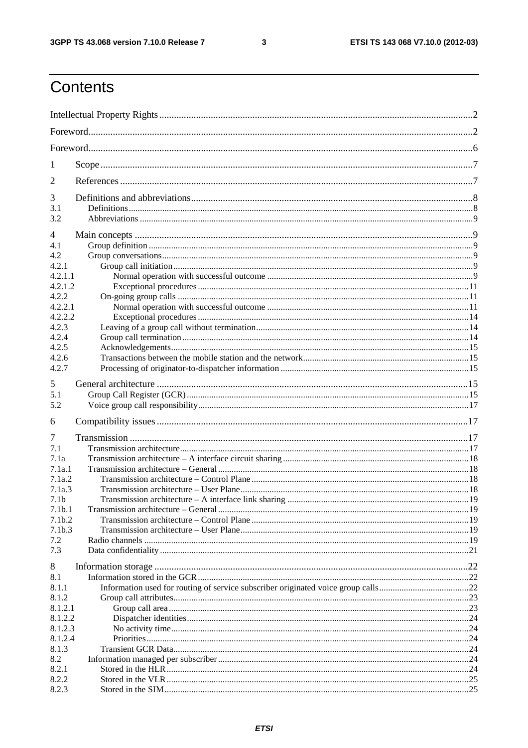# Contents

Intellectual Property Rights ..... 2
Foreword ..... 2
Foreword ..... 6

1 Scope ..... 7

2 References ..... 7

3 Definitions and abbreviations ..... 8
3.1 Definitions ..... 8
3.2 Abbreviations ..... 9

4 Main concepts ..... 9
4.1 Group definition ..... 9
4.2 Group conversations ..... 9
4.2.1 Group call initiation ..... 9
4.2.1.1 Normal operation with successful outcome ..... 9
4.2.1.2 Exceptional procedures ..... 11
4.2.2 On-going group calls ..... 11
4.2.2.1 Normal operation with successful outcome ..... 11
4.2.2.2 Exceptional procedures ..... 14
4.2.3 Leaving of a group call without termination ..... 14
4.2.4 Group call termination ..... 14
4.2.5 Acknowledgements ..... 15
4.2.6 Transactions between the mobile station and the network ..... 15
4.2.7 Processing of originator-to-dispatcher information ..... 15

5 General architecture ..... 15
5.1 Group Call Register (GCR) ..... 15
5.2 Voice group call responsibility ..... 17

6 Compatibility issues ..... 17

7 Transmission ..... 17
7.1 Transmission architecture ..... 17
7.1a Transmission architecture – A interface circuit sharing ..... 18
7.1a.1 Transmission architecture – General ..... 18
7.1a.2 Transmission architecture – Control Plane ..... 18
7.1a.3 Transmission architecture – User Plane ..... 18
7.1b Transmission architecture – A interface link sharing ..... 19
7.1b.1 Transmission architecture – General ..... 19
7.1b.2 Transmission architecture – Control Plane ..... 19
7.1b.3 Transmission architecture – User Plane ..... 19
7.2 Radio channels ..... 19
7.3 Data confidentiality ..... 21

8 Information storage ..... 22
8.1 Information stored in the GCR ..... 22
8.1.1 Information used for routing of service subscriber originated voice group calls ..... 22
8.1.2 Group call attributes ..... 23
8.1.2.1 Group call area ..... 23
8.1.2.2 Dispatcher identities ..... 24
8.1.2.3 No activity time ..... 24
8.1.2.4 Priorities ..... 24
8.1.3 Transient GCR Data ..... 24
8.2 Information managed per subscriber ..... 24
8.2.1 Stored in the HLR ..... 24
8.2.2 Stored in the VLR ..... 25
8.2.3 Stored in the SIM ..... 25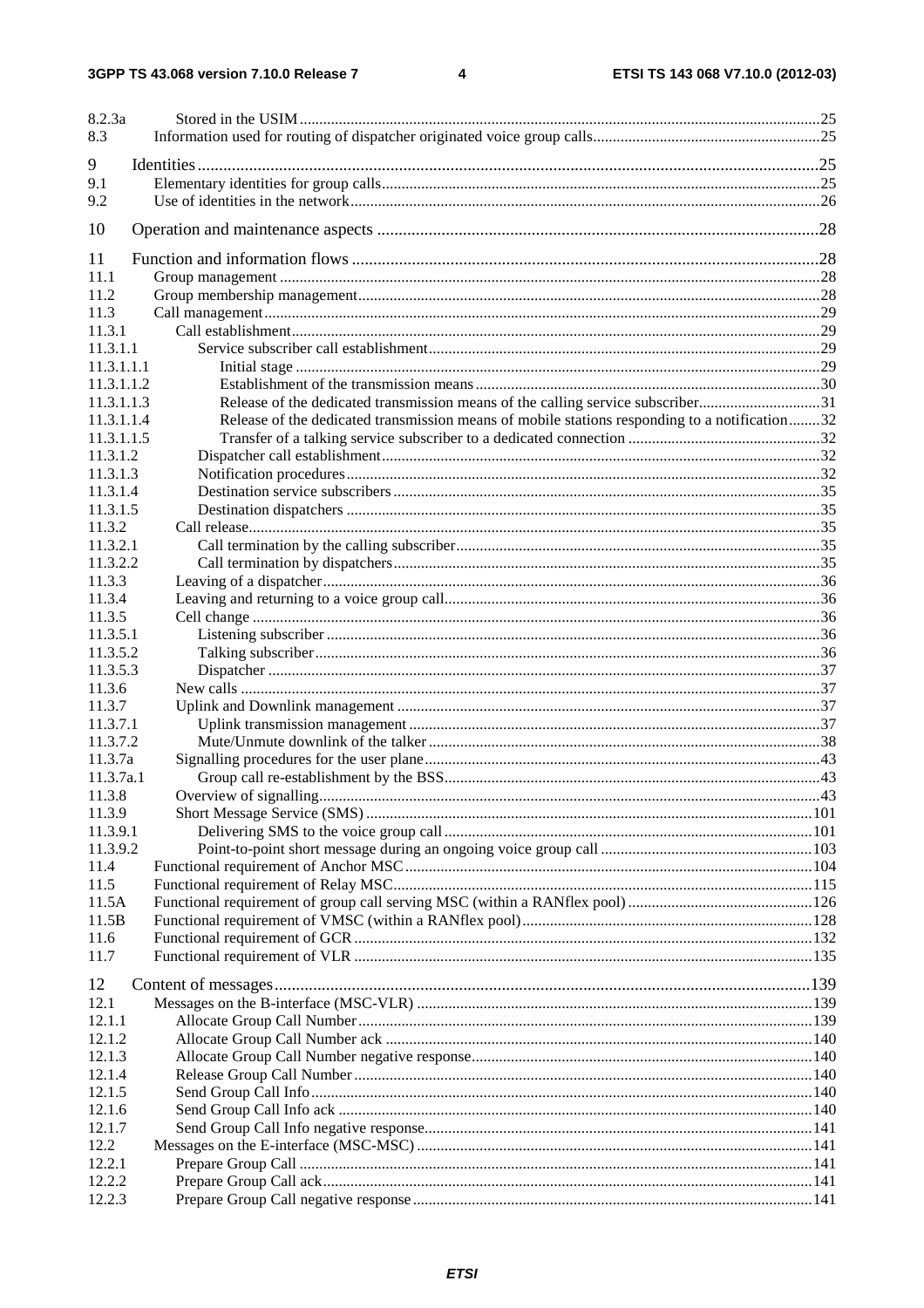8.2.3a Stored in the USIM ........................................................................................................................................25
8.3 Information used for routing of dispatcher originated voice group calls..........................................................25

9 Identities ................................................................................................................................................25
9.1 Elementary identities for group calls...............................................................................................................25
9.2 Use of identities in the network........................................................................................................................26

10 Operation and maintenance aspects ......................................................................................................28

11 Function and information flows .............................................................................................................28
11.1 Group management ..........................................................................................................................................28
11.2 Group membership management.....................................................................................................................28
11.3 Call management ..............................................................................................................................................29
11.3.1 Call establishment.......................................................................................................................................29
11.3.1.1 Service subscriber call establishment....................................................................................................29
11.3.1.1.1 Initial stage .....................................................................................................................................29
11.3.1.1.2 Establishment of the transmission means .......................................................................................30
11.3.1.1.3 Release of the dedicated transmission means of the calling service subscriber..............................31
11.3.1.1.4 Release of the dedicated transmission means of mobile stations responding to a notification........32
11.3.1.1.5 Transfer of a talking service subscriber to a dedicated connection ................................................32
11.3.1.2 Dispatcher call establishment................................................................................................................32
11.3.1.3 Notification procedures.........................................................................................................................32
11.3.1.4 Destination service subscribers .............................................................................................................35
11.3.1.5 Destination dispatchers .........................................................................................................................35
11.3.2 Call release...................................................................................................................................................35
11.3.2.1 Call termination by the calling subscriber.............................................................................................35
11.3.2.2 Call termination by dispatchers.............................................................................................................35
11.3.3 Leaving of a dispatcher................................................................................................................................36
11.3.4 Leaving and returning to a voice group call.................................................................................................36
11.3.5 Cell change ..................................................................................................................................................36
11.3.5.1 Listening subscriber ..............................................................................................................................36
11.3.5.2 Talking subscriber.................................................................................................................................36
11.3.5.3 Dispatcher ............................................................................................................................................37
11.3.6 New calls .....................................................................................................................................................37
11.3.7 Uplink and Downlink management ............................................................................................................37
11.3.7.1 Uplink transmission management .........................................................................................................37
11.3.7.2 Mute/Unmute downlink of the talker ....................................................................................................38
11.3.7a Signalling procedures for the user plane.....................................................................................................43
11.3.7a.1 Group call re-establishment by the BSS................................................................................................43
11.3.8 Overview of signalling.................................................................................................................................43
11.3.9 Short Message Service (SMS) ..................................................................................................................101
11.3.9.1 Delivering SMS to the voice group call ..............................................................................................101
11.3.9.2 Point-to-point short message during an ongoing voice group call ......................................................103
11.4 Functional requirement of Anchor MSC........................................................................................................104
11.5 Functional requirement of Relay MSC...........................................................................................................115
11.5A Functional requirement of group call serving MSC (within a RANflex pool) ..............................................126
11.5B Functional requirement of VMSC (within a RANflex pool)..........................................................................128
11.6 Functional requirement of GCR ....................................................................................................................132
11.7 Functional requirement of VLR ....................................................................................................................135

12 Content of messages.............................................................................................................................139
12.1 Messages on the B-interface (MSC-VLR) ....................................................................................................139
12.1.1 Allocate Group Call Number ....................................................................................................................139
12.1.2 Allocate Group Call Number ack ..............................................................................................................140
12.1.3 Allocate Group Call Number negative response.........................................................................................140
12.1.4 Release Group Call Number ......................................................................................................................140
12.1.5 Send Group Call Info.................................................................................................................................140
12.1.6 Send Group Call Info ack ..........................................................................................................................140
12.1.7 Send Group Call Info negative response....................................................................................................141
12.2 Messages on the E-interface (MSC-MSC) ....................................................................................................141
12.2.1 Prepare Group Call ...................................................................................................................................141
12.2.2 Prepare Group Call ack..............................................................................................................................141
12.2.3 Prepare Group Call negative response .......................................................................................................141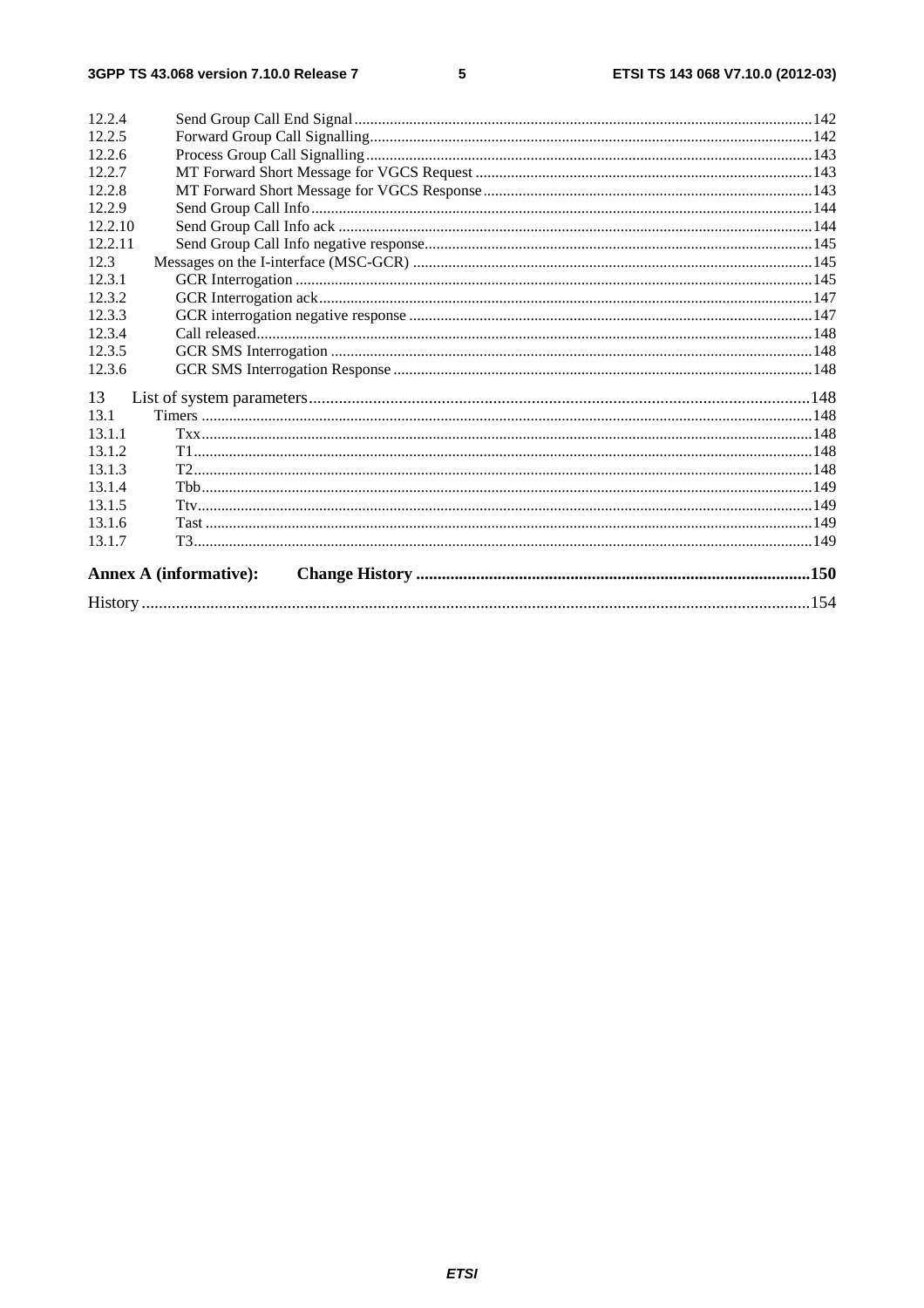12.2.4 Send Group Call End Signal .......... 142
12.2.5 Forward Group Call Signalling .......... 142
12.2.6 Process Group Call Signalling .......... 143
12.2.7 MT Forward Short Message for VGCS Request .......... 143
12.2.8 MT Forward Short Message for VGCS Response .......... 143
12.2.9 Send Group Call Info .......... 144
12.2.10 Send Group Call Info ack .......... 144
12.2.11 Send Group Call Info negative response .......... 145
12.3 Messages on the I-interface (MSC-GCR) .......... 145
12.3.1 GCR Interrogation .......... 145
12.3.2 GCR Interrogation ack .......... 147
12.3.3 GCR interrogation negative response .......... 147
12.3.4 Call released .......... 148
12.3.5 GCR SMS Interrogation .......... 148
12.3.6 GCR SMS Interrogation Response .......... 148

13 List of system parameters .......... 148
13.1 Timers .......... 148
13.1.1 Txx .......... 148
13.1.2 T1 .......... 148
13.1.3 T2 .......... 148
13.1.4 Tbb .......... 149
13.1.5 Ttv .......... 149
13.1.6 Tast .......... 149
13.1.7 T3 .......... 149

**Annex A (informative): Change History .......... 150**

History .......... 154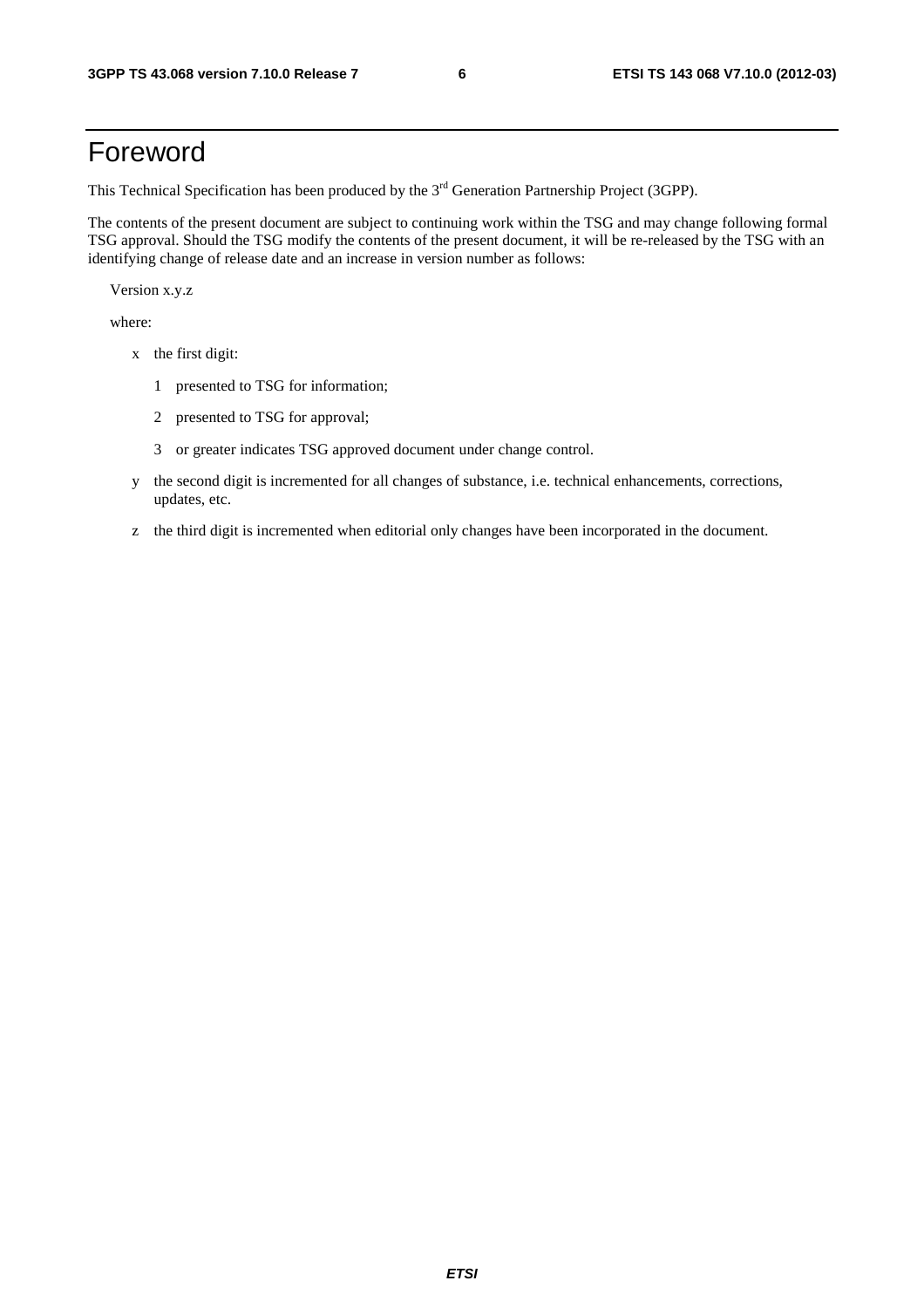# Foreword

This Technical Specification has been produced by the 3rd Generation Partnership Project (3GPP).

The contents of the present document are subject to continuing work within the TSG and may change following formal TSG approval. Should the TSG modify the contents of the present document, it will be re-released by the TSG with an identifying change of release date and an increase in version number as follows:

Version x.y.z

where:

- x the first digit:
  - 1 presented to TSG for information;
  - 2 presented to TSG for approval;
  - 3 or greater indicates TSG approved document under change control.
- y the second digit is incremented for all changes of substance, i.e. technical enhancements, corrections, updates, etc.
- z the third digit is incremented when editorial only changes have been incorporated in the document.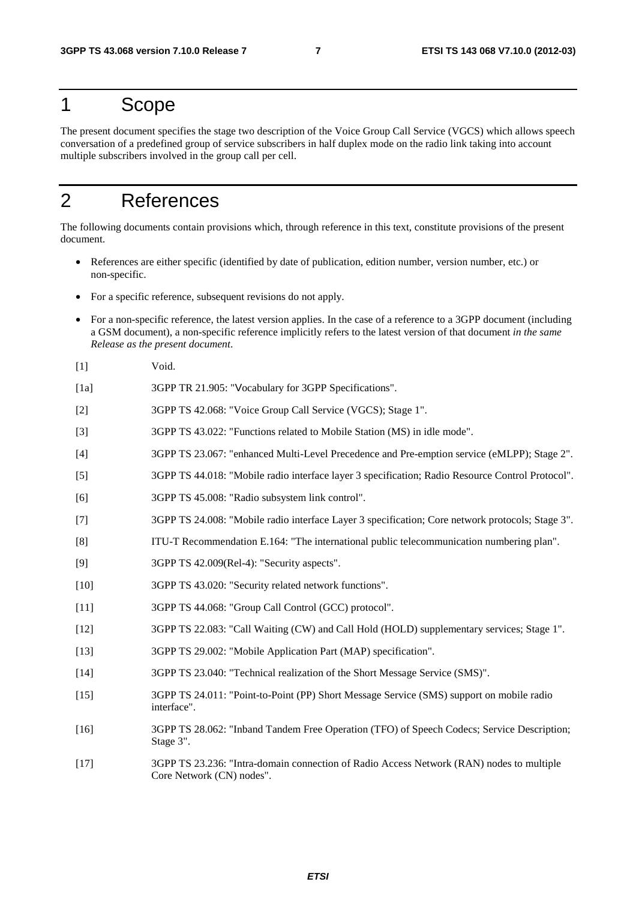# 1 Scope

The present document specifies the stage two description of the Voice Group Call Service (VGCS) which allows speech conversation of a predefined group of service subscribers in half duplex mode on the radio link taking into account multiple subscribers involved in the group call per cell.

# 2 References

The following documents contain provisions which, through reference in this text, constitute provisions of the present document.

- References are either specific (identified by date of publication, edition number, version number, etc.) or non-specific.
- For a specific reference, subsequent revisions do not apply.
- For a non-specific reference, the latest version applies. In the case of a reference to a 3GPP document (including a GSM document), a non-specific reference implicitly refers to the latest version of that document *in the same Release as the present document*.

[1] Void.

[1a] 3GPP TR 21.905: "Vocabulary for 3GPP Specifications".

[2] 3GPP TS 42.068: "Voice Group Call Service (VGCS); Stage 1".

[3] 3GPP TS 43.022: "Functions related to Mobile Station (MS) in idle mode".

[4] 3GPP TS 23.067: "enhanced Multi-Level Precedence and Pre-emption service (eMLPP); Stage 2".

[5] 3GPP TS 44.018: "Mobile radio interface layer 3 specification; Radio Resource Control Protocol".

[6] 3GPP TS 45.008: "Radio subsystem link control".

[7] 3GPP TS 24.008: "Mobile radio interface Layer 3 specification; Core network protocols; Stage 3".

[8] ITU-T Recommendation E.164: "The international public telecommunication numbering plan".

[9] 3GPP TS 42.009(Rel-4): "Security aspects".

[10] 3GPP TS 43.020: "Security related network functions".

[11] 3GPP TS 44.068: "Group Call Control (GCC) protocol".

[12] 3GPP TS 22.083: "Call Waiting (CW) and Call Hold (HOLD) supplementary services; Stage 1".

[13] 3GPP TS 29.002: "Mobile Application Part (MAP) specification".

[14] 3GPP TS 23.040: "Technical realization of the Short Message Service (SMS)".

[15] 3GPP TS 24.011: "Point-to-Point (PP) Short Message Service (SMS) support on mobile radio interface".

[16] 3GPP TS 28.062: "Inband Tandem Free Operation (TFO) of Speech Codecs; Service Description; Stage 3".

[17] 3GPP TS 23.236: "Intra-domain connection of Radio Access Network (RAN) nodes to multiple Core Network (CN) nodes".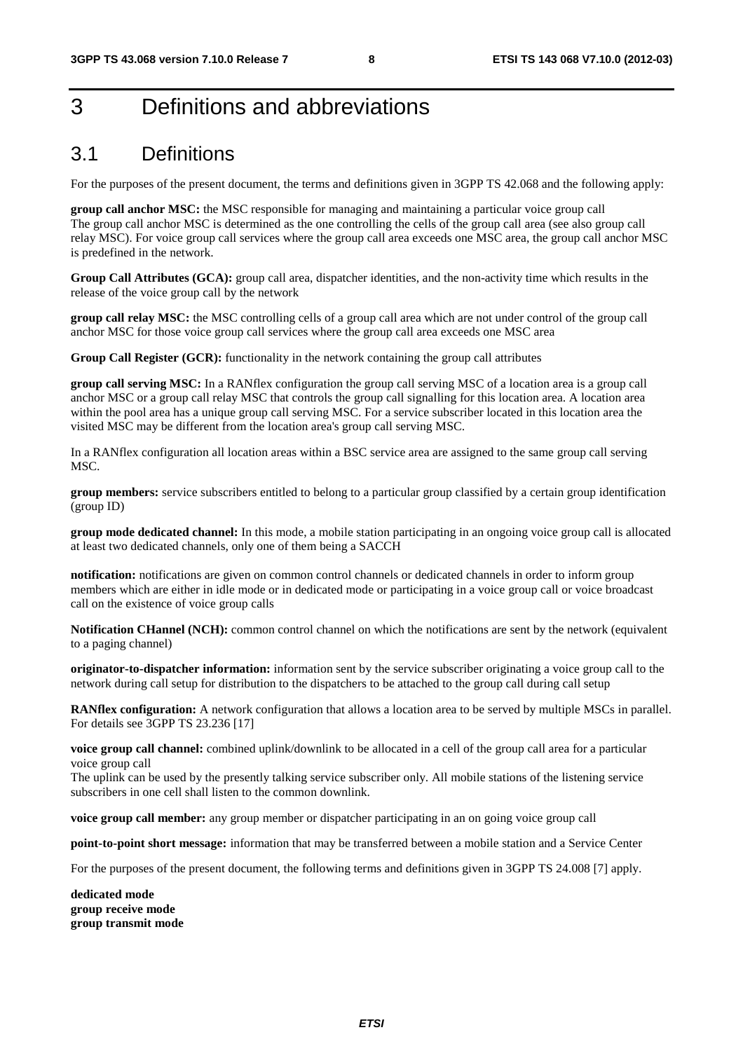# 3 Definitions and abbreviations

## 3.1 Definitions

For the purposes of the present document, the terms and definitions given in 3GPP TS 42.068 and the following apply:

**group call anchor MSC:** the MSC responsible for managing and maintaining a particular voice group call
The group call anchor MSC is determined as the one controlling the cells of the group call area (see also group call relay MSC). For voice group call services where the group call area exceeds one MSC area, the group call anchor MSC is predefined in the network.

**Group Call Attributes (GCA):** group call area, dispatcher identities, and the non-activity time which results in the release of the voice group call by the network

**group call relay MSC:** the MSC controlling cells of a group call area which are not under control of the group call anchor MSC for those voice group call services where the group call area exceeds one MSC area

**Group Call Register (GCR):** functionality in the network containing the group call attributes

**group call serving MSC:** In a RANflex configuration the group call serving MSC of a location area is a group call anchor MSC or a group call relay MSC that controls the group call signalling for this location area. A location area within the pool area has a unique group call serving MSC. For a service subscriber located in this location area the visited MSC may be different from the location area's group call serving MSC.

In a RANflex configuration all location areas within a BSC service area are assigned to the same group call serving MSC.

**group members:** service subscribers entitled to belong to a particular group classified by a certain group identification (group ID)

**group mode dedicated channel:** In this mode, a mobile station participating in an ongoing voice group call is allocated at least two dedicated channels, only one of them being a SACCH

**notification:** notifications are given on common control channels or dedicated channels in order to inform group members which are either in idle mode or in dedicated mode or participating in a voice group call or voice broadcast call on the existence of voice group calls

**Notification CHannel (NCH):** common control channel on which the notifications are sent by the network (equivalent to a paging channel)

**originator-to-dispatcher information:** information sent by the service subscriber originating a voice group call to the network during call setup for distribution to the dispatchers to be attached to the group call during call setup

**RANflex configuration:** A network configuration that allows a location area to be served by multiple MSCs in parallel. For details see 3GPP TS 23.236 [17]

**voice group call channel:** combined uplink/downlink to be allocated in a cell of the group call area for a particular voice group call
The uplink can be used by the presently talking service subscriber only. All mobile stations of the listening service subscribers in one cell shall listen to the common downlink.

**voice group call member:** any group member or dispatcher participating in an on going voice group call

**point-to-point short message:** information that may be transferred between a mobile station and a Service Center

For the purposes of the present document, the following terms and definitions given in 3GPP TS 24.008 [7] apply.

**dedicated mode**
**group receive mode**
**group transmit mode**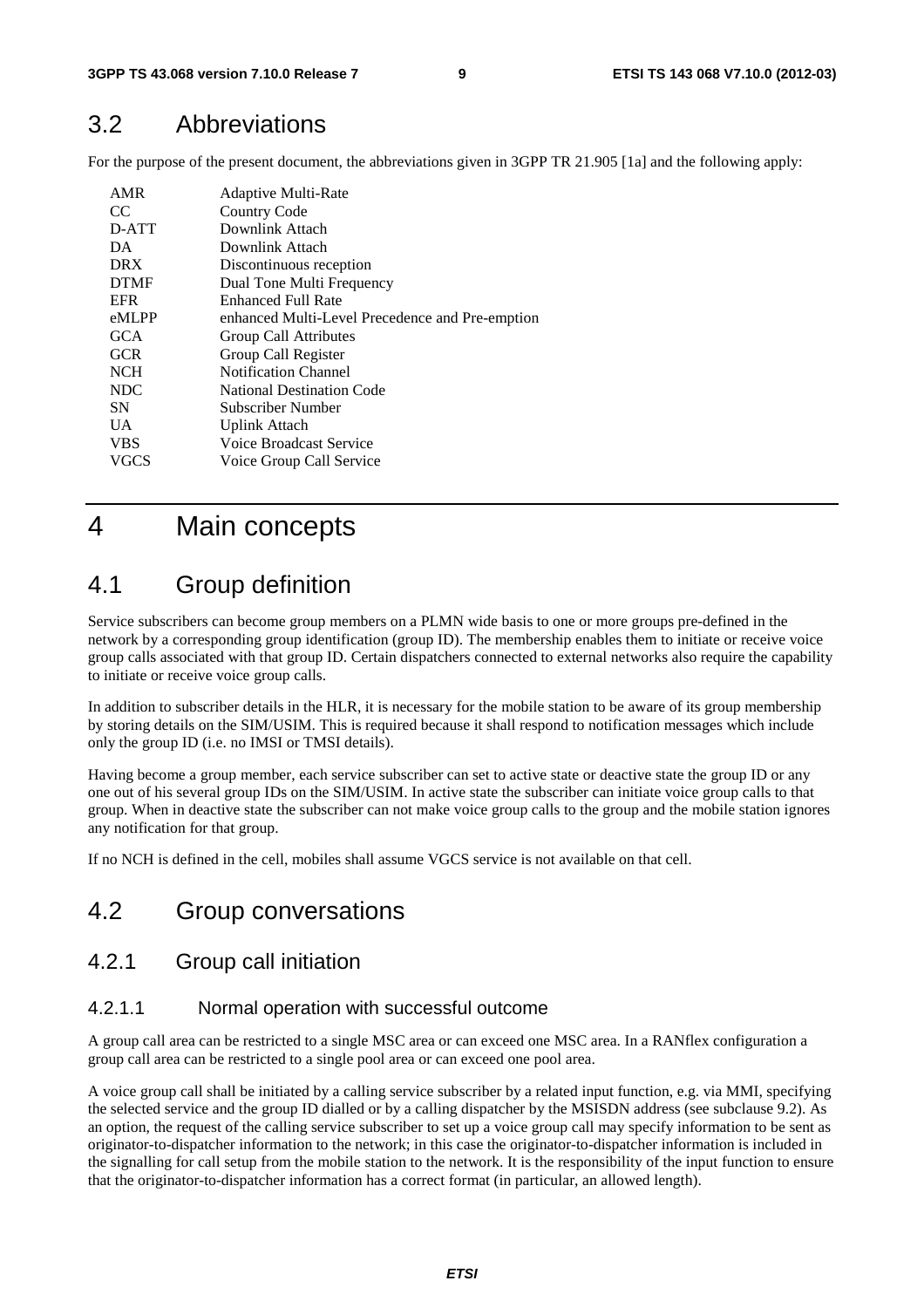## 3.2 Abbreviations

For the purpose of the present document, the abbreviations given in 3GPP TR 21.905 [1a] and the following apply:

| | |
|---|---|
| AMR | Adaptive Multi-Rate |
| CC | Country Code |
| D-ATT | Downlink Attach |
| DA | Downlink Attach |
| DRX | Discontinuous reception |
| DTMF | Dual Tone Multi Frequency |
| EFR | Enhanced Full Rate |
| eMLPP | enhanced Multi-Level Precedence and Pre-emption |
| GCA | Group Call Attributes |
| GCR | Group Call Register |
| NCH | Notification Channel |
| NDC | National Destination Code |
| SN | Subscriber Number |
| UA | Uplink Attach |
| VBS | Voice Broadcast Service |
| VGCS | Voice Group Call Service |

# 4 Main concepts

## 4.1 Group definition

Service subscribers can become group members on a PLMN wide basis to one or more groups pre-defined in the network by a corresponding group identification (group ID). The membership enables them to initiate or receive voice group calls associated with that group ID. Certain dispatchers connected to external networks also require the capability to initiate or receive voice group calls.

In addition to subscriber details in the HLR, it is necessary for the mobile station to be aware of its group membership by storing details on the SIM/USIM. This is required because it shall respond to notification messages which include only the group ID (i.e. no IMSI or TMSI details).

Having become a group member, each service subscriber can set to active state or deactive state the group ID or any one out of his several group IDs on the SIM/USIM. In active state the subscriber can initiate voice group calls to that group. When in deactive state the subscriber can not make voice group calls to the group and the mobile station ignores any notification for that group.

If no NCH is defined in the cell, mobiles shall assume VGCS service is not available on that cell.

## 4.2 Group conversations

### 4.2.1 Group call initiation

#### 4.2.1.1 Normal operation with successful outcome

A group call area can be restricted to a single MSC area or can exceed one MSC area. In a RANflex configuration a group call area can be restricted to a single pool area or can exceed one pool area.

A voice group call shall be initiated by a calling service subscriber by a related input function, e.g. via MMI, specifying the selected service and the group ID dialled or by a calling dispatcher by the MSISDN address (see subclause 9.2). As an option, the request of the calling service subscriber to set up a voice group call may specify information to be sent as originator-to-dispatcher information to the network; in this case the originator-to-dispatcher information is included in the signalling for call setup from the mobile station to the network. It is the responsibility of the input function to ensure that the originator-to-dispatcher information has a correct format (in particular, an allowed length).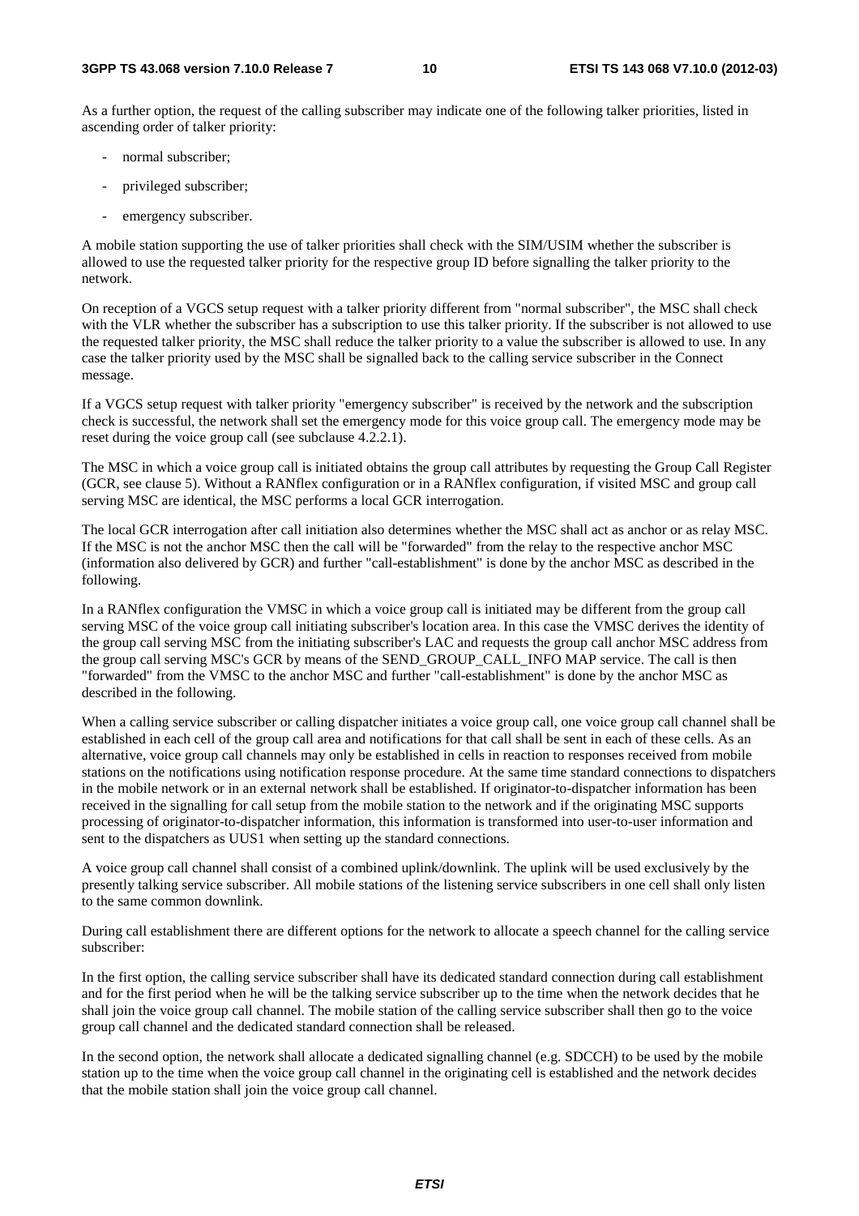As a further option, the request of the calling subscriber may indicate one of the following talker priorities, listed in ascending order of talker priority:

- normal subscriber;
- privileged subscriber;
- emergency subscriber.

A mobile station supporting the use of talker priorities shall check with the SIM/USIM whether the subscriber is allowed to use the requested talker priority for the respective group ID before signalling the talker priority to the network.

On reception of a VGCS setup request with a talker priority different from "normal subscriber", the MSC shall check with the VLR whether the subscriber has a subscription to use this talker priority. If the subscriber is not allowed to use the requested talker priority, the MSC shall reduce the talker priority to a value the subscriber is allowed to use. In any case the talker priority used by the MSC shall be signalled back to the calling service subscriber in the Connect message.

If a VGCS setup request with talker priority "emergency subscriber" is received by the network and the subscription check is successful, the network shall set the emergency mode for this voice group call. The emergency mode may be reset during the voice group call (see subclause 4.2.2.1).

The MSC in which a voice group call is initiated obtains the group call attributes by requesting the Group Call Register (GCR, see clause 5). Without a RANflex configuration or in a RANflex configuration, if visited MSC and group call serving MSC are identical, the MSC performs a local GCR interrogation.

The local GCR interrogation after call initiation also determines whether the MSC shall act as anchor or as relay MSC. If the MSC is not the anchor MSC then the call will be "forwarded" from the relay to the respective anchor MSC (information also delivered by GCR) and further "call-establishment" is done by the anchor MSC as described in the following.

In a RANflex configuration the VMSC in which a voice group call is initiated may be different from the group call serving MSC of the voice group call initiating subscriber's location area. In this case the VMSC derives the identity of the group call serving MSC from the initiating subscriber's LAC and requests the group call anchor MSC address from the group call serving MSC's GCR by means of the SEND_GROUP_CALL_INFO MAP service. The call is then "forwarded" from the VMSC to the anchor MSC and further "call-establishment" is done by the anchor MSC as described in the following.

When a calling service subscriber or calling dispatcher initiates a voice group call, one voice group call channel shall be established in each cell of the group call area and notifications for that call shall be sent in each of these cells. As an alternative, voice group call channels may only be established in cells in reaction to responses received from mobile stations on the notifications using notification response procedure. At the same time standard connections to dispatchers in the mobile network or in an external network shall be established. If originator-to-dispatcher information has been received in the signalling for call setup from the mobile station to the network and if the originating MSC supports processing of originator-to-dispatcher information, this information is transformed into user-to-user information and sent to the dispatchers as UUS1 when setting up the standard connections.

A voice group call channel shall consist of a combined uplink/downlink. The uplink will be used exclusively by the presently talking service subscriber. All mobile stations of the listening service subscribers in one cell shall only listen to the same common downlink.

During call establishment there are different options for the network to allocate a speech channel for the calling service subscriber:

In the first option, the calling service subscriber shall have its dedicated standard connection during call establishment and for the first period when he will be the talking service subscriber up to the time when the network decides that he shall join the voice group call channel. The mobile station of the calling service subscriber shall then go to the voice group call channel and the dedicated standard connection shall be released.

In the second option, the network shall allocate a dedicated signalling channel (e.g. SDCCH) to be used by the mobile station up to the time when the voice group call channel in the originating cell is established and the network decides that the mobile station shall join the voice group call channel.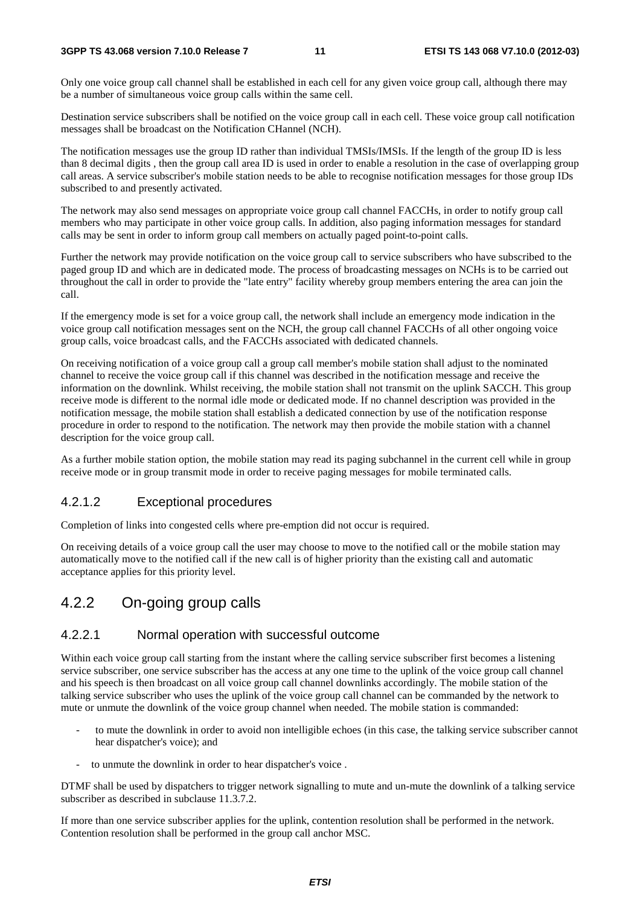Only one voice group call channel shall be established in each cell for any given voice group call, although there may be a number of simultaneous voice group calls within the same cell.

Destination service subscribers shall be notified on the voice group call in each cell. These voice group call notification messages shall be broadcast on the Notification CHannel (NCH).

The notification messages use the group ID rather than individual TMSIs/IMSIs. If the length of the group ID is less than 8 decimal digits , then the group call area ID is used in order to enable a resolution in the case of overlapping group call areas. A service subscriber's mobile station needs to be able to recognise notification messages for those group IDs subscribed to and presently activated.

The network may also send messages on appropriate voice group call channel FACCHs, in order to notify group call members who may participate in other voice group calls. In addition, also paging information messages for standard calls may be sent in order to inform group call members on actually paged point-to-point calls.

Further the network may provide notification on the voice group call to service subscribers who have subscribed to the paged group ID and which are in dedicated mode. The process of broadcasting messages on NCHs is to be carried out throughout the call in order to provide the "late entry" facility whereby group members entering the area can join the call.

If the emergency mode is set for a voice group call, the network shall include an emergency mode indication in the voice group call notification messages sent on the NCH, the group call channel FACCHs of all other ongoing voice group calls, voice broadcast calls, and the FACCHs associated with dedicated channels.

On receiving notification of a voice group call a group call member's mobile station shall adjust to the nominated channel to receive the voice group call if this channel was described in the notification message and receive the information on the downlink. Whilst receiving, the mobile station shall not transmit on the uplink SACCH. This group receive mode is different to the normal idle mode or dedicated mode. If no channel description was provided in the notification message, the mobile station shall establish a dedicated connection by use of the notification response procedure in order to respond to the notification. The network may then provide the mobile station with a channel description for the voice group call.

As a further mobile station option, the mobile station may read its paging subchannel in the current cell while in group receive mode or in group transmit mode in order to receive paging messages for mobile terminated calls.

#### 4.2.1.2 Exceptional procedures

Completion of links into congested cells where pre-emption did not occur is required.

On receiving details of a voice group call the user may choose to move to the notified call or the mobile station may automatically move to the notified call if the new call is of higher priority than the existing call and automatic acceptance applies for this priority level.

### 4.2.2 On-going group calls

#### 4.2.2.1 Normal operation with successful outcome

Within each voice group call starting from the instant where the calling service subscriber first becomes a listening service subscriber, one service subscriber has the access at any one time to the uplink of the voice group call channel and his speech is then broadcast on all voice group call channel downlinks accordingly. The mobile station of the talking service subscriber who uses the uplink of the voice group call channel can be commanded by the network to mute or unmute the downlink of the voice group channel when needed. The mobile station is commanded:

- to mute the downlink in order to avoid non intelligible echoes (in this case, the talking service subscriber cannot hear dispatcher's voice); and
- to unmute the downlink in order to hear dispatcher's voice .

DTMF shall be used by dispatchers to trigger network signalling to mute and un-mute the downlink of a talking service subscriber as described in subclause 11.3.7.2.

If more than one service subscriber applies for the uplink, contention resolution shall be performed in the network. Contention resolution shall be performed in the group call anchor MSC.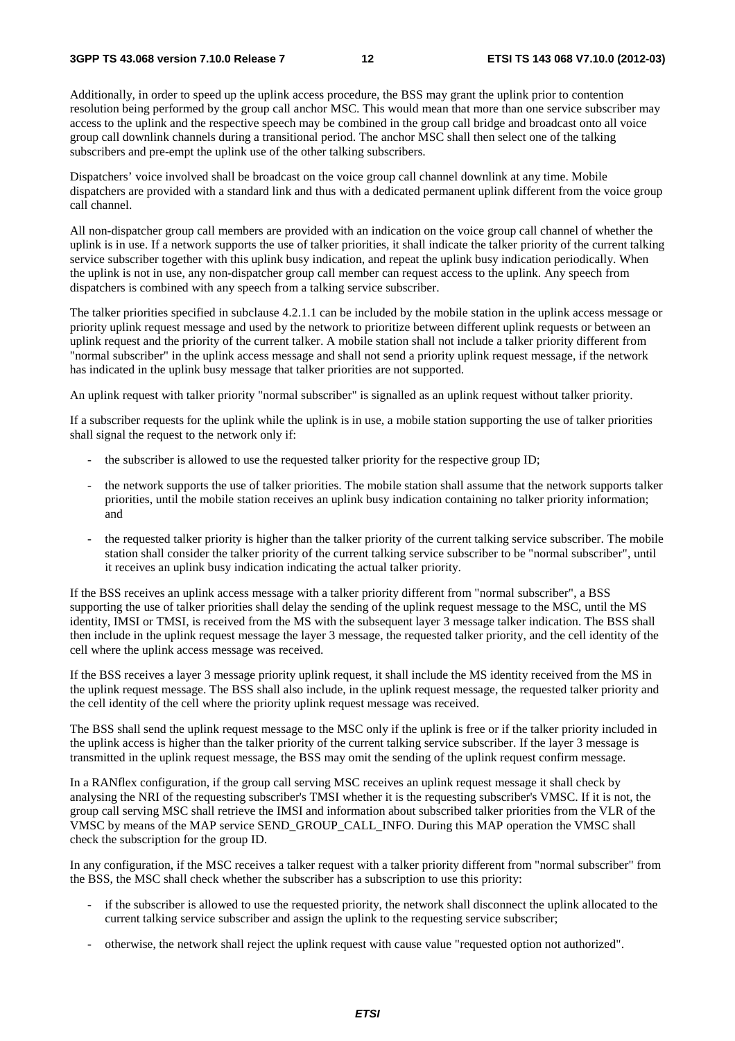Additionally, in order to speed up the uplink access procedure, the BSS may grant the uplink prior to contention resolution being performed by the group call anchor MSC. This would mean that more than one service subscriber may access to the uplink and the respective speech may be combined in the group call bridge and broadcast onto all voice group call downlink channels during a transitional period. The anchor MSC shall then select one of the talking subscribers and pre-empt the uplink use of the other talking subscribers.

Dispatchers' voice involved shall be broadcast on the voice group call channel downlink at any time. Mobile dispatchers are provided with a standard link and thus with a dedicated permanent uplink different from the voice group call channel.

All non-dispatcher group call members are provided with an indication on the voice group call channel of whether the uplink is in use. If a network supports the use of talker priorities, it shall indicate the talker priority of the current talking service subscriber together with this uplink busy indication, and repeat the uplink busy indication periodically. When the uplink is not in use, any non-dispatcher group call member can request access to the uplink. Any speech from dispatchers is combined with any speech from a talking service subscriber.

The talker priorities specified in subclause 4.2.1.1 can be included by the mobile station in the uplink access message or priority uplink request message and used by the network to prioritize between different uplink requests or between an uplink request and the priority of the current talker. A mobile station shall not include a talker priority different from "normal subscriber" in the uplink access message and shall not send a priority uplink request message, if the network has indicated in the uplink busy message that talker priorities are not supported.

An uplink request with talker priority "normal subscriber" is signalled as an uplink request without talker priority.

If a subscriber requests for the uplink while the uplink is in use, a mobile station supporting the use of talker priorities shall signal the request to the network only if:

- the subscriber is allowed to use the requested talker priority for the respective group ID;
- the network supports the use of talker priorities. The mobile station shall assume that the network supports talker priorities, until the mobile station receives an uplink busy indication containing no talker priority information; and
- the requested talker priority is higher than the talker priority of the current talking service subscriber. The mobile station shall consider the talker priority of the current talking service subscriber to be "normal subscriber", until it receives an uplink busy indication indicating the actual talker priority.

If the BSS receives an uplink access message with a talker priority different from "normal subscriber", a BSS supporting the use of talker priorities shall delay the sending of the uplink request message to the MSC, until the MS identity, IMSI or TMSI, is received from the MS with the subsequent layer 3 message talker indication. The BSS shall then include in the uplink request message the layer 3 message, the requested talker priority, and the cell identity of the cell where the uplink access message was received.

If the BSS receives a layer 3 message priority uplink request, it shall include the MS identity received from the MS in the uplink request message. The BSS shall also include, in the uplink request message, the requested talker priority and the cell identity of the cell where the priority uplink request message was received.

The BSS shall send the uplink request message to the MSC only if the uplink is free or if the talker priority included in the uplink access is higher than the talker priority of the current talking service subscriber. If the layer 3 message is transmitted in the uplink request message, the BSS may omit the sending of the uplink request confirm message.

In a RANflex configuration, if the group call serving MSC receives an uplink request message it shall check by analysing the NRI of the requesting subscriber's TMSI whether it is the requesting subscriber's VMSC. If it is not, the group call serving MSC shall retrieve the IMSI and information about subscribed talker priorities from the VLR of the VMSC by means of the MAP service SEND_GROUP_CALL_INFO. During this MAP operation the VMSC shall check the subscription for the group ID.

In any configuration, if the MSC receives a talker request with a talker priority different from "normal subscriber" from the BSS, the MSC shall check whether the subscriber has a subscription to use this priority:

- if the subscriber is allowed to use the requested priority, the network shall disconnect the uplink allocated to the current talking service subscriber and assign the uplink to the requesting service subscriber;
- otherwise, the network shall reject the uplink request with cause value "requested option not authorized".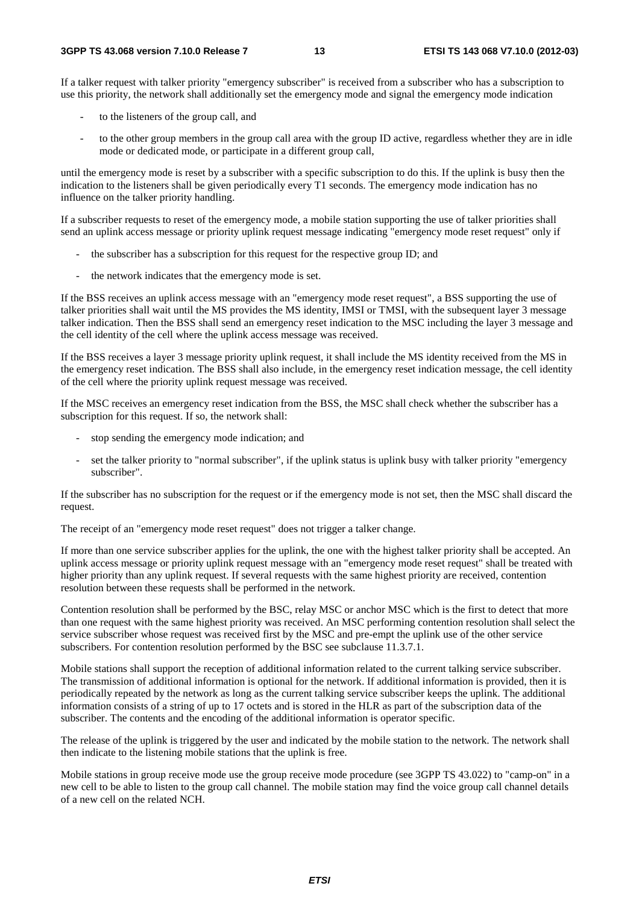If a talker request with talker priority "emergency subscriber" is received from a subscriber who has a subscription to use this priority, the network shall additionally set the emergency mode and signal the emergency mode indication

- to the listeners of the group call, and
- to the other group members in the group call area with the group ID active, regardless whether they are in idle mode or dedicated mode, or participate in a different group call,

until the emergency mode is reset by a subscriber with a specific subscription to do this. If the uplink is busy then the indication to the listeners shall be given periodically every T1 seconds. The emergency mode indication has no influence on the talker priority handling.

If a subscriber requests to reset of the emergency mode, a mobile station supporting the use of talker priorities shall send an uplink access message or priority uplink request message indicating "emergency mode reset request" only if

- the subscriber has a subscription for this request for the respective group ID; and
- the network indicates that the emergency mode is set.

If the BSS receives an uplink access message with an "emergency mode reset request", a BSS supporting the use of talker priorities shall wait until the MS provides the MS identity, IMSI or TMSI, with the subsequent layer 3 message talker indication. Then the BSS shall send an emergency reset indication to the MSC including the layer 3 message and the cell identity of the cell where the uplink access message was received.

If the BSS receives a layer 3 message priority uplink request, it shall include the MS identity received from the MS in the emergency reset indication. The BSS shall also include, in the emergency reset indication message, the cell identity of the cell where the priority uplink request message was received.

If the MSC receives an emergency reset indication from the BSS, the MSC shall check whether the subscriber has a subscription for this request. If so, the network shall:

- stop sending the emergency mode indication; and
- set the talker priority to "normal subscriber", if the uplink status is uplink busy with talker priority "emergency subscriber".

If the subscriber has no subscription for the request or if the emergency mode is not set, then the MSC shall discard the request.

The receipt of an "emergency mode reset request" does not trigger a talker change.

If more than one service subscriber applies for the uplink, the one with the highest talker priority shall be accepted. An uplink access message or priority uplink request message with an "emergency mode reset request" shall be treated with higher priority than any uplink request. If several requests with the same highest priority are received, contention resolution between these requests shall be performed in the network.

Contention resolution shall be performed by the BSC, relay MSC or anchor MSC which is the first to detect that more than one request with the same highest priority was received. An MSC performing contention resolution shall select the service subscriber whose request was received first by the MSC and pre-empt the uplink use of the other service subscribers. For contention resolution performed by the BSC see subclause 11.3.7.1.

Mobile stations shall support the reception of additional information related to the current talking service subscriber. The transmission of additional information is optional for the network. If additional information is provided, then it is periodically repeated by the network as long as the current talking service subscriber keeps the uplink. The additional information consists of a string of up to 17 octets and is stored in the HLR as part of the subscription data of the subscriber. The contents and the encoding of the additional information is operator specific.

The release of the uplink is triggered by the user and indicated by the mobile station to the network. The network shall then indicate to the listening mobile stations that the uplink is free.

Mobile stations in group receive mode use the group receive mode procedure (see 3GPP TS 43.022) to "camp-on" in a new cell to be able to listen to the group call channel. The mobile station may find the voice group call channel details of a new cell on the related NCH.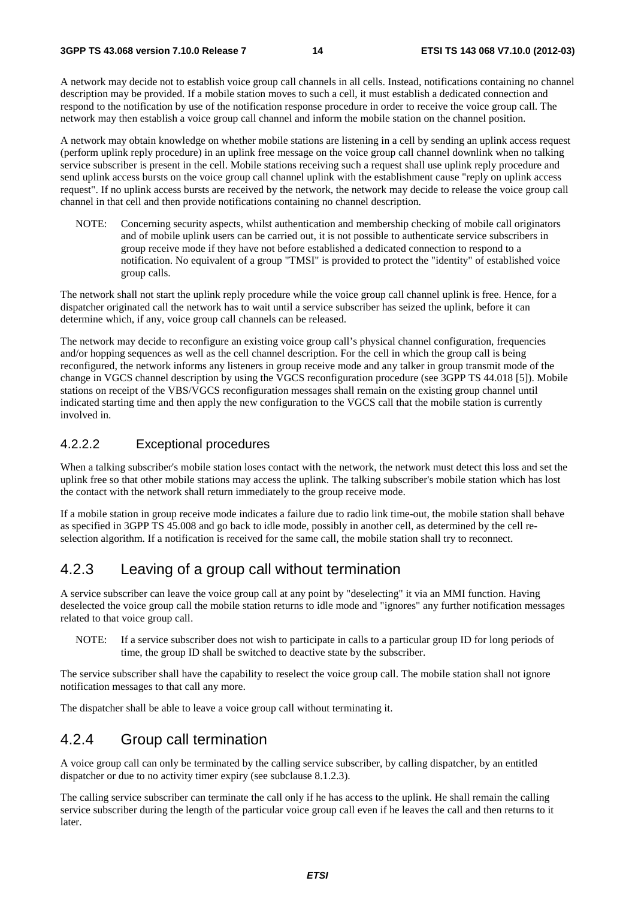A network may decide not to establish voice group call channels in all cells. Instead, notifications containing no channel description may be provided. If a mobile station moves to such a cell, it must establish a dedicated connection and respond to the notification by use of the notification response procedure in order to receive the voice group call. The network may then establish a voice group call channel and inform the mobile station on the channel position.

A network may obtain knowledge on whether mobile stations are listening in a cell by sending an uplink access request (perform uplink reply procedure) in an uplink free message on the voice group call channel downlink when no talking service subscriber is present in the cell. Mobile stations receiving such a request shall use uplink reply procedure and send uplink access bursts on the voice group call channel uplink with the establishment cause "reply on uplink access request". If no uplink access bursts are received by the network, the network may decide to release the voice group call channel in that cell and then provide notifications containing no channel description.

NOTE: Concerning security aspects, whilst authentication and membership checking of mobile call originators and of mobile uplink users can be carried out, it is not possible to authenticate service subscribers in group receive mode if they have not before established a dedicated connection to respond to a notification. No equivalent of a group "TMSI" is provided to protect the "identity" of established voice group calls.

The network shall not start the uplink reply procedure while the voice group call channel uplink is free. Hence, for a dispatcher originated call the network has to wait until a service subscriber has seized the uplink, before it can determine which, if any, voice group call channels can be released.

The network may decide to reconfigure an existing voice group call's physical channel configuration, frequencies and/or hopping sequences as well as the cell channel description. For the cell in which the group call is being reconfigured, the network informs any listeners in group receive mode and any talker in group transmit mode of the change in VGCS channel description by using the VGCS reconfiguration procedure (see 3GPP TS 44.018 [5]). Mobile stations on receipt of the VBS/VGCS reconfiguration messages shall remain on the existing group channel until indicated starting time and then apply the new configuration to the VGCS call that the mobile station is currently involved in.

#### 4.2.2.2 Exceptional procedures

When a talking subscriber's mobile station loses contact with the network, the network must detect this loss and set the uplink free so that other mobile stations may access the uplink. The talking subscriber's mobile station which has lost the contact with the network shall return immediately to the group receive mode.

If a mobile station in group receive mode indicates a failure due to radio link time-out, the mobile station shall behave as specified in 3GPP TS 45.008 and go back to idle mode, possibly in another cell, as determined by the cell re-selection algorithm. If a notification is received for the same call, the mobile station shall try to reconnect.

### 4.2.3 Leaving of a group call without termination

A service subscriber can leave the voice group call at any point by "deselecting" it via an MMI function. Having deselected the voice group call the mobile station returns to idle mode and "ignores" any further notification messages related to that voice group call.

NOTE: If a service subscriber does not wish to participate in calls to a particular group ID for long periods of time, the group ID shall be switched to deactive state by the subscriber.

The service subscriber shall have the capability to reselect the voice group call. The mobile station shall not ignore notification messages to that call any more.

The dispatcher shall be able to leave a voice group call without terminating it.

### 4.2.4 Group call termination

A voice group call can only be terminated by the calling service subscriber, by calling dispatcher, by an entitled dispatcher or due to no activity timer expiry (see subclause 8.1.2.3).

The calling service subscriber can terminate the call only if he has access to the uplink. He shall remain the calling service subscriber during the length of the particular voice group call even if he leaves the call and then returns to it later.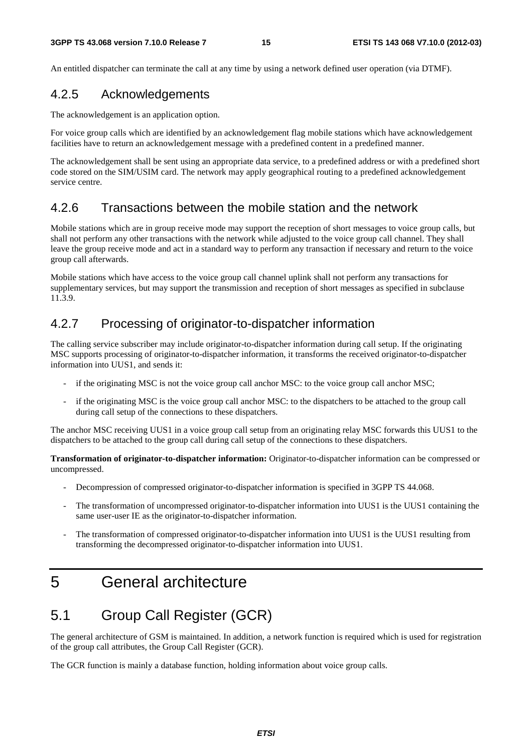An entitled dispatcher can terminate the call at any time by using a network defined user operation (via DTMF).

### 4.2.5 Acknowledgements

The acknowledgement is an application option.

For voice group calls which are identified by an acknowledgement flag mobile stations which have acknowledgement facilities have to return an acknowledgement message with a predefined content in a predefined manner.

The acknowledgement shall be sent using an appropriate data service, to a predefined address or with a predefined short code stored on the SIM/USIM card. The network may apply geographical routing to a predefined acknowledgement service centre.

### 4.2.6 Transactions between the mobile station and the network

Mobile stations which are in group receive mode may support the reception of short messages to voice group calls, but shall not perform any other transactions with the network while adjusted to the voice group call channel. They shall leave the group receive mode and act in a standard way to perform any transaction if necessary and return to the voice group call afterwards.

Mobile stations which have access to the voice group call channel uplink shall not perform any transactions for supplementary services, but may support the transmission and reception of short messages as specified in subclause 11.3.9.

### 4.2.7 Processing of originator-to-dispatcher information

The calling service subscriber may include originator-to-dispatcher information during call setup. If the originating MSC supports processing of originator-to-dispatcher information, it transforms the received originator-to-dispatcher information into UUS1, and sends it:

- if the originating MSC is not the voice group call anchor MSC: to the voice group call anchor MSC;
- if the originating MSC is the voice group call anchor MSC: to the dispatchers to be attached to the group call during call setup of the connections to these dispatchers.

The anchor MSC receiving UUS1 in a voice group call setup from an originating relay MSC forwards this UUS1 to the dispatchers to be attached to the group call during call setup of the connections to these dispatchers.

**Transformation of originator-to-dispatcher information:** Originator-to-dispatcher information can be compressed or uncompressed.

- Decompression of compressed originator-to-dispatcher information is specified in 3GPP TS 44.068.
- The transformation of uncompressed originator-to-dispatcher information into UUS1 is the UUS1 containing the same user-user IE as the originator-to-dispatcher information.
- The transformation of compressed originator-to-dispatcher information into UUS1 is the UUS1 resulting from transforming the decompressed originator-to-dispatcher information into UUS1.

# 5 General architecture

## 5.1 Group Call Register (GCR)

The general architecture of GSM is maintained. In addition, a network function is required which is used for registration of the group call attributes, the Group Call Register (GCR).

The GCR function is mainly a database function, holding information about voice group calls.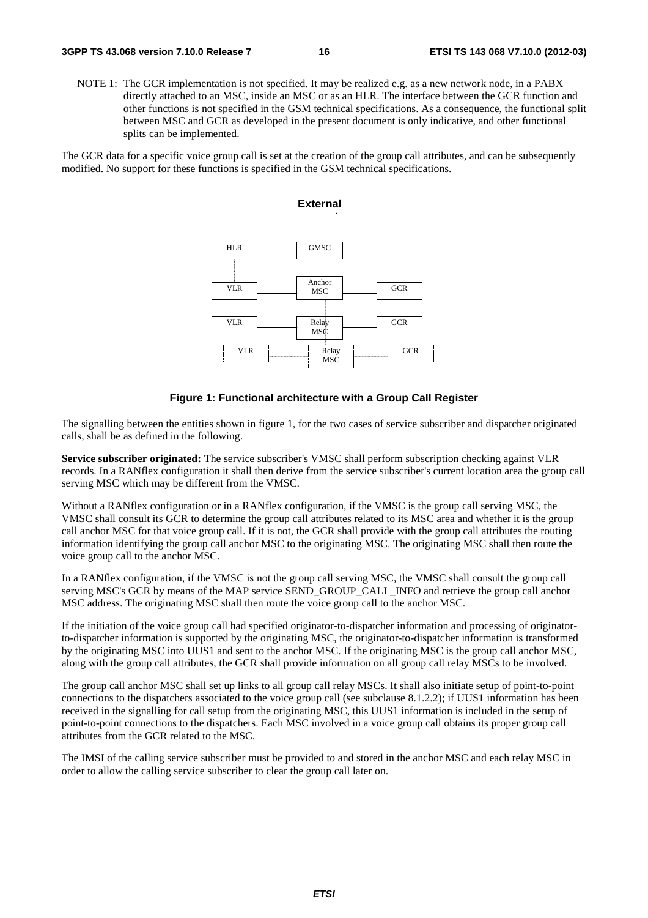NOTE 1: The GCR implementation is not specified. It may be realized e.g. as a new network node, in a PABX directly attached to an MSC, inside an MSC or as an HLR. The interface between the GCR function and other functions is not specified in the GSM technical specifications. As a consequence, the functional split between MSC and GCR as developed in the present document is only indicative, and other functional splits can be implemented.

The GCR data for a specific voice group call is set at the creation of the group call attributes, and can be subsequently modified. No support for these functions is specified in the GSM technical specifications.

**Figure 1: Functional architecture with a Group Call Register**

The signalling between the entities shown in figure 1, for the two cases of service subscriber and dispatcher originated calls, shall be as defined in the following.

**Service subscriber originated:** The service subscriber's VMSC shall perform subscription checking against VLR records. In a RANflex configuration it shall then derive from the service subscriber's current location area the group call serving MSC which may be different from the VMSC.

Without a RANflex configuration or in a RANflex configuration, if the VMSC is the group call serving MSC, the VMSC shall consult its GCR to determine the group call attributes related to its MSC area and whether it is the group call anchor MSC for that voice group call. If it is not, the GCR shall provide with the group call attributes the routing information identifying the group call anchor MSC to the originating MSC. The originating MSC shall then route the voice group call to the anchor MSC.

In a RANflex configuration, if the VMSC is not the group call serving MSC, the VMSC shall consult the group call serving MSC's GCR by means of the MAP service SEND_GROUP_CALL_INFO and retrieve the group call anchor MSC address. The originating MSC shall then route the voice group call to the anchor MSC.

If the initiation of the voice group call had specified originator-to-dispatcher information and processing of originator-to-dispatcher information is supported by the originating MSC, the originator-to-dispatcher information is transformed by the originating MSC into UUS1 and sent to the anchor MSC. If the originating MSC is the group call anchor MSC, along with the group call attributes, the GCR shall provide information on all group call relay MSCs to be involved.

The group call anchor MSC shall set up links to all group call relay MSCs. It shall also initiate setup of point-to-point connections to the dispatchers associated to the voice group call (see subclause 8.1.2.2); if UUS1 information has been received in the signalling for call setup from the originating MSC, this UUS1 information is included in the setup of point-to-point connections to the dispatchers. Each MSC involved in a voice group call obtains its proper group call attributes from the GCR related to the MSC.

The IMSI of the calling service subscriber must be provided to and stored in the anchor MSC and each relay MSC in order to allow the calling service subscriber to clear the group call later on.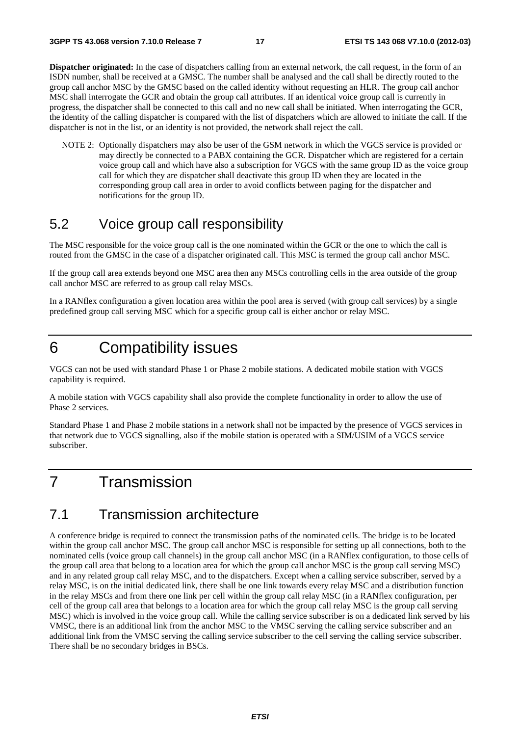**Dispatcher originated:** In the case of dispatchers calling from an external network, the call request, in the form of an ISDN number, shall be received at a GMSC. The number shall be analysed and the call shall be directly routed to the group call anchor MSC by the GMSC based on the called identity without requesting an HLR. The group call anchor MSC shall interrogate the GCR and obtain the group call attributes. If an identical voice group call is currently in progress, the dispatcher shall be connected to this call and no new call shall be initiated. When interrogating the GCR, the identity of the calling dispatcher is compared with the list of dispatchers which are allowed to initiate the call. If the dispatcher is not in the list, or an identity is not provided, the network shall reject the call.

NOTE 2: Optionally dispatchers may also be user of the GSM network in which the VGCS service is provided or may directly be connected to a PABX containing the GCR. Dispatcher which are registered for a certain voice group call and which have also a subscription for VGCS with the same group ID as the voice group call for which they are dispatcher shall deactivate this group ID when they are located in the corresponding group call area in order to avoid conflicts between paging for the dispatcher and notifications for the group ID.

## 5.2 Voice group call responsibility

The MSC responsible for the voice group call is the one nominated within the GCR or the one to which the call is routed from the GMSC in the case of a dispatcher originated call. This MSC is termed the group call anchor MSC.

If the group call area extends beyond one MSC area then any MSCs controlling cells in the area outside of the group call anchor MSC are referred to as group call relay MSCs.

In a RANflex configuration a given location area within the pool area is served (with group call services) by a single predefined group call serving MSC which for a specific group call is either anchor or relay MSC.

# 6 Compatibility issues

VGCS can not be used with standard Phase 1 or Phase 2 mobile stations. A dedicated mobile station with VGCS capability is required.

A mobile station with VGCS capability shall also provide the complete functionality in order to allow the use of Phase 2 services.

Standard Phase 1 and Phase 2 mobile stations in a network shall not be impacted by the presence of VGCS services in that network due to VGCS signalling, also if the mobile station is operated with a SIM/USIM of a VGCS service subscriber.

# 7 Transmission

## 7.1 Transmission architecture

A conference bridge is required to connect the transmission paths of the nominated cells. The bridge is to be located within the group call anchor MSC. The group call anchor MSC is responsible for setting up all connections, both to the nominated cells (voice group call channels) in the group call anchor MSC (in a RANflex configuration, to those cells of the group call area that belong to a location area for which the group call anchor MSC is the group call serving MSC) and in any related group call relay MSC, and to the dispatchers. Except when a calling service subscriber, served by a relay MSC, is on the initial dedicated link, there shall be one link towards every relay MSC and a distribution function in the relay MSCs and from there one link per cell within the group call relay MSC (in a RANflex configuration, per cell of the group call area that belongs to a location area for which the group call relay MSC is the group call serving MSC) which is involved in the voice group call. While the calling service subscriber is on a dedicated link served by his VMSC, there is an additional link from the anchor MSC to the VMSC serving the calling service subscriber and an additional link from the VMSC serving the calling service subscriber to the cell serving the calling service subscriber. There shall be no secondary bridges in BSCs.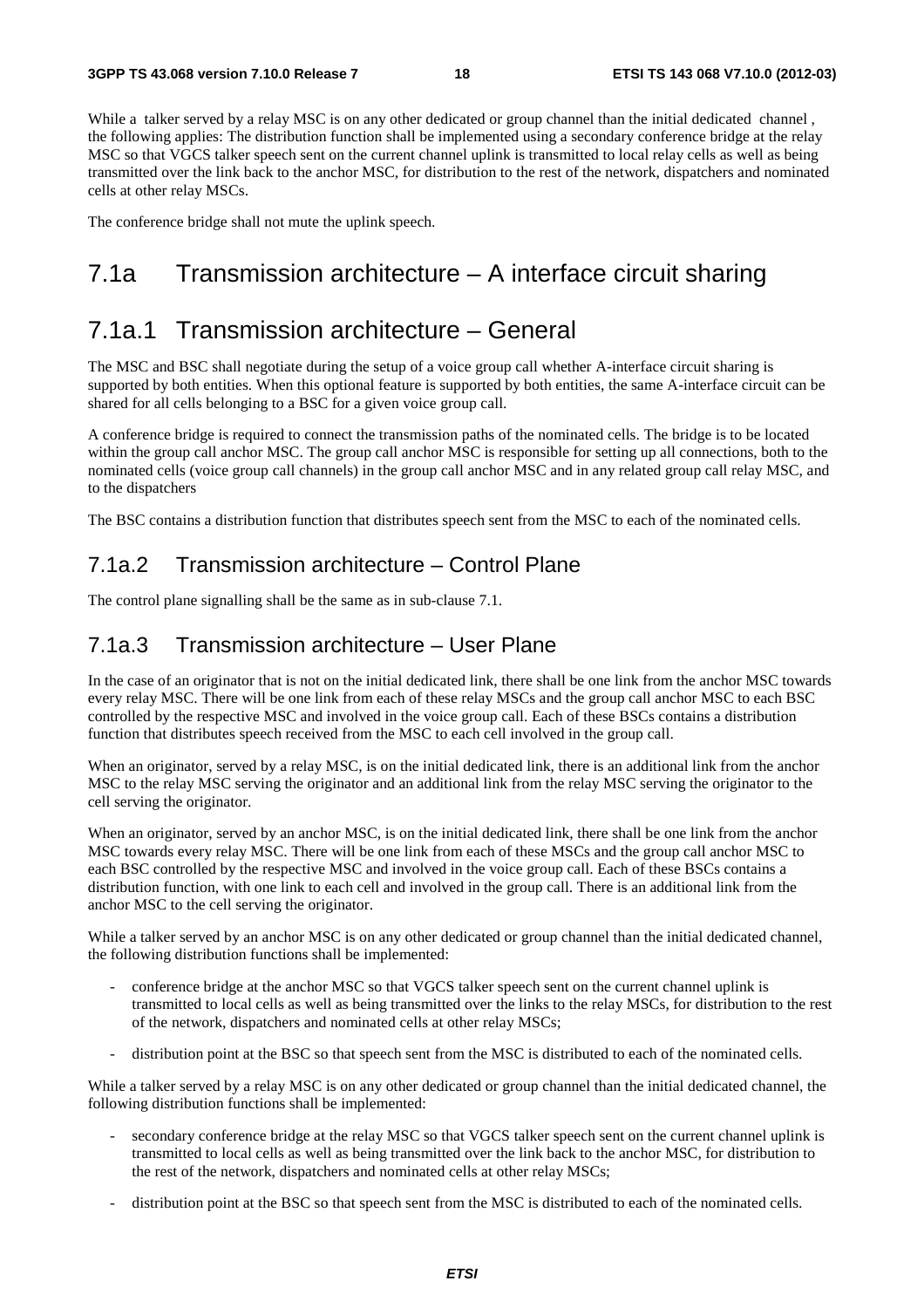While a talker served by a relay MSC is on any other dedicated or group channel than the initial dedicated channel , the following applies: The distribution function shall be implemented using a secondary conference bridge at the relay MSC so that VGCS talker speech sent on the current channel uplink is transmitted to local relay cells as well as being transmitted over the link back to the anchor MSC, for distribution to the rest of the network, dispatchers and nominated cells at other relay MSCs.

The conference bridge shall not mute the uplink speech.

# 7.1a Transmission architecture – A interface circuit sharing

# 7.1a.1 Transmission architecture – General

The MSC and BSC shall negotiate during the setup of a voice group call whether A-interface circuit sharing is supported by both entities. When this optional feature is supported by both entities, the same A-interface circuit can be shared for all cells belonging to a BSC for a given voice group call.

A conference bridge is required to connect the transmission paths of the nominated cells. The bridge is to be located within the group call anchor MSC. The group call anchor MSC is responsible for setting up all connections, both to the nominated cells (voice group call channels) in the group call anchor MSC and in any related group call relay MSC, and to the dispatchers

The BSC contains a distribution function that distributes speech sent from the MSC to each of the nominated cells.

## 7.1a.2 Transmission architecture – Control Plane

The control plane signalling shall be the same as in sub-clause 7.1.

## 7.1a.3 Transmission architecture – User Plane

In the case of an originator that is not on the initial dedicated link, there shall be one link from the anchor MSC towards every relay MSC. There will be one link from each of these relay MSCs and the group call anchor MSC to each BSC controlled by the respective MSC and involved in the voice group call. Each of these BSCs contains a distribution function that distributes speech received from the MSC to each cell involved in the group call.

When an originator, served by a relay MSC, is on the initial dedicated link, there is an additional link from the anchor MSC to the relay MSC serving the originator and an additional link from the relay MSC serving the originator to the cell serving the originator.

When an originator, served by an anchor MSC, is on the initial dedicated link, there shall be one link from the anchor MSC towards every relay MSC. There will be one link from each of these MSCs and the group call anchor MSC to each BSC controlled by the respective MSC and involved in the voice group call. Each of these BSCs contains a distribution function, with one link to each cell and involved in the group call. There is an additional link from the anchor MSC to the cell serving the originator.

While a talker served by an anchor MSC is on any other dedicated or group channel than the initial dedicated channel, the following distribution functions shall be implemented:

- conference bridge at the anchor MSC so that VGCS talker speech sent on the current channel uplink is transmitted to local cells as well as being transmitted over the links to the relay MSCs, for distribution to the rest of the network, dispatchers and nominated cells at other relay MSCs;
- distribution point at the BSC so that speech sent from the MSC is distributed to each of the nominated cells.

While a talker served by a relay MSC is on any other dedicated or group channel than the initial dedicated channel, the following distribution functions shall be implemented:

- secondary conference bridge at the relay MSC so that VGCS talker speech sent on the current channel uplink is transmitted to local cells as well as being transmitted over the link back to the anchor MSC, for distribution to the rest of the network, dispatchers and nominated cells at other relay MSCs;
- distribution point at the BSC so that speech sent from the MSC is distributed to each of the nominated cells.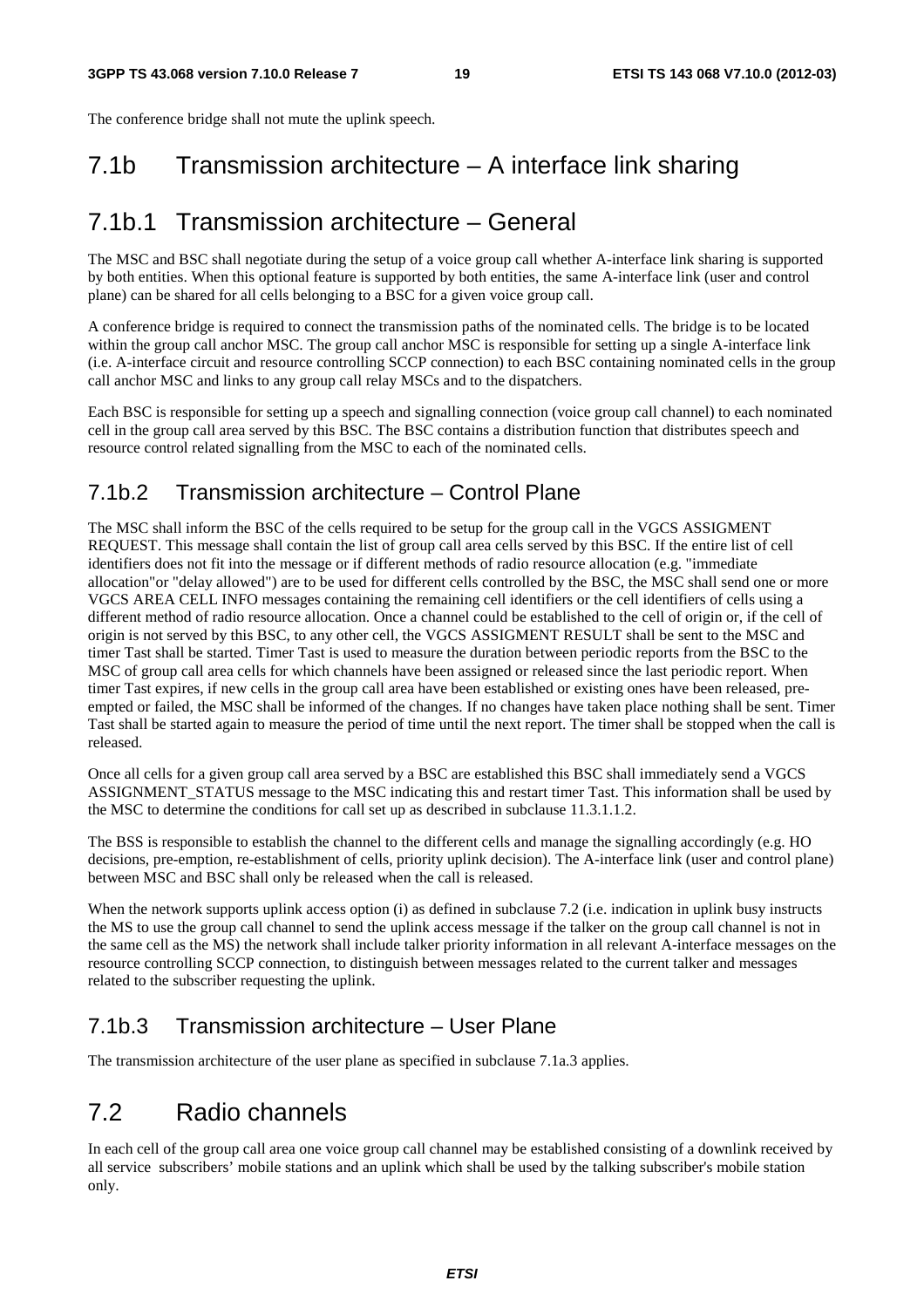The conference bridge shall not mute the uplink speech.

# 7.1b Transmission architecture – A interface link sharing

# 7.1b.1 Transmission architecture – General

The MSC and BSC shall negotiate during the setup of a voice group call whether A-interface link sharing is supported by both entities. When this optional feature is supported by both entities, the same A-interface link (user and control plane) can be shared for all cells belonging to a BSC for a given voice group call.

A conference bridge is required to connect the transmission paths of the nominated cells. The bridge is to be located within the group call anchor MSC. The group call anchor MSC is responsible for setting up a single A-interface link (i.e. A-interface circuit and resource controlling SCCP connection) to each BSC containing nominated cells in the group call anchor MSC and links to any group call relay MSCs and to the dispatchers.

Each BSC is responsible for setting up a speech and signalling connection (voice group call channel) to each nominated cell in the group call area served by this BSC. The BSC contains a distribution function that distributes speech and resource control related signalling from the MSC to each of the nominated cells.

## 7.1b.2 Transmission architecture – Control Plane

The MSC shall inform the BSC of the cells required to be setup for the group call in the VGCS ASSIGMENT REQUEST. This message shall contain the list of group call area cells served by this BSC. If the entire list of cell identifiers does not fit into the message or if different methods of radio resource allocation (e.g. "immediate allocation"or "delay allowed") are to be used for different cells controlled by the BSC, the MSC shall send one or more VGCS AREA CELL INFO messages containing the remaining cell identifiers or the cell identifiers of cells using a different method of radio resource allocation. Once a channel could be established to the cell of origin or, if the cell of origin is not served by this BSC, to any other cell, the VGCS ASSIGMENT RESULT shall be sent to the MSC and timer Tast shall be started. Timer Tast is used to measure the duration between periodic reports from the BSC to the MSC of group call area cells for which channels have been assigned or released since the last periodic report. When timer Tast expires, if new cells in the group call area have been established or existing ones have been released, pre-empted or failed, the MSC shall be informed of the changes. If no changes have taken place nothing shall be sent. Timer Tast shall be started again to measure the period of time until the next report. The timer shall be stopped when the call is released.

Once all cells for a given group call area served by a BSC are established this BSC shall immediately send a VGCS ASSIGNMENT_STATUS message to the MSC indicating this and restart timer Tast. This information shall be used by the MSC to determine the conditions for call set up as described in subclause 11.3.1.1.2.

The BSS is responsible to establish the channel to the different cells and manage the signalling accordingly (e.g. HO decisions, pre-emption, re-establishment of cells, priority uplink decision). The A-interface link (user and control plane) between MSC and BSC shall only be released when the call is released.

When the network supports uplink access option (i) as defined in subclause 7.2 (i.e. indication in uplink busy instructs the MS to use the group call channel to send the uplink access message if the talker on the group call channel is not in the same cell as the MS) the network shall include talker priority information in all relevant A-interface messages on the resource controlling SCCP connection, to distinguish between messages related to the current talker and messages related to the subscriber requesting the uplink.

## 7.1b.3 Transmission architecture – User Plane

The transmission architecture of the user plane as specified in subclause 7.1a.3 applies.

# 7.2 Radio channels

In each cell of the group call area one voice group call channel may be established consisting of a downlink received by all service subscribers' mobile stations and an uplink which shall be used by the talking subscriber's mobile station only.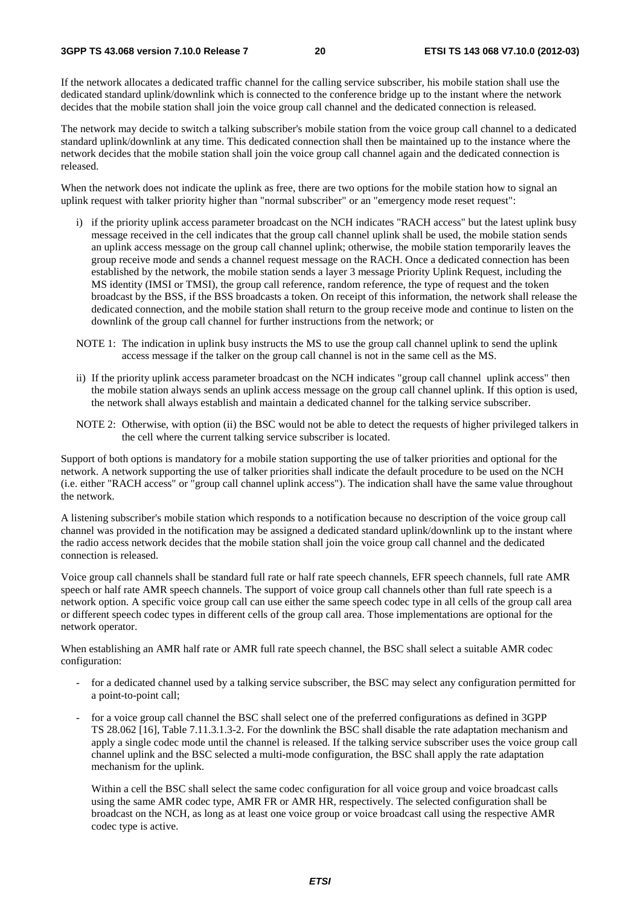If the network allocates a dedicated traffic channel for the calling service subscriber, his mobile station shall use the dedicated standard uplink/downlink which is connected to the conference bridge up to the instant where the network decides that the mobile station shall join the voice group call channel and the dedicated connection is released.

The network may decide to switch a talking subscriber's mobile station from the voice group call channel to a dedicated standard uplink/downlink at any time. This dedicated connection shall then be maintained up to the instance where the network decides that the mobile station shall join the voice group call channel again and the dedicated connection is released.

When the network does not indicate the uplink as free, there are two options for the mobile station how to signal an uplink request with talker priority higher than "normal subscriber" or an "emergency mode reset request":

i) if the priority uplink access parameter broadcast on the NCH indicates "RACH access" but the latest uplink busy message received in the cell indicates that the group call channel uplink shall be used, the mobile station sends an uplink access message on the group call channel uplink; otherwise, the mobile station temporarily leaves the group receive mode and sends a channel request message on the RACH. Once a dedicated connection has been established by the network, the mobile station sends a layer 3 message Priority Uplink Request, including the MS identity (IMSI or TMSI), the group call reference, random reference, the type of request and the token broadcast by the BSS, if the BSS broadcasts a token. On receipt of this information, the network shall release the dedicated connection, and the mobile station shall return to the group receive mode and continue to listen on the downlink of the group call channel for further instructions from the network; or

NOTE 1: The indication in uplink busy instructs the MS to use the group call channel uplink to send the uplink access message if the talker on the group call channel is not in the same cell as the MS.

ii) If the priority uplink access parameter broadcast on the NCH indicates "group call channel uplink access" then the mobile station always sends an uplink access message on the group call channel uplink. If this option is used, the network shall always establish and maintain a dedicated channel for the talking service subscriber.

NOTE 2: Otherwise, with option (ii) the BSC would not be able to detect the requests of higher privileged talkers in the cell where the current talking service subscriber is located.

Support of both options is mandatory for a mobile station supporting the use of talker priorities and optional for the network. A network supporting the use of talker priorities shall indicate the default procedure to be used on the NCH (i.e. either "RACH access" or "group call channel uplink access"). The indication shall have the same value throughout the network.

A listening subscriber's mobile station which responds to a notification because no description of the voice group call channel was provided in the notification may be assigned a dedicated standard uplink/downlink up to the instant where the radio access network decides that the mobile station shall join the voice group call channel and the dedicated connection is released.

Voice group call channels shall be standard full rate or half rate speech channels, EFR speech channels, full rate AMR speech or half rate AMR speech channels. The support of voice group call channels other than full rate speech is a network option. A specific voice group call can use either the same speech codec type in all cells of the group call area or different speech codec types in different cells of the group call area. Those implementations are optional for the network operator.

When establishing an AMR half rate or AMR full rate speech channel, the BSC shall select a suitable AMR codec configuration:

- for a dedicated channel used by a talking service subscriber, the BSC may select any configuration permitted for a point-to-point call;
- for a voice group call channel the BSC shall select one of the preferred configurations as defined in 3GPP TS 28.062 [16], Table 7.11.3.1.3-2. For the downlink the BSC shall disable the rate adaptation mechanism and apply a single codec mode until the channel is released. If the talking service subscriber uses the voice group call channel uplink and the BSC selected a multi-mode configuration, the BSC shall apply the rate adaptation mechanism for the uplink.

  Within a cell the BSC shall select the same codec configuration for all voice group and voice broadcast calls using the same AMR codec type, AMR FR or AMR HR, respectively. The selected configuration shall be broadcast on the NCH, as long as at least one voice group or voice broadcast call using the respective AMR codec type is active.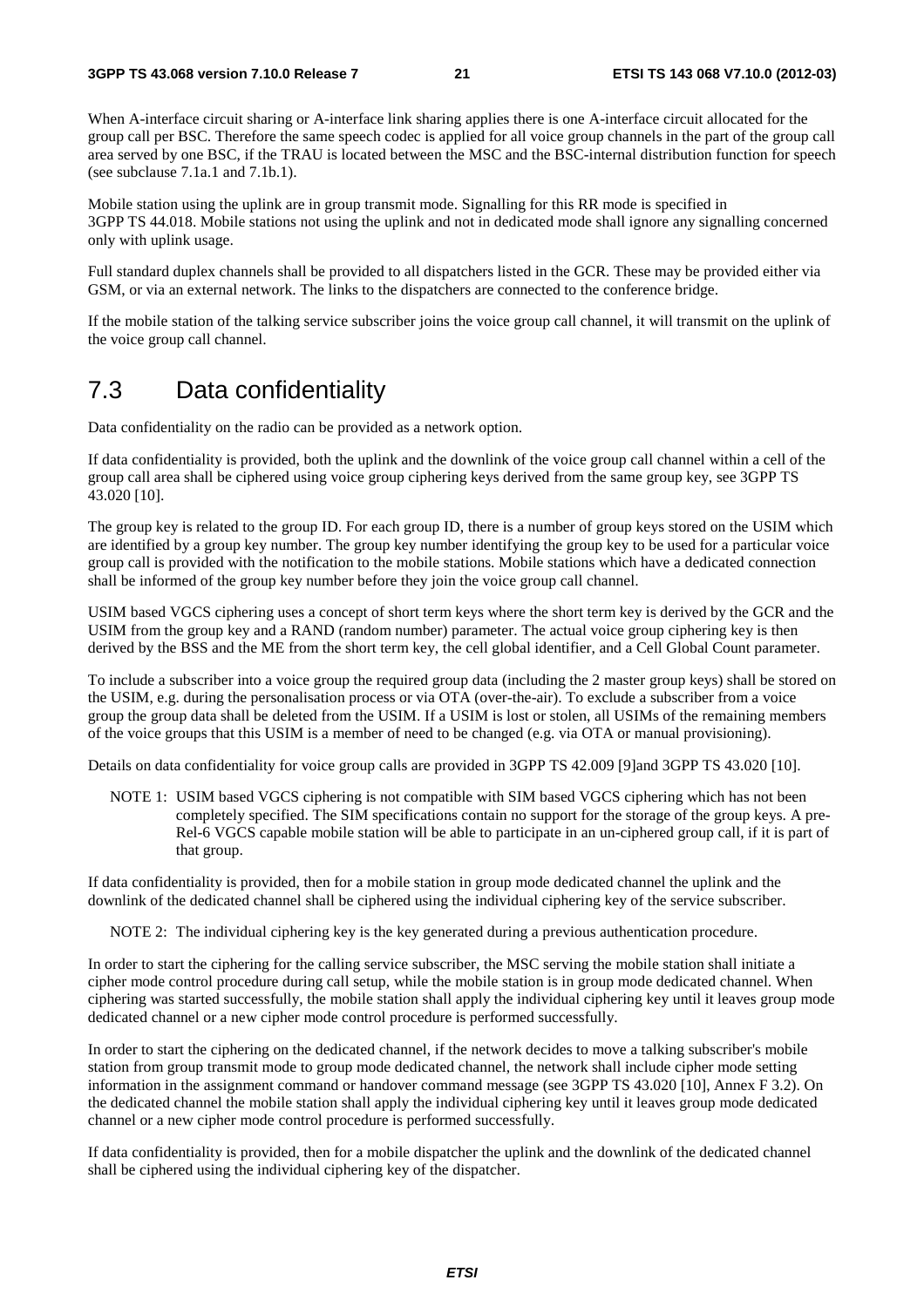When A-interface circuit sharing or A-interface link sharing applies there is one A-interface circuit allocated for the group call per BSC. Therefore the same speech codec is applied for all voice group channels in the part of the group call area served by one BSC, if the TRAU is located between the MSC and the BSC-internal distribution function for speech (see subclause 7.1a.1 and 7.1b.1).

Mobile station using the uplink are in group transmit mode. Signalling for this RR mode is specified in 3GPP TS 44.018. Mobile stations not using the uplink and not in dedicated mode shall ignore any signalling concerned only with uplink usage.

Full standard duplex channels shall be provided to all dispatchers listed in the GCR. These may be provided either via GSM, or via an external network. The links to the dispatchers are connected to the conference bridge.

If the mobile station of the talking service subscriber joins the voice group call channel, it will transmit on the uplink of the voice group call channel.

# 7.3 Data confidentiality

Data confidentiality on the radio can be provided as a network option.

If data confidentiality is provided, both the uplink and the downlink of the voice group call channel within a cell of the group call area shall be ciphered using voice group ciphering keys derived from the same group key, see 3GPP TS 43.020 [10].

The group key is related to the group ID. For each group ID, there is a number of group keys stored on the USIM which are identified by a group key number. The group key number identifying the group key to be used for a particular voice group call is provided with the notification to the mobile stations. Mobile stations which have a dedicated connection shall be informed of the group key number before they join the voice group call channel.

USIM based VGCS ciphering uses a concept of short term keys where the short term key is derived by the GCR and the USIM from the group key and a RAND (random number) parameter. The actual voice group ciphering key is then derived by the BSS and the ME from the short term key, the cell global identifier, and a Cell Global Count parameter.

To include a subscriber into a voice group the required group data (including the 2 master group keys) shall be stored on the USIM, e.g. during the personalisation process or via OTA (over-the-air). To exclude a subscriber from a voice group the group data shall be deleted from the USIM. If a USIM is lost or stolen, all USIMs of the remaining members of the voice groups that this USIM is a member of need to be changed (e.g. via OTA or manual provisioning).

Details on data confidentiality for voice group calls are provided in 3GPP TS 42.009 [9]and 3GPP TS 43.020 [10].

NOTE 1: USIM based VGCS ciphering is not compatible with SIM based VGCS ciphering which has not been completely specified. The SIM specifications contain no support for the storage of the group keys. A pre-Rel-6 VGCS capable mobile station will be able to participate in an un-ciphered group call, if it is part of that group.

If data confidentiality is provided, then for a mobile station in group mode dedicated channel the uplink and the downlink of the dedicated channel shall be ciphered using the individual ciphering key of the service subscriber.

NOTE 2: The individual ciphering key is the key generated during a previous authentication procedure.

In order to start the ciphering for the calling service subscriber, the MSC serving the mobile station shall initiate a cipher mode control procedure during call setup, while the mobile station is in group mode dedicated channel. When ciphering was started successfully, the mobile station shall apply the individual ciphering key until it leaves group mode dedicated channel or a new cipher mode control procedure is performed successfully.

In order to start the ciphering on the dedicated channel, if the network decides to move a talking subscriber's mobile station from group transmit mode to group mode dedicated channel, the network shall include cipher mode setting information in the assignment command or handover command message (see 3GPP TS 43.020 [10], Annex F 3.2). On the dedicated channel the mobile station shall apply the individual ciphering key until it leaves group mode dedicated channel or a new cipher mode control procedure is performed successfully.

If data confidentiality is provided, then for a mobile dispatcher the uplink and the downlink of the dedicated channel shall be ciphered using the individual ciphering key of the dispatcher.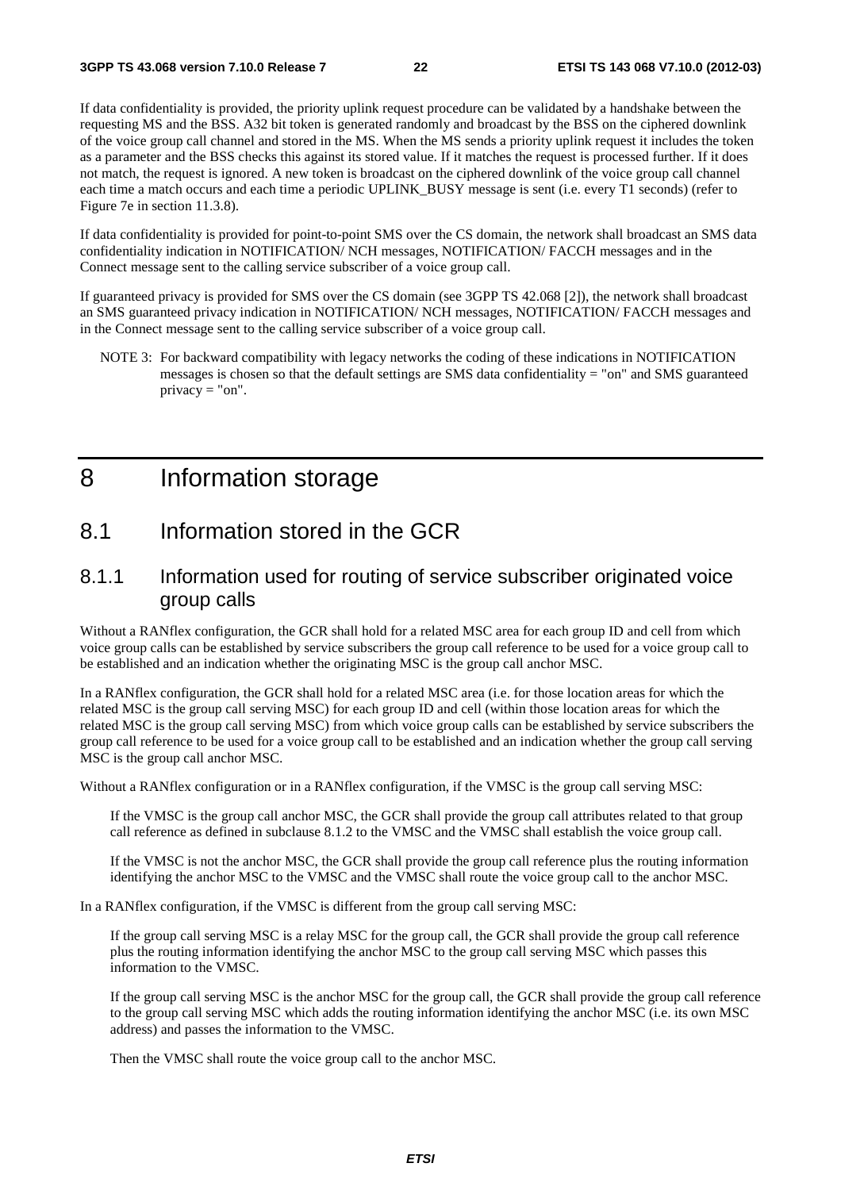If data confidentiality is provided, the priority uplink request procedure can be validated by a handshake between the requesting MS and the BSS. A32 bit token is generated randomly and broadcast by the BSS on the ciphered downlink of the voice group call channel and stored in the MS. When the MS sends a priority uplink request it includes the token as a parameter and the BSS checks this against its stored value. If it matches the request is processed further. If it does not match, the request is ignored. A new token is broadcast on the ciphered downlink of the voice group call channel each time a match occurs and each time a periodic UPLINK_BUSY message is sent (i.e. every T1 seconds) (refer to Figure 7e in section 11.3.8).

If data confidentiality is provided for point-to-point SMS over the CS domain, the network shall broadcast an SMS data confidentiality indication in NOTIFICATION/ NCH messages, NOTIFICATION/ FACCH messages and in the Connect message sent to the calling service subscriber of a voice group call.

If guaranteed privacy is provided for SMS over the CS domain (see 3GPP TS 42.068 [2]), the network shall broadcast an SMS guaranteed privacy indication in NOTIFICATION/ NCH messages, NOTIFICATION/ FACCH messages and in the Connect message sent to the calling service subscriber of a voice group call.

NOTE 3: For backward compatibility with legacy networks the coding of these indications in NOTIFICATION messages is chosen so that the default settings are SMS data confidentiality = "on" and SMS guaranteed privacy = "on".

# 8 Information storage

## 8.1 Information stored in the GCR

### 8.1.1 Information used for routing of service subscriber originated voice group calls

Without a RANflex configuration, the GCR shall hold for a related MSC area for each group ID and cell from which voice group calls can be established by service subscribers the group call reference to be used for a voice group call to be established and an indication whether the originating MSC is the group call anchor MSC.

In a RANflex configuration, the GCR shall hold for a related MSC area (i.e. for those location areas for which the related MSC is the group call serving MSC) for each group ID and cell (within those location areas for which the related MSC is the group call serving MSC) from which voice group calls can be established by service subscribers the group call reference to be used for a voice group call to be established and an indication whether the group call serving MSC is the group call anchor MSC.

Without a RANflex configuration or in a RANflex configuration, if the VMSC is the group call serving MSC:

If the VMSC is the group call anchor MSC, the GCR shall provide the group call attributes related to that group call reference as defined in subclause 8.1.2 to the VMSC and the VMSC shall establish the voice group call.

If the VMSC is not the anchor MSC, the GCR shall provide the group call reference plus the routing information identifying the anchor MSC to the VMSC and the VMSC shall route the voice group call to the anchor MSC.

In a RANflex configuration, if the VMSC is different from the group call serving MSC:

If the group call serving MSC is a relay MSC for the group call, the GCR shall provide the group call reference plus the routing information identifying the anchor MSC to the group call serving MSC which passes this information to the VMSC.

If the group call serving MSC is the anchor MSC for the group call, the GCR shall provide the group call reference to the group call serving MSC which adds the routing information identifying the anchor MSC (i.e. its own MSC address) and passes the information to the VMSC.

Then the VMSC shall route the voice group call to the anchor MSC.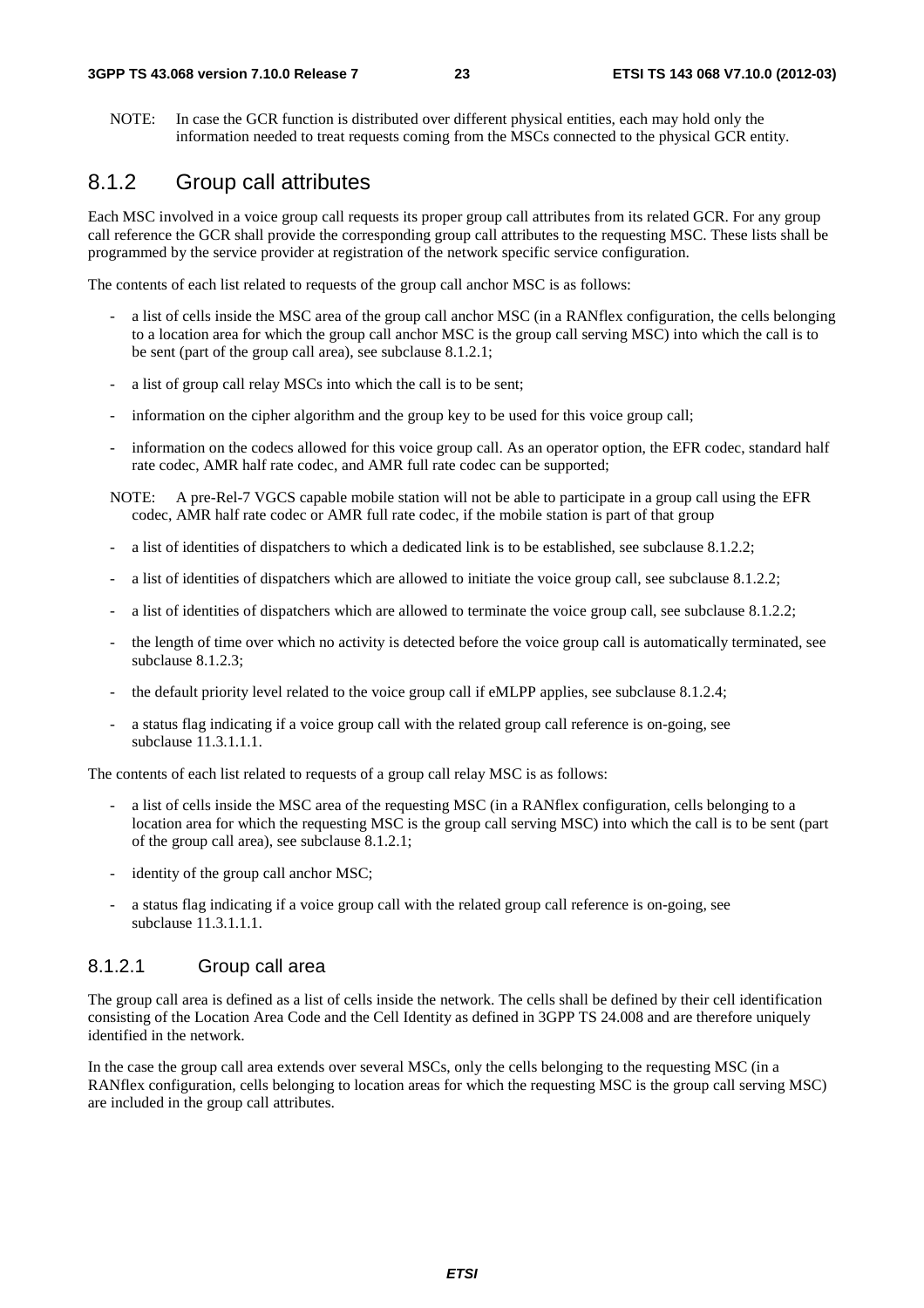NOTE: In case the GCR function is distributed over different physical entities, each may hold only the information needed to treat requests coming from the MSCs connected to the physical GCR entity.

## 8.1.2 Group call attributes

Each MSC involved in a voice group call requests its proper group call attributes from its related GCR. For any group call reference the GCR shall provide the corresponding group call attributes to the requesting MSC. These lists shall be programmed by the service provider at registration of the network specific service configuration.

The contents of each list related to requests of the group call anchor MSC is as follows:

- a list of cells inside the MSC area of the group call anchor MSC (in a RANflex configuration, the cells belonging to a location area for which the group call anchor MSC is the group call serving MSC) into which the call is to be sent (part of the group call area), see subclause 8.1.2.1;
- a list of group call relay MSCs into which the call is to be sent;
- information on the cipher algorithm and the group key to be used for this voice group call;
- information on the codecs allowed for this voice group call. As an operator option, the EFR codec, standard half rate codec, AMR half rate codec, and AMR full rate codec can be supported;

NOTE: A pre-Rel-7 VGCS capable mobile station will not be able to participate in a group call using the EFR codec, AMR half rate codec or AMR full rate codec, if the mobile station is part of that group

- a list of identities of dispatchers to which a dedicated link is to be established, see subclause 8.1.2.2;
- a list of identities of dispatchers which are allowed to initiate the voice group call, see subclause 8.1.2.2;
- a list of identities of dispatchers which are allowed to terminate the voice group call, see subclause 8.1.2.2;
- the length of time over which no activity is detected before the voice group call is automatically terminated, see subclause 8.1.2.3;
- the default priority level related to the voice group call if eMLPP applies, see subclause 8.1.2.4;
- a status flag indicating if a voice group call with the related group call reference is on-going, see subclause 11.3.1.1.1.

The contents of each list related to requests of a group call relay MSC is as follows:

- a list of cells inside the MSC area of the requesting MSC (in a RANflex configuration, cells belonging to a location area for which the requesting MSC is the group call serving MSC) into which the call is to be sent (part of the group call area), see subclause 8.1.2.1;
- identity of the group call anchor MSC;
- a status flag indicating if a voice group call with the related group call reference is on-going, see subclause 11.3.1.1.1.

### 8.1.2.1 Group call area

The group call area is defined as a list of cells inside the network. The cells shall be defined by their cell identification consisting of the Location Area Code and the Cell Identity as defined in 3GPP TS 24.008 and are therefore uniquely identified in the network.

In the case the group call area extends over several MSCs, only the cells belonging to the requesting MSC (in a RANflex configuration, cells belonging to location areas for which the requesting MSC is the group call serving MSC) are included in the group call attributes.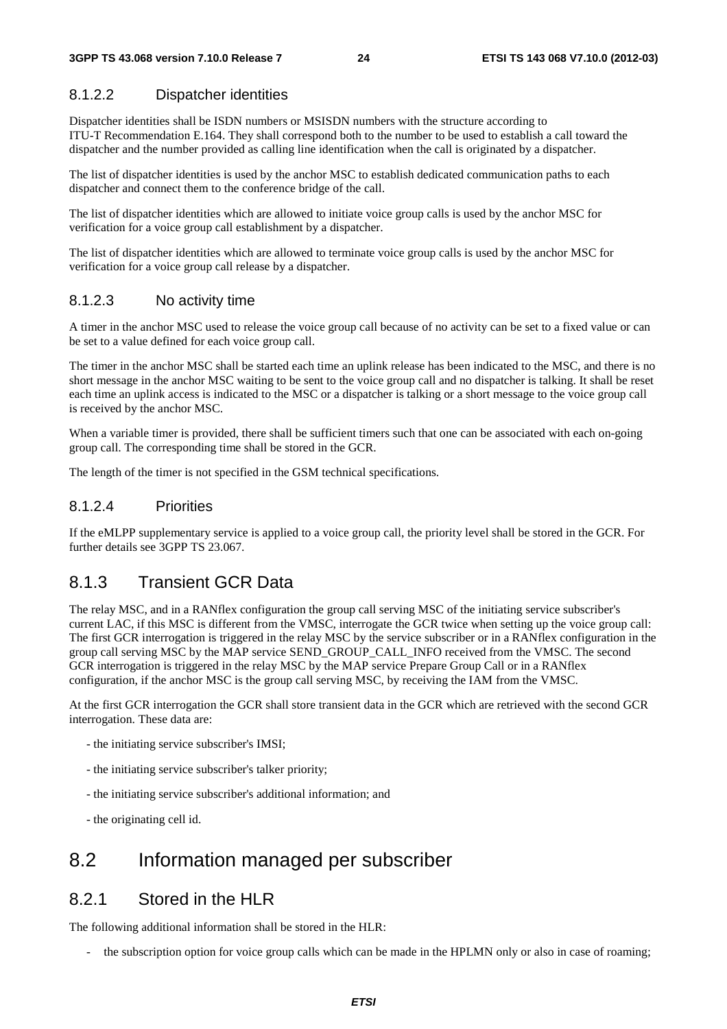#### 8.1.2.2 Dispatcher identities

Dispatcher identities shall be ISDN numbers or MSISDN numbers with the structure according to ITU-T Recommendation E.164. They shall correspond both to the number to be used to establish a call toward the dispatcher and the number provided as calling line identification when the call is originated by a dispatcher.

The list of dispatcher identities is used by the anchor MSC to establish dedicated communication paths to each dispatcher and connect them to the conference bridge of the call.

The list of dispatcher identities which are allowed to initiate voice group calls is used by the anchor MSC for verification for a voice group call establishment by a dispatcher.

The list of dispatcher identities which are allowed to terminate voice group calls is used by the anchor MSC for verification for a voice group call release by a dispatcher.

#### 8.1.2.3 No activity time

A timer in the anchor MSC used to release the voice group call because of no activity can be set to a fixed value or can be set to a value defined for each voice group call.

The timer in the anchor MSC shall be started each time an uplink release has been indicated to the MSC, and there is no short message in the anchor MSC waiting to be sent to the voice group call and no dispatcher is talking. It shall be reset each time an uplink access is indicated to the MSC or a dispatcher is talking or a short message to the voice group call is received by the anchor MSC.

When a variable timer is provided, there shall be sufficient timers such that one can be associated with each on-going group call. The corresponding time shall be stored in the GCR.

The length of the timer is not specified in the GSM technical specifications.

#### 8.1.2.4 Priorities

If the eMLPP supplementary service is applied to a voice group call, the priority level shall be stored in the GCR. For further details see 3GPP TS 23.067.

### 8.1.3 Transient GCR Data

The relay MSC, and in a RANflex configuration the group call serving MSC of the initiating service subscriber's current LAC, if this MSC is different from the VMSC, interrogate the GCR twice when setting up the voice group call: The first GCR interrogation is triggered in the relay MSC by the service subscriber or in a RANflex configuration in the group call serving MSC by the MAP service SEND_GROUP_CALL_INFO received from the VMSC. The second GCR interrogation is triggered in the relay MSC by the MAP service Prepare Group Call or in a RANflex configuration, if the anchor MSC is the group call serving MSC, by receiving the IAM from the VMSC.

At the first GCR interrogation the GCR shall store transient data in the GCR which are retrieved with the second GCR interrogation. These data are:

- the initiating service subscriber's IMSI;
- the initiating service subscriber's talker priority;
- the initiating service subscriber's additional information; and
- the originating cell id.

## 8.2 Information managed per subscriber

### 8.2.1 Stored in the HLR

The following additional information shall be stored in the HLR:

- the subscription option for voice group calls which can be made in the HPLMN only or also in case of roaming;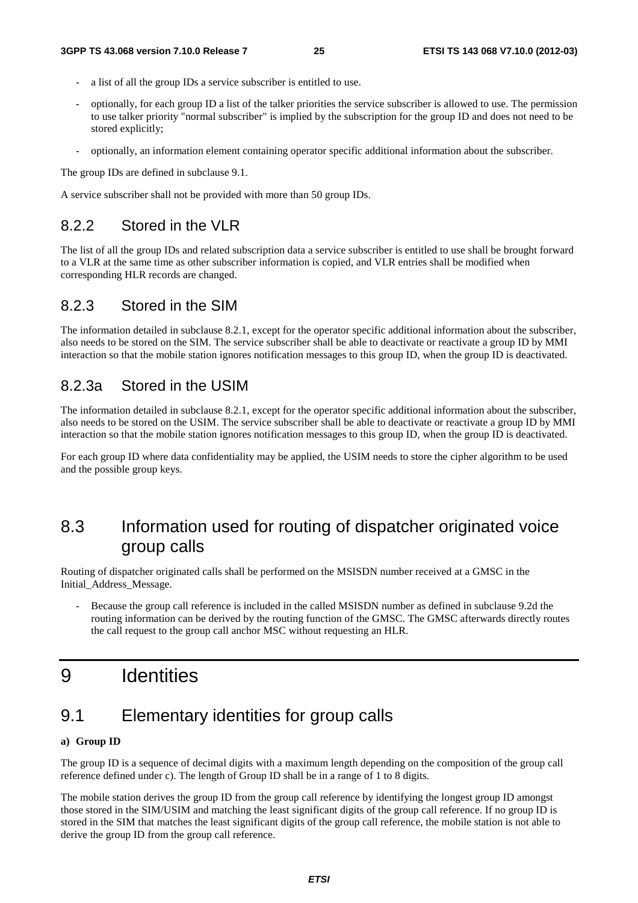- a list of all the group IDs a service subscriber is entitled to use.
- optionally, for each group ID a list of the talker priorities the service subscriber is allowed to use. The permission to use talker priority "normal subscriber" is implied by the subscription for the group ID and does not need to be stored explicitly;
- optionally, an information element containing operator specific additional information about the subscriber.

The group IDs are defined in subclause 9.1.

A service subscriber shall not be provided with more than 50 group IDs.

### 8.2.2 Stored in the VLR

The list of all the group IDs and related subscription data a service subscriber is entitled to use shall be brought forward to a VLR at the same time as other subscriber information is copied, and VLR entries shall be modified when corresponding HLR records are changed.

### 8.2.3 Stored in the SIM

The information detailed in subclause 8.2.1, except for the operator specific additional information about the subscriber, also needs to be stored on the SIM. The service subscriber shall be able to deactivate or reactivate a group ID by MMI interaction so that the mobile station ignores notification messages to this group ID, when the group ID is deactivated.

### 8.2.3a Stored in the USIM

The information detailed in subclause 8.2.1, except for the operator specific additional information about the subscriber, also needs to be stored on the USIM. The service subscriber shall be able to deactivate or reactivate a group ID by MMI interaction so that the mobile station ignores notification messages to this group ID, when the group ID is deactivated.

For each group ID where data confidentiality may be applied, the USIM needs to store the cipher algorithm to be used and the possible group keys.

## 8.3 Information used for routing of dispatcher originated voice group calls

Routing of dispatcher originated calls shall be performed on the MSISDN number received at a GMSC in the Initial_Address_Message.

- Because the group call reference is included in the called MSISDN number as defined in subclause 9.2d the routing information can be derived by the routing function of the GMSC. The GMSC afterwards directly routes the call request to the group call anchor MSC without requesting an HLR.

# 9 Identities

## 9.1 Elementary identities for group calls

**a) Group ID**

The group ID is a sequence of decimal digits with a maximum length depending on the composition of the group call reference defined under c). The length of Group ID shall be in a range of 1 to 8 digits.

The mobile station derives the group ID from the group call reference by identifying the longest group ID amongst those stored in the SIM/USIM and matching the least significant digits of the group call reference. If no group ID is stored in the SIM that matches the least significant digits of the group call reference, the mobile station is not able to derive the group ID from the group call reference.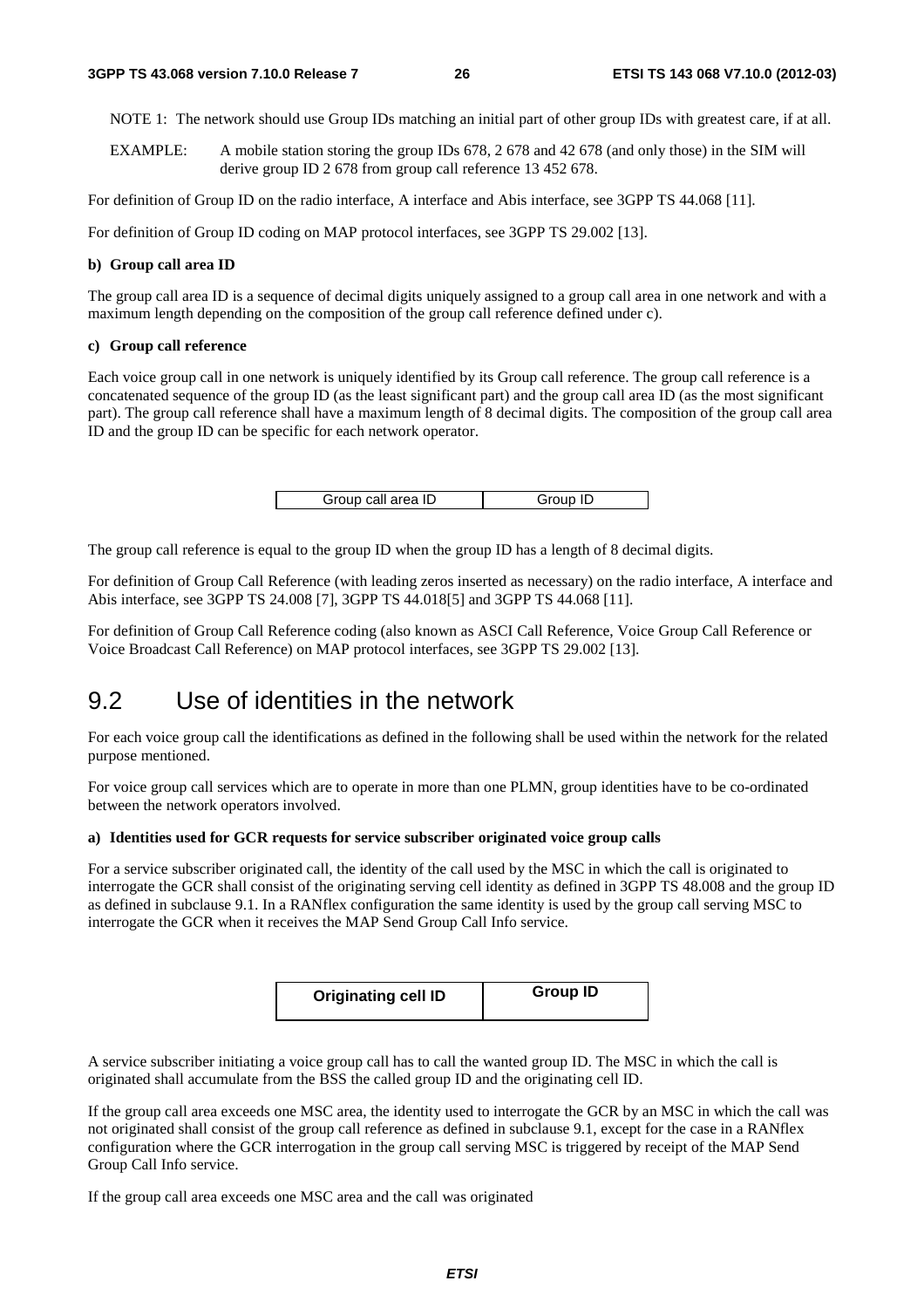NOTE 1: The network should use Group IDs matching an initial part of other group IDs with greatest care, if at all.

EXAMPLE: A mobile station storing the group IDs 678, 2 678 and 42 678 (and only those) in the SIM will derive group ID 2 678 from group call reference 13 452 678.

For definition of Group ID on the radio interface, A interface and Abis interface, see 3GPP TS 44.068 [11].

For definition of Group ID coding on MAP protocol interfaces, see 3GPP TS 29.002 [13].

**b) Group call area ID**

The group call area ID is a sequence of decimal digits uniquely assigned to a group call area in one network and with a maximum length depending on the composition of the group call reference defined under c).

**c) Group call reference**

Each voice group call in one network is uniquely identified by its Group call reference. The group call reference is a concatenated sequence of the group ID (as the least significant part) and the group call area ID (as the most significant part). The group call reference shall have a maximum length of 8 decimal digits. The composition of the group call area ID and the group ID can be specific for each network operator.

| Group call area ID | Group ID |
|---|---|

The group call reference is equal to the group ID when the group ID has a length of 8 decimal digits.

For definition of Group Call Reference (with leading zeros inserted as necessary) on the radio interface, A interface and Abis interface, see 3GPP TS 24.008 [7], 3GPP TS 44.018[5] and 3GPP TS 44.068 [11].

For definition of Group Call Reference coding (also known as ASCI Call Reference, Voice Group Call Reference or Voice Broadcast Call Reference) on MAP protocol interfaces, see 3GPP TS 29.002 [13].

## 9.2 Use of identities in the network

For each voice group call the identifications as defined in the following shall be used within the network for the related purpose mentioned.

For voice group call services which are to operate in more than one PLMN, group identities have to be co-ordinated between the network operators involved.

**a) Identities used for GCR requests for service subscriber originated voice group calls**

For a service subscriber originated call, the identity of the call used by the MSC in which the call is originated to interrogate the GCR shall consist of the originating serving cell identity as defined in 3GPP TS 48.008 and the group ID as defined in subclause 9.1. In a RANflex configuration the same identity is used by the group call serving MSC to interrogate the GCR when it receives the MAP Send Group Call Info service.

| **Originating cell ID** | **Group ID** |
|---|---|

A service subscriber initiating a voice group call has to call the wanted group ID. The MSC in which the call is originated shall accumulate from the BSS the called group ID and the originating cell ID.

If the group call area exceeds one MSC area, the identity used to interrogate the GCR by an MSC in which the call was not originated shall consist of the group call reference as defined in subclause 9.1, except for the case in a RANflex configuration where the GCR interrogation in the group call serving MSC is triggered by receipt of the MAP Send Group Call Info service.

If the group call area exceeds one MSC area and the call was originated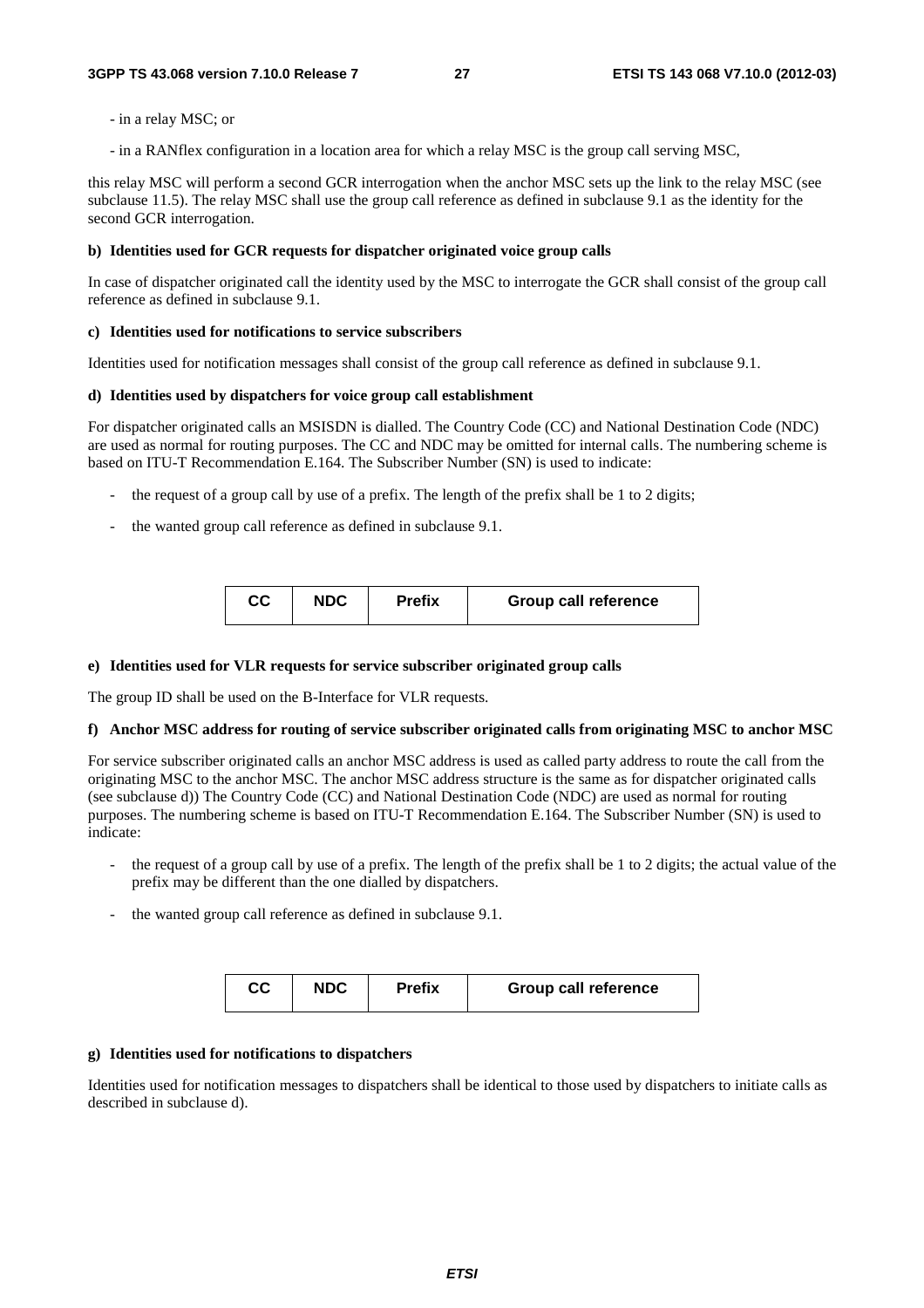- in a relay MSC; or

- in a RANflex configuration in a location area for which a relay MSC is the group call serving MSC,

this relay MSC will perform a second GCR interrogation when the anchor MSC sets up the link to the relay MSC (see subclause 11.5). The relay MSC shall use the group call reference as defined in subclause 9.1 as the identity for the second GCR interrogation.

**b) Identities used for GCR requests for dispatcher originated voice group calls**

In case of dispatcher originated call the identity used by the MSC to interrogate the GCR shall consist of the group call reference as defined in subclause 9.1.

**c) Identities used for notifications to service subscribers**

Identities used for notification messages shall consist of the group call reference as defined in subclause 9.1.

**d) Identities used by dispatchers for voice group call establishment**

For dispatcher originated calls an MSISDN is dialled. The Country Code (CC) and National Destination Code (NDC) are used as normal for routing purposes. The CC and NDC may be omitted for internal calls. The numbering scheme is based on ITU-T Recommendation E.164. The Subscriber Number (SN) is used to indicate:

- the request of a group call by use of a prefix. The length of the prefix shall be 1 to 2 digits;
- the wanted group call reference as defined in subclause 9.1.

| CC | NDC | Prefix | Group call reference |
|---|---|---|---|

**e) Identities used for VLR requests for service subscriber originated group calls**

The group ID shall be used on the B-Interface for VLR requests.

**f) Anchor MSC address for routing of service subscriber originated calls from originating MSC to anchor MSC**

For service subscriber originated calls an anchor MSC address is used as called party address to route the call from the originating MSC to the anchor MSC. The anchor MSC address structure is the same as for dispatcher originated calls (see subclause d)) The Country Code (CC) and National Destination Code (NDC) are used as normal for routing purposes. The numbering scheme is based on ITU-T Recommendation E.164. The Subscriber Number (SN) is used to indicate:

- the request of a group call by use of a prefix. The length of the prefix shall be 1 to 2 digits; the actual value of the prefix may be different than the one dialled by dispatchers.
- the wanted group call reference as defined in subclause 9.1.

| CC | NDC | Prefix | Group call reference |
|---|---|---|---|

**g) Identities used for notifications to dispatchers**

Identities used for notification messages to dispatchers shall be identical to those used by dispatchers to initiate calls as described in subclause d).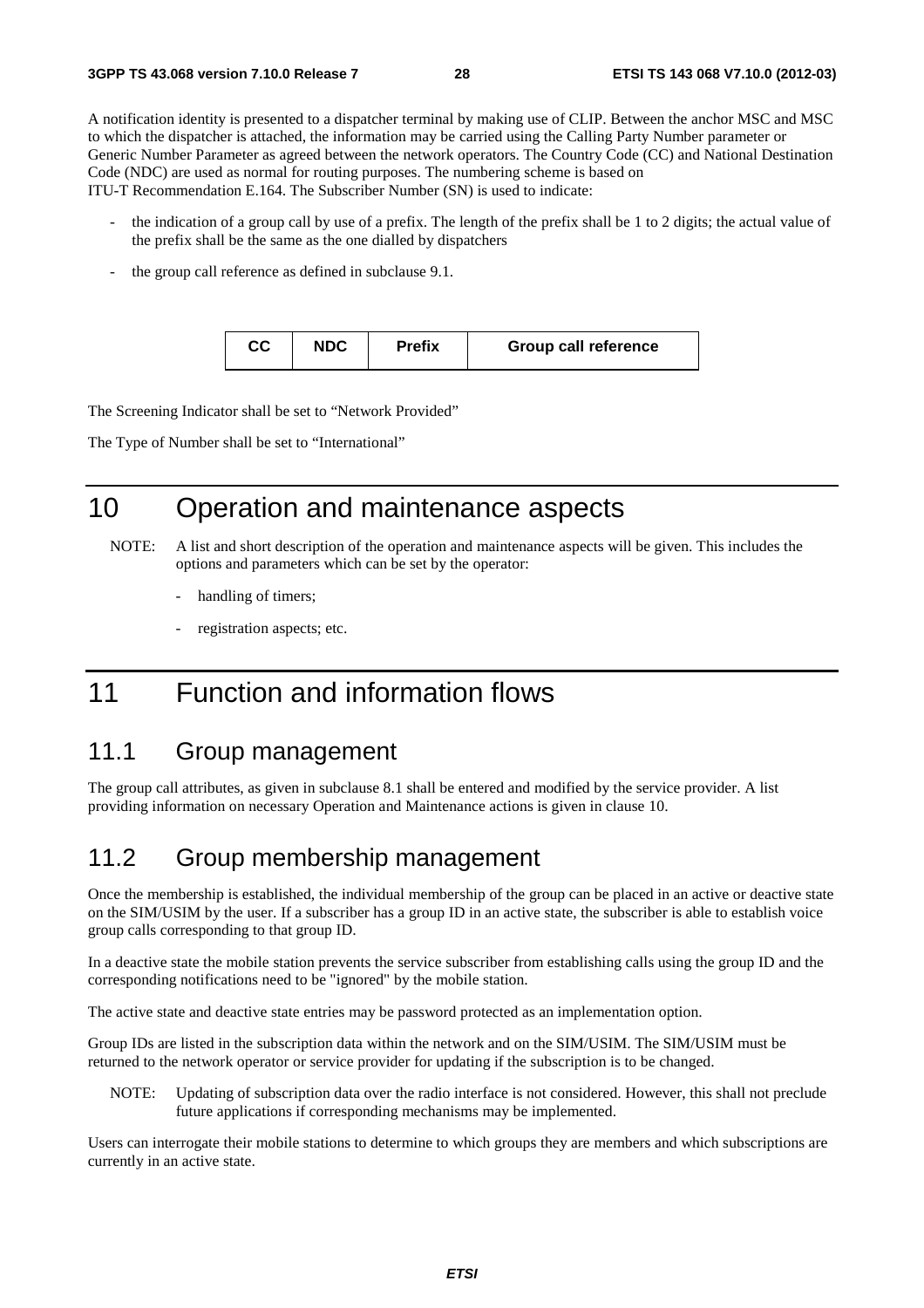A notification identity is presented to a dispatcher terminal by making use of CLIP. Between the anchor MSC and MSC to which the dispatcher is attached, the information may be carried using the Calling Party Number parameter or Generic Number Parameter as agreed between the network operators. The Country Code (CC) and National Destination Code (NDC) are used as normal for routing purposes. The numbering scheme is based on ITU-T Recommendation E.164. The Subscriber Number (SN) is used to indicate:

- the indication of a group call by use of a prefix. The length of the prefix shall be 1 to 2 digits; the actual value of the prefix shall be the same as the one dialled by dispatchers
- the group call reference as defined in subclause 9.1.

| CC | NDC | Prefix | Group call reference |
|---|---|---|---|

The Screening Indicator shall be set to "Network Provided"

The Type of Number shall be set to "International"

# 10 Operation and maintenance aspects

NOTE: A list and short description of the operation and maintenance aspects will be given. This includes the options and parameters which can be set by the operator:

- handling of timers;
- registration aspects; etc.

# 11 Function and information flows

## 11.1 Group management

The group call attributes, as given in subclause 8.1 shall be entered and modified by the service provider. A list providing information on necessary Operation and Maintenance actions is given in clause 10.

## 11.2 Group membership management

Once the membership is established, the individual membership of the group can be placed in an active or deactive state on the SIM/USIM by the user. If a subscriber has a group ID in an active state, the subscriber is able to establish voice group calls corresponding to that group ID.

In a deactive state the mobile station prevents the service subscriber from establishing calls using the group ID and the corresponding notifications need to be "ignored" by the mobile station.

The active state and deactive state entries may be password protected as an implementation option.

Group IDs are listed in the subscription data within the network and on the SIM/USIM. The SIM/USIM must be returned to the network operator or service provider for updating if the subscription is to be changed.

NOTE: Updating of subscription data over the radio interface is not considered. However, this shall not preclude future applications if corresponding mechanisms may be implemented.

Users can interrogate their mobile stations to determine to which groups they are members and which subscriptions are currently in an active state.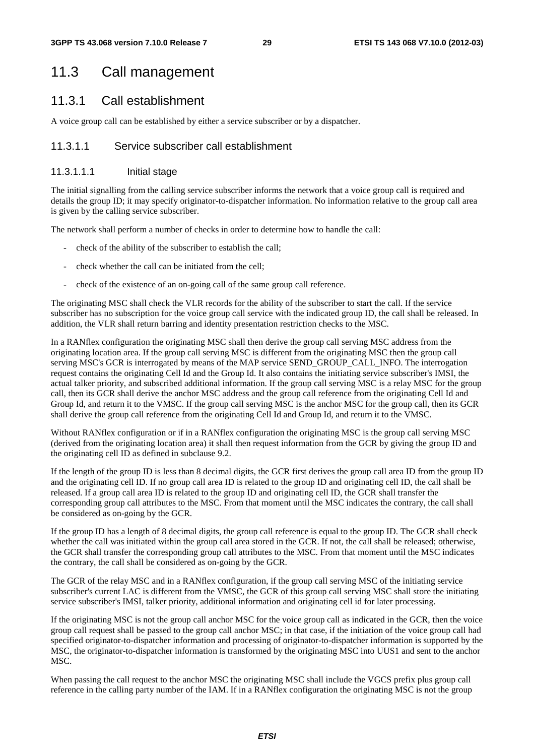## 11.3 Call management

### 11.3.1 Call establishment

A voice group call can be established by either a service subscriber or by a dispatcher.

#### 11.3.1.1 Service subscriber call establishment

##### 11.3.1.1.1 Initial stage

The initial signalling from the calling service subscriber informs the network that a voice group call is required and details the group ID; it may specify originator-to-dispatcher information. No information relative to the group call area is given by the calling service subscriber.

The network shall perform a number of checks in order to determine how to handle the call:

- check of the ability of the subscriber to establish the call;
- check whether the call can be initiated from the cell;
- check of the existence of an on-going call of the same group call reference.

The originating MSC shall check the VLR records for the ability of the subscriber to start the call. If the service subscriber has no subscription for the voice group call service with the indicated group ID, the call shall be released. In addition, the VLR shall return barring and identity presentation restriction checks to the MSC.

In a RANflex configuration the originating MSC shall then derive the group call serving MSC address from the originating location area. If the group call serving MSC is different from the originating MSC then the group call serving MSC's GCR is interrogated by means of the MAP service SEND_GROUP_CALL_INFO. The interrogation request contains the originating Cell Id and the Group Id. It also contains the initiating service subscriber's IMSI, the actual talker priority, and subscribed additional information. If the group call serving MSC is a relay MSC for the group call, then its GCR shall derive the anchor MSC address and the group call reference from the originating Cell Id and Group Id, and return it to the VMSC. If the group call serving MSC is the anchor MSC for the group call, then its GCR shall derive the group call reference from the originating Cell Id and Group Id, and return it to the VMSC.

Without RANflex configuration or if in a RANflex configuration the originating MSC is the group call serving MSC (derived from the originating location area) it shall then request information from the GCR by giving the group ID and the originating cell ID as defined in subclause 9.2.

If the length of the group ID is less than 8 decimal digits, the GCR first derives the group call area ID from the group ID and the originating cell ID. If no group call area ID is related to the group ID and originating cell ID, the call shall be released. If a group call area ID is related to the group ID and originating cell ID, the GCR shall transfer the corresponding group call attributes to the MSC. From that moment until the MSC indicates the contrary, the call shall be considered as on-going by the GCR.

If the group ID has a length of 8 decimal digits, the group call reference is equal to the group ID. The GCR shall check whether the call was initiated within the group call area stored in the GCR. If not, the call shall be released; otherwise, the GCR shall transfer the corresponding group call attributes to the MSC. From that moment until the MSC indicates the contrary, the call shall be considered as on-going by the GCR.

The GCR of the relay MSC and in a RANflex configuration, if the group call serving MSC of the initiating service subscriber's current LAC is different from the VMSC, the GCR of this group call serving MSC shall store the initiating service subscriber's IMSI, talker priority, additional information and originating cell id for later processing.

If the originating MSC is not the group call anchor MSC for the voice group call as indicated in the GCR, then the voice group call request shall be passed to the group call anchor MSC; in that case, if the initiation of the voice group call had specified originator-to-dispatcher information and processing of originator-to-dispatcher information is supported by the MSC, the originator-to-dispatcher information is transformed by the originating MSC into UUS1 and sent to the anchor MSC.

When passing the call request to the anchor MSC the originating MSC shall include the VGCS prefix plus group call reference in the calling party number of the IAM. If in a RANflex configuration the originating MSC is not the group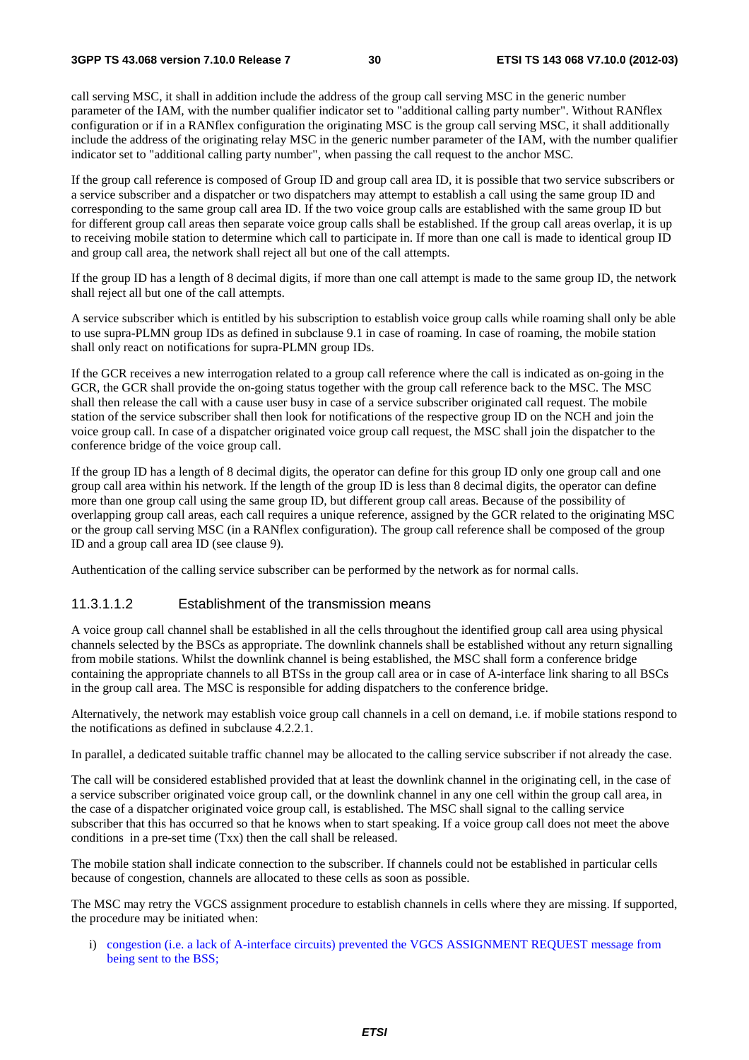call serving MSC, it shall in addition include the address of the group call serving MSC in the generic number parameter of the IAM, with the number qualifier indicator set to "additional calling party number". Without RANflex configuration or if in a RANflex configuration the originating MSC is the group call serving MSC, it shall additionally include the address of the originating relay MSC in the generic number parameter of the IAM, with the number qualifier indicator set to "additional calling party number", when passing the call request to the anchor MSC.

If the group call reference is composed of Group ID and group call area ID, it is possible that two service subscribers or a service subscriber and a dispatcher or two dispatchers may attempt to establish a call using the same group ID and corresponding to the same group call area ID. If the two voice group calls are established with the same group ID but for different group call areas then separate voice group calls shall be established. If the group call areas overlap, it is up to receiving mobile station to determine which call to participate in. If more than one call is made to identical group ID and group call area, the network shall reject all but one of the call attempts.

If the group ID has a length of 8 decimal digits, if more than one call attempt is made to the same group ID, the network shall reject all but one of the call attempts.

A service subscriber which is entitled by his subscription to establish voice group calls while roaming shall only be able to use supra-PLMN group IDs as defined in subclause 9.1 in case of roaming. In case of roaming, the mobile station shall only react on notifications for supra-PLMN group IDs.

If the GCR receives a new interrogation related to a group call reference where the call is indicated as on-going in the GCR, the GCR shall provide the on-going status together with the group call reference back to the MSC. The MSC shall then release the call with a cause user busy in case of a service subscriber originated call request. The mobile station of the service subscriber shall then look for notifications of the respective group ID on the NCH and join the voice group call. In case of a dispatcher originated voice group call request, the MSC shall join the dispatcher to the conference bridge of the voice group call.

If the group ID has a length of 8 decimal digits, the operator can define for this group ID only one group call and one group call area within his network. If the length of the group ID is less than 8 decimal digits, the operator can define more than one group call using the same group ID, but different group call areas. Because of the possibility of overlapping group call areas, each call requires a unique reference, assigned by the GCR related to the originating MSC or the group call serving MSC (in a RANflex configuration). The group call reference shall be composed of the group ID and a group call area ID (see clause 9).

Authentication of the calling service subscriber can be performed by the network as for normal calls.

##### 11.3.1.1.2 Establishment of the transmission means

A voice group call channel shall be established in all the cells throughout the identified group call area using physical channels selected by the BSCs as appropriate. The downlink channels shall be established without any return signalling from mobile stations. Whilst the downlink channel is being established, the MSC shall form a conference bridge containing the appropriate channels to all BTSs in the group call area or in case of A-interface link sharing to all BSCs in the group call area. The MSC is responsible for adding dispatchers to the conference bridge.

Alternatively, the network may establish voice group call channels in a cell on demand, i.e. if mobile stations respond to the notifications as defined in subclause 4.2.2.1.

In parallel, a dedicated suitable traffic channel may be allocated to the calling service subscriber if not already the case.

The call will be considered established provided that at least the downlink channel in the originating cell, in the case of a service subscriber originated voice group call, or the downlink channel in any one cell within the group call area, in the case of a dispatcher originated voice group call, is established. The MSC shall signal to the calling service subscriber that this has occurred so that he knows when to start speaking. If a voice group call does not meet the above conditions in a pre-set time (Txx) then the call shall be released.

The mobile station shall indicate connection to the subscriber. If channels could not be established in particular cells because of congestion, channels are allocated to these cells as soon as possible.

The MSC may retry the VGCS assignment procedure to establish channels in cells where they are missing. If supported, the procedure may be initiated when:

i) congestion (i.e. a lack of A-interface circuits) prevented the VGCS ASSIGNMENT REQUEST message from being sent to the BSS;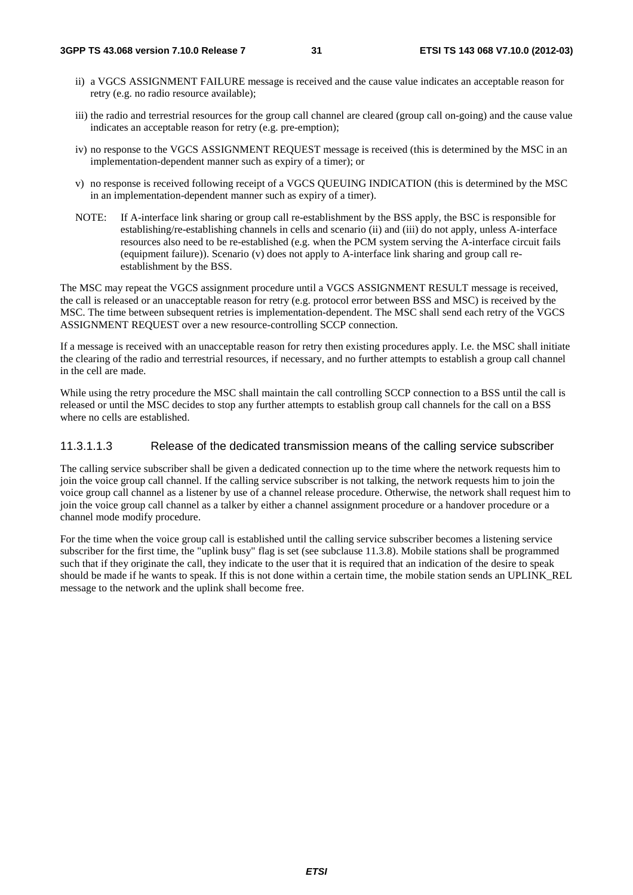ii) a VGCS ASSIGNMENT FAILURE message is received and the cause value indicates an acceptable reason for retry (e.g. no radio resource available);

iii) the radio and terrestrial resources for the group call channel are cleared (group call on-going) and the cause value indicates an acceptable reason for retry (e.g. pre-emption);

iv) no response to the VGCS ASSIGNMENT REQUEST message is received (this is determined by the MSC in an implementation-dependent manner such as expiry of a timer); or

v) no response is received following receipt of a VGCS QUEUING INDICATION (this is determined by the MSC in an implementation-dependent manner such as expiry of a timer).

NOTE: If A-interface link sharing or group call re-establishment by the BSS apply, the BSC is responsible for establishing/re-establishing channels in cells and scenario (ii) and (iii) do not apply, unless A-interface resources also need to be re-established (e.g. when the PCM system serving the A-interface circuit fails (equipment failure)). Scenario (v) does not apply to A-interface link sharing and group call re-establishment by the BSS.

The MSC may repeat the VGCS assignment procedure until a VGCS ASSIGNMENT RESULT message is received, the call is released or an unacceptable reason for retry (e.g. protocol error between BSS and MSC) is received by the MSC. The time between subsequent retries is implementation-dependent. The MSC shall send each retry of the VGCS ASSIGNMENT REQUEST over a new resource-controlling SCCP connection.

If a message is received with an unacceptable reason for retry then existing procedures apply. I.e. the MSC shall initiate the clearing of the radio and terrestrial resources, if necessary, and no further attempts to establish a group call channel in the cell are made.

While using the retry procedure the MSC shall maintain the call controlling SCCP connection to a BSS until the call is released or until the MSC decides to stop any further attempts to establish group call channels for the call on a BSS where no cells are established.

#### 11.3.1.1.3 Release of the dedicated transmission means of the calling service subscriber

The calling service subscriber shall be given a dedicated connection up to the time where the network requests him to join the voice group call channel. If the calling service subscriber is not talking, the network requests him to join the voice group call channel as a listener by use of a channel release procedure. Otherwise, the network shall request him to join the voice group call channel as a talker by either a channel assignment procedure or a handover procedure or a channel mode modify procedure.

For the time when the voice group call is established until the calling service subscriber becomes a listening service subscriber for the first time, the "uplink busy" flag is set (see subclause 11.3.8). Mobile stations shall be programmed such that if they originate the call, they indicate to the user that it is required that an indication of the desire to speak should be made if he wants to speak. If this is not done within a certain time, the mobile station sends an UPLINK_REL message to the network and the uplink shall become free.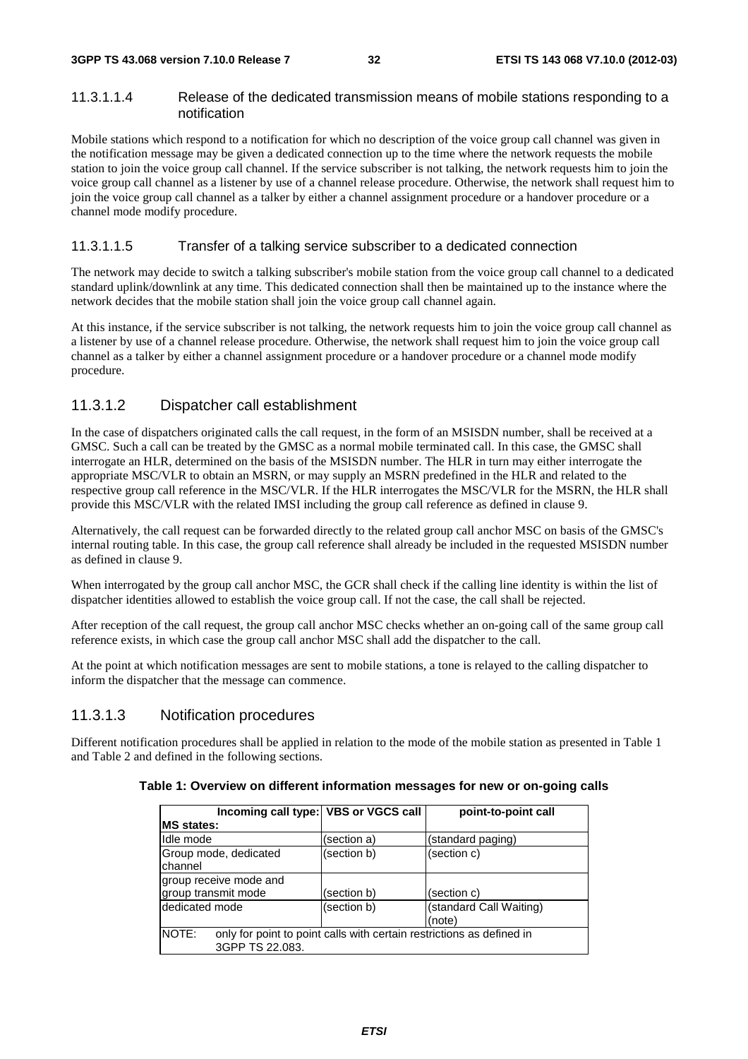#### 11.3.1.1.4 Release of the dedicated transmission means of mobile stations responding to a notification

Mobile stations which respond to a notification for which no description of the voice group call channel was given in the notification message may be given a dedicated connection up to the time where the network requests the mobile station to join the voice group call channel. If the service subscriber is not talking, the network requests him to join the voice group call channel as a listener by use of a channel release procedure. Otherwise, the network shall request him to join the voice group call channel as a talker by either a channel assignment procedure or a handover procedure or a channel mode modify procedure.

#### 11.3.1.1.5 Transfer of a talking service subscriber to a dedicated connection

The network may decide to switch a talking subscriber's mobile station from the voice group call channel to a dedicated standard uplink/downlink at any time. This dedicated connection shall then be maintained up to the instance where the network decides that the mobile station shall join the voice group call channel again.

At this instance, if the service subscriber is not talking, the network requests him to join the voice group call channel as a listener by use of a channel release procedure. Otherwise, the network shall request him to join the voice group call channel as a talker by either a channel assignment procedure or a handover procedure or a channel mode modify procedure.

### 11.3.1.2 Dispatcher call establishment

In the case of dispatchers originated calls the call request, in the form of an MSISDN number, shall be received at a GMSC. Such a call can be treated by the GMSC as a normal mobile terminated call. In this case, the GMSC shall interrogate an HLR, determined on the basis of the MSISDN number. The HLR in turn may either interrogate the appropriate MSC/VLR to obtain an MSRN, or may supply an MSRN predefined in the HLR and related to the respective group call reference in the MSC/VLR. If the HLR interrogates the MSC/VLR for the MSRN, the HLR shall provide this MSC/VLR with the related IMSI including the group call reference as defined in clause 9.

Alternatively, the call request can be forwarded directly to the related group call anchor MSC on basis of the GMSC's internal routing table. In this case, the group call reference shall already be included in the requested MSISDN number as defined in clause 9.

When interrogated by the group call anchor MSC, the GCR shall check if the calling line identity is within the list of dispatcher identities allowed to establish the voice group call. If not the case, the call shall be rejected.

After reception of the call request, the group call anchor MSC checks whether an on-going call of the same group call reference exists, in which case the group call anchor MSC shall add the dispatcher to the call.

At the point at which notification messages are sent to mobile stations, a tone is relayed to the calling dispatcher to inform the dispatcher that the message can commence.

### 11.3.1.3 Notification procedures

Different notification procedures shall be applied in relation to the mode of the mobile station as presented in Table 1 and Table 2 and defined in the following sections.

**Table 1: Overview on different information messages for new or on-going calls**

| Incoming call type: / MS states: | VBS or VGCS call | point-to-point call |
|---|---|---|
| Idle mode | (section a) | (standard paging) |
| Group mode, dedicated channel | (section b) | (section c) |
| group receive mode and group transmit mode | (section b) | (section c) |
| dedicated mode | (section b) | (standard Call Waiting) (note) |
| NOTE: only for point to point calls with certain restrictions as defined in 3GPP TS 22.083. | | |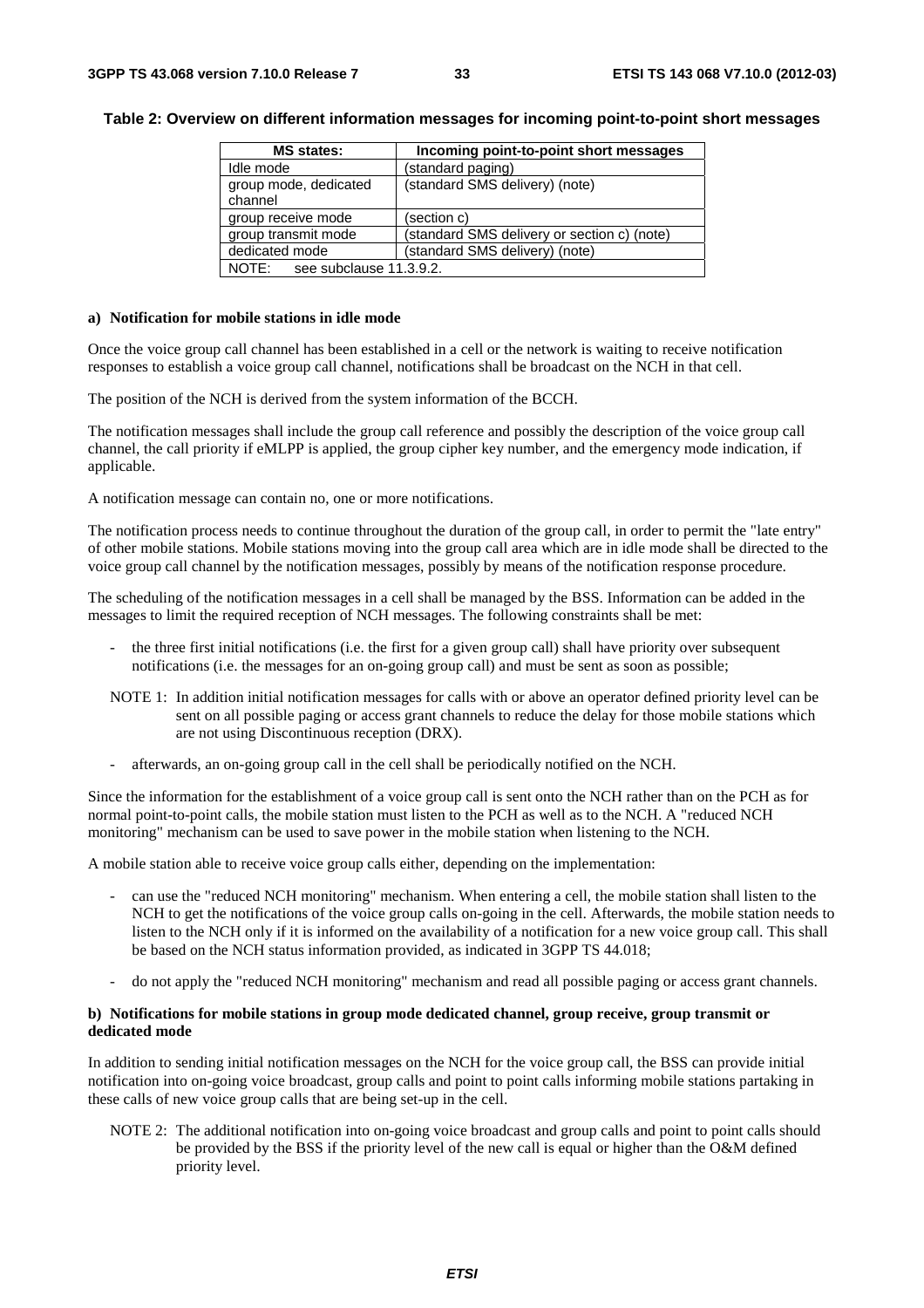**Table 2: Overview on different information messages for incoming point-to-point short messages**

| MS states: | Incoming point-to-point short messages |
|---|---|
| Idle mode | (standard paging) |
| group mode, dedicated channel | (standard SMS delivery) (note) |
| group receive mode | (section c) |
| group transmit mode | (standard SMS delivery or section c) (note) |
| dedicated mode | (standard SMS delivery) (note) |
| NOTE: see subclause 11.3.9.2. | |

**a) Notification for mobile stations in idle mode**

Once the voice group call channel has been established in a cell or the network is waiting to receive notification responses to establish a voice group call channel, notifications shall be broadcast on the NCH in that cell.

The position of the NCH is derived from the system information of the BCCH.

The notification messages shall include the group call reference and possibly the description of the voice group call channel, the call priority if eMLPP is applied, the group cipher key number, and the emergency mode indication, if applicable.

A notification message can contain no, one or more notifications.

The notification process needs to continue throughout the duration of the group call, in order to permit the "late entry" of other mobile stations. Mobile stations moving into the group call area which are in idle mode shall be directed to the voice group call channel by the notification messages, possibly by means of the notification response procedure.

The scheduling of the notification messages in a cell shall be managed by the BSS. Information can be added in the messages to limit the required reception of NCH messages. The following constraints shall be met:

- the three first initial notifications (i.e. the first for a given group call) shall have priority over subsequent notifications (i.e. the messages for an on-going group call) and must be sent as soon as possible;

NOTE 1: In addition initial notification messages for calls with or above an operator defined priority level can be sent on all possible paging or access grant channels to reduce the delay for those mobile stations which are not using Discontinuous reception (DRX).

- afterwards, an on-going group call in the cell shall be periodically notified on the NCH.

Since the information for the establishment of a voice group call is sent onto the NCH rather than on the PCH as for normal point-to-point calls, the mobile station must listen to the PCH as well as to the NCH. A "reduced NCH monitoring" mechanism can be used to save power in the mobile station when listening to the NCH.

A mobile station able to receive voice group calls either, depending on the implementation:

- can use the "reduced NCH monitoring" mechanism. When entering a cell, the mobile station shall listen to the NCH to get the notifications of the voice group calls on-going in the cell. Afterwards, the mobile station needs to listen to the NCH only if it is informed on the availability of a notification for a new voice group call. This shall be based on the NCH status information provided, as indicated in 3GPP TS 44.018;
- do not apply the "reduced NCH monitoring" mechanism and read all possible paging or access grant channels.

**b) Notifications for mobile stations in group mode dedicated channel, group receive, group transmit or dedicated mode**

In addition to sending initial notification messages on the NCH for the voice group call, the BSS can provide initial notification into on-going voice broadcast, group calls and point to point calls informing mobile stations partaking in these calls of new voice group calls that are being set-up in the cell.

NOTE 2: The additional notification into on-going voice broadcast and group calls and point to point calls should be provided by the BSS if the priority level of the new call is equal or higher than the O&M defined priority level.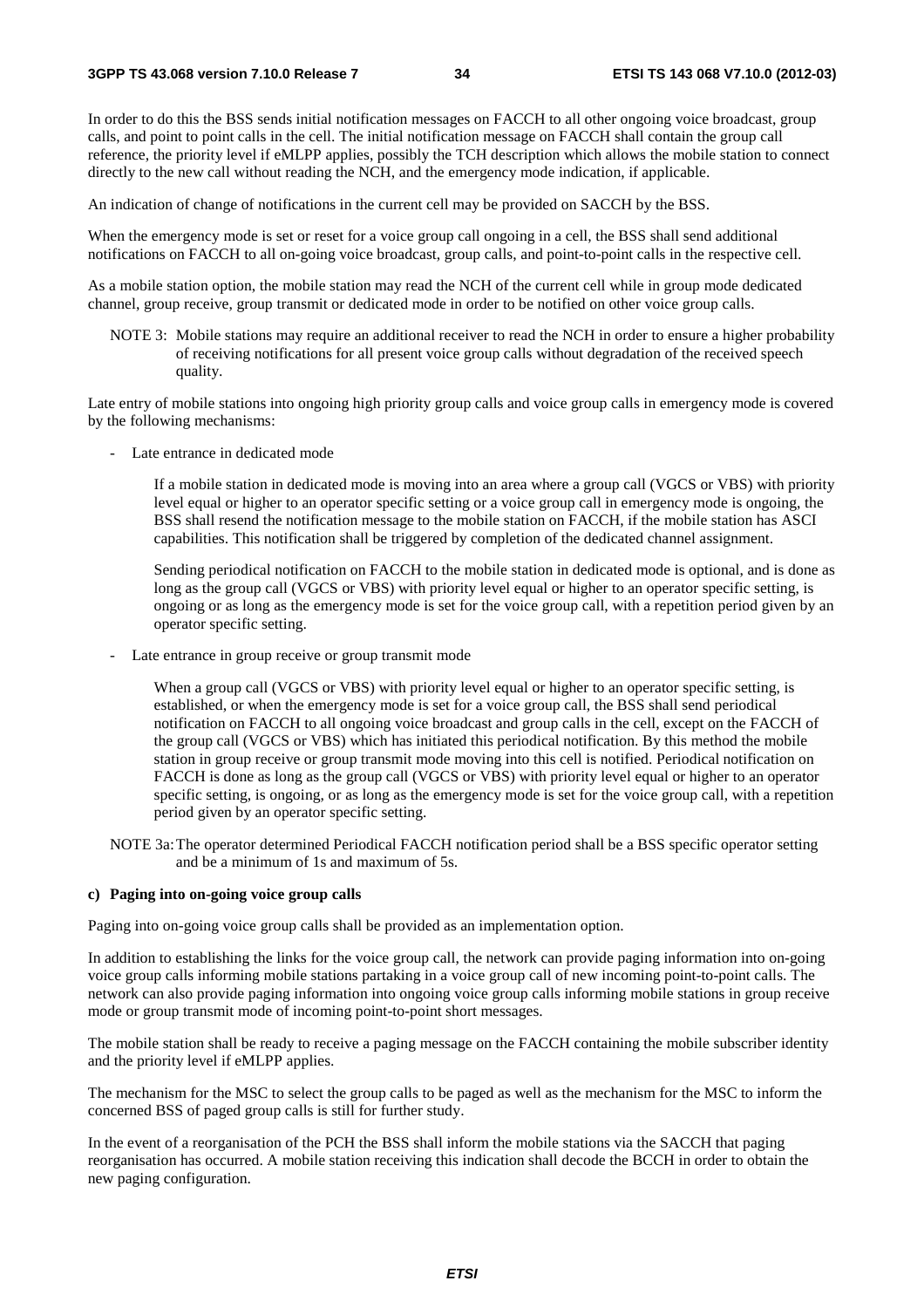In order to do this the BSS sends initial notification messages on FACCH to all other ongoing voice broadcast, group calls, and point to point calls in the cell. The initial notification message on FACCH shall contain the group call reference, the priority level if eMLPP applies, possibly the TCH description which allows the mobile station to connect directly to the new call without reading the NCH, and the emergency mode indication, if applicable.

An indication of change of notifications in the current cell may be provided on SACCH by the BSS.

When the emergency mode is set or reset for a voice group call ongoing in a cell, the BSS shall send additional notifications on FACCH to all on-going voice broadcast, group calls, and point-to-point calls in the respective cell.

As a mobile station option, the mobile station may read the NCH of the current cell while in group mode dedicated channel, group receive, group transmit or dedicated mode in order to be notified on other voice group calls.

NOTE 3: Mobile stations may require an additional receiver to read the NCH in order to ensure a higher probability of receiving notifications for all present voice group calls without degradation of the received speech quality.

Late entry of mobile stations into ongoing high priority group calls and voice group calls in emergency mode is covered by the following mechanisms:

- Late entrance in dedicated mode

  If a mobile station in dedicated mode is moving into an area where a group call (VGCS or VBS) with priority level equal or higher to an operator specific setting or a voice group call in emergency mode is ongoing, the BSS shall resend the notification message to the mobile station on FACCH, if the mobile station has ASCI capabilities. This notification shall be triggered by completion of the dedicated channel assignment.

  Sending periodical notification on FACCH to the mobile station in dedicated mode is optional, and is done as long as the group call (VGCS or VBS) with priority level equal or higher to an operator specific setting, is ongoing or as long as the emergency mode is set for the voice group call, with a repetition period given by an operator specific setting.

- Late entrance in group receive or group transmit mode

  When a group call (VGCS or VBS) with priority level equal or higher to an operator specific setting, is established, or when the emergency mode is set for a voice group call, the BSS shall send periodical notification on FACCH to all ongoing voice broadcast and group calls in the cell, except on the FACCH of the group call (VGCS or VBS) which has initiated this periodical notification. By this method the mobile station in group receive or group transmit mode moving into this cell is notified. Periodical notification on FACCH is done as long as the group call (VGCS or VBS) with priority level equal or higher to an operator specific setting, is ongoing, or as long as the emergency mode is set for the voice group call, with a repetition period given by an operator specific setting.

NOTE 3a: The operator determined Periodical FACCH notification period shall be a BSS specific operator setting and be a minimum of 1s and maximum of 5s.

**c) Paging into on-going voice group calls**

Paging into on-going voice group calls shall be provided as an implementation option.

In addition to establishing the links for the voice group call, the network can provide paging information into on-going voice group calls informing mobile stations partaking in a voice group call of new incoming point-to-point calls. The network can also provide paging information into ongoing voice group calls informing mobile stations in group receive mode or group transmit mode of incoming point-to-point short messages.

The mobile station shall be ready to receive a paging message on the FACCH containing the mobile subscriber identity and the priority level if eMLPP applies.

The mechanism for the MSC to select the group calls to be paged as well as the mechanism for the MSC to inform the concerned BSS of paged group calls is still for further study.

In the event of a reorganisation of the PCH the BSS shall inform the mobile stations via the SACCH that paging reorganisation has occurred. A mobile station receiving this indication shall decode the BCCH in order to obtain the new paging configuration.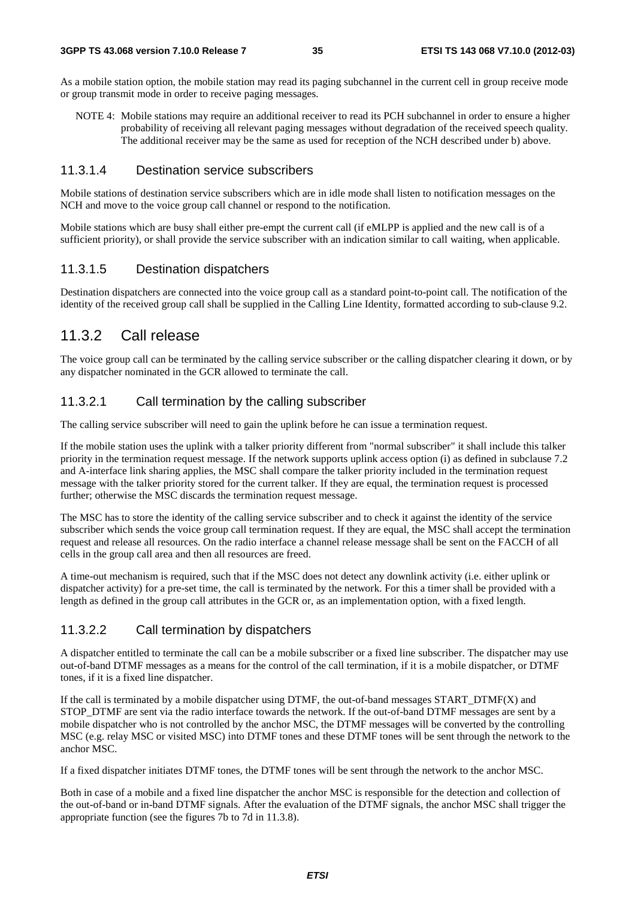As a mobile station option, the mobile station may read its paging subchannel in the current cell in group receive mode or group transmit mode in order to receive paging messages.

NOTE 4: Mobile stations may require an additional receiver to read its PCH subchannel in order to ensure a higher probability of receiving all relevant paging messages without degradation of the received speech quality. The additional receiver may be the same as used for reception of the NCH described under b) above.

#### 11.3.1.4 Destination service subscribers

Mobile stations of destination service subscribers which are in idle mode shall listen to notification messages on the NCH and move to the voice group call channel or respond to the notification.

Mobile stations which are busy shall either pre-empt the current call (if eMLPP is applied and the new call is of a sufficient priority), or shall provide the service subscriber with an indication similar to call waiting, when applicable.

#### 11.3.1.5 Destination dispatchers

Destination dispatchers are connected into the voice group call as a standard point-to-point call. The notification of the identity of the received group call shall be supplied in the Calling Line Identity, formatted according to sub-clause 9.2.

### 11.3.2 Call release

The voice group call can be terminated by the calling service subscriber or the calling dispatcher clearing it down, or by any dispatcher nominated in the GCR allowed to terminate the call.

#### 11.3.2.1 Call termination by the calling subscriber

The calling service subscriber will need to gain the uplink before he can issue a termination request.

If the mobile station uses the uplink with a talker priority different from "normal subscriber" it shall include this talker priority in the termination request message. If the network supports uplink access option (i) as defined in subclause 7.2 and A-interface link sharing applies, the MSC shall compare the talker priority included in the termination request message with the talker priority stored for the current talker. If they are equal, the termination request is processed further; otherwise the MSC discards the termination request message.

The MSC has to store the identity of the calling service subscriber and to check it against the identity of the service subscriber which sends the voice group call termination request. If they are equal, the MSC shall accept the termination request and release all resources. On the radio interface a channel release message shall be sent on the FACCH of all cells in the group call area and then all resources are freed.

A time-out mechanism is required, such that if the MSC does not detect any downlink activity (i.e. either uplink or dispatcher activity) for a pre-set time, the call is terminated by the network. For this a timer shall be provided with a length as defined in the group call attributes in the GCR or, as an implementation option, with a fixed length.

#### 11.3.2.2 Call termination by dispatchers

A dispatcher entitled to terminate the call can be a mobile subscriber or a fixed line subscriber. The dispatcher may use out-of-band DTMF messages as a means for the control of the call termination, if it is a mobile dispatcher, or DTMF tones, if it is a fixed line dispatcher.

If the call is terminated by a mobile dispatcher using DTMF, the out-of-band messages START_DTMF(X) and STOP_DTMF are sent via the radio interface towards the network. If the out-of-band DTMF messages are sent by a mobile dispatcher who is not controlled by the anchor MSC, the DTMF messages will be converted by the controlling MSC (e.g. relay MSC or visited MSC) into DTMF tones and these DTMF tones will be sent through the network to the anchor MSC.

If a fixed dispatcher initiates DTMF tones, the DTMF tones will be sent through the network to the anchor MSC.

Both in case of a mobile and a fixed line dispatcher the anchor MSC is responsible for the detection and collection of the out-of-band or in-band DTMF signals. After the evaluation of the DTMF signals, the anchor MSC shall trigger the appropriate function (see the figures 7b to 7d in 11.3.8).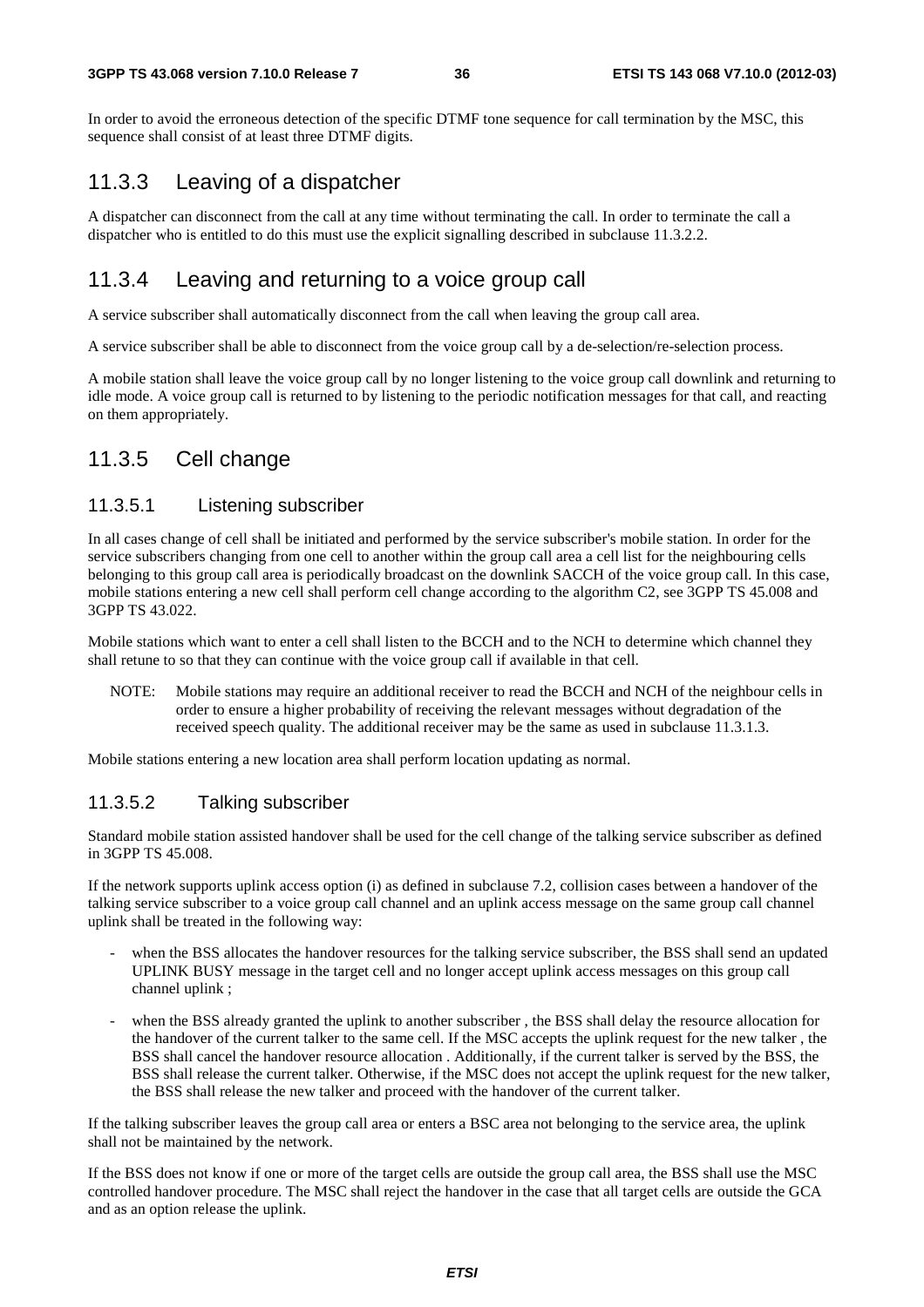In order to avoid the erroneous detection of the specific DTMF tone sequence for call termination by the MSC, this sequence shall consist of at least three DTMF digits.

## 11.3.3 Leaving of a dispatcher

A dispatcher can disconnect from the call at any time without terminating the call. In order to terminate the call a dispatcher who is entitled to do this must use the explicit signalling described in subclause 11.3.2.2.

## 11.3.4 Leaving and returning to a voice group call

A service subscriber shall automatically disconnect from the call when leaving the group call area.

A service subscriber shall be able to disconnect from the voice group call by a de-selection/re-selection process.

A mobile station shall leave the voice group call by no longer listening to the voice group call downlink and returning to idle mode. A voice group call is returned to by listening to the periodic notification messages for that call, and reacting on them appropriately.

## 11.3.5 Cell change

### 11.3.5.1 Listening subscriber

In all cases change of cell shall be initiated and performed by the service subscriber's mobile station. In order for the service subscribers changing from one cell to another within the group call area a cell list for the neighbouring cells belonging to this group call area is periodically broadcast on the downlink SACCH of the voice group call. In this case, mobile stations entering a new cell shall perform cell change according to the algorithm C2, see 3GPP TS 45.008 and 3GPP TS 43.022.

Mobile stations which want to enter a cell shall listen to the BCCH and to the NCH to determine which channel they shall retune to so that they can continue with the voice group call if available in that cell.

NOTE: Mobile stations may require an additional receiver to read the BCCH and NCH of the neighbour cells in order to ensure a higher probability of receiving the relevant messages without degradation of the received speech quality. The additional receiver may be the same as used in subclause 11.3.1.3.

Mobile stations entering a new location area shall perform location updating as normal.

### 11.3.5.2 Talking subscriber

Standard mobile station assisted handover shall be used for the cell change of the talking service subscriber as defined in 3GPP TS 45.008.

If the network supports uplink access option (i) as defined in subclause 7.2, collision cases between a handover of the talking service subscriber to a voice group call channel and an uplink access message on the same group call channel uplink shall be treated in the following way:

- when the BSS allocates the handover resources for the talking service subscriber, the BSS shall send an updated UPLINK BUSY message in the target cell and no longer accept uplink access messages on this group call channel uplink ;
- when the BSS already granted the uplink to another subscriber , the BSS shall delay the resource allocation for the handover of the current talker to the same cell. If the MSC accepts the uplink request for the new talker , the BSS shall cancel the handover resource allocation . Additionally, if the current talker is served by the BSS, the BSS shall release the current talker. Otherwise, if the MSC does not accept the uplink request for the new talker, the BSS shall release the new talker and proceed with the handover of the current talker.

If the talking subscriber leaves the group call area or enters a BSC area not belonging to the service area, the uplink shall not be maintained by the network.

If the BSS does not know if one or more of the target cells are outside the group call area, the BSS shall use the MSC controlled handover procedure. The MSC shall reject the handover in the case that all target cells are outside the GCA and as an option release the uplink.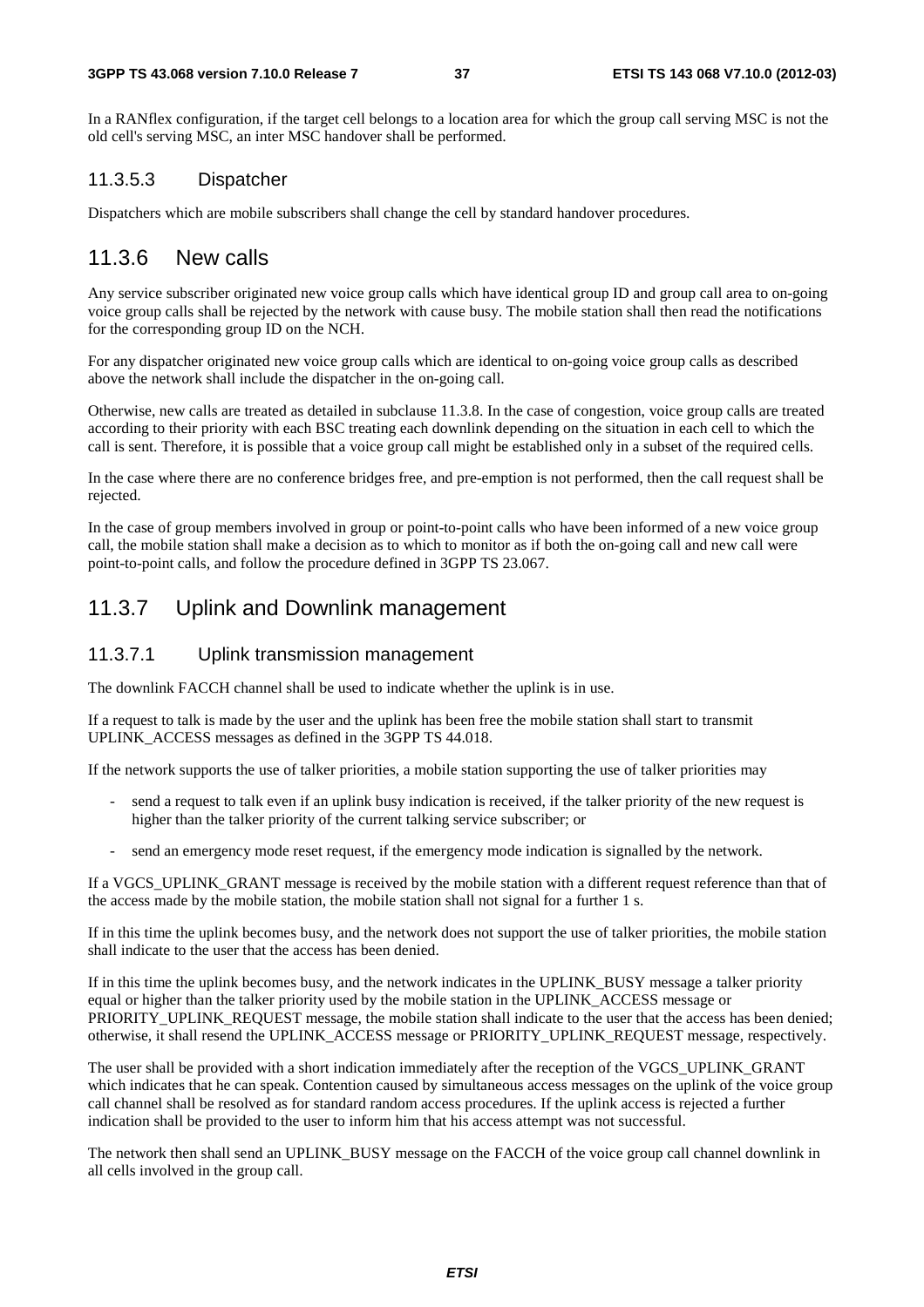In a RANflex configuration, if the target cell belongs to a location area for which the group call serving MSC is not the old cell's serving MSC, an inter MSC handover shall be performed.

#### 11.3.5.3 Dispatcher

Dispatchers which are mobile subscribers shall change the cell by standard handover procedures.

### 11.3.6 New calls

Any service subscriber originated new voice group calls which have identical group ID and group call area to on-going voice group calls shall be rejected by the network with cause busy. The mobile station shall then read the notifications for the corresponding group ID on the NCH.

For any dispatcher originated new voice group calls which are identical to on-going voice group calls as described above the network shall include the dispatcher in the on-going call.

Otherwise, new calls are treated as detailed in subclause 11.3.8. In the case of congestion, voice group calls are treated according to their priority with each BSC treating each downlink depending on the situation in each cell to which the call is sent. Therefore, it is possible that a voice group call might be established only in a subset of the required cells.

In the case where there are no conference bridges free, and pre-emption is not performed, then the call request shall be rejected.

In the case of group members involved in group or point-to-point calls who have been informed of a new voice group call, the mobile station shall make a decision as to which to monitor as if both the on-going call and new call were point-to-point calls, and follow the procedure defined in 3GPP TS 23.067.

### 11.3.7 Uplink and Downlink management

#### 11.3.7.1 Uplink transmission management

The downlink FACCH channel shall be used to indicate whether the uplink is in use.

If a request to talk is made by the user and the uplink has been free the mobile station shall start to transmit UPLINK_ACCESS messages as defined in the 3GPP TS 44.018.

If the network supports the use of talker priorities, a mobile station supporting the use of talker priorities may

- send a request to talk even if an uplink busy indication is received, if the talker priority of the new request is higher than the talker priority of the current talking service subscriber; or
- send an emergency mode reset request, if the emergency mode indication is signalled by the network.

If a VGCS_UPLINK_GRANT message is received by the mobile station with a different request reference than that of the access made by the mobile station, the mobile station shall not signal for a further 1 s.

If in this time the uplink becomes busy, and the network does not support the use of talker priorities, the mobile station shall indicate to the user that the access has been denied.

If in this time the uplink becomes busy, and the network indicates in the UPLINK_BUSY message a talker priority equal or higher than the talker priority used by the mobile station in the UPLINK_ACCESS message or PRIORITY_UPLINK_REQUEST message, the mobile station shall indicate to the user that the access has been denied; otherwise, it shall resend the UPLINK_ACCESS message or PRIORITY_UPLINK_REQUEST message, respectively.

The user shall be provided with a short indication immediately after the reception of the VGCS_UPLINK_GRANT which indicates that he can speak. Contention caused by simultaneous access messages on the uplink of the voice group call channel shall be resolved as for standard random access procedures. If the uplink access is rejected a further indication shall be provided to the user to inform him that his access attempt was not successful.

The network then shall send an UPLINK_BUSY message on the FACCH of the voice group call channel downlink in all cells involved in the group call.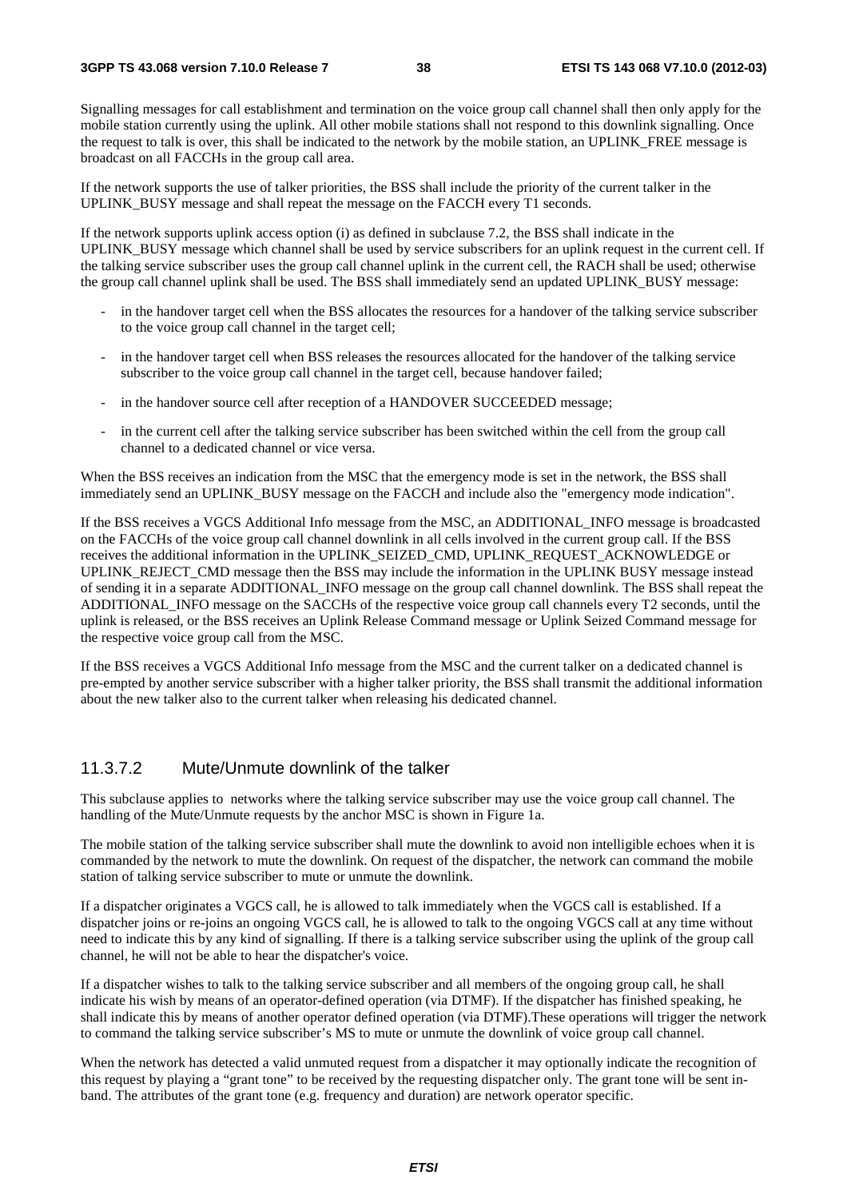Signalling messages for call establishment and termination on the voice group call channel shall then only apply for the mobile station currently using the uplink. All other mobile stations shall not respond to this downlink signalling. Once the request to talk is over, this shall be indicated to the network by the mobile station, an UPLINK_FREE message is broadcast on all FACCHs in the group call area.

If the network supports the use of talker priorities, the BSS shall include the priority of the current talker in the UPLINK_BUSY message and shall repeat the message on the FACCH every T1 seconds.

If the network supports uplink access option (i) as defined in subclause 7.2, the BSS shall indicate in the UPLINK_BUSY message which channel shall be used by service subscribers for an uplink request in the current cell. If the talking service subscriber uses the group call channel uplink in the current cell, the RACH shall be used; otherwise the group call channel uplink shall be used. The BSS shall immediately send an updated UPLINK_BUSY message:

- in the handover target cell when the BSS allocates the resources for a handover of the talking service subscriber to the voice group call channel in the target cell;
- in the handover target cell when BSS releases the resources allocated for the handover of the talking service subscriber to the voice group call channel in the target cell, because handover failed;
- in the handover source cell after reception of a HANDOVER SUCCEEDED message;
- in the current cell after the talking service subscriber has been switched within the cell from the group call channel to a dedicated channel or vice versa.

When the BSS receives an indication from the MSC that the emergency mode is set in the network, the BSS shall immediately send an UPLINK_BUSY message on the FACCH and include also the "emergency mode indication".

If the BSS receives a VGCS Additional Info message from the MSC, an ADDITIONAL_INFO message is broadcasted on the FACCHs of the voice group call channel downlink in all cells involved in the current group call. If the BSS receives the additional information in the UPLINK_SEIZED_CMD, UPLINK_REQUEST_ACKNOWLEDGE or UPLINK_REJECT_CMD message then the BSS may include the information in the UPLINK BUSY message instead of sending it in a separate ADDITIONAL_INFO message on the group call channel downlink. The BSS shall repeat the ADDITIONAL_INFO message on the SACCHs of the respective voice group call channels every T2 seconds, until the uplink is released, or the BSS receives an Uplink Release Command message or Uplink Seized Command message for the respective voice group call from the MSC.

If the BSS receives a VGCS Additional Info message from the MSC and the current talker on a dedicated channel is pre-empted by another service subscriber with a higher talker priority, the BSS shall transmit the additional information about the new talker also to the current talker when releasing his dedicated channel.

#### 11.3.7.2 Mute/Unmute downlink of the talker

This subclause applies to networks where the talking service subscriber may use the voice group call channel. The handling of the Mute/Unmute requests by the anchor MSC is shown in Figure 1a.

The mobile station of the talking service subscriber shall mute the downlink to avoid non intelligible echoes when it is commanded by the network to mute the downlink. On request of the dispatcher, the network can command the mobile station of talking service subscriber to mute or unmute the downlink.

If a dispatcher originates a VGCS call, he is allowed to talk immediately when the VGCS call is established. If a dispatcher joins or re-joins an ongoing VGCS call, he is allowed to talk to the ongoing VGCS call at any time without need to indicate this by any kind of signalling. If there is a talking service subscriber using the uplink of the group call channel, he will not be able to hear the dispatcher's voice.

If a dispatcher wishes to talk to the talking service subscriber and all members of the ongoing group call, he shall indicate his wish by means of an operator-defined operation (via DTMF). If the dispatcher has finished speaking, he shall indicate this by means of another operator defined operation (via DTMF).These operations will trigger the network to command the talking service subscriber's MS to mute or unmute the downlink of voice group call channel.

When the network has detected a valid unmuted request from a dispatcher it may optionally indicate the recognition of this request by playing a "grant tone" to be received by the requesting dispatcher only. The grant tone will be sent in-band. The attributes of the grant tone (e.g. frequency and duration) are network operator specific.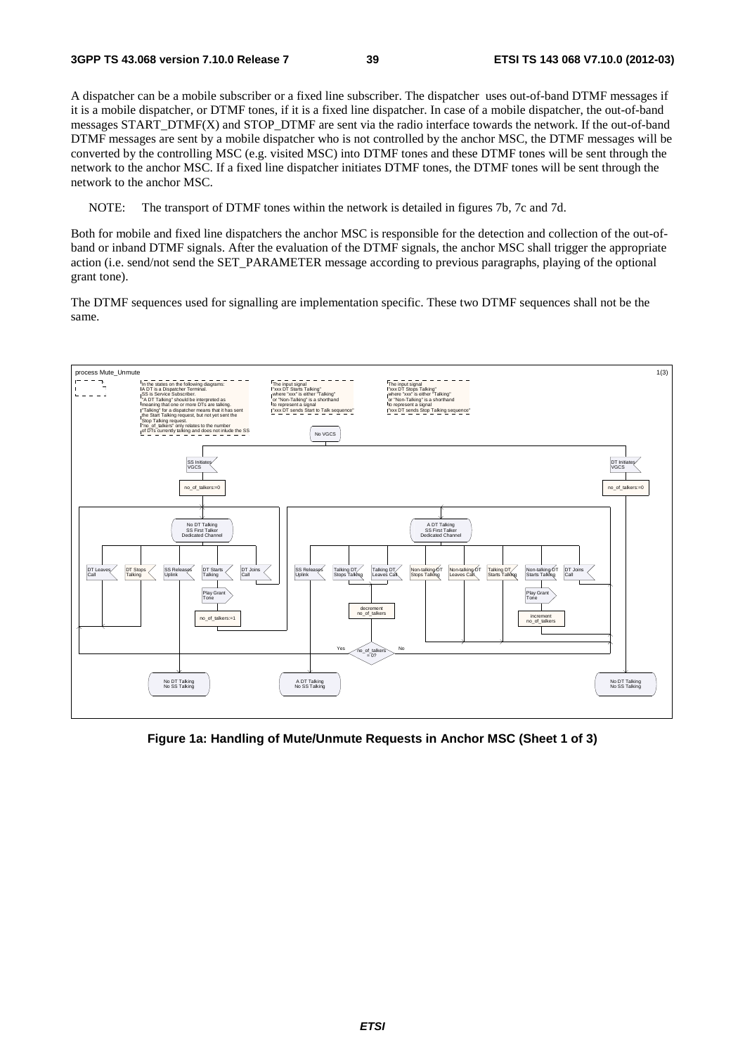A dispatcher can be a mobile subscriber or a fixed line subscriber. The dispatcher uses out-of-band DTMF messages if it is a mobile dispatcher, or DTMF tones, if it is a fixed line dispatcher. In case of a mobile dispatcher, the out-of-band messages START_DTMF(X) and STOP_DTMF are sent via the radio interface towards the network. If the out-of-band DTMF messages are sent by a mobile dispatcher who is not controlled by the anchor MSC, the DTMF messages will be converted by the controlling MSC (e.g. visited MSC) into DTMF tones and these DTMF tones will be sent through the network to the anchor MSC. If a fixed line dispatcher initiates DTMF tones, the DTMF tones will be sent through the network to the anchor MSC.

NOTE: The transport of DTMF tones within the network is detailed in figures 7b, 7c and 7d.

Both for mobile and fixed line dispatchers the anchor MSC is responsible for the detection and collection of the out-of-band or inband DTMF signals. After the evaluation of the DTMF signals, the anchor MSC shall trigger the appropriate action (i.e. send/not send the SET_PARAMETER message according to previous paragraphs, playing of the optional grant tone).

The DTMF sequences used for signalling are implementation specific. These two DTMF sequences shall not be the same.

process Mute_Unmute 1(3)

In the states on the following diagrams:
A DT is a Dispatcher Terminal.
SS is Service Subscriber.
"A DT Talking" should be interpreted as meaning that one or more DTs are talking.
"Talking" for a dispatcher means that it has sent the Start Talking request, but not yet sent the Stop Talking request.
"no_of_talkers" only relates to the number of DTs currently talking and does not inlude the SS

The input signal "xxx DT Starts Talking" where "xxx" is either "Talking" or "Non-Talking" is a shorthand to represent a signal "xxx DT sends Start to Talk sequence"

The input signal "xxx DT Stops Talking" where "xxx" is either "Talking" or "Non-Talking" is a shorthand to represent a signal "xxx DT sends Stop Talking sequence"

No VGCS

SS Initiates VGCS; no_of_talkers:=0

DT Initiates VGCS; no_of_talkers:=0

No DT Talking SS First Talker Dedicated Channel: DT Leaves Call; DT Stops Talking; SS Releases Uplink; DT Starts Talking (Play Grant Tone; no_of_talkers:=1); DT Joins Call

A DT Talking SS First Talker Dedicated Channel: SS Releases Uplink; Talking DT Stops Talking; Talking DT Leaves Call (decrement no_of_talkers; no_of_talkers = 0? Yes / No); Non-talking DT Stops Talking; Non-talking DT Leaves Call; Talking DT Starts Talking; Non-talking DT Starts Talking (Play Grant Tone; increment no_of_talkers); DT Joins Call

No DT Talking No SS Talking

A DT Talking No SS Talking

No DT Talking No SS Talking

**Figure 1a: Handling of Mute/Unmute Requests in Anchor MSC (Sheet 1 of 3)**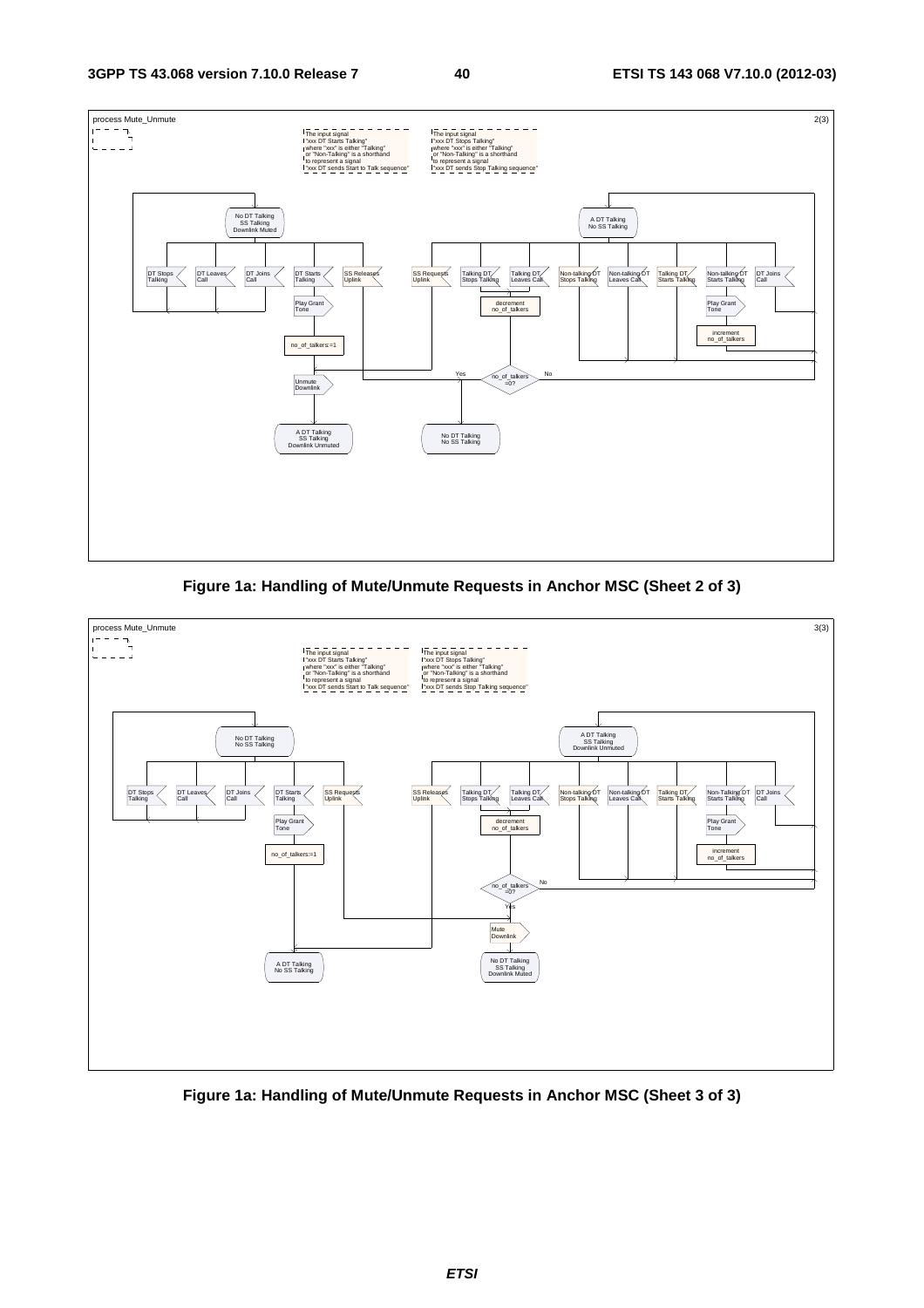Figure 1a: Handling of Mute/Unmute Requests in Anchor MSC (Sheet 2 of 3)

Figure 1a: Handling of Mute/Unmute Requests in Anchor MSC (Sheet 3 of 3)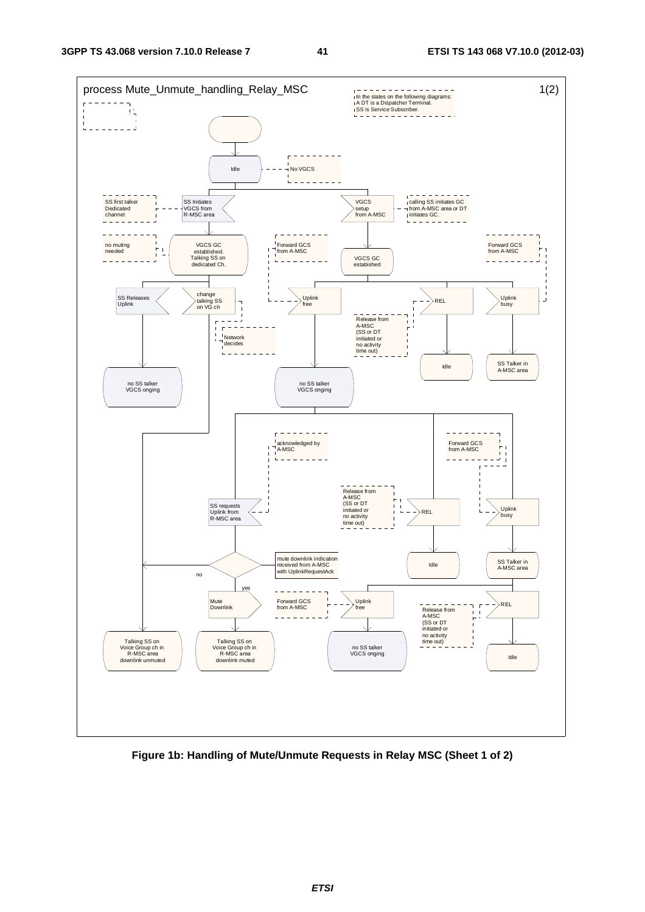process Mute_Unmute_handling_Relay_MSC 1(2)

In the states on the following diagrams:
A DT is a Dispatcher Terminal.
SS is Service Subscriber.

Idle

No VGCS

SS first talker Dedicated channel

SS Initiates VGCS from R-MSC area

VGCS setup from A-MSC

calling SS initiates GC from A-MSC area or DT initiates GC.

no muting needed

VGCS GC established. Talking SS on dedicated Ch.

Forward GCS from A-MSC

VGCS GC estabished

Forward GCS from A-MSC

SS Releases Uplink

change talking SS on VG ch

Network decides

Uplink free

REL

Uplink busy

Release from A-MSC (SS or DT initiated or no activity time out)

Idle

SS Talker in A-MSC area

no SS talker VGCS onging

no SS talker VGCS onging

acknowledged by A-MSC

Forward GCS from A-MSC

Release from A-MSC (SS or DT initiated or no activity time out)

SS requests Uplink from R-MSC area

REL

Uplink busy

mute downlink indication received from A-MSC with UplinkRequestAck

no

yes

Idle

SS Talker in A-MSC area

Mute Downlink

Forward GCS from A-MSC

Uplink free

REL

Release from A-MSC (SS or DT initiated or no activity time out)

Talking SS on Voice Group ch in R-MSC area downlink unmuted

Talking SS on Voice Group ch in R-MSC area downlink muted

no SS talker VGCS onging

Idle

**Figure 1b: Handling of Mute/Unmute Requests in Relay MSC (Sheet 1 of 2)**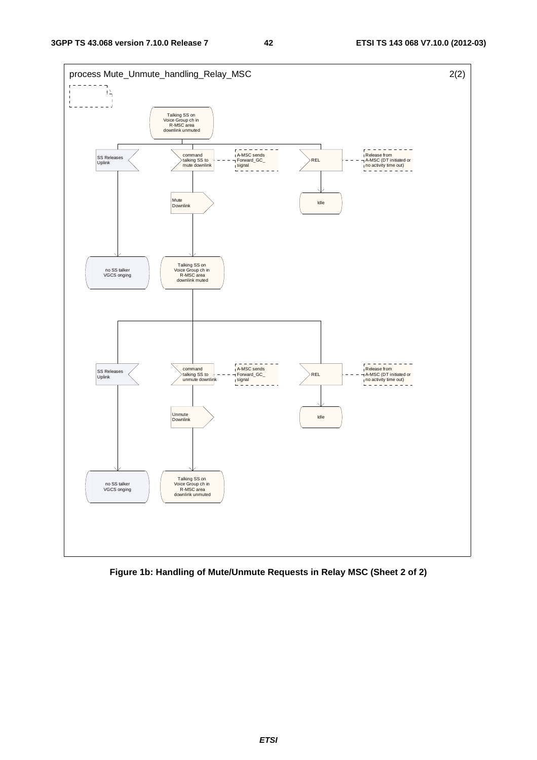process Mute_Unmute_handling_Relay_MSC 2(2)

Talking SS on Voice Group ch in R-MSC area downlink unmuted

SS Releases Uplink

command talking SS to mute downlink

A-MSC sends Forward_GC_ signal

REL

Release from A-MSC (DT initiated or no activity time out)

Mute Downlink

Idle

no SS talker VGCS onging

Talking SS on Voice Group ch in R-MSC area downlink muted

SS Releases Uplink

command talking SS to unmute downlink

A-MSC sends Forward_GC_ signal

REL

Release from A-MSC (DT initiated or no activity time out)

Unmute Downlink

Idle

no SS talker VGCS onging

Talking SS on Voice Group ch in R-MSC area downlink unmuted

**Figure 1b: Handling of Mute/Unmute Requests in Relay MSC (Sheet 2 of 2)**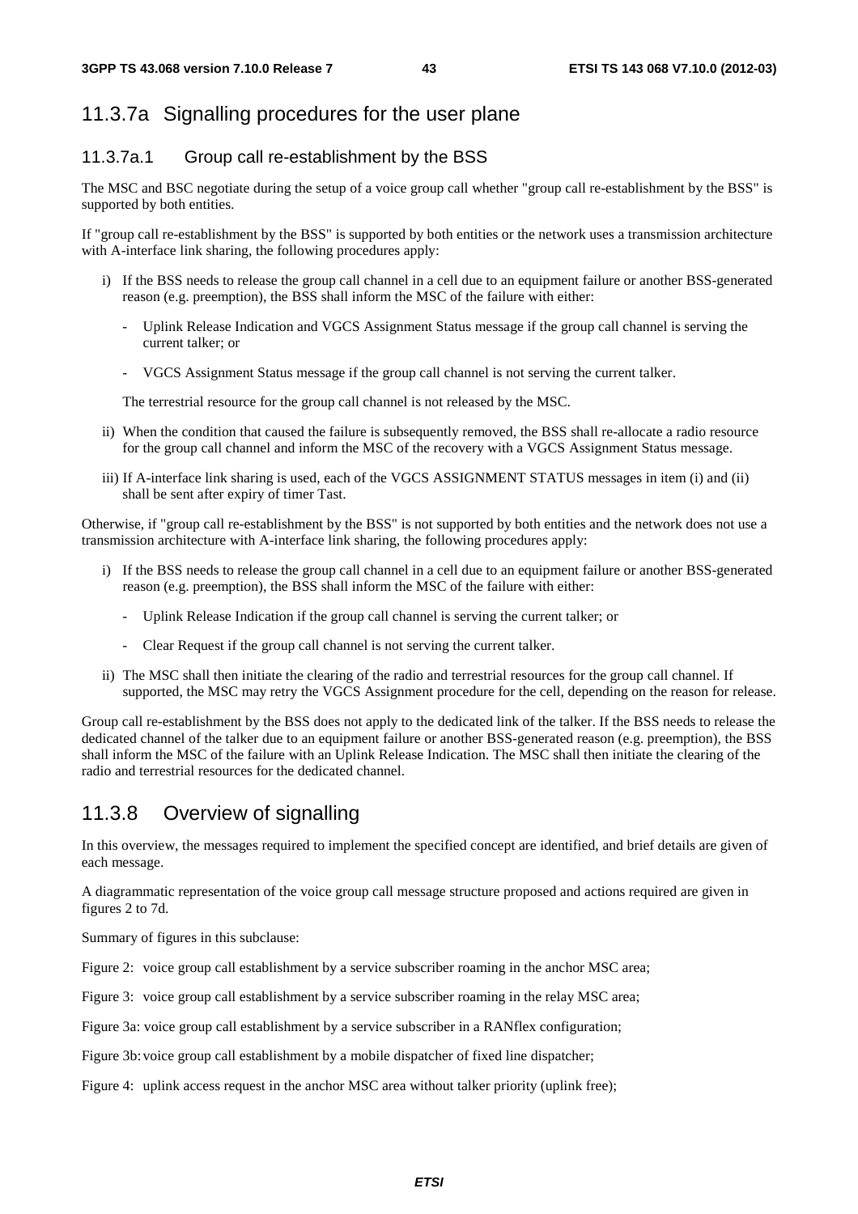## 11.3.7a Signalling procedures for the user plane

### 11.3.7a.1 Group call re-establishment by the BSS

The MSC and BSC negotiate during the setup of a voice group call whether "group call re-establishment by the BSS" is supported by both entities.

If "group call re-establishment by the BSS" is supported by both entities or the network uses a transmission architecture with A-interface link sharing, the following procedures apply:

i) If the BSS needs to release the group call channel in a cell due to an equipment failure or another BSS-generated reason (e.g. preemption), the BSS shall inform the MSC of the failure with either:

   - Uplink Release Indication and VGCS Assignment Status message if the group call channel is serving the current talker; or

   - VGCS Assignment Status message if the group call channel is not serving the current talker.

   The terrestrial resource for the group call channel is not released by the MSC.

ii) When the condition that caused the failure is subsequently removed, the BSS shall re-allocate a radio resource for the group call channel and inform the MSC of the recovery with a VGCS Assignment Status message.

iii) If A-interface link sharing is used, each of the VGCS ASSIGNMENT STATUS messages in item (i) and (ii) shall be sent after expiry of timer Tast.

Otherwise, if "group call re-establishment by the BSS" is not supported by both entities and the network does not use a transmission architecture with A-interface link sharing, the following procedures apply:

i) If the BSS needs to release the group call channel in a cell due to an equipment failure or another BSS-generated reason (e.g. preemption), the BSS shall inform the MSC of the failure with either:

   - Uplink Release Indication if the group call channel is serving the current talker; or

   - Clear Request if the group call channel is not serving the current talker.

ii) The MSC shall then initiate the clearing of the radio and terrestrial resources for the group call channel. If supported, the MSC may retry the VGCS Assignment procedure for the cell, depending on the reason for release.

Group call re-establishment by the BSS does not apply to the dedicated link of the talker. If the BSS needs to release the dedicated channel of the talker due to an equipment failure or another BSS-generated reason (e.g. preemption), the BSS shall inform the MSC of the failure with an Uplink Release Indication. The MSC shall then initiate the clearing of the radio and terrestrial resources for the dedicated channel.

## 11.3.8 Overview of signalling

In this overview, the messages required to implement the specified concept are identified, and brief details are given of each message.

A diagrammatic representation of the voice group call message structure proposed and actions required are given in figures 2 to 7d.

Summary of figures in this subclause:

Figure 2: voice group call establishment by a service subscriber roaming in the anchor MSC area;

Figure 3: voice group call establishment by a service subscriber roaming in the relay MSC area;

Figure 3a: voice group call establishment by a service subscriber in a RANflex configuration;

Figure 3b: voice group call establishment by a mobile dispatcher of fixed line dispatcher;

Figure 4: uplink access request in the anchor MSC area without talker priority (uplink free);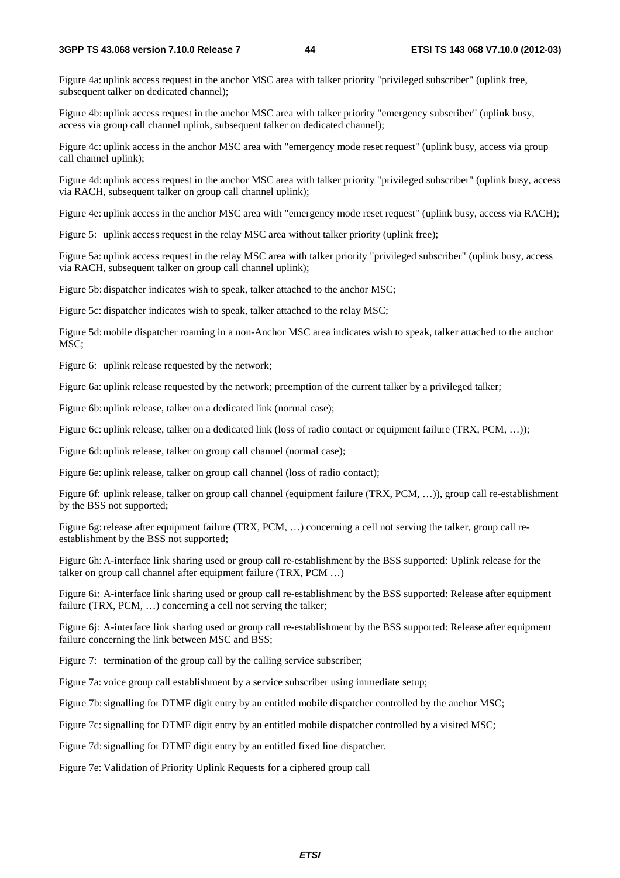Figure 4a: uplink access request in the anchor MSC area with talker priority "privileged subscriber" (uplink free, subsequent talker on dedicated channel);

Figure 4b: uplink access request in the anchor MSC area with talker priority "emergency subscriber" (uplink busy, access via group call channel uplink, subsequent talker on dedicated channel);

Figure 4c: uplink access in the anchor MSC area with "emergency mode reset request" (uplink busy, access via group call channel uplink);

Figure 4d: uplink access request in the anchor MSC area with talker priority "privileged subscriber" (uplink busy, access via RACH, subsequent talker on group call channel uplink);

Figure 4e: uplink access in the anchor MSC area with "emergency mode reset request" (uplink busy, access via RACH);

Figure 5: uplink access request in the relay MSC area without talker priority (uplink free);

Figure 5a: uplink access request in the relay MSC area with talker priority "privileged subscriber" (uplink busy, access via RACH, subsequent talker on group call channel uplink);

Figure 5b: dispatcher indicates wish to speak, talker attached to the anchor MSC;

Figure 5c: dispatcher indicates wish to speak, talker attached to the relay MSC;

Figure 5d: mobile dispatcher roaming in a non-Anchor MSC area indicates wish to speak, talker attached to the anchor MSC;

Figure 6: uplink release requested by the network;

Figure 6a: uplink release requested by the network; preemption of the current talker by a privileged talker;

Figure 6b: uplink release, talker on a dedicated link (normal case);

Figure 6c: uplink release, talker on a dedicated link (loss of radio contact or equipment failure (TRX, PCM, …));

Figure 6d: uplink release, talker on group call channel (normal case);

Figure 6e: uplink release, talker on group call channel (loss of radio contact);

Figure 6f: uplink release, talker on group call channel (equipment failure (TRX, PCM, …)), group call re-establishment by the BSS not supported;

Figure 6g: release after equipment failure (TRX, PCM, …) concerning a cell not serving the talker, group call re-establishment by the BSS not supported;

Figure 6h: A-interface link sharing used or group call re-establishment by the BSS supported: Uplink release for the talker on group call channel after equipment failure (TRX, PCM …)

Figure 6i: A-interface link sharing used or group call re-establishment by the BSS supported: Release after equipment failure (TRX, PCM, …) concerning a cell not serving the talker;

Figure 6j: A-interface link sharing used or group call re-establishment by the BSS supported: Release after equipment failure concerning the link between MSC and BSS;

Figure 7: termination of the group call by the calling service subscriber;

Figure 7a: voice group call establishment by a service subscriber using immediate setup;

Figure 7b: signalling for DTMF digit entry by an entitled mobile dispatcher controlled by the anchor MSC;

Figure 7c: signalling for DTMF digit entry by an entitled mobile dispatcher controlled by a visited MSC;

Figure 7d: signalling for DTMF digit entry by an entitled fixed line dispatcher.

Figure 7e: Validation of Priority Uplink Requests for a ciphered group call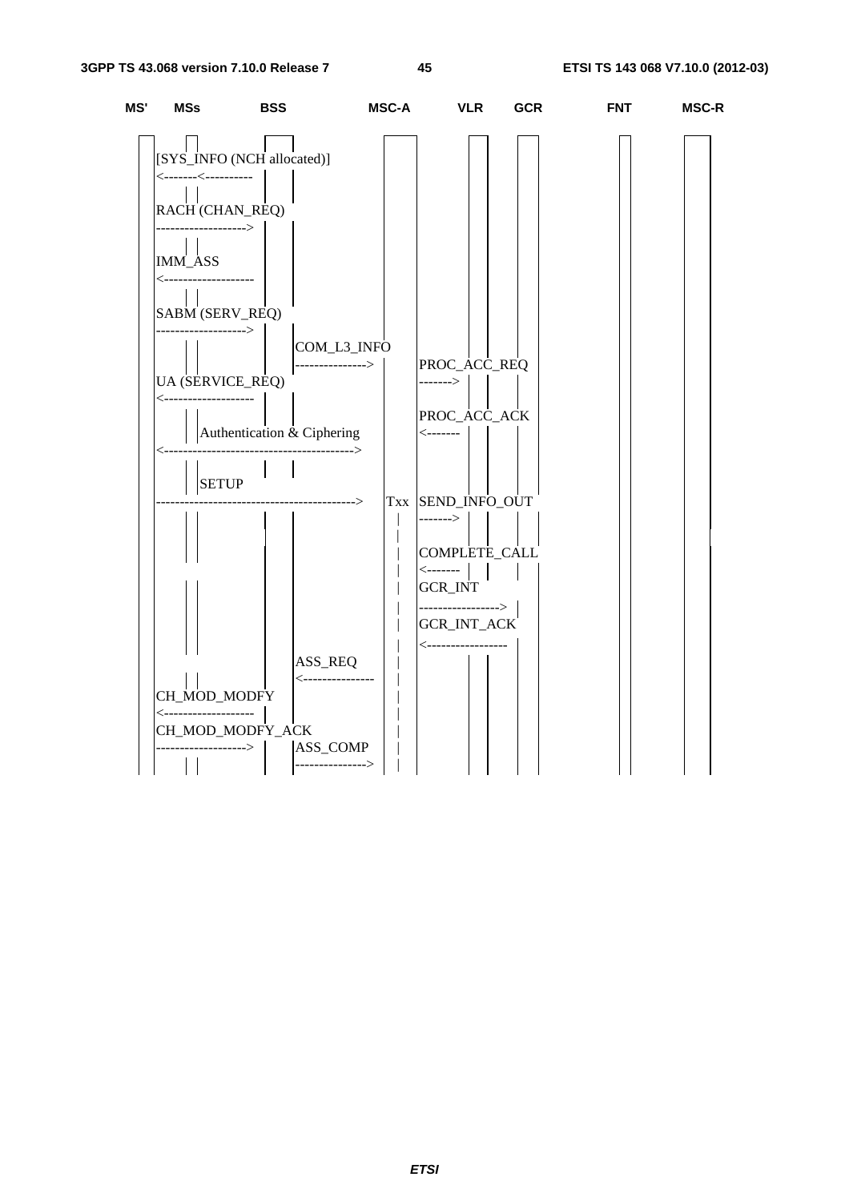```
MS'   MSs        BSS               MSC-A        VLR     GCR          FNT        MSC-R

      [SYS_INFO (NCH allocated)]
      <-------<----------

      RACH (CHAN_REQ)
      ------------------->

      IMM_ASS
      <-------------------

      SABM (SERV_REQ)
      ------------------->
                           COM_L3_INFO
                           --------------->      PROC_ACC_REQ
      UA (SERVICE_REQ)                           ------->
      <-------------------
                                                 PROC_ACC_ACK
              Authentication & Ciphering         <-------
      <------------------------------------------->

              SETUP
      -------------------------------------------> Txx  SEND_INFO_OUT
                                                   |    ------->
                                                   |
                                                   |    COMPLETE_CALL
                                                   |    <-------
                                                   |    GCR_INT
                                                   |    ----------------->
                                                   |    GCR_INT_ACK
                                                   |    <-----------------
                           ASS_REQ                 |
                           <---------------        |
      CH_MOD_MODFY                                 |
      <-------------------                         |
      CH_MOD_MODFY_ACK                             |
      ------------------->  ASS_COMP               |
                           --------------->        |
```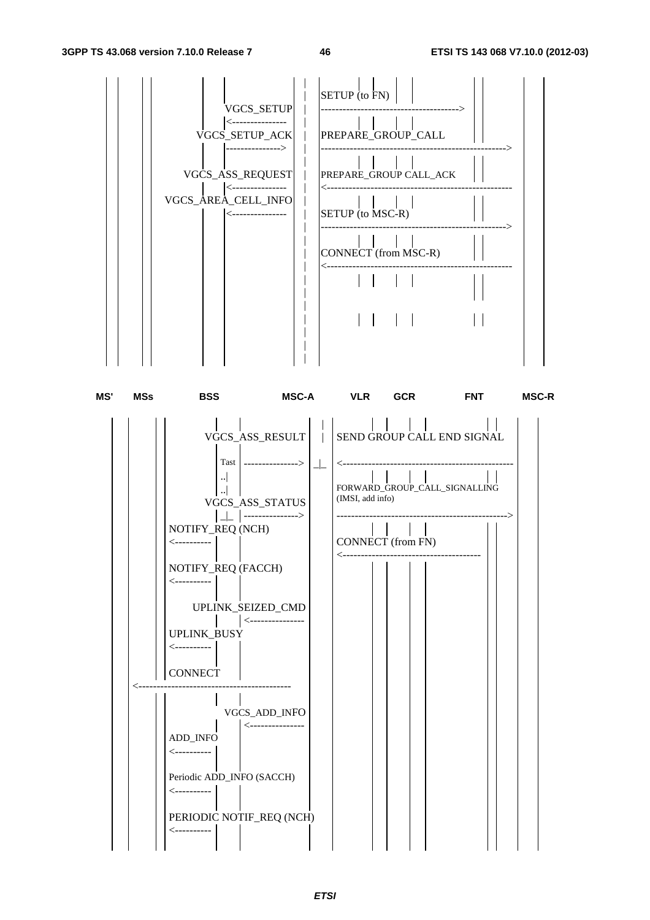```
                                  |  SETUP (to FN)
              VGCS_SETUP          |  -------------------------------------->
              <---------------    |
          VGCS_SETUP_ACK          |  PREPARE_GROUP_CALL
              --------------->    |  --------------------------------------------------->
                                  |
         VGCS_ASS_REQUEST         |  PREPARE_GROUP CALL_ACK
              <---------------    |  <---------------------------------------------------
     VGCS_AREA_CELL_INFO          |
              <---------------    |  SETUP (to MSC-R)
                                  |  --------------------------------------------------->
                                  |
                                  |  CONNECT (from MSC-R)
                                  |  <---------------------------------------------------


MS'   MSs        BSS                MSC-A        VLR     GCR          FNT         MSC-R

              VGCS_ASS_RESULT         SEND GROUP CALL END SIGNAL

              Tast  --------------->  _|_  <-----------------------------------------------
              ..|
              ..|                          FORWARD_GROUP_CALL_SIGNALLING
              VGCS_ASS_STATUS              (IMSI, add info)
              _|_  --------------->        ----------------------------------------------->
        NOTIFY_REQ (NCH)
        <----------                        CONNECT (from FN)
                                           <--------------------------------------
        NOTIFY_REQ (FACCH)
        <----------

              UPLINK_SEIZED_CMD
                   <---------------
        UPLINK_BUSY
        <----------

        CONNECT
  <-----------------------------------------

              VGCS_ADD_INFO
                   <---------------
        ADD_INFO
        <----------

        Periodic ADD_INFO (SACCH)
        <----------

        PERIODIC NOTIF_REQ (NCH)
        <----------
```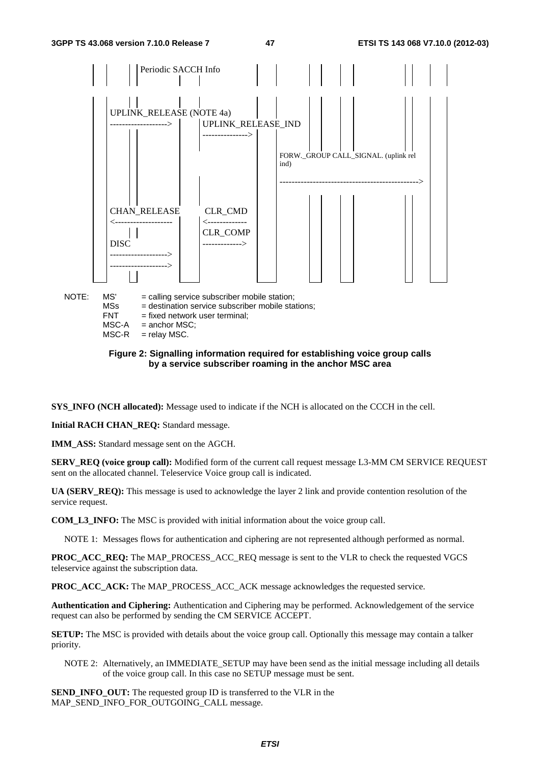```
|  |  |  |  | Periodic SACCH Info |  |  |  |  |  |  |  |  |
|  |  |  |  |                     |  |  |  |  |  |  |  |  |

   UPLINK_RELEASE (NOTE 4a)
   ------------------->        UPLINK_RELEASE_IND
                               --------------->
                                                  FORW._GROUP CALL_SIGNAL. (uplink rel
                                                  ind)
                                                  ---------------------------------------------->

   CHAN_RELEASE                 CLR_CMD
   <-------------------         <-------------
                                CLR_COMP
   DISC                         ------------->
   ------------------->
   ------------------->
```

NOTE: MS' = calling service subscriber mobile station;
MSs = destination service subscriber mobile stations;
FNT = fixed network user terminal;
MSC-A = anchor MSC;
MSC-R = relay MSC.

**Figure 2: Signalling information required for establishing voice group calls by a service subscriber roaming in the anchor MSC area**

**SYS_INFO (NCH allocated):** Message used to indicate if the NCH is allocated on the CCCH in the cell.

**Initial RACH CHAN_REQ:** Standard message.

**IMM_ASS:** Standard message sent on the AGCH.

**SERV_REQ (voice group call):** Modified form of the current call request message L3-MM CM SERVICE REQUEST sent on the allocated channel. Teleservice Voice group call is indicated.

**UA (SERV_REQ):** This message is used to acknowledge the layer 2 link and provide contention resolution of the service request.

**COM_L3_INFO:** The MSC is provided with initial information about the voice group call.

NOTE 1: Messages flows for authentication and ciphering are not represented although performed as normal.

**PROC_ACC_REQ:** The MAP_PROCESS_ACC_REQ message is sent to the VLR to check the requested VGCS teleservice against the subscription data.

**PROC_ACC_ACK:** The MAP_PROCESS_ACC_ACK message acknowledges the requested service.

**Authentication and Ciphering:** Authentication and Ciphering may be performed. Acknowledgement of the service request can also be performed by sending the CM SERVICE ACCEPT.

**SETUP:** The MSC is provided with details about the voice group call. Optionally this message may contain a talker priority.

NOTE 2: Alternatively, an IMMEDIATE_SETUP may have been send as the initial message including all details of the voice group call. In this case no SETUP message must be sent.

**SEND_INFO_OUT:** The requested group ID is transferred to the VLR in the MAP_SEND_INFO_FOR_OUTGOING_CALL message.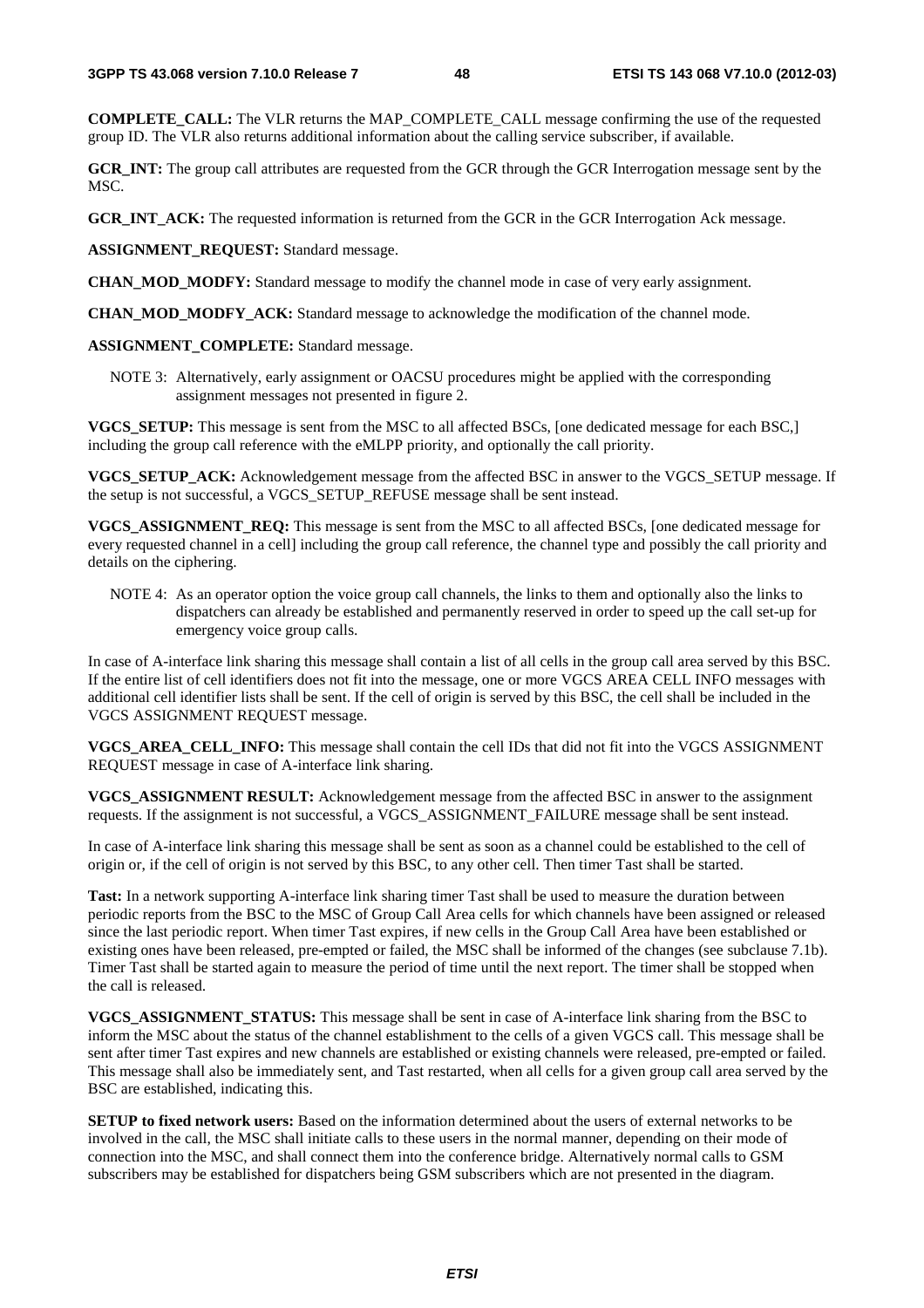**COMPLETE_CALL:** The VLR returns the MAP_COMPLETE_CALL message confirming the use of the requested group ID. The VLR also returns additional information about the calling service subscriber, if available.

**GCR_INT:** The group call attributes are requested from the GCR through the GCR Interrogation message sent by the MSC.

**GCR_INT_ACK:** The requested information is returned from the GCR in the GCR Interrogation Ack message.

**ASSIGNMENT_REQUEST:** Standard message.

**CHAN_MOD_MODFY:** Standard message to modify the channel mode in case of very early assignment.

**CHAN_MOD_MODFY_ACK:** Standard message to acknowledge the modification of the channel mode.

**ASSIGNMENT_COMPLETE:** Standard message.

NOTE 3: Alternatively, early assignment or OACSU procedures might be applied with the corresponding assignment messages not presented in figure 2.

**VGCS_SETUP:** This message is sent from the MSC to all affected BSCs, [one dedicated message for each BSC,] including the group call reference with the eMLPP priority, and optionally the call priority.

**VGCS_SETUP_ACK:** Acknowledgement message from the affected BSC in answer to the VGCS_SETUP message. If the setup is not successful, a VGCS_SETUP_REFUSE message shall be sent instead.

**VGCS_ASSIGNMENT_REQ:** This message is sent from the MSC to all affected BSCs, [one dedicated message for every requested channel in a cell] including the group call reference, the channel type and possibly the call priority and details on the ciphering.

NOTE 4: As an operator option the voice group call channels, the links to them and optionally also the links to dispatchers can already be established and permanently reserved in order to speed up the call set-up for emergency voice group calls.

In case of A-interface link sharing this message shall contain a list of all cells in the group call area served by this BSC. If the entire list of cell identifiers does not fit into the message, one or more VGCS AREA CELL INFO messages with additional cell identifier lists shall be sent. If the cell of origin is served by this BSC, the cell shall be included in the VGCS ASSIGNMENT REQUEST message.

**VGCS_AREA_CELL_INFO:** This message shall contain the cell IDs that did not fit into the VGCS ASSIGNMENT REQUEST message in case of A-interface link sharing.

**VGCS_ASSIGNMENT RESULT:** Acknowledgement message from the affected BSC in answer to the assignment requests. If the assignment is not successful, a VGCS_ASSIGNMENT_FAILURE message shall be sent instead.

In case of A-interface link sharing this message shall be sent as soon as a channel could be established to the cell of origin or, if the cell of origin is not served by this BSC, to any other cell. Then timer Tast shall be started.

**Tast:** In a network supporting A-interface link sharing timer Tast shall be used to measure the duration between periodic reports from the BSC to the MSC of Group Call Area cells for which channels have been assigned or released since the last periodic report. When timer Tast expires, if new cells in the Group Call Area have been established or existing ones have been released, pre-empted or failed, the MSC shall be informed of the changes (see subclause 7.1b). Timer Tast shall be started again to measure the period of time until the next report. The timer shall be stopped when the call is released.

**VGCS_ASSIGNMENT_STATUS:** This message shall be sent in case of A-interface link sharing from the BSC to inform the MSC about the status of the channel establishment to the cells of a given VGCS call. This message shall be sent after timer Tast expires and new channels are established or existing channels were released, pre-empted or failed. This message shall also be immediately sent, and Tast restarted, when all cells for a given group call area served by the BSC are established, indicating this.

**SETUP to fixed network users:** Based on the information determined about the users of external networks to be involved in the call, the MSC shall initiate calls to these users in the normal manner, depending on their mode of connection into the MSC, and shall connect them into the conference bridge. Alternatively normal calls to GSM subscribers may be established for dispatchers being GSM subscribers which are not presented in the diagram.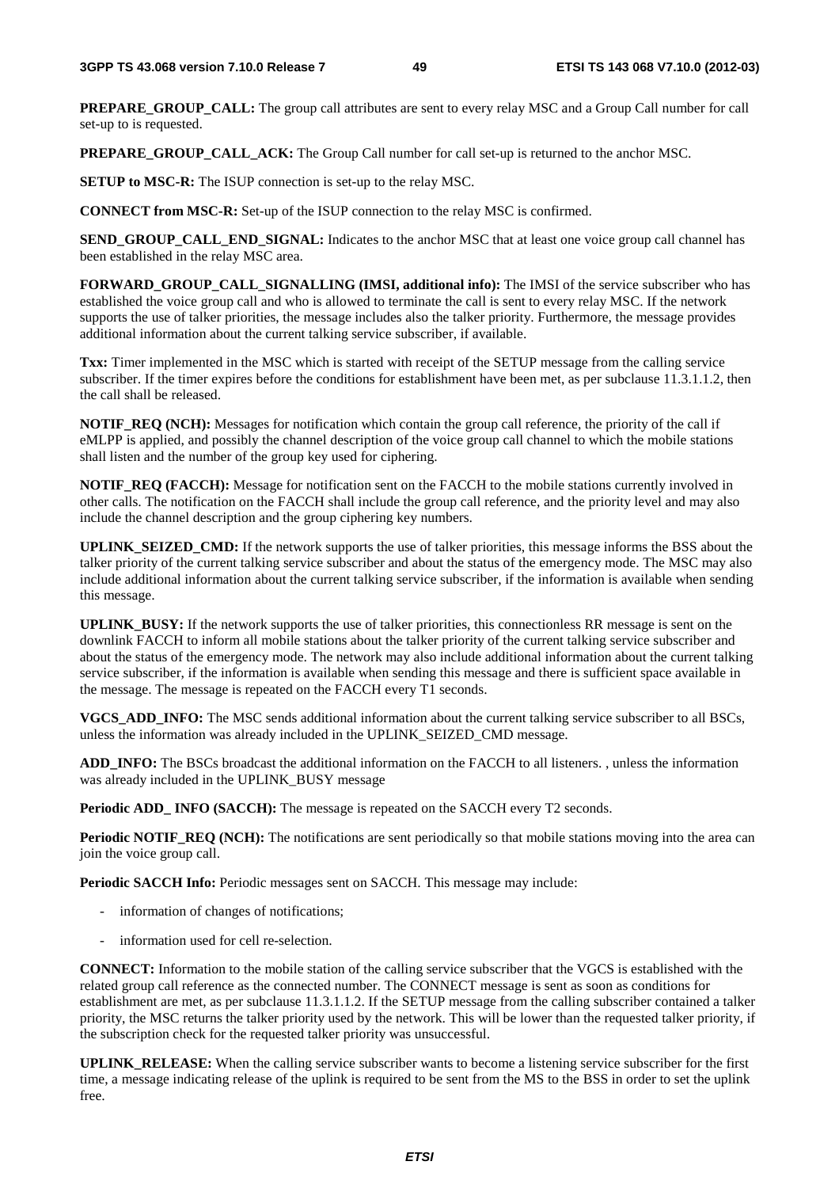**PREPARE_GROUP_CALL:** The group call attributes are sent to every relay MSC and a Group Call number for call set-up to is requested.

**PREPARE_GROUP_CALL_ACK:** The Group Call number for call set-up is returned to the anchor MSC.

**SETUP to MSC-R:** The ISUP connection is set-up to the relay MSC.

**CONNECT from MSC-R:** Set-up of the ISUP connection to the relay MSC is confirmed.

**SEND_GROUP_CALL_END_SIGNAL:** Indicates to the anchor MSC that at least one voice group call channel has been established in the relay MSC area.

**FORWARD_GROUP_CALL_SIGNALLING (IMSI, additional info):** The IMSI of the service subscriber who has established the voice group call and who is allowed to terminate the call is sent to every relay MSC. If the network supports the use of talker priorities, the message includes also the talker priority. Furthermore, the message provides additional information about the current talking service subscriber, if available.

**Txx:** Timer implemented in the MSC which is started with receipt of the SETUP message from the calling service subscriber. If the timer expires before the conditions for establishment have been met, as per subclause 11.3.1.1.2, then the call shall be released.

**NOTIF_REQ (NCH):** Messages for notification which contain the group call reference, the priority of the call if eMLPP is applied, and possibly the channel description of the voice group call channel to which the mobile stations shall listen and the number of the group key used for ciphering.

**NOTIF_REQ (FACCH):** Message for notification sent on the FACCH to the mobile stations currently involved in other calls. The notification on the FACCH shall include the group call reference, and the priority level and may also include the channel description and the group ciphering key numbers.

**UPLINK_SEIZED_CMD:** If the network supports the use of talker priorities, this message informs the BSS about the talker priority of the current talking service subscriber and about the status of the emergency mode. The MSC may also include additional information about the current talking service subscriber, if the information is available when sending this message.

**UPLINK_BUSY:** If the network supports the use of talker priorities, this connectionless RR message is sent on the downlink FACCH to inform all mobile stations about the talker priority of the current talking service subscriber and about the status of the emergency mode. The network may also include additional information about the current talking service subscriber, if the information is available when sending this message and there is sufficient space available in the message. The message is repeated on the FACCH every T1 seconds.

**VGCS_ADD_INFO:** The MSC sends additional information about the current talking service subscriber to all BSCs, unless the information was already included in the UPLINK_SEIZED_CMD message.

**ADD_INFO:** The BSCs broadcast the additional information on the FACCH to all listeners. , unless the information was already included in the UPLINK_BUSY message

**Periodic ADD_ INFO (SACCH):** The message is repeated on the SACCH every T2 seconds.

**Periodic NOTIF_REQ (NCH):** The notifications are sent periodically so that mobile stations moving into the area can join the voice group call.

**Periodic SACCH Info:** Periodic messages sent on SACCH. This message may include:

- information of changes of notifications;
- information used for cell re-selection.

**CONNECT:** Information to the mobile station of the calling service subscriber that the VGCS is established with the related group call reference as the connected number. The CONNECT message is sent as soon as conditions for establishment are met, as per subclause 11.3.1.1.2. If the SETUP message from the calling subscriber contained a talker priority, the MSC returns the talker priority used by the network. This will be lower than the requested talker priority, if the subscription check for the requested talker priority was unsuccessful.

**UPLINK_RELEASE:** When the calling service subscriber wants to become a listening service subscriber for the first time, a message indicating release of the uplink is required to be sent from the MS to the BSS in order to set the uplink free.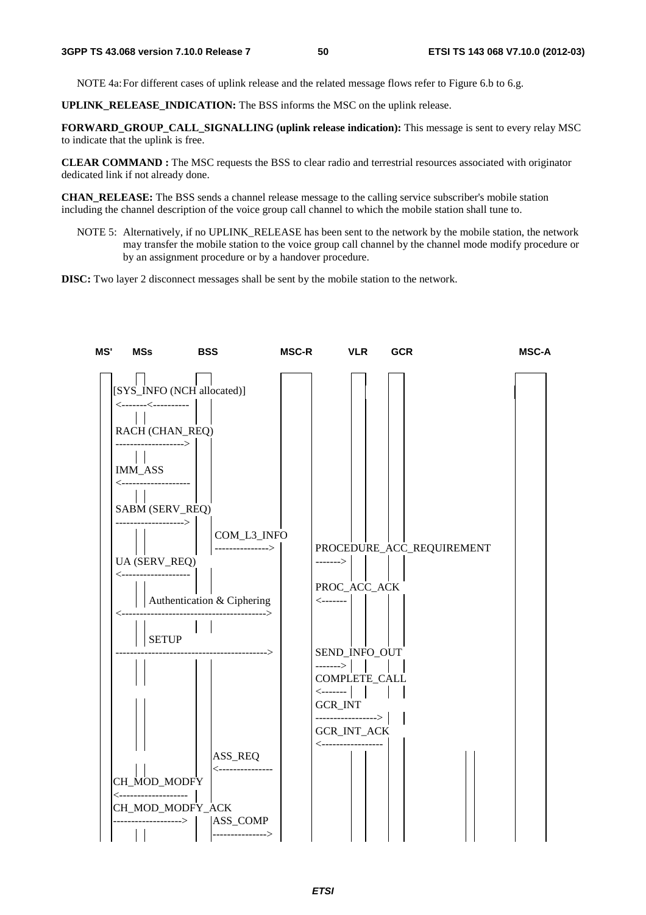NOTE 4a: For different cases of uplink release and the related message flows refer to Figure 6.b to 6.g.

**UPLINK_RELEASE_INDICATION:** The BSS informs the MSC on the uplink release.

**FORWARD_GROUP_CALL_SIGNALLING (uplink release indication):** This message is sent to every relay MSC to indicate that the uplink is free.

**CLEAR COMMAND :** The MSC requests the BSS to clear radio and terrestrial resources associated with originator dedicated link if not already done.

**CHAN_RELEASE:** The BSS sends a channel release message to the calling service subscriber's mobile station including the channel description of the voice group call channel to which the mobile station shall tune to.

NOTE 5: Alternatively, if no UPLINK_RELEASE has been sent to the network by the mobile station, the network may transfer the mobile station to the voice group call channel by the channel mode modify procedure or by an assignment procedure or by a handover procedure.

**DISC:** Two layer 2 disconnect messages shall be sent by the mobile station to the network.

```
MS'   MSs          BSS              MSC-R        VLR    GCR                 MSC-A

 [SYS_INFO (NCH allocated)]
  <-------<----------
  RACH (CHAN_REQ)
  ------------------>
  IMM_ASS
  <------------------
  SABM (SERV_REQ)
  ------------------>
                      COM_L3_INFO
                      -------------->
                                          PROCEDURE_ACC_REQUIREMENT
  UA (SERV_REQ)                           ------->
  <------------------
                                          PROC_ACC_ACK
          Authentication & Ciphering      <-------
  <--------------------------------------->

          SETUP
  ---------------------------------------->
                                          SEND_INFO_OUT
                                          ------->
                                          COMPLETE_CALL
                                          <-------
                                          GCR_INT
                                          ---------------->
                                          GCR_INT_ACK
                                          <----------------
                      ASS_REQ
                      <--------------
 CH_MOD_MODFY
 <-------------------
 CH_MOD_MODFY_ACK
 ------------------>  ASS_COMP
                      -------------->
```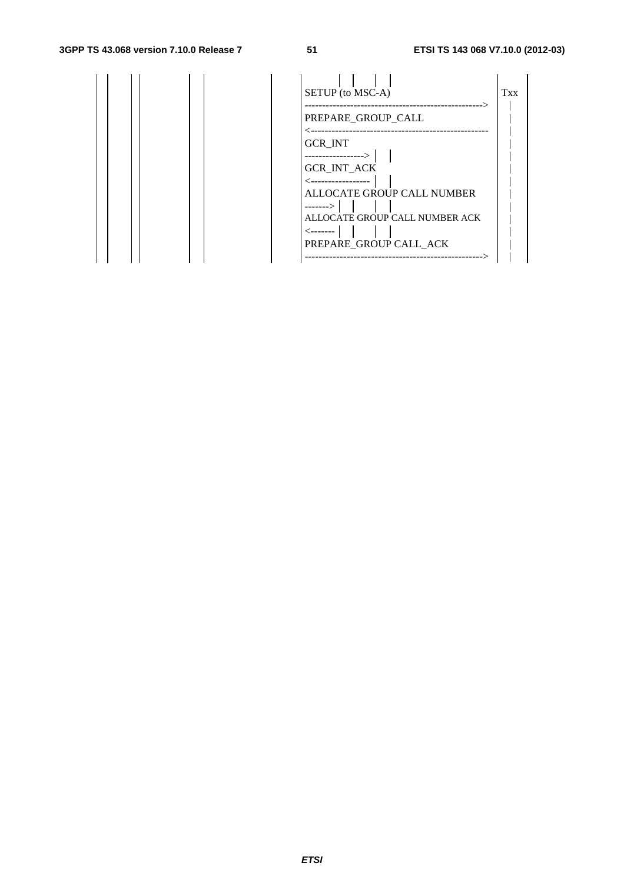```
SETUP (to MSC-A)                                          Txx
----------------------------------------------------->    |
PREPARE_GROUP_CALL                                        |
<-----------------------------------------------------    |
GCR_INT                                                   |
------------------>                                       |
GCR_INT_ACK                                               |
<------------------                                       |
ALLOCATE GROUP CALL NUMBER                                |
------->                                                  |
ALLOCATE GROUP CALL NUMBER ACK                            |
<-------                                                  |
PREPARE_GROUP CALL_ACK                                    |
----------------------------------------------------->    |
```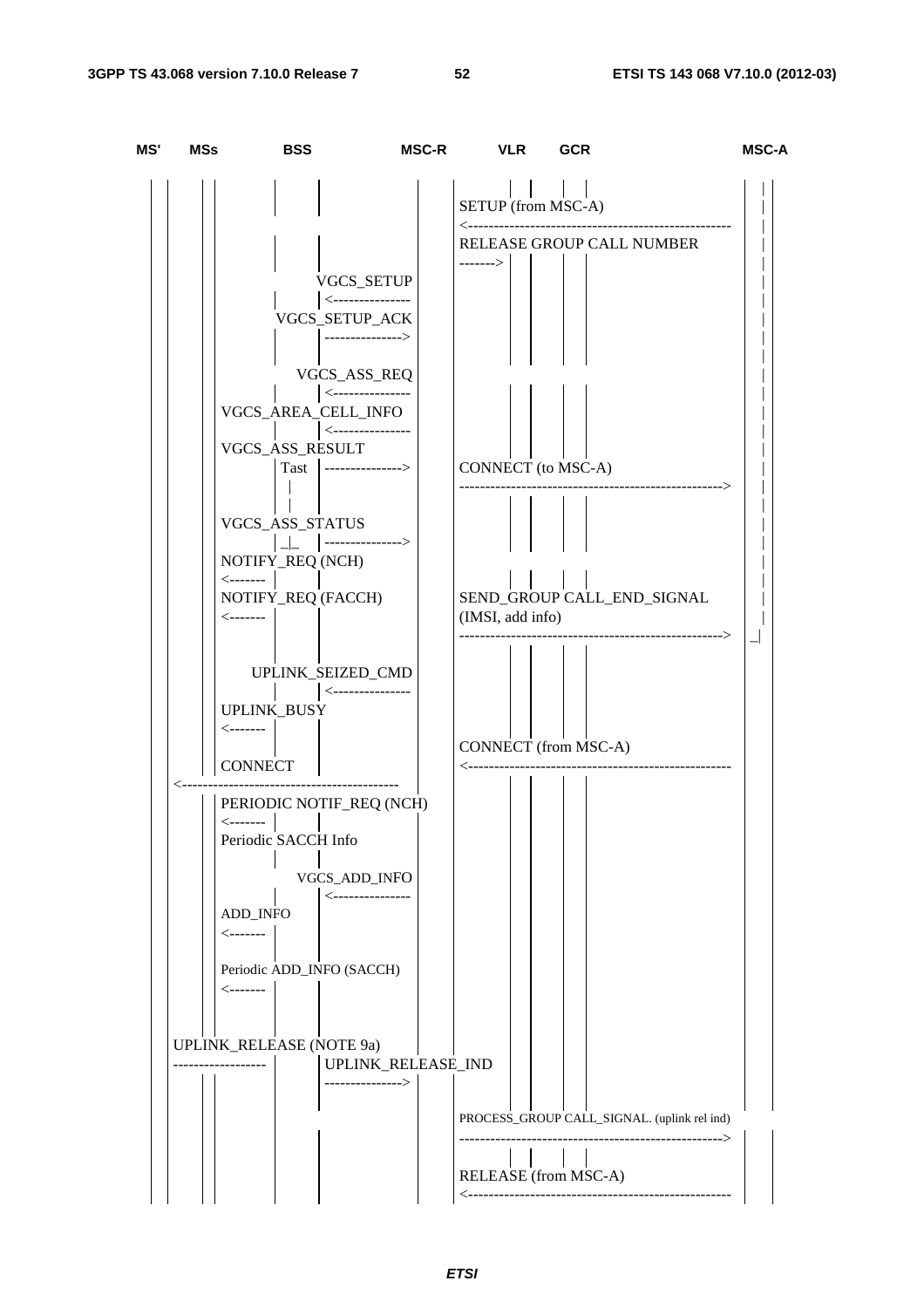```
MS'   MSs        BSS                MSC-R        VLR      GCR                     MSC-A

                                                 SETUP (from MSC-A)
                                                 <---------------------------------------------------
                                                 RELEASE GROUP CALL NUMBER
                                                 ------->
                             VGCS_SETUP
                            <---------------
                        VGCS_SETUP_ACK
                            --------------->

                             VGCS_ASS_REQ
                            <---------------
          VGCS_AREA_CELL_INFO
                            <---------------
          VGCS_ASS_RESULT
                      Tast  --------------->      CONNECT (to MSC-A)
                                                 --------------------------------------------------->

          VGCS_ASS_STATUS
                            --------------->
          NOTIFY_REQ (NCH)
          <-------
          NOTIFY_REQ (FACCH)                      SEND_GROUP CALL_END_SIGNAL
          <-------                                (IMSI, add info)
                                                 --------------------------------------------------->

                   UPLINK_SEIZED_CMD
                            <---------------
          UPLINK_BUSY
          <-------
                                                 CONNECT (from MSC-A)
          CONNECT                                <---------------------------------------------------
  <--------------------------------------------
          PERIODIC NOTIF_REQ (NCH)
          <-------
          Periodic SACCH Info

                            VGCS_ADD_INFO
                            <---------------
          ADD_INFO
          <-------

          Periodic ADD_INFO (SACCH)
          <-------


  UPLINK_RELEASE (NOTE 9a)
  -----------------          UPLINK_RELEASE_IND
                            --------------->

                                                 PROCESS_GROUP CALL_SIGNAL. (uplink rel ind)
                                                 --------------------------------------------------->

                                                 RELEASE (from MSC-A)
                                                 <---------------------------------------------------
```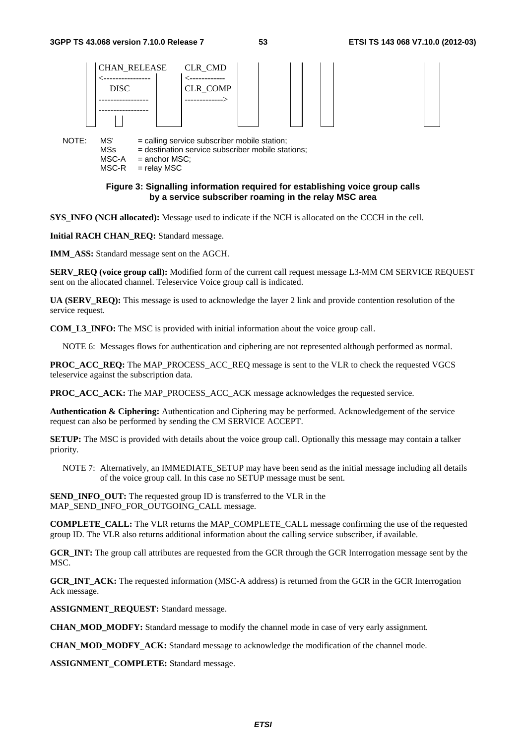```
 |  CHAN_RELEASE   |  CLR_CMD      |       |  |  |  |        |
 | <---------------|  <------------|       |  |  |  |        |
 |    DISC         |  CLR_COMP     |       |  |  |  |        |
 | ----------------|  ------------>|       |  |  |  |        |
 | ----------------|               |       |  |  |  |        |
```

NOTE: MS' = calling service subscriber mobile station;
MSs = destination service subscriber mobile stations;
MSC-A = anchor MSC;
MSC-R = relay MSC

**Figure 3: Signalling information required for establishing voice group calls by a service subscriber roaming in the relay MSC area**

**SYS_INFO (NCH allocated):** Message used to indicate if the NCH is allocated on the CCCH in the cell.

**Initial RACH CHAN_REQ:** Standard message.

**IMM_ASS:** Standard message sent on the AGCH.

**SERV_REQ (voice group call):** Modified form of the current call request message L3-MM CM SERVICE REQUEST sent on the allocated channel. Teleservice Voice group call is indicated.

**UA (SERV_REQ):** This message is used to acknowledge the layer 2 link and provide contention resolution of the service request.

**COM_L3_INFO:** The MSC is provided with initial information about the voice group call.

NOTE 6: Messages flows for authentication and ciphering are not represented although performed as normal.

**PROC_ACC_REQ:** The MAP_PROCESS_ACC_REQ message is sent to the VLR to check the requested VGCS teleservice against the subscription data.

**PROC_ACC_ACK:** The MAP_PROCESS_ACC_ACK message acknowledges the requested service.

**Authentication & Ciphering:** Authentication and Ciphering may be performed. Acknowledgement of the service request can also be performed by sending the CM SERVICE ACCEPT.

**SETUP:** The MSC is provided with details about the voice group call. Optionally this message may contain a talker priority.

NOTE 7: Alternatively, an IMMEDIATE_SETUP may have been send as the initial message including all details of the voice group call. In this case no SETUP message must be sent.

**SEND_INFO_OUT:** The requested group ID is transferred to the VLR in the MAP_SEND_INFO_FOR_OUTGOING_CALL message.

**COMPLETE_CALL:** The VLR returns the MAP_COMPLETE_CALL message confirming the use of the requested group ID. The VLR also returns additional information about the calling service subscriber, if available.

**GCR_INT:** The group call attributes are requested from the GCR through the GCR Interrogation message sent by the MSC.

**GCR_INT_ACK:** The requested information (MSC-A address) is returned from the GCR in the GCR Interrogation Ack message.

**ASSIGNMENT_REQUEST:** Standard message.

**CHAN_MOD_MODFY:** Standard message to modify the channel mode in case of very early assignment.

**CHAN_MOD_MODFY_ACK:** Standard message to acknowledge the modification of the channel mode.

**ASSIGNMENT_COMPLETE:** Standard message.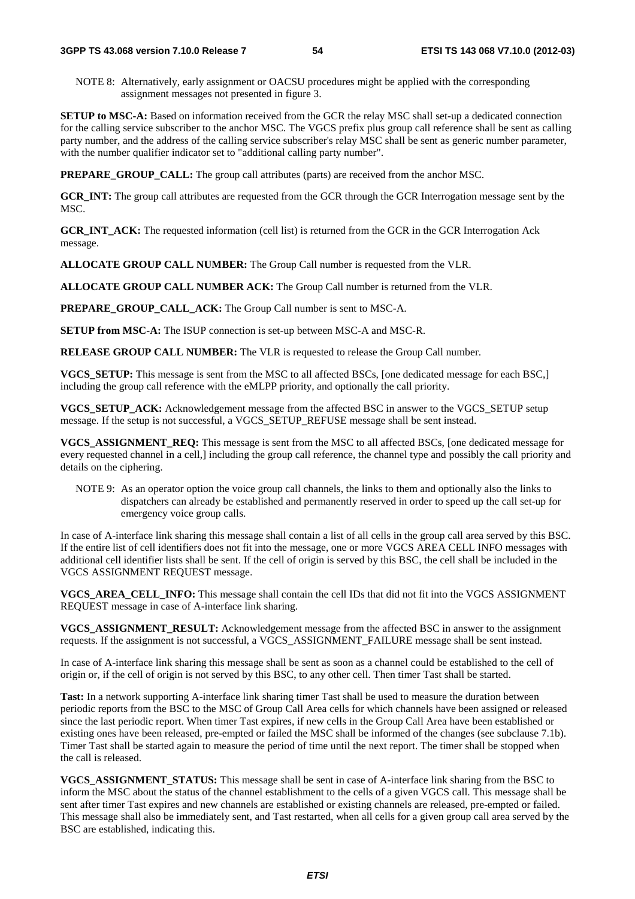NOTE 8: Alternatively, early assignment or OACSU procedures might be applied with the corresponding assignment messages not presented in figure 3.

**SETUP to MSC-A:** Based on information received from the GCR the relay MSC shall set-up a dedicated connection for the calling service subscriber to the anchor MSC. The VGCS prefix plus group call reference shall be sent as calling party number, and the address of the calling service subscriber's relay MSC shall be sent as generic number parameter, with the number qualifier indicator set to "additional calling party number".

**PREPARE_GROUP_CALL:** The group call attributes (parts) are received from the anchor MSC.

**GCR_INT:** The group call attributes are requested from the GCR through the GCR Interrogation message sent by the MSC.

**GCR_INT_ACK:** The requested information (cell list) is returned from the GCR in the GCR Interrogation Ack message.

**ALLOCATE GROUP CALL NUMBER:** The Group Call number is requested from the VLR.

**ALLOCATE GROUP CALL NUMBER ACK:** The Group Call number is returned from the VLR.

**PREPARE_GROUP_CALL_ACK:** The Group Call number is sent to MSC-A.

**SETUP from MSC-A:** The ISUP connection is set-up between MSC-A and MSC-R.

**RELEASE GROUP CALL NUMBER:** The VLR is requested to release the Group Call number.

**VGCS_SETUP:** This message is sent from the MSC to all affected BSCs, [one dedicated message for each BSC,] including the group call reference with the eMLPP priority, and optionally the call priority.

**VGCS_SETUP_ACK:** Acknowledgement message from the affected BSC in answer to the VGCS_SETUP setup message. If the setup is not successful, a VGCS_SETUP_REFUSE message shall be sent instead.

**VGCS_ASSIGNMENT_REQ:** This message is sent from the MSC to all affected BSCs, [one dedicated message for every requested channel in a cell,] including the group call reference, the channel type and possibly the call priority and details on the ciphering.

NOTE 9: As an operator option the voice group call channels, the links to them and optionally also the links to dispatchers can already be established and permanently reserved in order to speed up the call set-up for emergency voice group calls.

In case of A-interface link sharing this message shall contain a list of all cells in the group call area served by this BSC. If the entire list of cell identifiers does not fit into the message, one or more VGCS AREA CELL INFO messages with additional cell identifier lists shall be sent. If the cell of origin is served by this BSC, the cell shall be included in the VGCS ASSIGNMENT REQUEST message.

**VGCS_AREA_CELL_INFO:** This message shall contain the cell IDs that did not fit into the VGCS ASSIGNMENT REQUEST message in case of A-interface link sharing.

**VGCS_ASSIGNMENT_RESULT:** Acknowledgement message from the affected BSC in answer to the assignment requests. If the assignment is not successful, a VGCS_ASSIGNMENT_FAILURE message shall be sent instead.

In case of A-interface link sharing this message shall be sent as soon as a channel could be established to the cell of origin or, if the cell of origin is not served by this BSC, to any other cell. Then timer Tast shall be started.

**Tast:** In a network supporting A-interface link sharing timer Tast shall be used to measure the duration between periodic reports from the BSC to the MSC of Group Call Area cells for which channels have been assigned or released since the last periodic report. When timer Tast expires, if new cells in the Group Call Area have been established or existing ones have been released, pre-empted or failed the MSC shall be informed of the changes (see subclause 7.1b). Timer Tast shall be started again to measure the period of time until the next report. The timer shall be stopped when the call is released.

**VGCS_ASSIGNMENT_STATUS:** This message shall be sent in case of A-interface link sharing from the BSC to inform the MSC about the status of the channel establishment to the cells of a given VGCS call. This message shall be sent after timer Tast expires and new channels are established or existing channels are released, pre-empted or failed. This message shall also be immediately sent, and Tast restarted, when all cells for a given group call area served by the BSC are established, indicating this.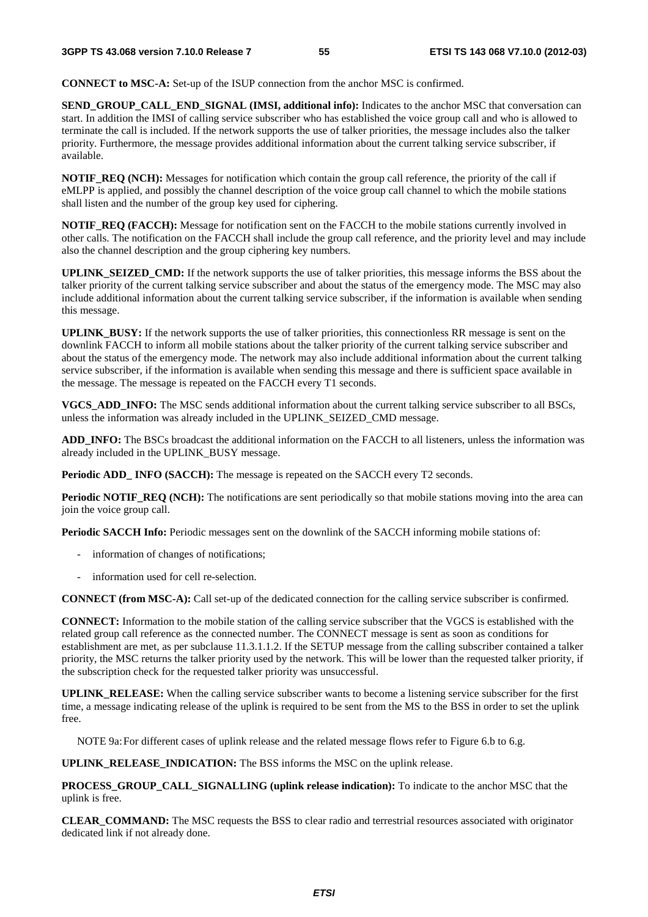**CONNECT to MSC-A:** Set-up of the ISUP connection from the anchor MSC is confirmed.

**SEND_GROUP_CALL_END_SIGNAL (IMSI, additional info):** Indicates to the anchor MSC that conversation can start. In addition the IMSI of calling service subscriber who has established the voice group call and who is allowed to terminate the call is included. If the network supports the use of talker priorities, the message includes also the talker priority. Furthermore, the message provides additional information about the current talking service subscriber, if available.

**NOTIF_REQ (NCH):** Messages for notification which contain the group call reference, the priority of the call if eMLPP is applied, and possibly the channel description of the voice group call channel to which the mobile stations shall listen and the number of the group key used for ciphering.

**NOTIF_REQ (FACCH):** Message for notification sent on the FACCH to the mobile stations currently involved in other calls. The notification on the FACCH shall include the group call reference, and the priority level and may include also the channel description and the group ciphering key numbers.

**UPLINK_SEIZED_CMD:** If the network supports the use of talker priorities, this message informs the BSS about the talker priority of the current talking service subscriber and about the status of the emergency mode. The MSC may also include additional information about the current talking service subscriber, if the information is available when sending this message.

**UPLINK_BUSY:** If the network supports the use of talker priorities, this connectionless RR message is sent on the downlink FACCH to inform all mobile stations about the talker priority of the current talking service subscriber and about the status of the emergency mode. The network may also include additional information about the current talking service subscriber, if the information is available when sending this message and there is sufficient space available in the message. The message is repeated on the FACCH every T1 seconds.

**VGCS_ADD_INFO:** The MSC sends additional information about the current talking service subscriber to all BSCs, unless the information was already included in the UPLINK_SEIZED_CMD message.

**ADD_INFO:** The BSCs broadcast the additional information on the FACCH to all listeners, unless the information was already included in the UPLINK_BUSY message.

**Periodic ADD_ INFO (SACCH):** The message is repeated on the SACCH every T2 seconds.

**Periodic NOTIF_REQ (NCH):** The notifications are sent periodically so that mobile stations moving into the area can join the voice group call.

**Periodic SACCH Info:** Periodic messages sent on the downlink of the SACCH informing mobile stations of:

- information of changes of notifications;
- information used for cell re-selection.

**CONNECT (from MSC-A):** Call set-up of the dedicated connection for the calling service subscriber is confirmed.

**CONNECT:** Information to the mobile station of the calling service subscriber that the VGCS is established with the related group call reference as the connected number. The CONNECT message is sent as soon as conditions for establishment are met, as per subclause 11.3.1.1.2. If the SETUP message from the calling subscriber contained a talker priority, the MSC returns the talker priority used by the network. This will be lower than the requested talker priority, if the subscription check for the requested talker priority was unsuccessful.

**UPLINK_RELEASE:** When the calling service subscriber wants to become a listening service subscriber for the first time, a message indicating release of the uplink is required to be sent from the MS to the BSS in order to set the uplink free.

NOTE 9a: For different cases of uplink release and the related message flows refer to Figure 6.b to 6.g.

**UPLINK_RELEASE_INDICATION:** The BSS informs the MSC on the uplink release.

**PROCESS_GROUP_CALL_SIGNALLING (uplink release indication):** To indicate to the anchor MSC that the uplink is free.

**CLEAR_COMMAND:** The MSC requests the BSS to clear radio and terrestrial resources associated with originator dedicated link if not already done.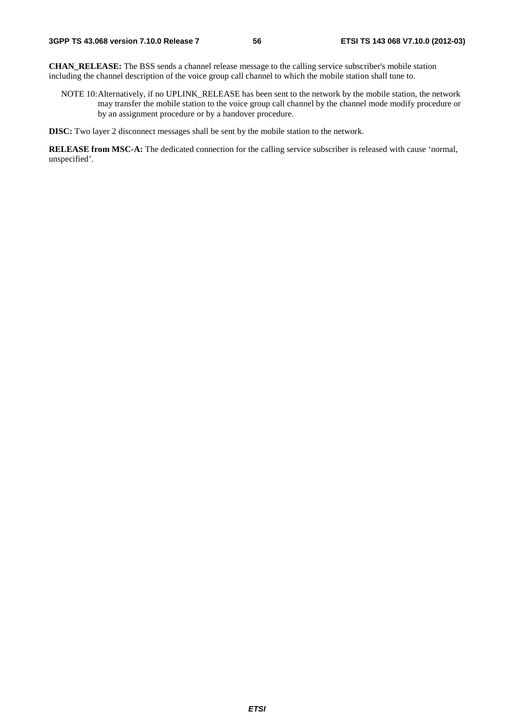**CHAN_RELEASE:** The BSS sends a channel release message to the calling service subscriber's mobile station including the channel description of the voice group call channel to which the mobile station shall tune to.

NOTE 10: Alternatively, if no UPLINK_RELEASE has been sent to the network by the mobile station, the network may transfer the mobile station to the voice group call channel by the channel mode modify procedure or by an assignment procedure or by a handover procedure.

**DISC:** Two layer 2 disconnect messages shall be sent by the mobile station to the network.

**RELEASE from MSC-A:** The dedicated connection for the calling service subscriber is released with cause 'normal, unspecified'.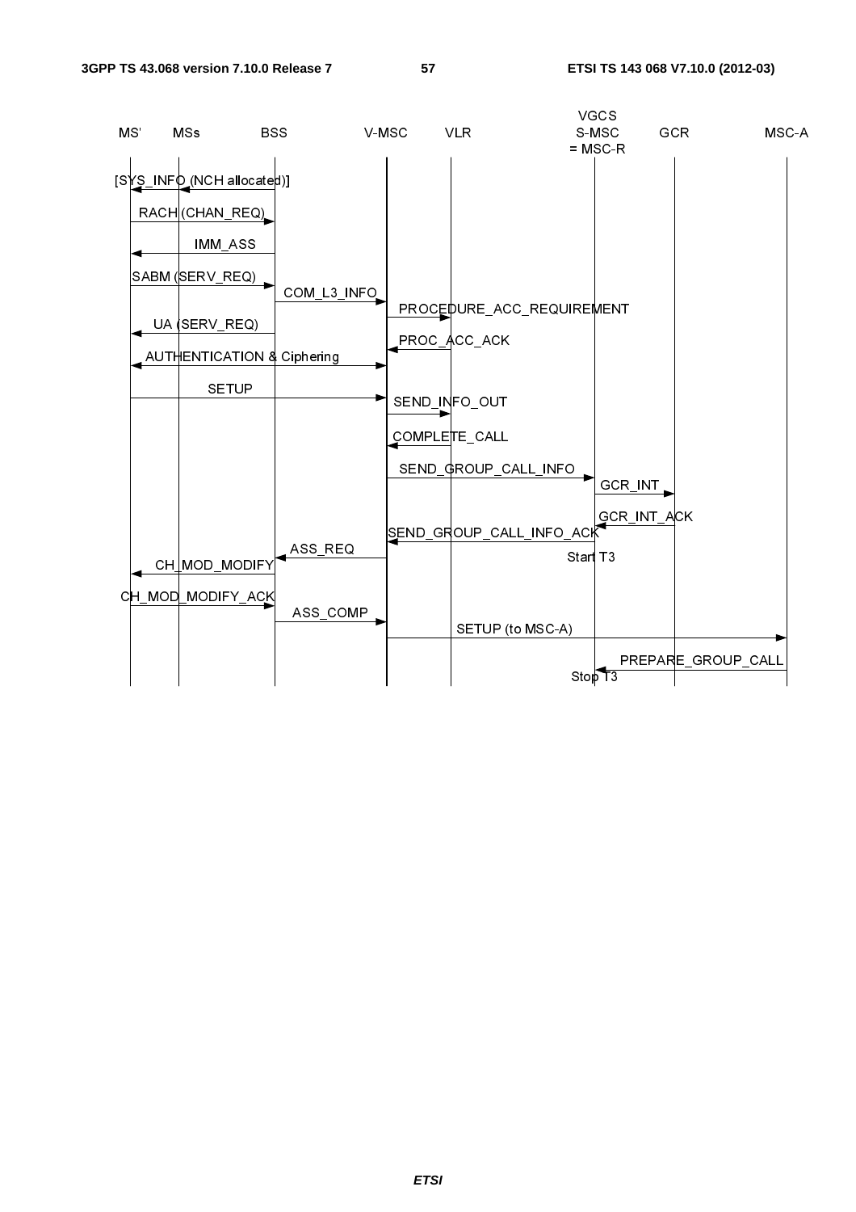MS' MSs BSS V-MSC VLR VGCS S-MSC = MSC-R GCR MSC-A

[SYS_INFO (NCH allocated)]

RACH (CHAN_REQ)

IMM_ASS

SABM (SERV_REQ)

COM_L3_INFO

PROCEDURE_ACC_REQUIREMENT

UA (SERV_REQ)

PROC_ACC_ACK

AUTHENTICATION & Ciphering

SETUP

SEND_INFO_OUT

COMPLETE_CALL

SEND_GROUP_CALL_INFO

GCR_INT

GCR_INT_ACK

SEND_GROUP_CALL_INFO_ACK

Start T3

ASS_REQ

CH_MOD_MODIFY

CH_MOD_MODIFY_ACK

ASS_COMP

SETUP (to MSC-A)

PREPARE_GROUP_CALL

Stop T3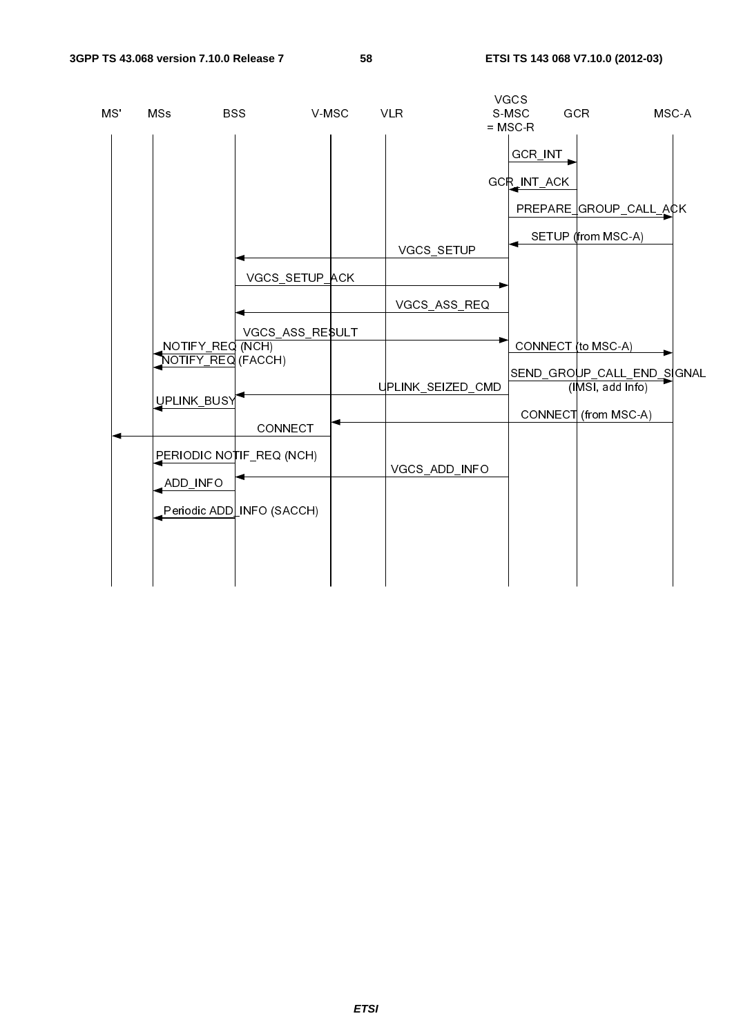MS' | MSs | BSS | V-MSC | VLR | VGCS S-MSC = MSC-R | GCR | MSC-A

- GCR_INT (VGCS S-MSC → GCR)
- GCR_INT_ACK (GCR → VGCS S-MSC)
- PREPARE_GROUP_CALL_ACK (VGCS S-MSC → MSC-A)
- SETUP (from MSC-A) (MSC-A → VGCS S-MSC)
- VGCS_SETUP (VGCS S-MSC → BSS)
- VGCS_SETUP_ACK (BSS → VGCS S-MSC)
- VGCS_ASS_REQ (VGCS S-MSC → BSS)
- VGCS_ASS_RESULT (BSS → VGCS S-MSC)
- NOTIFY_REQ (NCH) (BSS → MSs)
- CONNECT (to MSC-A) (VGCS S-MSC → MSC-A)
- NOTIFY_REQ (FACCH) (BSS → MSs)
- SEND_GROUP_CALL_END_SIGNAL (IMSI, add Info) (VGCS S-MSC → MSC-A)
- UPLINK_SEIZED_CMD (VGCS S-MSC → BSS)
- UPLINK_BUSY (BSS → MSs)
- CONNECT (from MSC-A) (MSC-A → V-MSC)
- CONNECT (V-MSC → MS')
- PERIODIC NOTIF_REQ (NCH) (BSS → MSs)
- VGCS_ADD_INFO (VGCS S-MSC → BSS)
- ADD_INFO (BSS → MSs)
- Periodic ADD_INFO (SACCH) (BSS → MSs)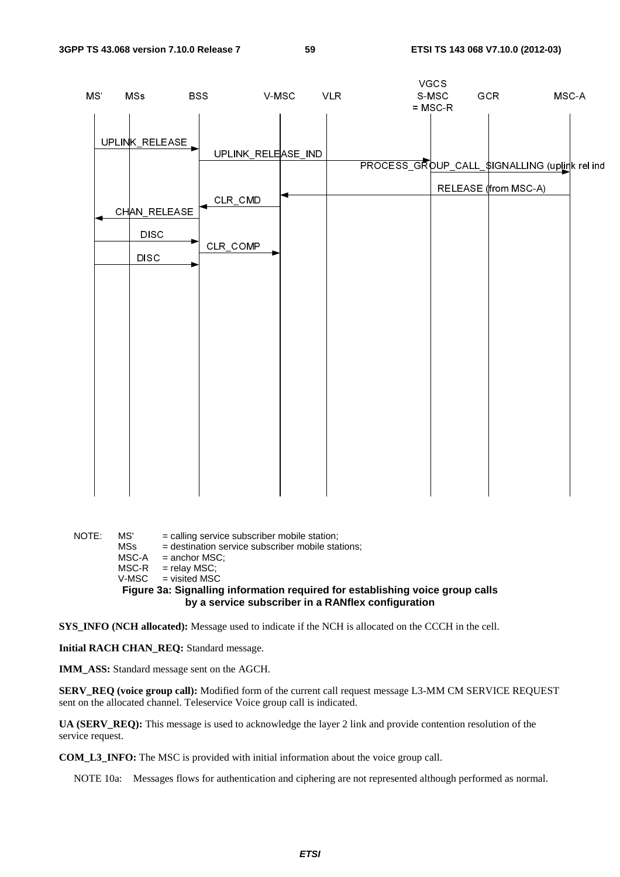| MS' | MSs | BSS | V-MSC | VLR | VGCS S-MSC = MSC-R | GCR | MSC-A |
|---|---|---|---|---|---|---|---|

UPLINK_RELEASE

UPLINK_RELEASE_IND

PROCESS_GROUP_CALL_SIGNALLING (uplink rel ind

RELEASE (from MSC-A)

CLR_CMD

CHAN_RELEASE

DISC

CLR_COMP

DISC

NOTE: MS' = calling service subscriber mobile station;
MSs = destination service subscriber mobile stations;
MSC-A = anchor MSC;
MSC-R = relay MSC;
V-MSC = visited MSC

**Figure 3a: Signalling information required for establishing voice group calls by a service subscriber in a RANflex configuration**

**SYS_INFO (NCH allocated):** Message used to indicate if the NCH is allocated on the CCCH in the cell.

**Initial RACH CHAN_REQ:** Standard message.

**IMM_ASS:** Standard message sent on the AGCH.

**SERV_REQ (voice group call):** Modified form of the current call request message L3-MM CM SERVICE REQUEST sent on the allocated channel. Teleservice Voice group call is indicated.

**UA (SERV_REQ):** This message is used to acknowledge the layer 2 link and provide contention resolution of the service request.

**COM_L3_INFO:** The MSC is provided with initial information about the voice group call.

NOTE 10a: Messages flows for authentication and ciphering are not represented although performed as normal.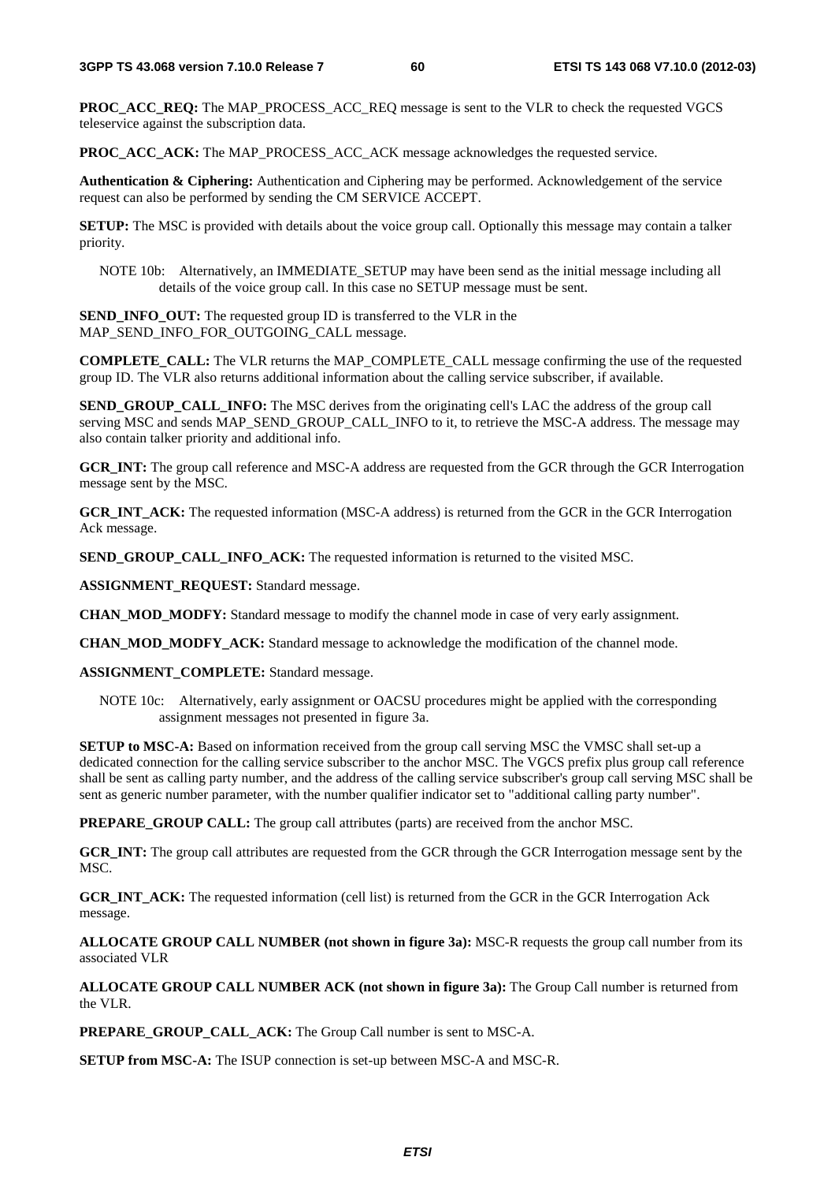**PROC_ACC_REQ:** The MAP_PROCESS_ACC_REQ message is sent to the VLR to check the requested VGCS teleservice against the subscription data.

**PROC_ACC_ACK:** The MAP_PROCESS_ACC_ACK message acknowledges the requested service.

**Authentication & Ciphering:** Authentication and Ciphering may be performed. Acknowledgement of the service request can also be performed by sending the CM SERVICE ACCEPT.

**SETUP:** The MSC is provided with details about the voice group call. Optionally this message may contain a talker priority.

NOTE 10b: Alternatively, an IMMEDIATE_SETUP may have been send as the initial message including all details of the voice group call. In this case no SETUP message must be sent.

**SEND_INFO_OUT:** The requested group ID is transferred to the VLR in the MAP_SEND_INFO_FOR_OUTGOING_CALL message.

**COMPLETE_CALL:** The VLR returns the MAP_COMPLETE_CALL message confirming the use of the requested group ID. The VLR also returns additional information about the calling service subscriber, if available.

**SEND_GROUP_CALL_INFO:** The MSC derives from the originating cell's LAC the address of the group call serving MSC and sends MAP_SEND_GROUP_CALL_INFO to it, to retrieve the MSC-A address. The message may also contain talker priority and additional info.

**GCR_INT:** The group call reference and MSC-A address are requested from the GCR through the GCR Interrogation message sent by the MSC.

**GCR_INT_ACK:** The requested information (MSC-A address) is returned from the GCR in the GCR Interrogation Ack message.

**SEND_GROUP_CALL_INFO_ACK:** The requested information is returned to the visited MSC.

**ASSIGNMENT_REQUEST:** Standard message.

**CHAN_MOD_MODFY:** Standard message to modify the channel mode in case of very early assignment.

**CHAN_MOD_MODFY_ACK:** Standard message to acknowledge the modification of the channel mode.

**ASSIGNMENT_COMPLETE:** Standard message.

NOTE 10c: Alternatively, early assignment or OACSU procedures might be applied with the corresponding assignment messages not presented in figure 3a.

**SETUP to MSC-A:** Based on information received from the group call serving MSC the VMSC shall set-up a dedicated connection for the calling service subscriber to the anchor MSC. The VGCS prefix plus group call reference shall be sent as calling party number, and the address of the calling service subscriber's group call serving MSC shall be sent as generic number parameter, with the number qualifier indicator set to "additional calling party number".

**PREPARE_GROUP CALL:** The group call attributes (parts) are received from the anchor MSC.

**GCR_INT:** The group call attributes are requested from the GCR through the GCR Interrogation message sent by the MSC.

**GCR_INT_ACK:** The requested information (cell list) is returned from the GCR in the GCR Interrogation Ack message.

**ALLOCATE GROUP CALL NUMBER (not shown in figure 3a):** MSC-R requests the group call number from its associated VLR

**ALLOCATE GROUP CALL NUMBER ACK (not shown in figure 3a):** The Group Call number is returned from the VLR.

**PREPARE_GROUP_CALL_ACK:** The Group Call number is sent to MSC-A.

**SETUP from MSC-A:** The ISUP connection is set-up between MSC-A and MSC-R.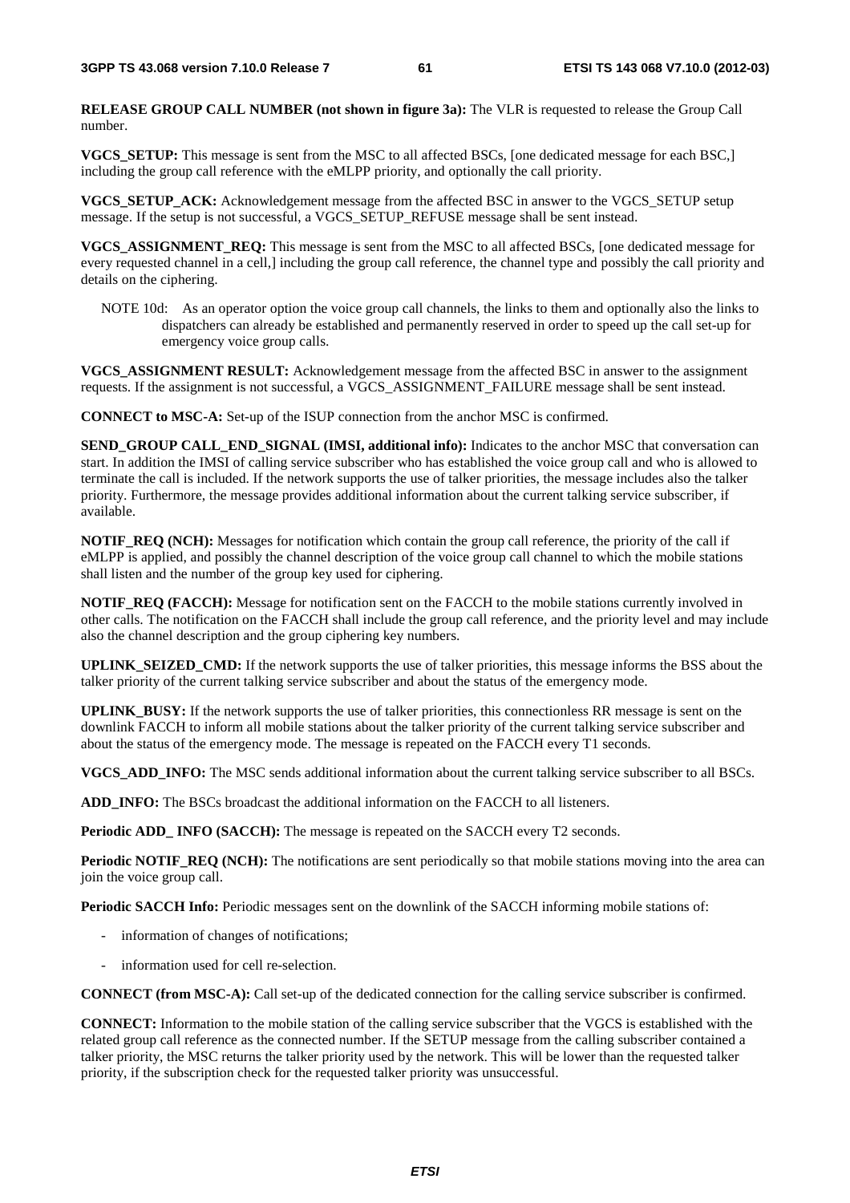**RELEASE GROUP CALL NUMBER (not shown in figure 3a):** The VLR is requested to release the Group Call number.

**VGCS_SETUP:** This message is sent from the MSC to all affected BSCs, [one dedicated message for each BSC,] including the group call reference with the eMLPP priority, and optionally the call priority.

**VGCS_SETUP_ACK:** Acknowledgement message from the affected BSC in answer to the VGCS_SETUP setup message. If the setup is not successful, a VGCS_SETUP_REFUSE message shall be sent instead.

**VGCS_ASSIGNMENT_REQ:** This message is sent from the MSC to all affected BSCs, [one dedicated message for every requested channel in a cell,] including the group call reference, the channel type and possibly the call priority and details on the ciphering.

NOTE 10d: As an operator option the voice group call channels, the links to them and optionally also the links to dispatchers can already be established and permanently reserved in order to speed up the call set-up for emergency voice group calls.

**VGCS_ASSIGNMENT RESULT:** Acknowledgement message from the affected BSC in answer to the assignment requests. If the assignment is not successful, a VGCS_ASSIGNMENT_FAILURE message shall be sent instead.

**CONNECT to MSC-A:** Set-up of the ISUP connection from the anchor MSC is confirmed.

**SEND_GROUP CALL_END_SIGNAL (IMSI, additional info):** Indicates to the anchor MSC that conversation can start. In addition the IMSI of calling service subscriber who has established the voice group call and who is allowed to terminate the call is included. If the network supports the use of talker priorities, the message includes also the talker priority. Furthermore, the message provides additional information about the current talking service subscriber, if available.

**NOTIF_REQ (NCH):** Messages for notification which contain the group call reference, the priority of the call if eMLPP is applied, and possibly the channel description of the voice group call channel to which the mobile stations shall listen and the number of the group key used for ciphering.

**NOTIF_REQ (FACCH):** Message for notification sent on the FACCH to the mobile stations currently involved in other calls. The notification on the FACCH shall include the group call reference, and the priority level and may include also the channel description and the group ciphering key numbers.

**UPLINK_SEIZED_CMD:** If the network supports the use of talker priorities, this message informs the BSS about the talker priority of the current talking service subscriber and about the status of the emergency mode.

**UPLINK_BUSY:** If the network supports the use of talker priorities, this connectionless RR message is sent on the downlink FACCH to inform all mobile stations about the talker priority of the current talking service subscriber and about the status of the emergency mode. The message is repeated on the FACCH every T1 seconds.

**VGCS_ADD_INFO:** The MSC sends additional information about the current talking service subscriber to all BSCs.

**ADD_INFO:** The BSCs broadcast the additional information on the FACCH to all listeners.

**Periodic ADD_ INFO (SACCH):** The message is repeated on the SACCH every T2 seconds.

**Periodic NOTIF_REQ (NCH):** The notifications are sent periodically so that mobile stations moving into the area can join the voice group call.

**Periodic SACCH Info:** Periodic messages sent on the downlink of the SACCH informing mobile stations of:

- information of changes of notifications;
- information used for cell re-selection.

**CONNECT (from MSC-A):** Call set-up of the dedicated connection for the calling service subscriber is confirmed.

**CONNECT:** Information to the mobile station of the calling service subscriber that the VGCS is established with the related group call reference as the connected number. If the SETUP message from the calling subscriber contained a talker priority, the MSC returns the talker priority used by the network. This will be lower than the requested talker priority, if the subscription check for the requested talker priority was unsuccessful.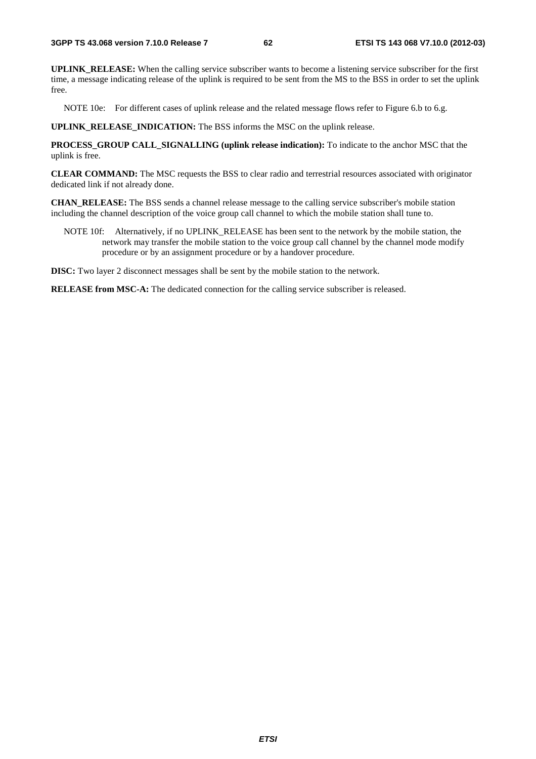**UPLINK_RELEASE:** When the calling service subscriber wants to become a listening service subscriber for the first time, a message indicating release of the uplink is required to be sent from the MS to the BSS in order to set the uplink free.

NOTE 10e: For different cases of uplink release and the related message flows refer to Figure 6.b to 6.g.

**UPLINK_RELEASE_INDICATION:** The BSS informs the MSC on the uplink release.

**PROCESS_GROUP CALL_SIGNALLING (uplink release indication):** To indicate to the anchor MSC that the uplink is free.

**CLEAR COMMAND:** The MSC requests the BSS to clear radio and terrestrial resources associated with originator dedicated link if not already done.

**CHAN_RELEASE:** The BSS sends a channel release message to the calling service subscriber's mobile station including the channel description of the voice group call channel to which the mobile station shall tune to.

NOTE 10f: Alternatively, if no UPLINK_RELEASE has been sent to the network by the mobile station, the network may transfer the mobile station to the voice group call channel by the channel mode modify procedure or by an assignment procedure or by a handover procedure.

**DISC:** Two layer 2 disconnect messages shall be sent by the mobile station to the network.

**RELEASE from MSC-A:** The dedicated connection for the calling service subscriber is released.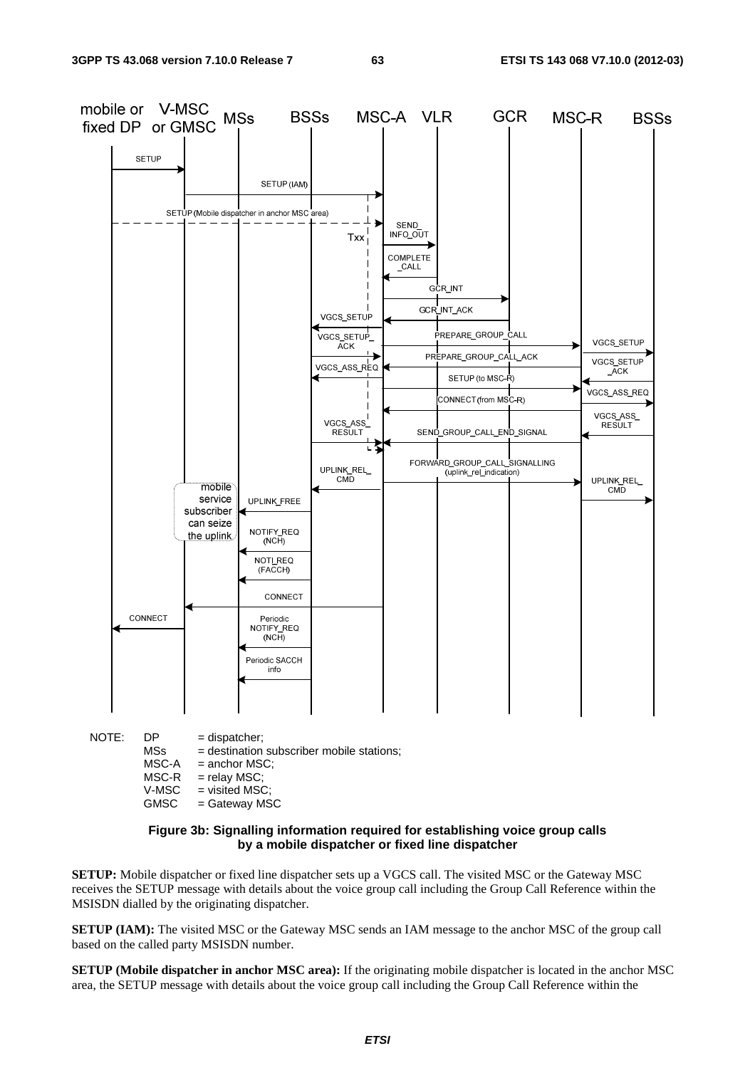NOTE: DP = dispatcher;
MSs = destination subscriber mobile stations;
MSC-A = anchor MSC;
MSC-R = relay MSC;
V-MSC = visited MSC;
GMSC = Gateway MSC

**Figure 3b: Signalling information required for establishing voice group calls by a mobile dispatcher or fixed line dispatcher**

**SETUP:** Mobile dispatcher or fixed line dispatcher sets up a VGCS call. The visited MSC or the Gateway MSC receives the SETUP message with details about the voice group call including the Group Call Reference within the MSISDN dialled by the originating dispatcher.

**SETUP (IAM):** The visited MSC or the Gateway MSC sends an IAM message to the anchor MSC of the group call based on the called party MSISDN number.

**SETUP (Mobile dispatcher in anchor MSC area):** If the originating mobile dispatcher is located in the anchor MSC area, the SETUP message with details about the voice group call including the Group Call Reference within the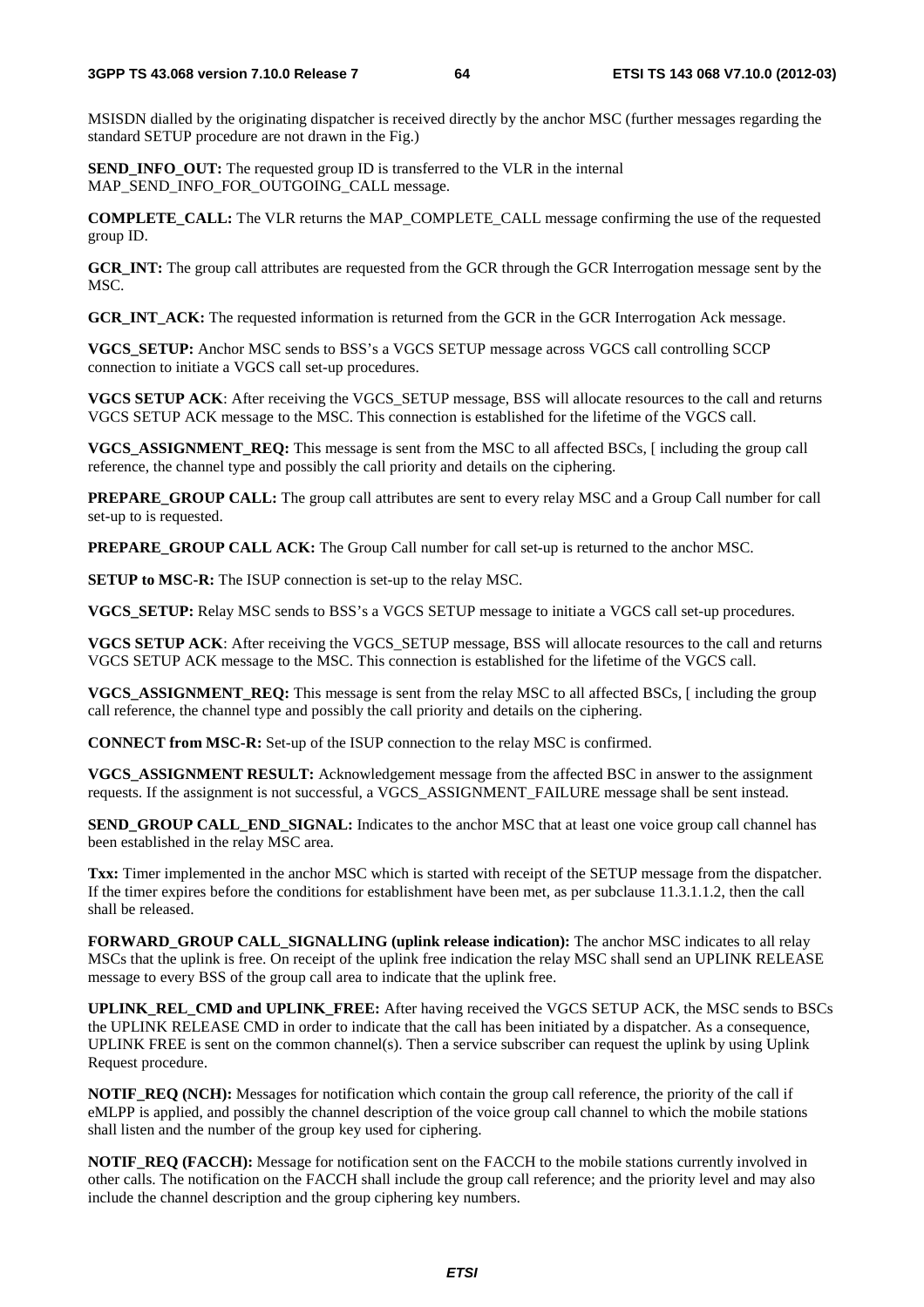MSISDN dialled by the originating dispatcher is received directly by the anchor MSC (further messages regarding the standard SETUP procedure are not drawn in the Fig.)

**SEND_INFO_OUT:** The requested group ID is transferred to the VLR in the internal MAP_SEND_INFO_FOR_OUTGOING_CALL message.

**COMPLETE_CALL:** The VLR returns the MAP_COMPLETE_CALL message confirming the use of the requested group ID.

**GCR_INT:** The group call attributes are requested from the GCR through the GCR Interrogation message sent by the MSC.

**GCR_INT_ACK:** The requested information is returned from the GCR in the GCR Interrogation Ack message.

**VGCS_SETUP:** Anchor MSC sends to BSS's a VGCS SETUP message across VGCS call controlling SCCP connection to initiate a VGCS call set-up procedures.

**VGCS SETUP ACK**: After receiving the VGCS_SETUP message, BSS will allocate resources to the call and returns VGCS SETUP ACK message to the MSC. This connection is established for the lifetime of the VGCS call.

**VGCS_ASSIGNMENT_REQ:** This message is sent from the MSC to all affected BSCs, [ including the group call reference, the channel type and possibly the call priority and details on the ciphering.

**PREPARE_GROUP CALL:** The group call attributes are sent to every relay MSC and a Group Call number for call set-up to is requested.

**PREPARE_GROUP CALL ACK:** The Group Call number for call set-up is returned to the anchor MSC.

**SETUP to MSC-R:** The ISUP connection is set-up to the relay MSC.

**VGCS_SETUP:** Relay MSC sends to BSS's a VGCS SETUP message to initiate a VGCS call set-up procedures.

**VGCS SETUP ACK**: After receiving the VGCS_SETUP message, BSS will allocate resources to the call and returns VGCS SETUP ACK message to the MSC. This connection is established for the lifetime of the VGCS call.

**VGCS_ASSIGNMENT_REQ:** This message is sent from the relay MSC to all affected BSCs, [ including the group call reference, the channel type and possibly the call priority and details on the ciphering.

**CONNECT from MSC-R:** Set-up of the ISUP connection to the relay MSC is confirmed.

**VGCS_ASSIGNMENT RESULT:** Acknowledgement message from the affected BSC in answer to the assignment requests. If the assignment is not successful, a VGCS_ASSIGNMENT_FAILURE message shall be sent instead.

**SEND_GROUP CALL_END_SIGNAL:** Indicates to the anchor MSC that at least one voice group call channel has been established in the relay MSC area.

**Txx:** Timer implemented in the anchor MSC which is started with receipt of the SETUP message from the dispatcher. If the timer expires before the conditions for establishment have been met, as per subclause 11.3.1.1.2, then the call shall be released.

**FORWARD_GROUP CALL_SIGNALLING (uplink release indication):** The anchor MSC indicates to all relay MSCs that the uplink is free. On receipt of the uplink free indication the relay MSC shall send an UPLINK RELEASE message to every BSS of the group call area to indicate that the uplink free.

**UPLINK_REL_CMD and UPLINK_FREE:** After having received the VGCS SETUP ACK, the MSC sends to BSCs the UPLINK RELEASE CMD in order to indicate that the call has been initiated by a dispatcher. As a consequence, UPLINK FREE is sent on the common channel(s). Then a service subscriber can request the uplink by using Uplink Request procedure.

**NOTIF_REQ (NCH):** Messages for notification which contain the group call reference, the priority of the call if eMLPP is applied, and possibly the channel description of the voice group call channel to which the mobile stations shall listen and the number of the group key used for ciphering.

**NOTIF_REQ (FACCH):** Message for notification sent on the FACCH to the mobile stations currently involved in other calls. The notification on the FACCH shall include the group call reference; and the priority level and may also include the channel description and the group ciphering key numbers.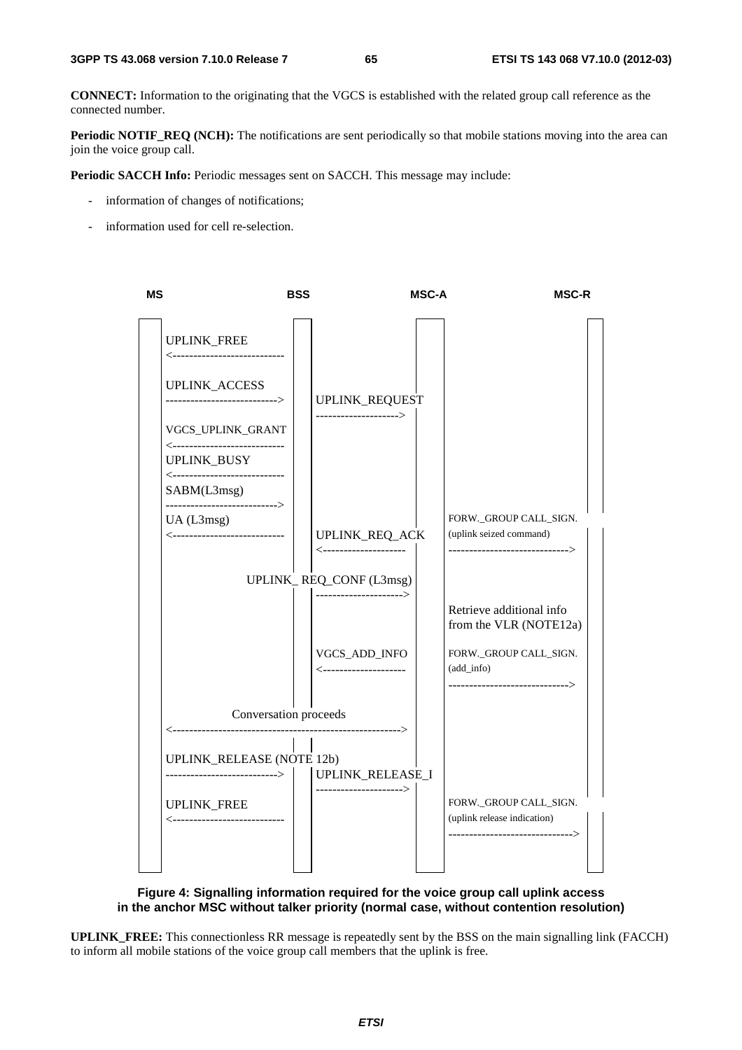**CONNECT:** Information to the originating that the VGCS is established with the related group call reference as the connected number.

**Periodic NOTIF_REQ (NCH):** The notifications are sent periodically so that mobile stations moving into the area can join the voice group call.

**Periodic SACCH Info:** Periodic messages sent on SACCH. This message may include:

- information of changes of notifications;
- information used for cell re-selection.

```
MS                          BSS                    MSC-A                      MSC-R

UPLINK_FREE
<---------------------------

UPLINK_ACCESS
--------------------------->   UPLINK_REQUEST
                               -------------------->
VGCS_UPLINK_GRANT
<---------------------------
UPLINK_BUSY
<---------------------------
SABM(L3msg)
--------------------------->                           FORW._GROUP CALL_SIGN.
UA (L3msg)                     UPLINK_REQ_ACK          (uplink seized command)
<---------------------------   <--------------------   ----------------------------->

                UPLINK_ REQ_CONF (L3msg)
                               --------------------->
                                                       Retrieve additional info
                                                       from the VLR (NOTE12a)

                               VGCS_ADD_INFO           FORW._GROUP CALL_SIGN.
                               <--------------------   (add_info)
                                                       ----------------------------->

              Conversation proceeds
<------------------------------------------------------>

UPLINK_RELEASE (NOTE 12b)
--------------------------->   UPLINK_RELEASE_I
                               --------------------->
UPLINK_FREE                                            FORW._GROUP CALL_SIGN.
<---------------------------                           (uplink release indication)
                                                       ------------------------------>
```

**Figure 4: Signalling information required for the voice group call uplink access in the anchor MSC without talker priority (normal case, without contention resolution)**

**UPLINK_FREE:** This connectionless RR message is repeatedly sent by the BSS on the main signalling link (FACCH) to inform all mobile stations of the voice group call members that the uplink is free.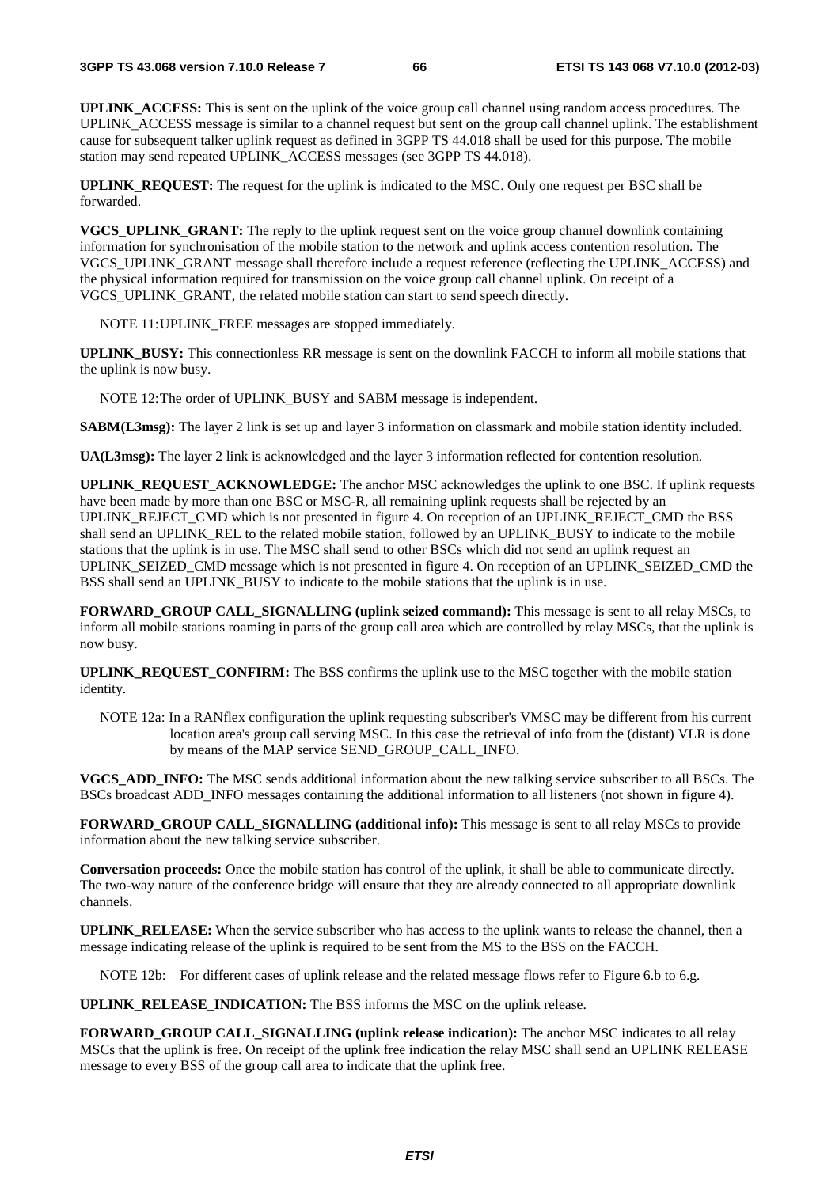**UPLINK_ACCESS:** This is sent on the uplink of the voice group call channel using random access procedures. The UPLINK_ACCESS message is similar to a channel request but sent on the group call channel uplink. The establishment cause for subsequent talker uplink request as defined in 3GPP TS 44.018 shall be used for this purpose. The mobile station may send repeated UPLINK_ACCESS messages (see 3GPP TS 44.018).

**UPLINK_REQUEST:** The request for the uplink is indicated to the MSC. Only one request per BSC shall be forwarded.

**VGCS_UPLINK_GRANT:** The reply to the uplink request sent on the voice group channel downlink containing information for synchronisation of the mobile station to the network and uplink access contention resolution. The VGCS_UPLINK_GRANT message shall therefore include a request reference (reflecting the UPLINK_ACCESS) and the physical information required for transmission on the voice group call channel uplink. On receipt of a VGCS_UPLINK_GRANT, the related mobile station can start to send speech directly.

NOTE 11: UPLINK_FREE messages are stopped immediately.

**UPLINK_BUSY:** This connectionless RR message is sent on the downlink FACCH to inform all mobile stations that the uplink is now busy.

NOTE 12: The order of UPLINK_BUSY and SABM message is independent.

**SABM(L3msg):** The layer 2 link is set up and layer 3 information on classmark and mobile station identity included.

**UA(L3msg):** The layer 2 link is acknowledged and the layer 3 information reflected for contention resolution.

**UPLINK_REQUEST_ACKNOWLEDGE:** The anchor MSC acknowledges the uplink to one BSC. If uplink requests have been made by more than one BSC or MSC-R, all remaining uplink requests shall be rejected by an UPLINK_REJECT_CMD which is not presented in figure 4. On reception of an UPLINK_REJECT_CMD the BSS shall send an UPLINK_REL to the related mobile station, followed by an UPLINK_BUSY to indicate to the mobile stations that the uplink is in use. The MSC shall send to other BSCs which did not send an uplink request an UPLINK_SEIZED_CMD message which is not presented in figure 4. On reception of an UPLINK_SEIZED_CMD the BSS shall send an UPLINK_BUSY to indicate to the mobile stations that the uplink is in use.

**FORWARD_GROUP CALL_SIGNALLING (uplink seized command):** This message is sent to all relay MSCs, to inform all mobile stations roaming in parts of the group call area which are controlled by relay MSCs, that the uplink is now busy.

**UPLINK_REQUEST_CONFIRM:** The BSS confirms the uplink use to the MSC together with the mobile station identity.

NOTE 12a: In a RANflex configuration the uplink requesting subscriber's VMSC may be different from his current location area's group call serving MSC. In this case the retrieval of info from the (distant) VLR is done by means of the MAP service SEND_GROUP_CALL_INFO.

**VGCS_ADD_INFO:** The MSC sends additional information about the new talking service subscriber to all BSCs. The BSCs broadcast ADD_INFO messages containing the additional information to all listeners (not shown in figure 4).

**FORWARD_GROUP CALL_SIGNALLING (additional info):** This message is sent to all relay MSCs to provide information about the new talking service subscriber.

**Conversation proceeds:** Once the mobile station has control of the uplink, it shall be able to communicate directly. The two-way nature of the conference bridge will ensure that they are already connected to all appropriate downlink channels.

**UPLINK_RELEASE:** When the service subscriber who has access to the uplink wants to release the channel, then a message indicating release of the uplink is required to be sent from the MS to the BSS on the FACCH.

NOTE 12b: For different cases of uplink release and the related message flows refer to Figure 6.b to 6.g.

**UPLINK_RELEASE_INDICATION:** The BSS informs the MSC on the uplink release.

**FORWARD_GROUP CALL_SIGNALLING (uplink release indication):** The anchor MSC indicates to all relay MSCs that the uplink is free. On receipt of the uplink free indication the relay MSC shall send an UPLINK RELEASE message to every BSS of the group call area to indicate that the uplink free.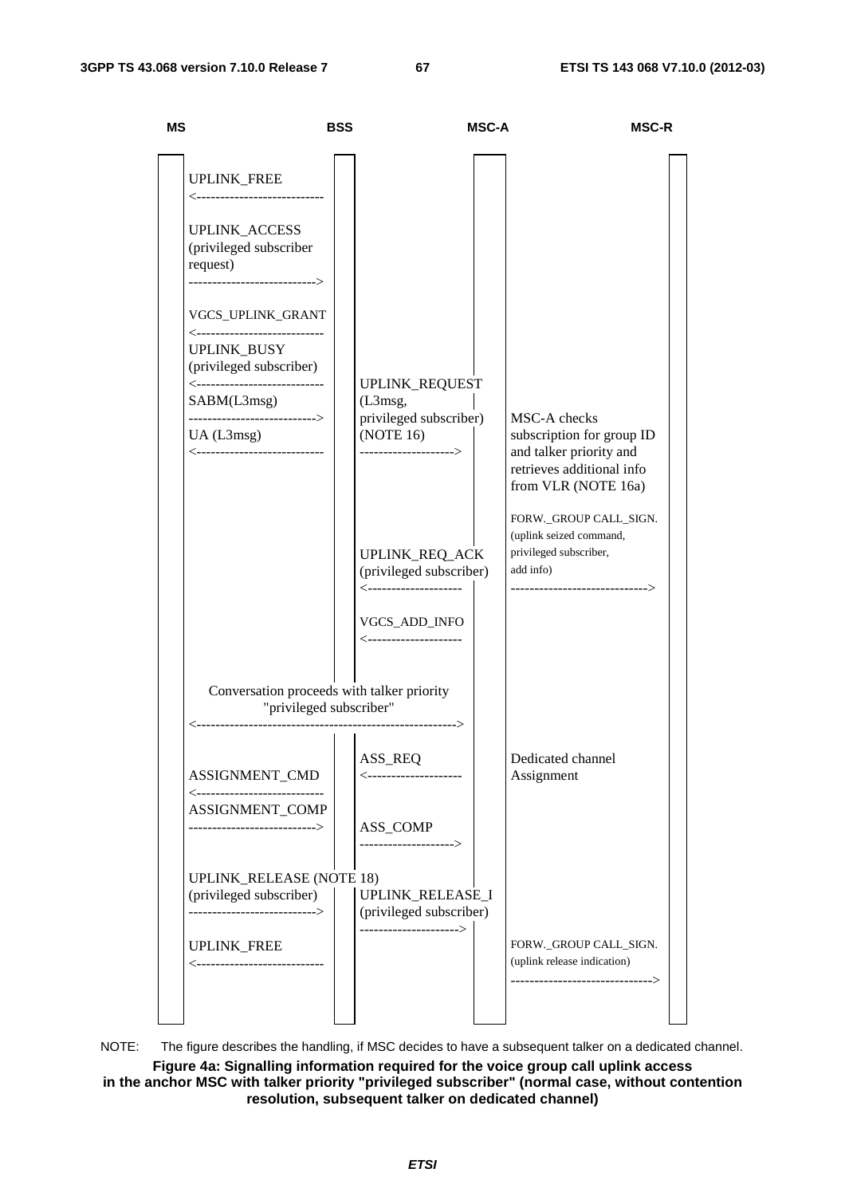| MS | | BSS | | MSC-A | | MSC-R |
|---|---|---|---|---|---|---|
| | UPLINK_FREE <--------------------------- | | | | | |
| | UPLINK_ACCESS (privileged subscriber request) ---------------------------> | | | | | |
| | VGCS_UPLINK_GRANT <--------------------------- | | | | | |
| | UPLINK_BUSY (privileged subscriber) <--------------------------- | | UPLINK_REQUEST (L3msg, privileged subscriber) (NOTE 16) --------------------> | | MSC-A checks subscription for group ID and talker priority and retrieves additional info from VLR (NOTE 16a) | |
| | SABM(L3msg) ---------------------------> | | | | | |
| | UA (L3msg) <--------------------------- | | | | | |
| | | | UPLINK_REQ_ACK (privileged subscriber) <-------------------- | | FORW._GROUP CALL_SIGN. (uplink seized command, privileged subscriber, add info) -----------------------------> | |
| | | | VGCS_ADD_INFO <-------------------- | | | |
| | Conversation proceeds with talker priority "privileged subscriber" <------------------------------------------------------> | | | | | |
| | ASSIGNMENT_CMD <--------------------------- | | ASS_REQ <-------------------- | | Dedicated channel Assignment | |
| | ASSIGNMENT_COMP ---------------------------> | | ASS_COMP --------------------> | | | |
| | UPLINK_RELEASE (NOTE 18) (privileged subscriber) ---------------------------> | | UPLINK_RELEASE_I (privileged subscriber) ---------------------> | | | |
| | UPLINK_FREE <--------------------------- | | | | FORW._GROUP CALL_SIGN. (uplink release indication) ------------------------------> | |

NOTE: The figure describes the handling, if MSC decides to have a subsequent talker on a dedicated channel.

**Figure 4a: Signalling information required for the voice group call uplink access in the anchor MSC with talker priority "privileged subscriber" (normal case, without contention resolution, subsequent talker on dedicated channel)**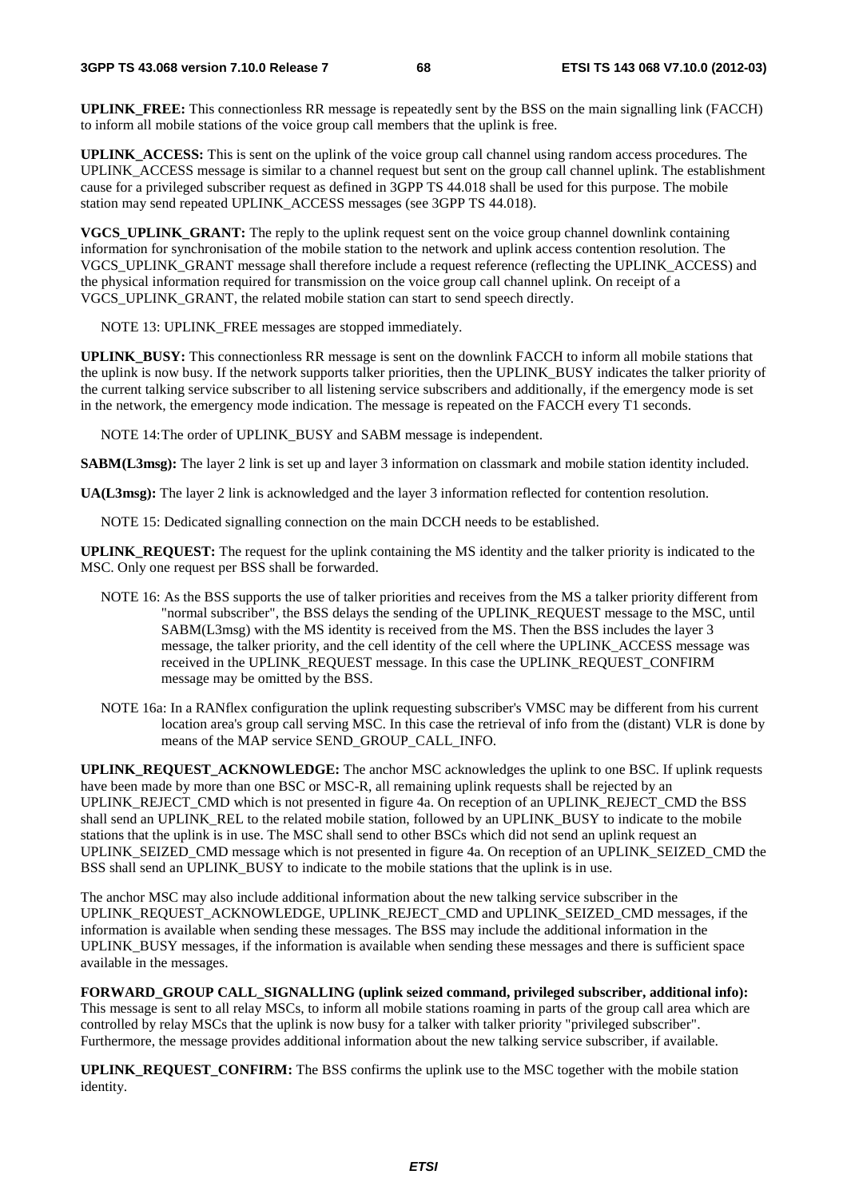**UPLINK_FREE:** This connectionless RR message is repeatedly sent by the BSS on the main signalling link (FACCH) to inform all mobile stations of the voice group call members that the uplink is free.

**UPLINK_ACCESS:** This is sent on the uplink of the voice group call channel using random access procedures. The UPLINK_ACCESS message is similar to a channel request but sent on the group call channel uplink. The establishment cause for a privileged subscriber request as defined in 3GPP TS 44.018 shall be used for this purpose. The mobile station may send repeated UPLINK_ACCESS messages (see 3GPP TS 44.018).

**VGCS_UPLINK_GRANT:** The reply to the uplink request sent on the voice group channel downlink containing information for synchronisation of the mobile station to the network and uplink access contention resolution. The VGCS_UPLINK_GRANT message shall therefore include a request reference (reflecting the UPLINK_ACCESS) and the physical information required for transmission on the voice group call channel uplink. On receipt of a VGCS_UPLINK_GRANT, the related mobile station can start to send speech directly.

NOTE 13: UPLINK_FREE messages are stopped immediately.

**UPLINK_BUSY:** This connectionless RR message is sent on the downlink FACCH to inform all mobile stations that the uplink is now busy. If the network supports talker priorities, then the UPLINK_BUSY indicates the talker priority of the current talking service subscriber to all listening service subscribers and additionally, if the emergency mode is set in the network, the emergency mode indication. The message is repeated on the FACCH every T1 seconds.

NOTE 14: The order of UPLINK_BUSY and SABM message is independent.

**SABM(L3msg):** The layer 2 link is set up and layer 3 information on classmark and mobile station identity included.

**UA(L3msg):** The layer 2 link is acknowledged and the layer 3 information reflected for contention resolution.

NOTE 15: Dedicated signalling connection on the main DCCH needs to be established.

**UPLINK_REQUEST:** The request for the uplink containing the MS identity and the talker priority is indicated to the MSC. Only one request per BSS shall be forwarded.

NOTE 16: As the BSS supports the use of talker priorities and receives from the MS a talker priority different from "normal subscriber", the BSS delays the sending of the UPLINK_REQUEST message to the MSC, until SABM(L3msg) with the MS identity is received from the MS. Then the BSS includes the layer 3 message, the talker priority, and the cell identity of the cell where the UPLINK_ACCESS message was received in the UPLINK_REQUEST message. In this case the UPLINK_REQUEST_CONFIRM message may be omitted by the BSS.

NOTE 16a: In a RANflex configuration the uplink requesting subscriber's VMSC may be different from his current location area's group call serving MSC. In this case the retrieval of info from the (distant) VLR is done by means of the MAP service SEND_GROUP_CALL_INFO.

**UPLINK_REQUEST_ACKNOWLEDGE:** The anchor MSC acknowledges the uplink to one BSC. If uplink requests have been made by more than one BSC or MSC-R, all remaining uplink requests shall be rejected by an UPLINK_REJECT_CMD which is not presented in figure 4a. On reception of an UPLINK_REJECT_CMD the BSS shall send an UPLINK_REL to the related mobile station, followed by an UPLINK_BUSY to indicate to the mobile stations that the uplink is in use. The MSC shall send to other BSCs which did not send an uplink request an UPLINK_SEIZED_CMD message which is not presented in figure 4a. On reception of an UPLINK_SEIZED_CMD the BSS shall send an UPLINK_BUSY to indicate to the mobile stations that the uplink is in use.

The anchor MSC may also include additional information about the new talking service subscriber in the UPLINK_REQUEST_ACKNOWLEDGE, UPLINK_REJECT_CMD and UPLINK_SEIZED_CMD messages, if the information is available when sending these messages. The BSS may include the additional information in the UPLINK_BUSY messages, if the information is available when sending these messages and there is sufficient space available in the messages.

**FORWARD_GROUP CALL_SIGNALLING (uplink seized command, privileged subscriber, additional info):** This message is sent to all relay MSCs, to inform all mobile stations roaming in parts of the group call area which are controlled by relay MSCs that the uplink is now busy for a talker with talker priority "privileged subscriber". Furthermore, the message provides additional information about the new talking service subscriber, if available.

**UPLINK_REQUEST_CONFIRM:** The BSS confirms the uplink use to the MSC together with the mobile station identity.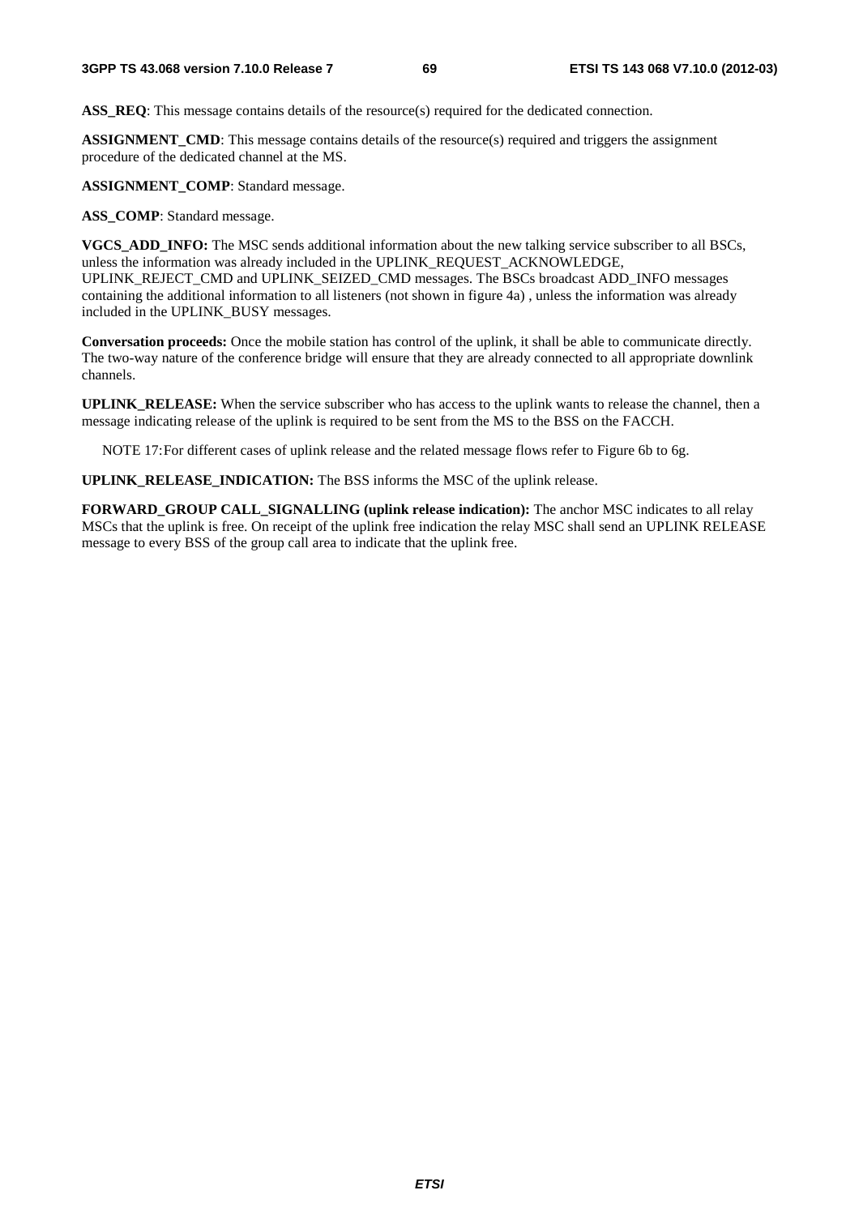**ASS_REQ**: This message contains details of the resource(s) required for the dedicated connection.

**ASSIGNMENT_CMD**: This message contains details of the resource(s) required and triggers the assignment procedure of the dedicated channel at the MS.

**ASSIGNMENT_COMP**: Standard message.

**ASS_COMP**: Standard message.

**VGCS_ADD_INFO:** The MSC sends additional information about the new talking service subscriber to all BSCs, unless the information was already included in the UPLINK_REQUEST_ACKNOWLEDGE, UPLINK_REJECT_CMD and UPLINK_SEIZED_CMD messages. The BSCs broadcast ADD_INFO messages containing the additional information to all listeners (not shown in figure 4a) , unless the information was already included in the UPLINK_BUSY messages.

**Conversation proceeds:** Once the mobile station has control of the uplink, it shall be able to communicate directly. The two-way nature of the conference bridge will ensure that they are already connected to all appropriate downlink channels.

**UPLINK_RELEASE:** When the service subscriber who has access to the uplink wants to release the channel, then a message indicating release of the uplink is required to be sent from the MS to the BSS on the FACCH.

NOTE 17: For different cases of uplink release and the related message flows refer to Figure 6b to 6g.

**UPLINK_RELEASE_INDICATION:** The BSS informs the MSC of the uplink release.

**FORWARD_GROUP CALL_SIGNALLING (uplink release indication):** The anchor MSC indicates to all relay MSCs that the uplink is free. On receipt of the uplink free indication the relay MSC shall send an UPLINK RELEASE message to every BSS of the group call area to indicate that the uplink free.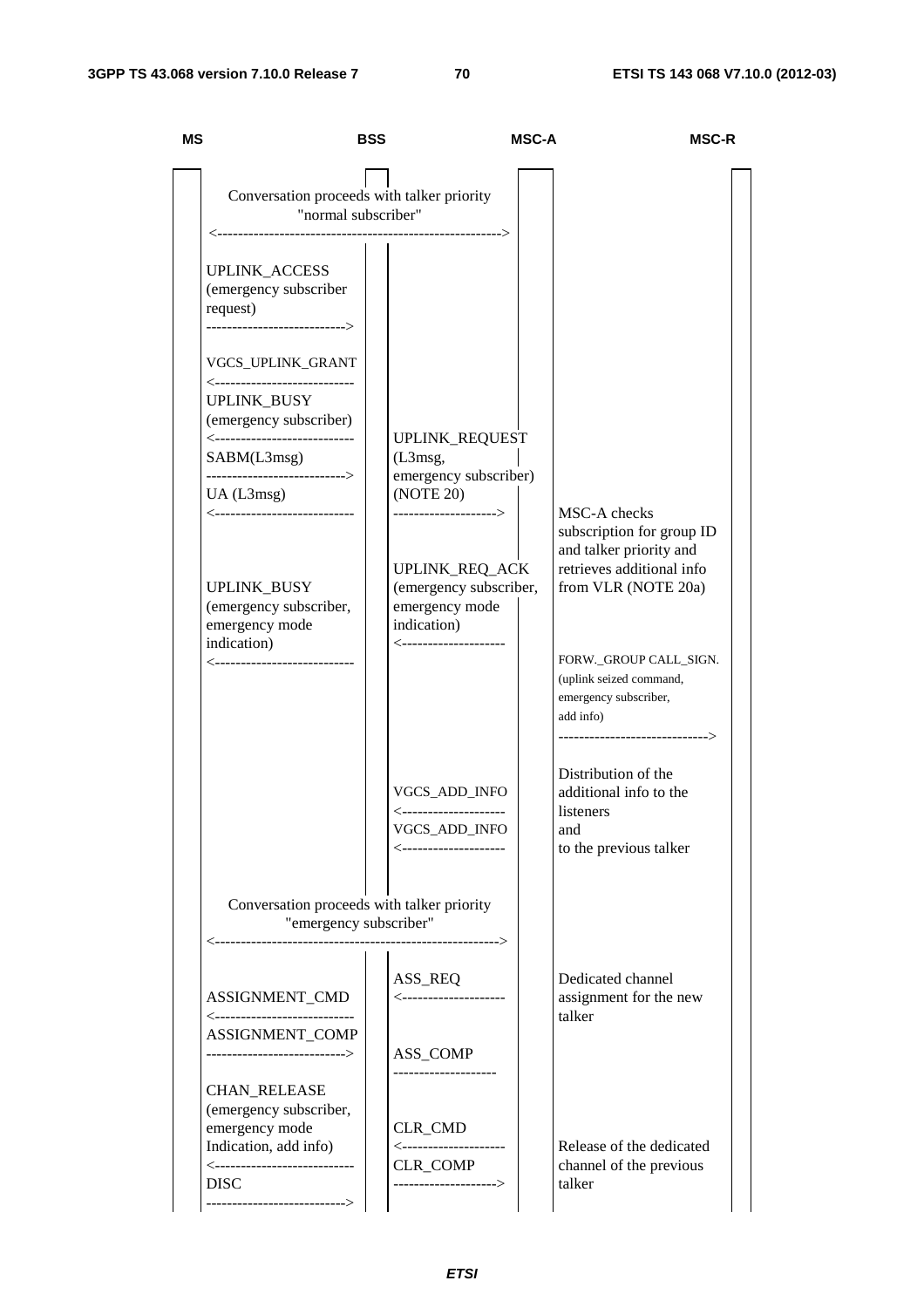| MS | | BSS | | MSC-A | MSC-R |
|---|---|---|---|---|---|
| Conversation proceeds with talker priority "normal subscriber" <------------------------------------------------------> | | | | | |
| UPLINK_ACCESS (emergency subscriber request) --------------------------> | | | | | |
| VGCS_UPLINK_GRANT <-------------------------- | | | | | |
| UPLINK_BUSY (emergency subscriber) <-------------------------- | | UPLINK_REQUEST (L3msg, emergency subscriber) (NOTE 20) --------------------> | | | |
| SABM(L3msg) --------------------------> | | | | | |
| UA (L3msg) <-------------------------- | | | | MSC-A checks subscription for group ID and talker priority and retrieves additional info from VLR (NOTE 20a) | |
| UPLINK_BUSY (emergency subscriber, emergency mode indication) <-------------------------- | | UPLINK_REQ_ACK (emergency subscriber, emergency mode indication) <-------------------- | | | |
| | | | | FORW._GROUP CALL_SIGN. (uplink seized command, emergency subscriber, add info) -----------------------------> | |
| | | VGCS_ADD_INFO <-------------------- | | Distribution of the additional info to the listeners | |
| | | VGCS_ADD_INFO <-------------------- | | and to the previous talker | |
| Conversation proceeds with talker priority "emergency subscriber" <------------------------------------------------------> | | | | | |
| ASSIGNMENT_CMD <-------------------------- | | ASS_REQ <-------------------- | | Dedicated channel assignment for the new talker | |
| ASSIGNMENT_COMP --------------------------> | | ASS_COMP -------------------- | | | |
| CHAN_RELEASE (emergency subscriber, emergency mode Indication, add info) <-------------------------- | | CLR_CMD <-------------------- | | Release of the dedicated channel of the previous talker | |
| DISC --------------------------> | | CLR_COMP --------------------> | | | |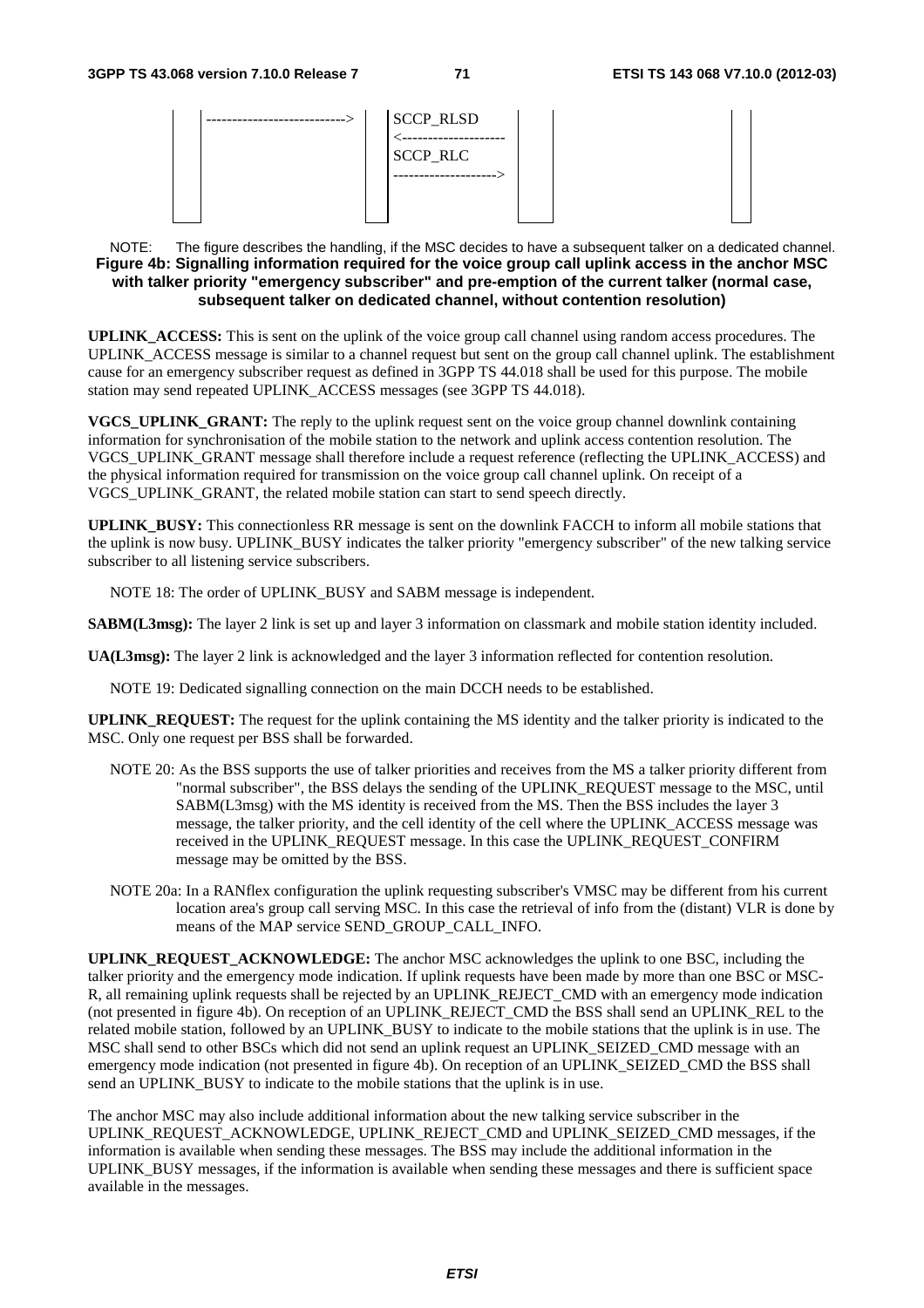```
   |  --------------------------->  |  | SCCP_RLSD            |  |  |
   |                                |  | <--------------------  |  |
   |                                |  | SCCP_RLC             |  |  |
   |                                |  | -------------------->  |  |
```

NOTE: The figure describes the handling, if the MSC decides to have a subsequent talker on a dedicated channel.

**Figure 4b: Signalling information required for the voice group call uplink access in the anchor MSC with talker priority "emergency subscriber" and pre-emption of the current talker (normal case, subsequent talker on dedicated channel, without contention resolution)**

**UPLINK_ACCESS:** This is sent on the uplink of the voice group call channel using random access procedures. The UPLINK_ACCESS message is similar to a channel request but sent on the group call channel uplink. The establishment cause for an emergency subscriber request as defined in 3GPP TS 44.018 shall be used for this purpose. The mobile station may send repeated UPLINK_ACCESS messages (see 3GPP TS 44.018).

**VGCS_UPLINK_GRANT:** The reply to the uplink request sent on the voice group channel downlink containing information for synchronisation of the mobile station to the network and uplink access contention resolution. The VGCS_UPLINK_GRANT message shall therefore include a request reference (reflecting the UPLINK_ACCESS) and the physical information required for transmission on the voice group call channel uplink. On receipt of a VGCS_UPLINK_GRANT, the related mobile station can start to send speech directly.

**UPLINK_BUSY:** This connectionless RR message is sent on the downlink FACCH to inform all mobile stations that the uplink is now busy. UPLINK_BUSY indicates the talker priority "emergency subscriber" of the new talking service subscriber to all listening service subscribers.

NOTE 18: The order of UPLINK_BUSY and SABM message is independent.

**SABM(L3msg):** The layer 2 link is set up and layer 3 information on classmark and mobile station identity included.

**UA(L3msg):** The layer 2 link is acknowledged and the layer 3 information reflected for contention resolution.

NOTE 19: Dedicated signalling connection on the main DCCH needs to be established.

**UPLINK_REQUEST:** The request for the uplink containing the MS identity and the talker priority is indicated to the MSC. Only one request per BSS shall be forwarded.

NOTE 20: As the BSS supports the use of talker priorities and receives from the MS a talker priority different from "normal subscriber", the BSS delays the sending of the UPLINK_REQUEST message to the MSC, until SABM(L3msg) with the MS identity is received from the MS. Then the BSS includes the layer 3 message, the talker priority, and the cell identity of the cell where the UPLINK_ACCESS message was received in the UPLINK_REQUEST message. In this case the UPLINK_REQUEST_CONFIRM message may be omitted by the BSS.

NOTE 20a: In a RANflex configuration the uplink requesting subscriber's VMSC may be different from his current location area's group call serving MSC. In this case the retrieval of info from the (distant) VLR is done by means of the MAP service SEND_GROUP_CALL_INFO.

**UPLINK_REQUEST_ACKNOWLEDGE:** The anchor MSC acknowledges the uplink to one BSC, including the talker priority and the emergency mode indication. If uplink requests have been made by more than one BSC or MSC-R, all remaining uplink requests shall be rejected by an UPLINK_REJECT_CMD with an emergency mode indication (not presented in figure 4b). On reception of an UPLINK_REJECT_CMD the BSS shall send an UPLINK_REL to the related mobile station, followed by an UPLINK_BUSY to indicate to the mobile stations that the uplink is in use. The MSC shall send to other BSCs which did not send an uplink request an UPLINK_SEIZED_CMD message with an emergency mode indication (not presented in figure 4b). On reception of an UPLINK_SEIZED_CMD the BSS shall send an UPLINK_BUSY to indicate to the mobile stations that the uplink is in use.

The anchor MSC may also include additional information about the new talking service subscriber in the UPLINK_REQUEST_ACKNOWLEDGE, UPLINK_REJECT_CMD and UPLINK_SEIZED_CMD messages, if the information is available when sending these messages. The BSS may include the additional information in the UPLINK_BUSY messages, if the information is available when sending these messages and there is sufficient space available in the messages.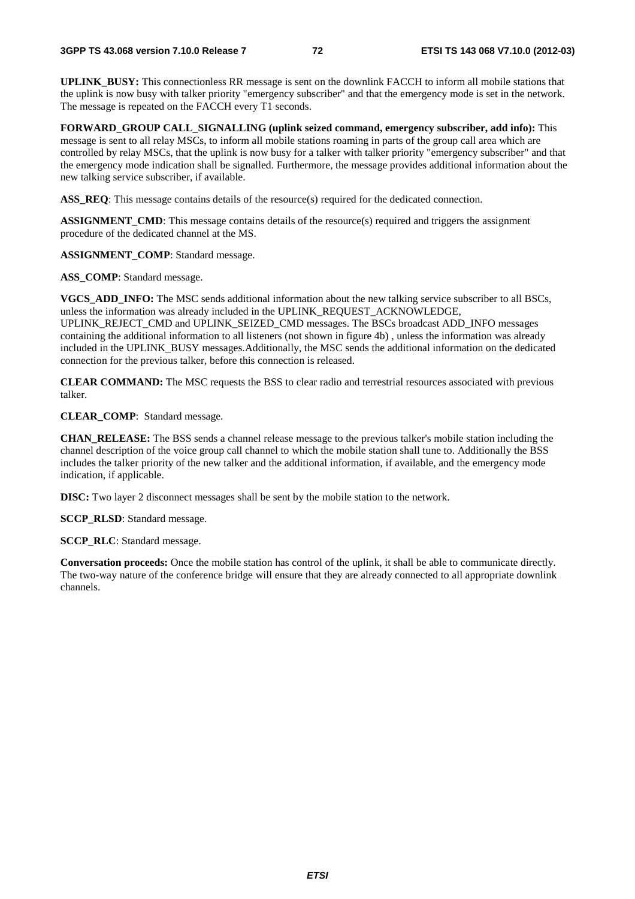**UPLINK_BUSY:** This connectionless RR message is sent on the downlink FACCH to inform all mobile stations that the uplink is now busy with talker priority "emergency subscriber" and that the emergency mode is set in the network. The message is repeated on the FACCH every T1 seconds.

**FORWARD_GROUP CALL_SIGNALLING (uplink seized command, emergency subscriber, add info):** This message is sent to all relay MSCs, to inform all mobile stations roaming in parts of the group call area which are controlled by relay MSCs, that the uplink is now busy for a talker with talker priority "emergency subscriber" and that the emergency mode indication shall be signalled. Furthermore, the message provides additional information about the new talking service subscriber, if available.

**ASS_REQ**: This message contains details of the resource(s) required for the dedicated connection.

**ASSIGNMENT_CMD**: This message contains details of the resource(s) required and triggers the assignment procedure of the dedicated channel at the MS.

**ASSIGNMENT_COMP**: Standard message.

**ASS_COMP**: Standard message.

**VGCS_ADD_INFO:** The MSC sends additional information about the new talking service subscriber to all BSCs, unless the information was already included in the UPLINK_REQUEST_ACKNOWLEDGE, UPLINK_REJECT_CMD and UPLINK_SEIZED_CMD messages. The BSCs broadcast ADD_INFO messages containing the additional information to all listeners (not shown in figure 4b) , unless the information was already included in the UPLINK_BUSY messages.Additionally, the MSC sends the additional information on the dedicated connection for the previous talker, before this connection is released.

**CLEAR COMMAND:** The MSC requests the BSS to clear radio and terrestrial resources associated with previous talker.

**CLEAR_COMP**: Standard message.

**CHAN_RELEASE:** The BSS sends a channel release message to the previous talker's mobile station including the channel description of the voice group call channel to which the mobile station shall tune to. Additionally the BSS includes the talker priority of the new talker and the additional information, if available, and the emergency mode indication, if applicable.

**DISC:** Two layer 2 disconnect messages shall be sent by the mobile station to the network.

**SCCP_RLSD**: Standard message.

**SCCP_RLC**: Standard message.

**Conversation proceeds:** Once the mobile station has control of the uplink, it shall be able to communicate directly. The two-way nature of the conference bridge will ensure that they are already connected to all appropriate downlink channels.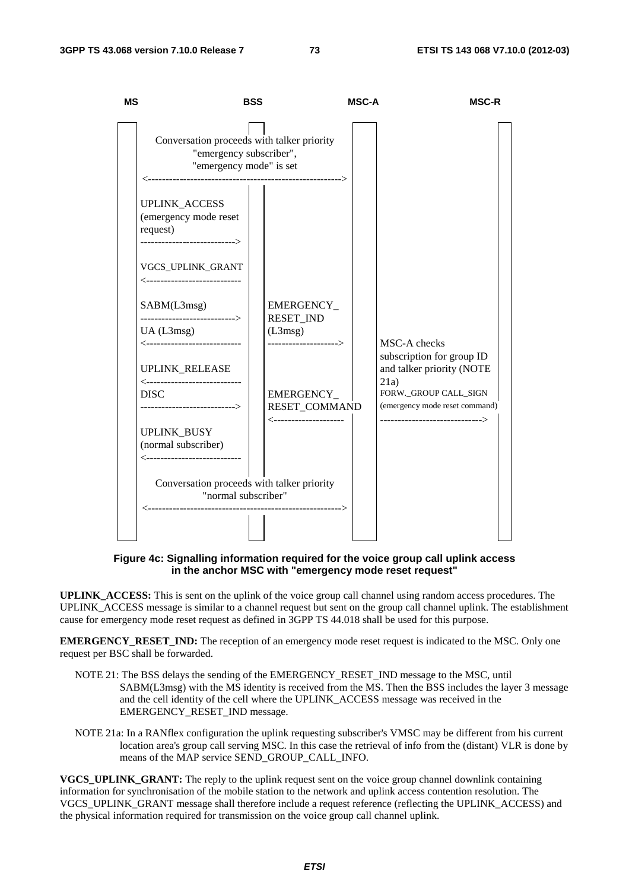```
MS                          BSS                    MSC-A                  MSC-R

      Conversation proceeds with talker priority
              "emergency subscriber",
              "emergency mode" is set
  <------------------------------------------------------>

  UPLINK_ACCESS
  (emergency mode reset
  request)
  --------------------------->

  VGCS_UPLINK_GRANT
  <---------------------------

  SABM(L3msg)                 EMERGENCY_
  --------------------------->   RESET_IND
  UA (L3msg)                  (L3msg)
  <---------------------------   -------------------->   MSC-A checks
                                                         subscription for group ID
  UPLINK_RELEASE                                         and talker priority (NOTE
  <---------------------------                           21a)
  DISC                        EMERGENCY_                 FORW._GROUP CALL_SIGN
  --------------------------->   RESET_COMMAND           (emergency mode reset command)
                              <--------------------      ----------------------------->
  UPLINK_BUSY
  (normal subscriber)
  <---------------------------

      Conversation proceeds with talker priority
              "normal subscriber"
  <------------------------------------------------------>
```

**Figure 4c: Signalling information required for the voice group call uplink access in the anchor MSC with "emergency mode reset request"**

**UPLINK_ACCESS:** This is sent on the uplink of the voice group call channel using random access procedures. The UPLINK_ACCESS message is similar to a channel request but sent on the group call channel uplink. The establishment cause for emergency mode reset request as defined in 3GPP TS 44.018 shall be used for this purpose.

**EMERGENCY_RESET_IND:** The reception of an emergency mode reset request is indicated to the MSC. Only one request per BSC shall be forwarded.

NOTE 21: The BSS delays the sending of the EMERGENCY_RESET_IND message to the MSC, until SABM(L3msg) with the MS identity is received from the MS. Then the BSS includes the layer 3 message and the cell identity of the cell where the UPLINK_ACCESS message was received in the EMERGENCY_RESET_IND message.

NOTE 21a: In a RANflex configuration the uplink requesting subscriber's VMSC may be different from his current location area's group call serving MSC. In this case the retrieval of info from the (distant) VLR is done by means of the MAP service SEND_GROUP_CALL_INFO.

**VGCS_UPLINK_GRANT:** The reply to the uplink request sent on the voice group channel downlink containing information for synchronisation of the mobile station to the network and uplink access contention resolution. The VGCS_UPLINK_GRANT message shall therefore include a request reference (reflecting the UPLINK_ACCESS) and the physical information required for transmission on the voice group call channel uplink.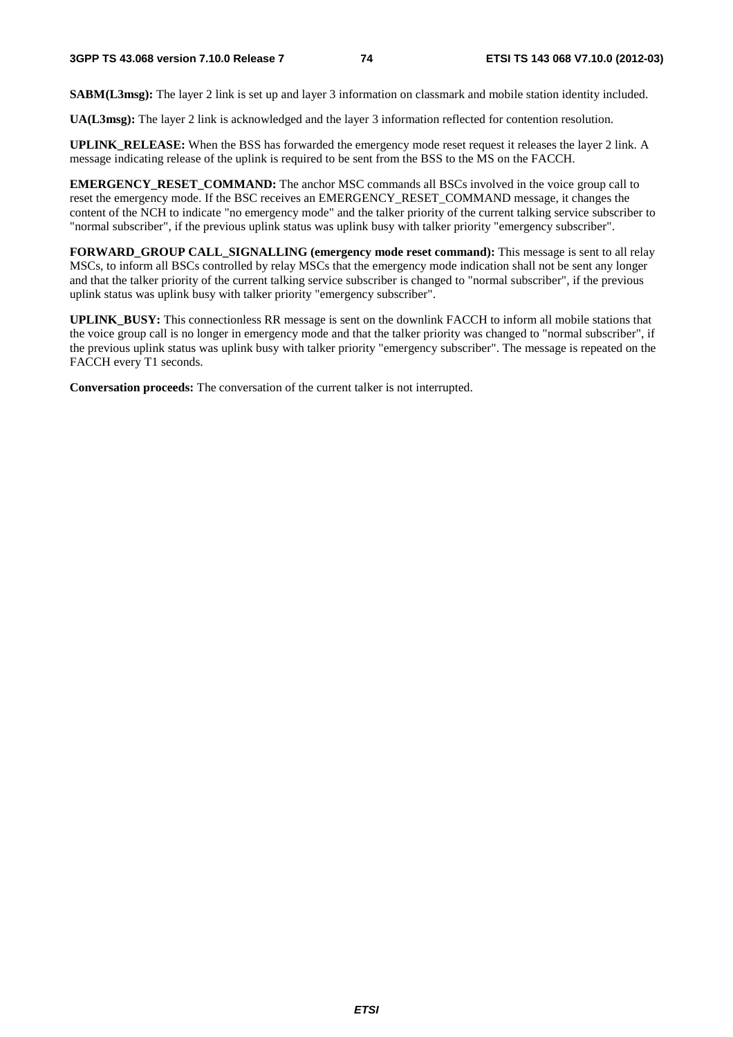**SABM(L3msg):** The layer 2 link is set up and layer 3 information on classmark and mobile station identity included.

**UA(L3msg):** The layer 2 link is acknowledged and the layer 3 information reflected for contention resolution.

**UPLINK_RELEASE:** When the BSS has forwarded the emergency mode reset request it releases the layer 2 link. A message indicating release of the uplink is required to be sent from the BSS to the MS on the FACCH.

**EMERGENCY_RESET_COMMAND:** The anchor MSC commands all BSCs involved in the voice group call to reset the emergency mode. If the BSC receives an EMERGENCY_RESET_COMMAND message, it changes the content of the NCH to indicate "no emergency mode" and the talker priority of the current talking service subscriber to "normal subscriber", if the previous uplink status was uplink busy with talker priority "emergency subscriber".

**FORWARD_GROUP CALL_SIGNALLING (emergency mode reset command):** This message is sent to all relay MSCs, to inform all BSCs controlled by relay MSCs that the emergency mode indication shall not be sent any longer and that the talker priority of the current talking service subscriber is changed to "normal subscriber", if the previous uplink status was uplink busy with talker priority "emergency subscriber".

**UPLINK_BUSY:** This connectionless RR message is sent on the downlink FACCH to inform all mobile stations that the voice group call is no longer in emergency mode and that the talker priority was changed to "normal subscriber", if the previous uplink status was uplink busy with talker priority "emergency subscriber". The message is repeated on the FACCH every T1 seconds.

**Conversation proceeds:** The conversation of the current talker is not interrupted.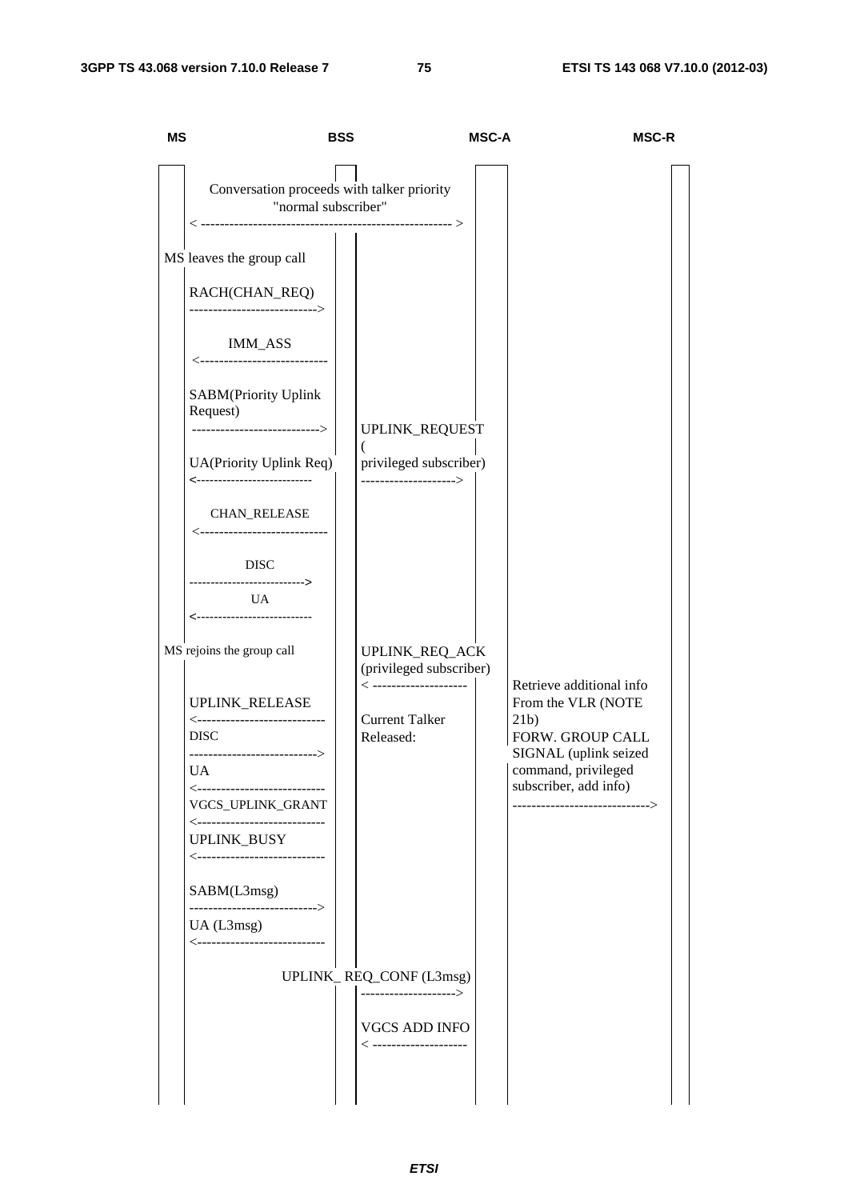```
MS                          BSS                     MSC-A                      MSC-R

     Conversation proceeds with talker priority
              "normal subscriber"
   < ------------------------------------------------- >

MS leaves the group call

   RACH(CHAN_REQ)
   --------------------------->

        IMM_ASS
   <---------------------------

   SABM(Priority Uplink
   Request)
   --------------------------->       UPLINK_REQUEST
                                      (
   UA(Priority Uplink Req)            privileged subscriber)
   <--------------------------        -------------------->

      CHAN_RELEASE
   <---------------------------

          DISC
   -------------------------->
           UA
   <--------------------------

MS rejoins the group call             UPLINK_REQ_ACK
                                      (privileged subscriber)
                                      < --------------------   Retrieve additional info
   UPLINK_RELEASE                                              From the VLR (NOTE
   <---------------------------       Current Talker           21b)
   DISC                               Released:                FORW. GROUP CALL
   --------------------------->                                SIGNAL (uplink seized
   UA                                                          command, privileged
   <---------------------------                                subscriber, add info)
   VGCS_UPLINK_GRANT                                           ----------------------------->
   <---------------------------
   UPLINK_BUSY
   <---------------------------

   SABM(L3msg)
   --------------------------->
   UA (L3msg)
   <---------------------------

                    UPLINK_ REQ_CONF (L3msg)
                                      -------------------->

                                      VGCS ADD INFO
                                      < --------------------
```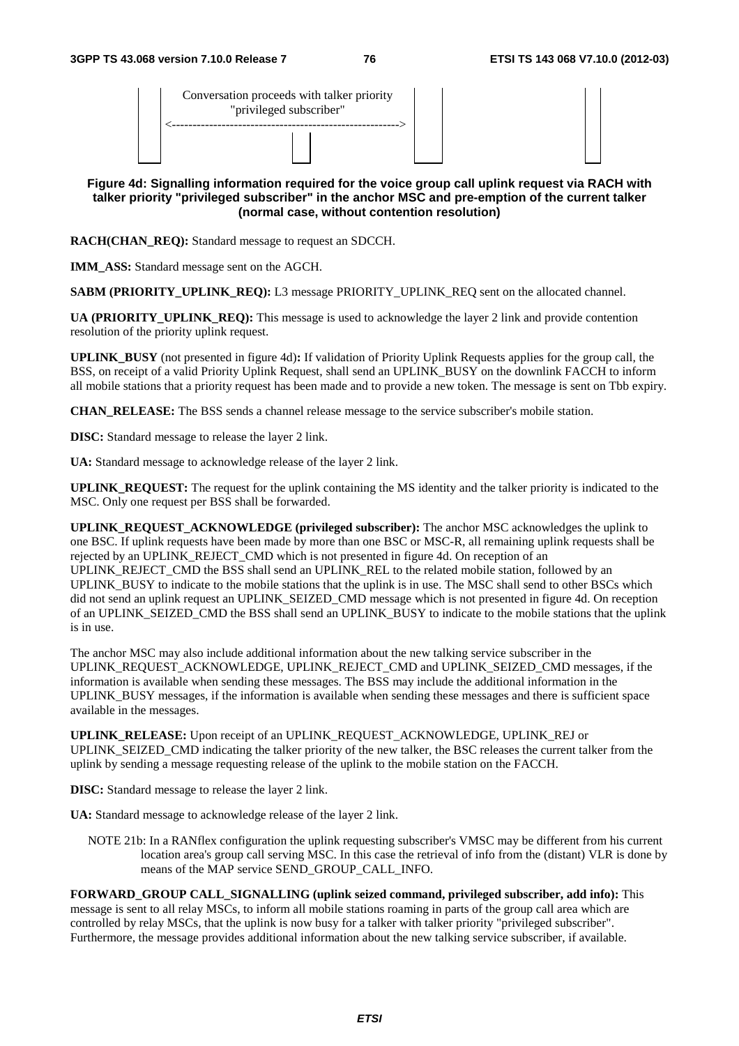Conversation proceeds with talker priority "privileged subscriber"

<------------------------------------------------------->

**Figure 4d: Signalling information required for the voice group call uplink request via RACH with talker priority "privileged subscriber" in the anchor MSC and pre-emption of the current talker (normal case, without contention resolution)**

**RACH(CHAN_REQ):** Standard message to request an SDCCH.

**IMM_ASS:** Standard message sent on the AGCH.

**SABM (PRIORITY_UPLINK_REQ):** L3 message PRIORITY_UPLINK_REQ sent on the allocated channel.

**UA (PRIORITY_UPLINK_REQ):** This message is used to acknowledge the layer 2 link and provide contention resolution of the priority uplink request.

**UPLINK_BUSY** (not presented in figure 4d)**:** If validation of Priority Uplink Requests applies for the group call, the BSS, on receipt of a valid Priority Uplink Request, shall send an UPLINK_BUSY on the downlink FACCH to inform all mobile stations that a priority request has been made and to provide a new token. The message is sent on Tbb expiry.

**CHAN_RELEASE:** The BSS sends a channel release message to the service subscriber's mobile station.

**DISC:** Standard message to release the layer 2 link.

**UA:** Standard message to acknowledge release of the layer 2 link.

**UPLINK_REQUEST:** The request for the uplink containing the MS identity and the talker priority is indicated to the MSC. Only one request per BSS shall be forwarded.

**UPLINK_REQUEST_ACKNOWLEDGE (privileged subscriber):** The anchor MSC acknowledges the uplink to one BSC. If uplink requests have been made by more than one BSC or MSC-R, all remaining uplink requests shall be rejected by an UPLINK_REJECT_CMD which is not presented in figure 4d. On reception of an UPLINK_REJECT_CMD the BSS shall send an UPLINK_REL to the related mobile station, followed by an UPLINK_BUSY to indicate to the mobile stations that the uplink is in use. The MSC shall send to other BSCs which did not send an uplink request an UPLINK_SEIZED_CMD message which is not presented in figure 4d. On reception of an UPLINK_SEIZED_CMD the BSS shall send an UPLINK_BUSY to indicate to the mobile stations that the uplink is in use.

The anchor MSC may also include additional information about the new talking service subscriber in the UPLINK_REQUEST_ACKNOWLEDGE, UPLINK_REJECT_CMD and UPLINK_SEIZED_CMD messages, if the information is available when sending these messages. The BSS may include the additional information in the UPLINK_BUSY messages, if the information is available when sending these messages and there is sufficient space available in the messages.

**UPLINK_RELEASE:** Upon receipt of an UPLINK_REQUEST_ACKNOWLEDGE, UPLINK_REJ or UPLINK_SEIZED_CMD indicating the talker priority of the new talker, the BSC releases the current talker from the uplink by sending a message requesting release of the uplink to the mobile station on the FACCH.

**DISC:** Standard message to release the layer 2 link.

**UA:** Standard message to acknowledge release of the layer 2 link.

NOTE 21b: In a RANflex configuration the uplink requesting subscriber's VMSC may be different from his current location area's group call serving MSC. In this case the retrieval of info from the (distant) VLR is done by means of the MAP service SEND_GROUP_CALL_INFO.

**FORWARD_GROUP CALL_SIGNALLING (uplink seized command, privileged subscriber, add info):** This message is sent to all relay MSCs, to inform all mobile stations roaming in parts of the group call area which are controlled by relay MSCs, that the uplink is now busy for a talker with talker priority "privileged subscriber". Furthermore, the message provides additional information about the new talking service subscriber, if available.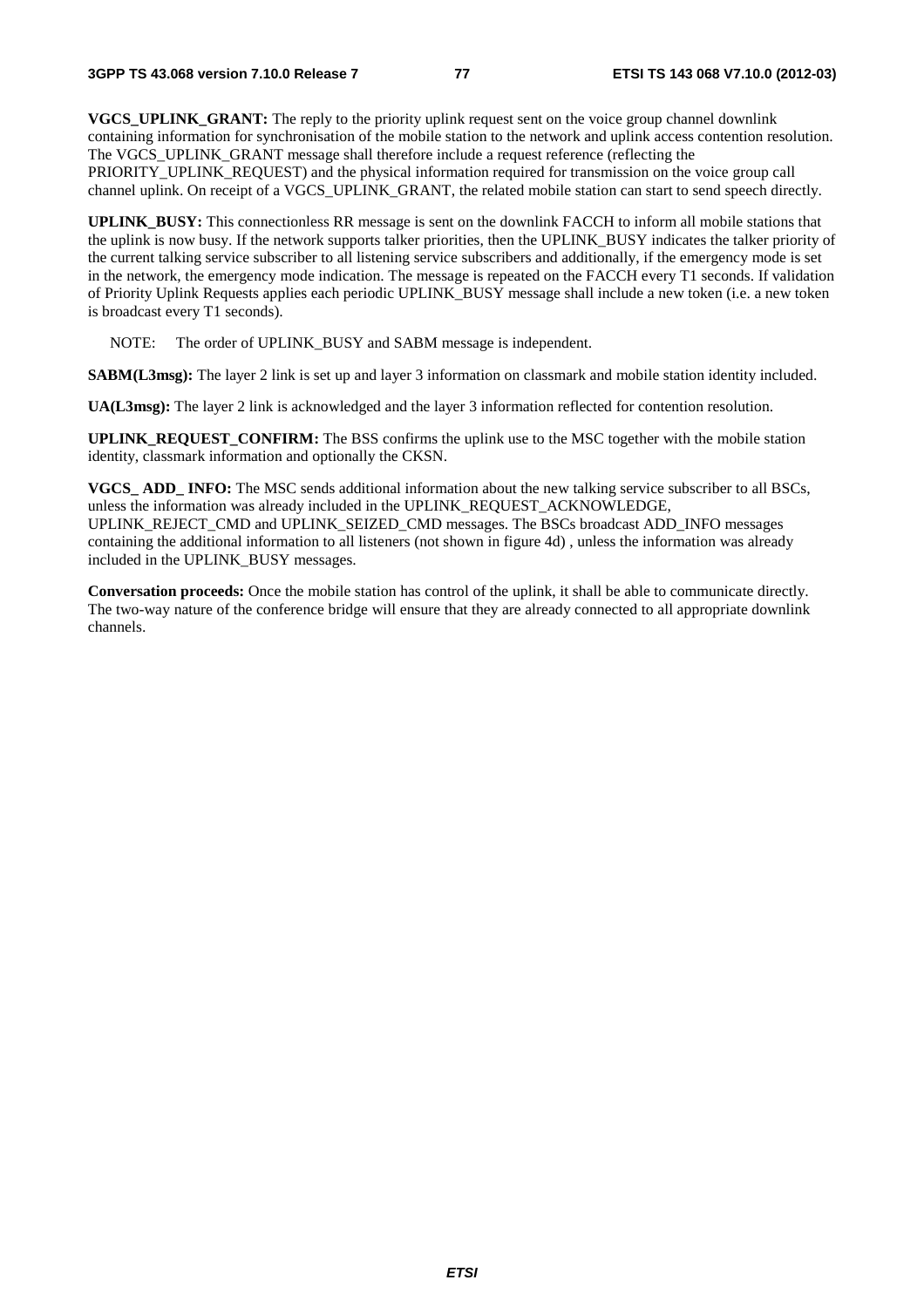**VGCS_UPLINK_GRANT:** The reply to the priority uplink request sent on the voice group channel downlink containing information for synchronisation of the mobile station to the network and uplink access contention resolution. The VGCS_UPLINK_GRANT message shall therefore include a request reference (reflecting the PRIORITY_UPLINK_REQUEST) and the physical information required for transmission on the voice group call channel uplink. On receipt of a VGCS_UPLINK_GRANT, the related mobile station can start to send speech directly.

**UPLINK_BUSY:** This connectionless RR message is sent on the downlink FACCH to inform all mobile stations that the uplink is now busy. If the network supports talker priorities, then the UPLINK_BUSY indicates the talker priority of the current talking service subscriber to all listening service subscribers and additionally, if the emergency mode is set in the network, the emergency mode indication. The message is repeated on the FACCH every T1 seconds. If validation of Priority Uplink Requests applies each periodic UPLINK_BUSY message shall include a new token (i.e. a new token is broadcast every T1 seconds).

NOTE: The order of UPLINK_BUSY and SABM message is independent.

**SABM(L3msg):** The layer 2 link is set up and layer 3 information on classmark and mobile station identity included.

**UA(L3msg):** The layer 2 link is acknowledged and the layer 3 information reflected for contention resolution.

**UPLINK_REQUEST_CONFIRM:** The BSS confirms the uplink use to the MSC together with the mobile station identity, classmark information and optionally the CKSN.

**VGCS_ ADD_ INFO:** The MSC sends additional information about the new talking service subscriber to all BSCs, unless the information was already included in the UPLINK_REQUEST_ACKNOWLEDGE, UPLINK_REJECT_CMD and UPLINK_SEIZED_CMD messages. The BSCs broadcast ADD_INFO messages containing the additional information to all listeners (not shown in figure 4d) , unless the information was already included in the UPLINK_BUSY messages.

**Conversation proceeds:** Once the mobile station has control of the uplink, it shall be able to communicate directly. The two-way nature of the conference bridge will ensure that they are already connected to all appropriate downlink channels.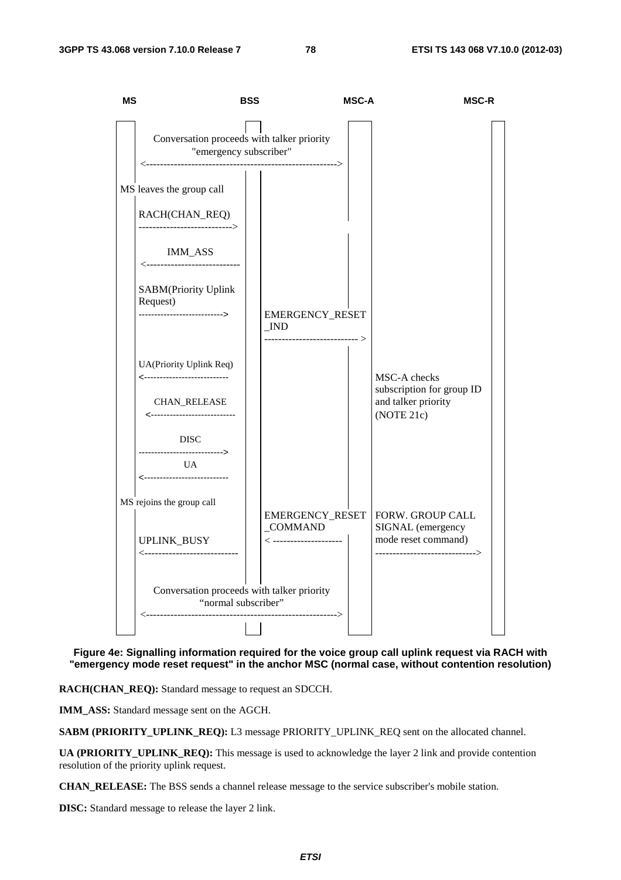| MS | BSS | MSC-A | MSC-R |
| --- | --- | --- | --- |
| Conversation proceeds with talker priority "emergency subscriber" <------------------------------------------------------> | | | |
| MS leaves the group call | | | |
| RACH(CHAN_REQ) ---------------------------> | | | |
| IMM_ASS <--------------------------- | | | |
| SABM(Priority Uplink Request) --------------------------> | EMERGENCY_RESET _IND --------------------------- > | | |
| UA(Priority Uplink Req) <-------------------------- | | MSC-A checks subscription for group ID and talker priority (NOTE 21c) | |
| CHAN_RELEASE <-------------------------- | | | |
| DISC --------------------------> | | | |
| UA <-------------------------- | | | |
| MS rejoins the group call | | | |
| UPLINK_BUSY <--------------------------- | EMERGENCY_RESET _COMMAND < -------------------- | FORW. GROUP CALL SIGNAL (emergency mode reset command) -----------------------------> | |
| Conversation proceeds with talker priority "normal subscriber" <------------------------------------------------------> | | | |

**Figure 4e: Signalling information required for the voice group call uplink request via RACH with "emergency mode reset request" in the anchor MSC (normal case, without contention resolution)**

**RACH(CHAN_REQ):** Standard message to request an SDCCH.

**IMM_ASS:** Standard message sent on the AGCH.

**SABM (PRIORITY_UPLINK_REQ):** L3 message PRIORITY_UPLINK_REQ sent on the allocated channel.

**UA (PRIORITY_UPLINK_REQ):** This message is used to acknowledge the layer 2 link and provide contention resolution of the priority uplink request.

**CHAN_RELEASE:** The BSS sends a channel release message to the service subscriber's mobile station.

**DISC:** Standard message to release the layer 2 link.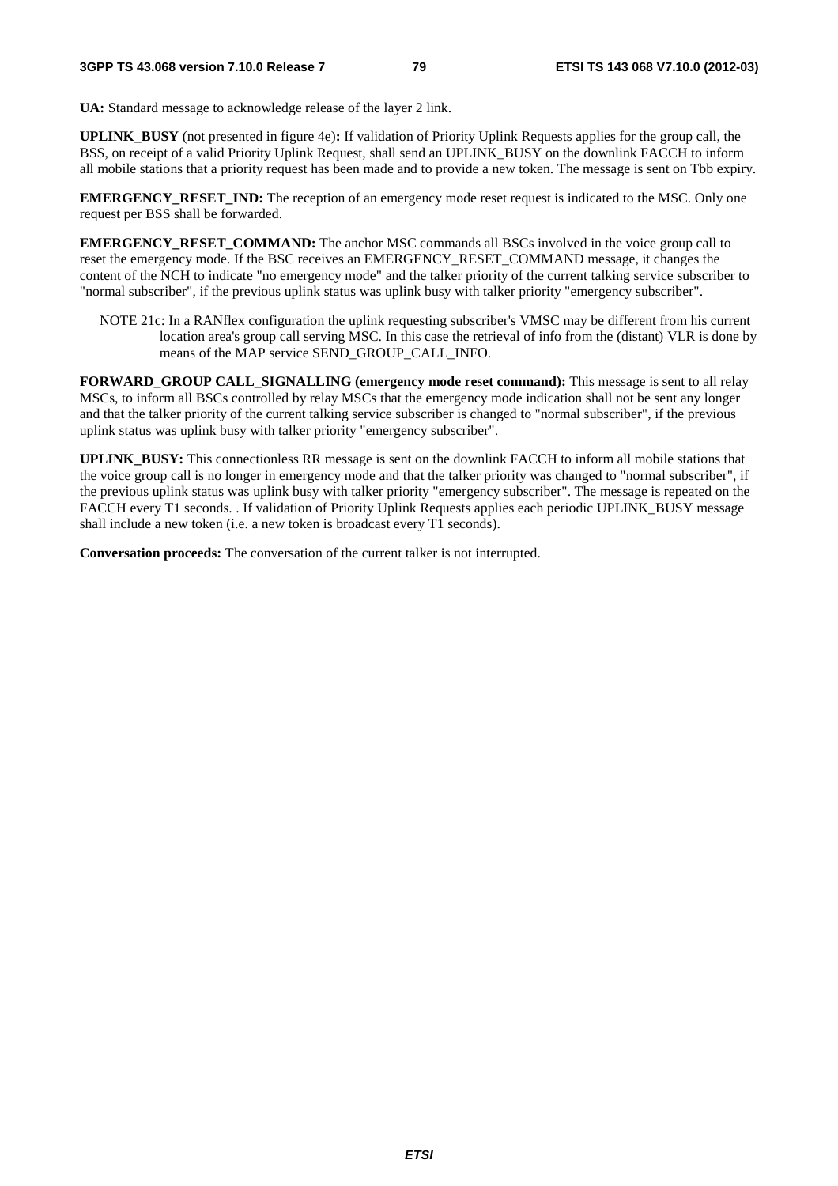**UA:** Standard message to acknowledge release of the layer 2 link.

**UPLINK_BUSY** (not presented in figure 4e)**:** If validation of Priority Uplink Requests applies for the group call, the BSS, on receipt of a valid Priority Uplink Request, shall send an UPLINK_BUSY on the downlink FACCH to inform all mobile stations that a priority request has been made and to provide a new token. The message is sent on Tbb expiry.

**EMERGENCY_RESET_IND:** The reception of an emergency mode reset request is indicated to the MSC. Only one request per BSS shall be forwarded.

**EMERGENCY_RESET_COMMAND:** The anchor MSC commands all BSCs involved in the voice group call to reset the emergency mode. If the BSC receives an EMERGENCY_RESET_COMMAND message, it changes the content of the NCH to indicate "no emergency mode" and the talker priority of the current talking service subscriber to "normal subscriber", if the previous uplink status was uplink busy with talker priority "emergency subscriber".

NOTE 21c: In a RANflex configuration the uplink requesting subscriber's VMSC may be different from his current location area's group call serving MSC. In this case the retrieval of info from the (distant) VLR is done by means of the MAP service SEND_GROUP_CALL_INFO.

**FORWARD_GROUP CALL_SIGNALLING (emergency mode reset command):** This message is sent to all relay MSCs, to inform all BSCs controlled by relay MSCs that the emergency mode indication shall not be sent any longer and that the talker priority of the current talking service subscriber is changed to "normal subscriber", if the previous uplink status was uplink busy with talker priority "emergency subscriber".

**UPLINK_BUSY:** This connectionless RR message is sent on the downlink FACCH to inform all mobile stations that the voice group call is no longer in emergency mode and that the talker priority was changed to "normal subscriber", if the previous uplink status was uplink busy with talker priority "emergency subscriber". The message is repeated on the FACCH every T1 seconds. . If validation of Priority Uplink Requests applies each periodic UPLINK_BUSY message shall include a new token (i.e. a new token is broadcast every T1 seconds).

**Conversation proceeds:** The conversation of the current talker is not interrupted.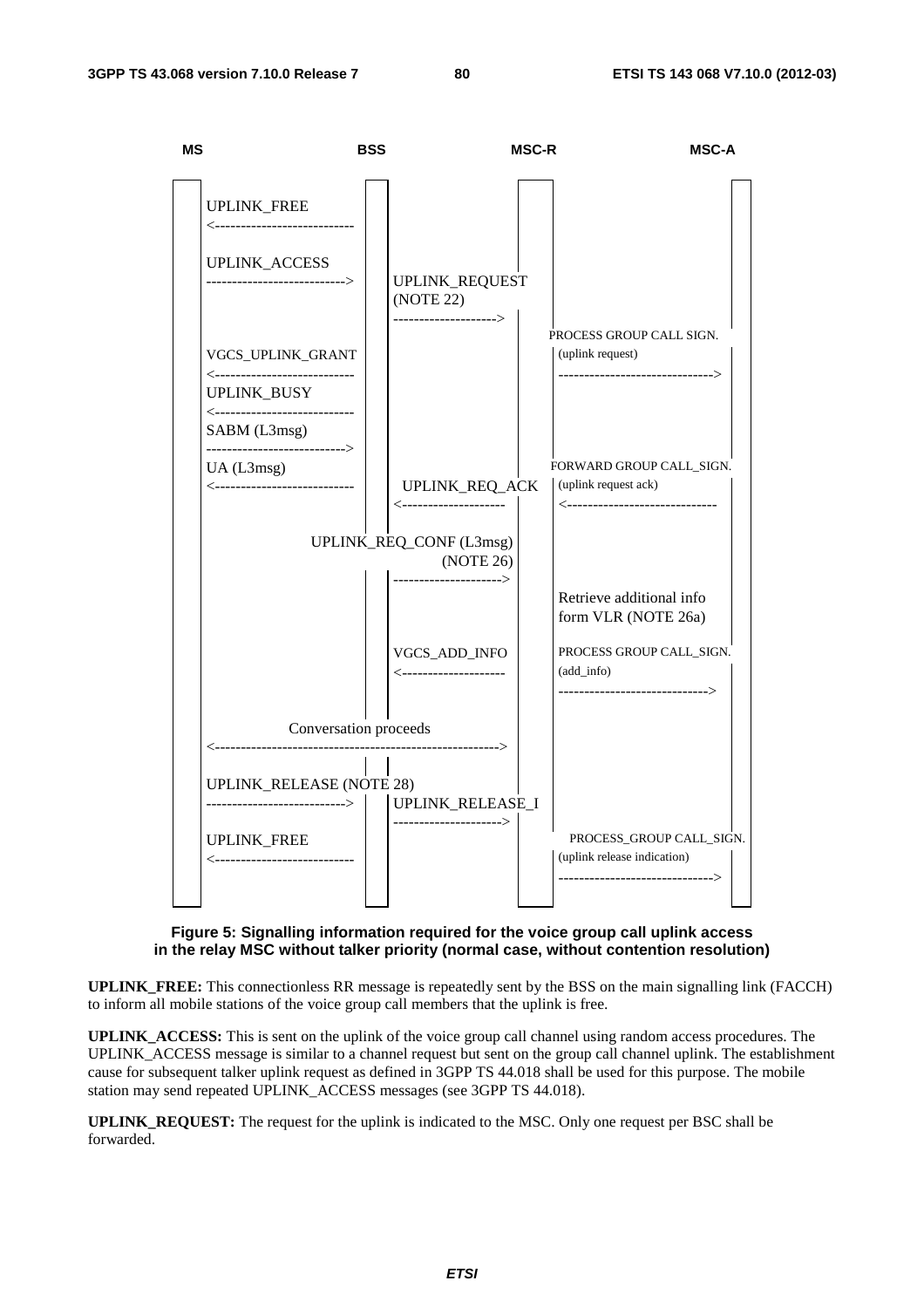```
MS                          BSS                      MSC-R                    MSC-A

UPLINK_FREE
<---------------------------

UPLINK_ACCESS
--------------------------->    UPLINK_REQUEST
                                (NOTE 22)
                                -------------------->
                                                        PROCESS GROUP CALL SIGN.
VGCS_UPLINK_GRANT                                       (uplink request)
<---------------------------                            ----------------------------->
UPLINK_BUSY
<---------------------------
SABM (L3msg)
--------------------------->
UA (L3msg)                                              FORWARD GROUP CALL_SIGN.
<---------------------------     UPLINK_REQ_ACK         (uplink request ack)
                                <--------------------   <-----------------------------

                    UPLINK_REQ_CONF (L3msg)
                                (NOTE 26)
                                --------------------->
                                                        Retrieve additional info
                                                        form VLR (NOTE 26a)

                                VGCS_ADD_INFO           PROCESS GROUP CALL_SIGN.
                                <--------------------   (add_info)
                                                        ----------------------------->

            Conversation proceeds
<------------------------------------------------------->

UPLINK_RELEASE (NOTE 28)
--------------------------->    UPLINK_RELEASE_I
                                --------------------->
UPLINK_FREE                                             PROCESS_GROUP CALL_SIGN.
<---------------------------                            (uplink release indication)
                                                        ----------------------------->
```

**Figure 5: Signalling information required for the voice group call uplink access in the relay MSC without talker priority (normal case, without contention resolution)**

**UPLINK_FREE:** This connectionless RR message is repeatedly sent by the BSS on the main signalling link (FACCH) to inform all mobile stations of the voice group call members that the uplink is free.

**UPLINK_ACCESS:** This is sent on the uplink of the voice group call channel using random access procedures. The UPLINK_ACCESS message is similar to a channel request but sent on the group call channel uplink. The establishment cause for subsequent talker uplink request as defined in 3GPP TS 44.018 shall be used for this purpose. The mobile station may send repeated UPLINK_ACCESS messages (see 3GPP TS 44.018).

**UPLINK_REQUEST:** The request for the uplink is indicated to the MSC. Only one request per BSC shall be forwarded.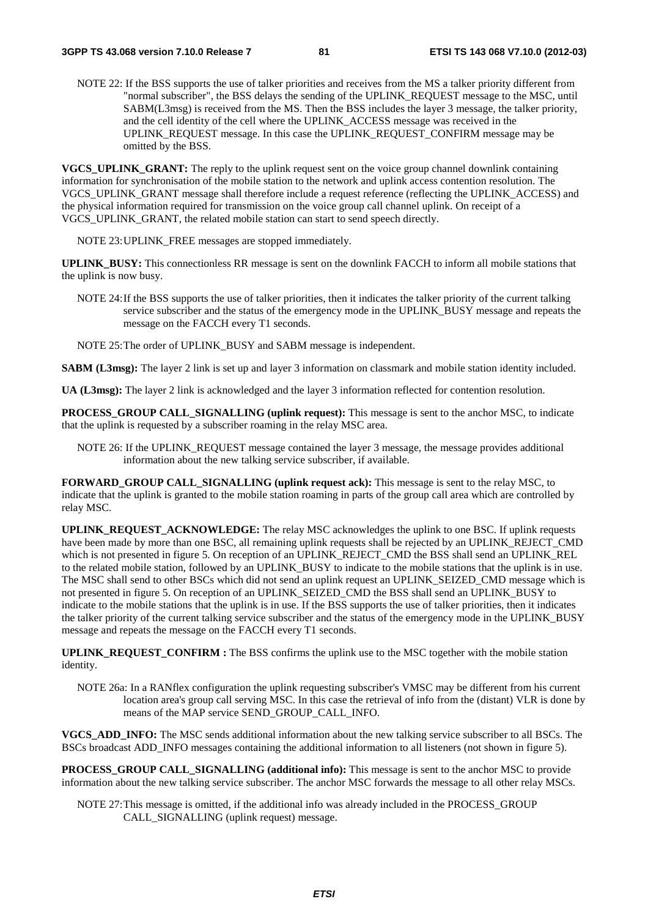NOTE 22: If the BSS supports the use of talker priorities and receives from the MS a talker priority different from "normal subscriber", the BSS delays the sending of the UPLINK_REQUEST message to the MSC, until SABM(L3msg) is received from the MS. Then the BSS includes the layer 3 message, the talker priority, and the cell identity of the cell where the UPLINK_ACCESS message was received in the UPLINK_REQUEST message. In this case the UPLINK_REQUEST_CONFIRM message may be omitted by the BSS.

**VGCS_UPLINK_GRANT:** The reply to the uplink request sent on the voice group channel downlink containing information for synchronisation of the mobile station to the network and uplink access contention resolution. The VGCS_UPLINK_GRANT message shall therefore include a request reference (reflecting the UPLINK_ACCESS) and the physical information required for transmission on the voice group call channel uplink. On receipt of a VGCS_UPLINK_GRANT, the related mobile station can start to send speech directly.

NOTE 23: UPLINK_FREE messages are stopped immediately.

**UPLINK_BUSY:** This connectionless RR message is sent on the downlink FACCH to inform all mobile stations that the uplink is now busy.

NOTE 24: If the BSS supports the use of talker priorities, then it indicates the talker priority of the current talking service subscriber and the status of the emergency mode in the UPLINK_BUSY message and repeats the message on the FACCH every T1 seconds.

NOTE 25: The order of UPLINK_BUSY and SABM message is independent.

**SABM (L3msg):** The layer 2 link is set up and layer 3 information on classmark and mobile station identity included.

**UA (L3msg):** The layer 2 link is acknowledged and the layer 3 information reflected for contention resolution.

**PROCESS_GROUP CALL_SIGNALLING (uplink request):** This message is sent to the anchor MSC, to indicate that the uplink is requested by a subscriber roaming in the relay MSC area.

NOTE 26: If the UPLINK_REQUEST message contained the layer 3 message, the message provides additional information about the new talking service subscriber, if available.

**FORWARD_GROUP CALL_SIGNALLING (uplink request ack):** This message is sent to the relay MSC, to indicate that the uplink is granted to the mobile station roaming in parts of the group call area which are controlled by relay MSC.

**UPLINK_REQUEST_ACKNOWLEDGE:** The relay MSC acknowledges the uplink to one BSC. If uplink requests have been made by more than one BSC, all remaining uplink requests shall be rejected by an UPLINK_REJECT_CMD which is not presented in figure 5. On reception of an UPLINK_REJECT_CMD the BSS shall send an UPLINK_REL to the related mobile station, followed by an UPLINK_BUSY to indicate to the mobile stations that the uplink is in use. The MSC shall send to other BSCs which did not send an uplink request an UPLINK_SEIZED_CMD message which is not presented in figure 5. On reception of an UPLINK_SEIZED_CMD the BSS shall send an UPLINK_BUSY to indicate to the mobile stations that the uplink is in use. If the BSS supports the use of talker priorities, then it indicates the talker priority of the current talking service subscriber and the status of the emergency mode in the UPLINK_BUSY message and repeats the message on the FACCH every T1 seconds.

**UPLINK_REQUEST_CONFIRM :** The BSS confirms the uplink use to the MSC together with the mobile station identity.

NOTE 26a: In a RANflex configuration the uplink requesting subscriber's VMSC may be different from his current location area's group call serving MSC. In this case the retrieval of info from the (distant) VLR is done by means of the MAP service SEND_GROUP_CALL_INFO.

**VGCS_ADD_INFO:** The MSC sends additional information about the new talking service subscriber to all BSCs. The BSCs broadcast ADD_INFO messages containing the additional information to all listeners (not shown in figure 5).

**PROCESS_GROUP CALL_SIGNALLING (additional info):** This message is sent to the anchor MSC to provide information about the new talking service subscriber. The anchor MSC forwards the message to all other relay MSCs.

NOTE 27: This message is omitted, if the additional info was already included in the PROCESS_GROUP CALL_SIGNALLING (uplink request) message.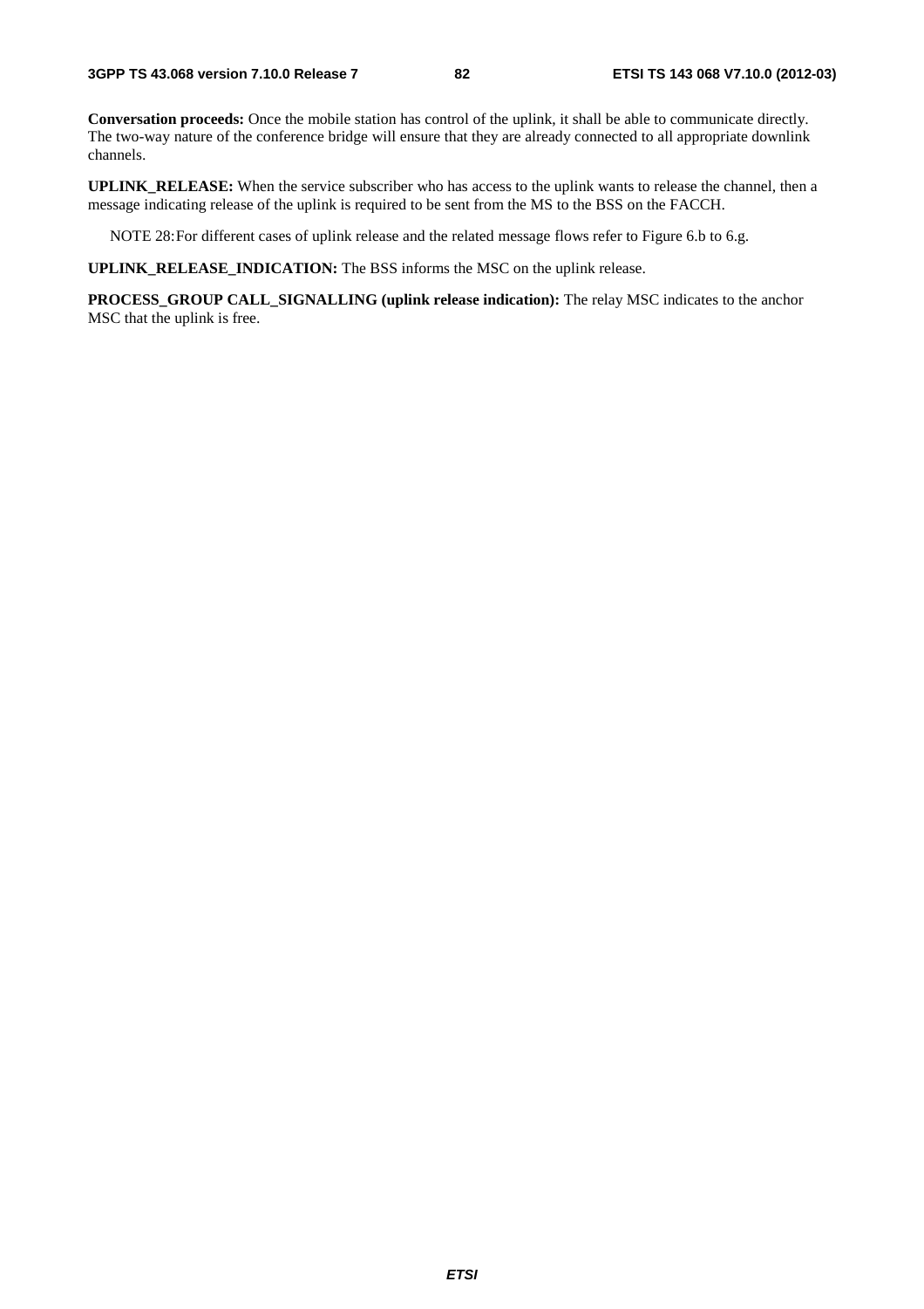**Conversation proceeds:** Once the mobile station has control of the uplink, it shall be able to communicate directly. The two-way nature of the conference bridge will ensure that they are already connected to all appropriate downlink channels.

**UPLINK_RELEASE:** When the service subscriber who has access to the uplink wants to release the channel, then a message indicating release of the uplink is required to be sent from the MS to the BSS on the FACCH.

NOTE 28: For different cases of uplink release and the related message flows refer to Figure 6.b to 6.g.

**UPLINK_RELEASE_INDICATION:** The BSS informs the MSC on the uplink release.

**PROCESS_GROUP CALL_SIGNALLING (uplink release indication):** The relay MSC indicates to the anchor MSC that the uplink is free.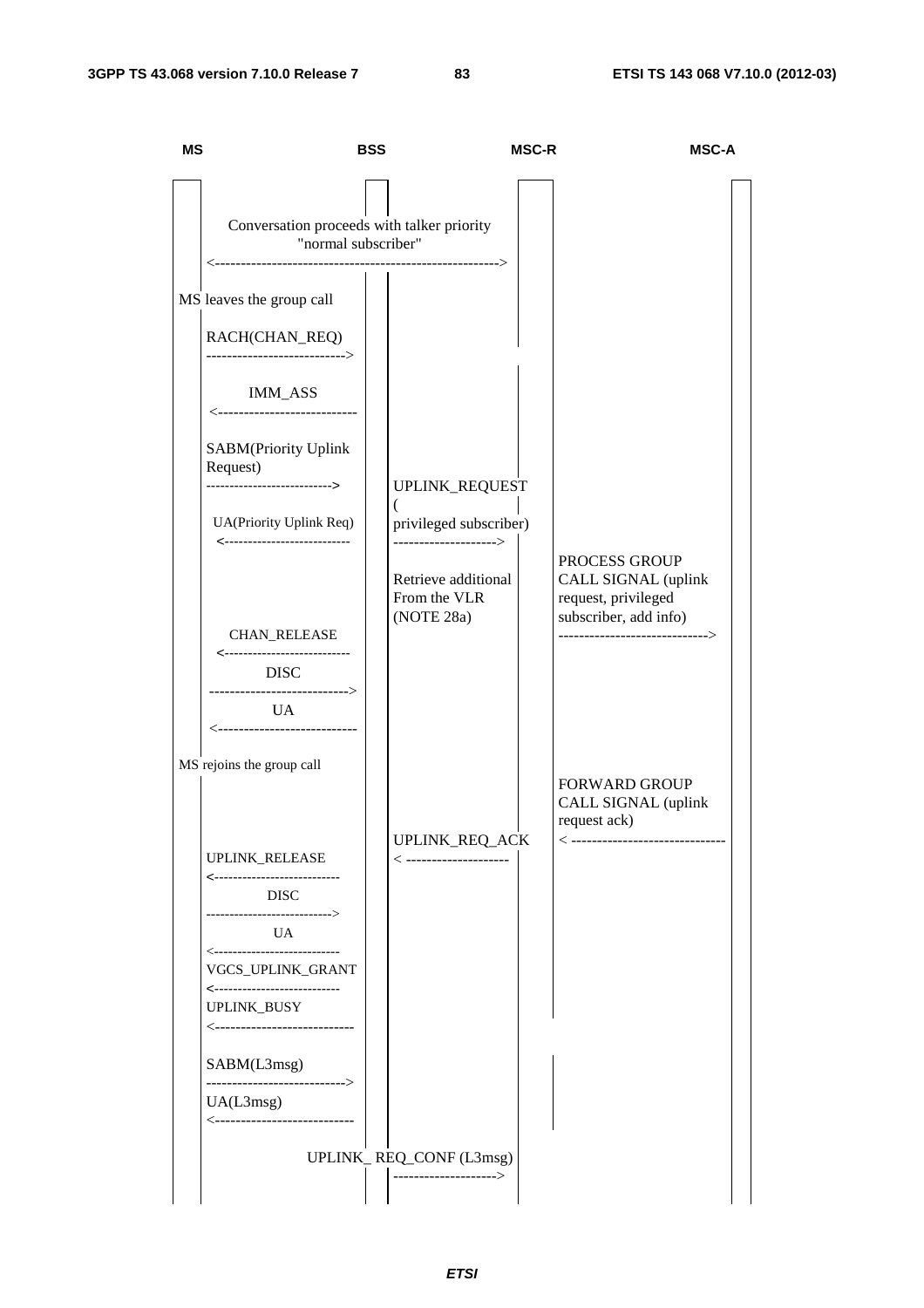| MS | | BSS | | MSC-R | | MSC-A |
|---|---|---|---|---|---|---|
| | Conversation proceeds with talker priority "normal subscriber" <-------------------------------------------------------> | | | | | |
| MS leaves the group call | | | | | | |
| | RACH(CHAN_REQ) ---------------------------> | | | | | |
| | IMM_ASS <--------------------------- | | | | | |
| | SABM(Priority Uplink Request) ---------------------------> | | UPLINK_REQUEST ( privileged subscriber) --------------------> | | | |
| | UA(Priority Uplink Req) <--------------------------- | | | | | |
| | | | Retrieve additional From the VLR (NOTE 28a) | | PROCESS GROUP CALL SIGNAL (uplink request, privileged subscriber, add info) -----------------------------> | |
| | CHAN_RELEASE <--------------------------- | | | | | |
| | DISC ---------------------------> | | | | | |
| | UA <--------------------------- | | | | | |
| MS rejoins the group call | | | | | | |
| | | | | | FORWARD GROUP CALL SIGNAL (uplink request ack) < ------------------------------ | |
| | | | UPLINK_REQ_ACK < -------------------- | | | |
| | UPLINK_RELEASE <--------------------------- | | | | | |
| | DISC ---------------------------> | | | | | |
| | UA <--------------------------- | | | | | |
| | VGCS_UPLINK_GRANT <--------------------------- | | | | | |
| | UPLINK_BUSY <--------------------------- | | | | | |
| | SABM(L3msg) ---------------------------> | | | | | |
| | UA(L3msg) <--------------------------- | | | | | |
| | | | UPLINK_ REQ_CONF (L3msg) --------------------> | | | |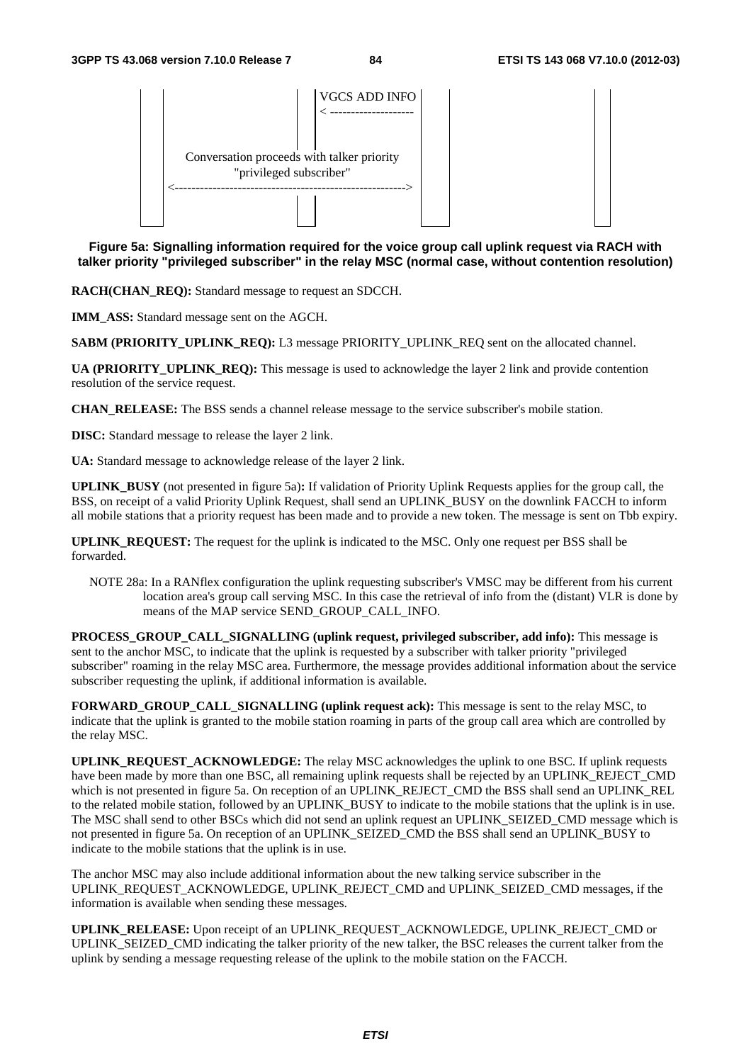```
 |      |                    | | VGCS ADD INFO  |      |                |  |
 |      |                    | | <--------------------  |                |  |
 |      |                    | |                |      |                |  |
 |      |                    |                  |      |                |  |
 |   Conversation proceeds with talker priority |      |                |  |
 |              "privileged subscriber"         |      |                |  |
 |   <------------------------------------------------->                |  |
 |      |                    |                  |      |                |  |
```

**Figure 5a: Signalling information required for the voice group call uplink request via RACH with talker priority "privileged subscriber" in the relay MSC (normal case, without contention resolution)**

**RACH(CHAN_REQ):** Standard message to request an SDCCH.

**IMM_ASS:** Standard message sent on the AGCH.

**SABM (PRIORITY_UPLINK_REQ):** L3 message PRIORITY_UPLINK_REQ sent on the allocated channel.

**UA (PRIORITY_UPLINK_REQ):** This message is used to acknowledge the layer 2 link and provide contention resolution of the service request.

**CHAN_RELEASE:** The BSS sends a channel release message to the service subscriber's mobile station.

**DISC:** Standard message to release the layer 2 link.

**UA:** Standard message to acknowledge release of the layer 2 link.

**UPLINK_BUSY** (not presented in figure 5a)**:** If validation of Priority Uplink Requests applies for the group call, the BSS, on receipt of a valid Priority Uplink Request, shall send an UPLINK_BUSY on the downlink FACCH to inform all mobile stations that a priority request has been made and to provide a new token. The message is sent on Tbb expiry.

**UPLINK_REQUEST:** The request for the uplink is indicated to the MSC. Only one request per BSS shall be forwarded.

NOTE 28a: In a RANflex configuration the uplink requesting subscriber's VMSC may be different from his current location area's group call serving MSC. In this case the retrieval of info from the (distant) VLR is done by means of the MAP service SEND_GROUP_CALL_INFO.

**PROCESS_GROUP_CALL_SIGNALLING (uplink request, privileged subscriber, add info):** This message is sent to the anchor MSC, to indicate that the uplink is requested by a subscriber with talker priority "privileged subscriber" roaming in the relay MSC area. Furthermore, the message provides additional information about the service subscriber requesting the uplink, if additional information is available.

**FORWARD_GROUP_CALL_SIGNALLING (uplink request ack):** This message is sent to the relay MSC, to indicate that the uplink is granted to the mobile station roaming in parts of the group call area which are controlled by the relay MSC.

**UPLINK_REQUEST_ACKNOWLEDGE:** The relay MSC acknowledges the uplink to one BSC. If uplink requests have been made by more than one BSC, all remaining uplink requests shall be rejected by an UPLINK_REJECT_CMD which is not presented in figure 5a. On reception of an UPLINK_REJECT_CMD the BSS shall send an UPLINK_REL to the related mobile station, followed by an UPLINK_BUSY to indicate to the mobile stations that the uplink is in use. The MSC shall send to other BSCs which did not send an uplink request an UPLINK_SEIZED_CMD message which is not presented in figure 5a. On reception of an UPLINK_SEIZED_CMD the BSS shall send an UPLINK_BUSY to indicate to the mobile stations that the uplink is in use.

The anchor MSC may also include additional information about the new talking service subscriber in the UPLINK_REQUEST_ACKNOWLEDGE, UPLINK_REJECT_CMD and UPLINK_SEIZED_CMD messages, if the information is available when sending these messages.

**UPLINK_RELEASE:** Upon receipt of an UPLINK_REQUEST_ACKNOWLEDGE, UPLINK_REJECT_CMD or UPLINK_SEIZED_CMD indicating the talker priority of the new talker, the BSC releases the current talker from the uplink by sending a message requesting release of the uplink to the mobile station on the FACCH.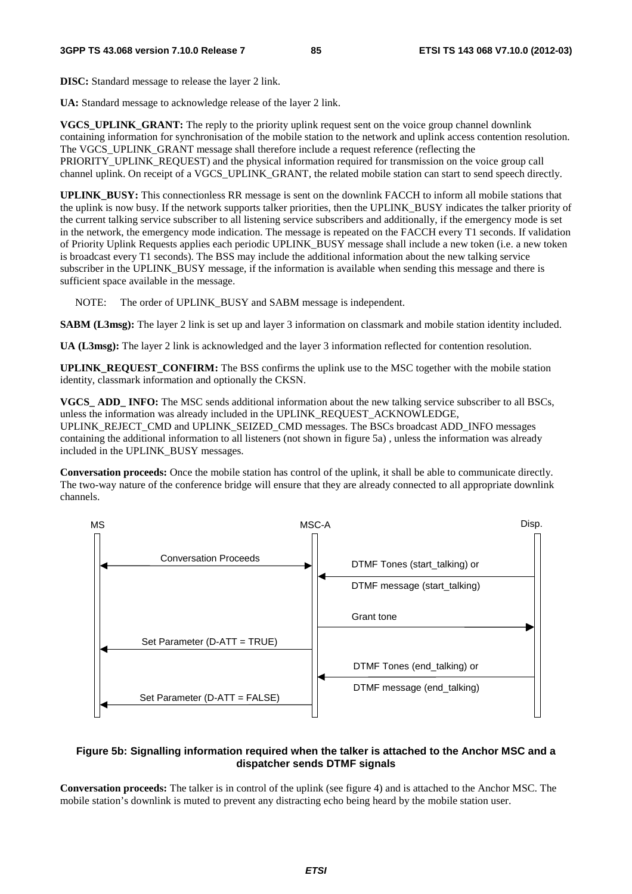**DISC:** Standard message to release the layer 2 link.

**UA:** Standard message to acknowledge release of the layer 2 link.

**VGCS_UPLINK_GRANT:** The reply to the priority uplink request sent on the voice group channel downlink containing information for synchronisation of the mobile station to the network and uplink access contention resolution. The VGCS_UPLINK_GRANT message shall therefore include a request reference (reflecting the PRIORITY_UPLINK_REQUEST) and the physical information required for transmission on the voice group call channel uplink. On receipt of a VGCS_UPLINK_GRANT, the related mobile station can start to send speech directly.

**UPLINK_BUSY:** This connectionless RR message is sent on the downlink FACCH to inform all mobile stations that the uplink is now busy. If the network supports talker priorities, then the UPLINK_BUSY indicates the talker priority of the current talking service subscriber to all listening service subscribers and additionally, if the emergency mode is set in the network, the emergency mode indication. The message is repeated on the FACCH every T1 seconds. If validation of Priority Uplink Requests applies each periodic UPLINK_BUSY message shall include a new token (i.e. a new token is broadcast every T1 seconds). The BSS may include the additional information about the new talking service subscriber in the UPLINK_BUSY message, if the information is available when sending this message and there is sufficient space available in the message.

NOTE: The order of UPLINK_BUSY and SABM message is independent.

**SABM (L3msg):** The layer 2 link is set up and layer 3 information on classmark and mobile station identity included.

**UA (L3msg):** The layer 2 link is acknowledged and the layer 3 information reflected for contention resolution.

**UPLINK_REQUEST_CONFIRM:** The BSS confirms the uplink use to the MSC together with the mobile station identity, classmark information and optionally the CKSN.

**VGCS_ ADD_ INFO:** The MSC sends additional information about the new talking service subscriber to all BSCs, unless the information was already included in the UPLINK_REQUEST_ACKNOWLEDGE, UPLINK_REJECT_CMD and UPLINK_SEIZED_CMD messages. The BSCs broadcast ADD_INFO messages containing the additional information to all listeners (not shown in figure 5a) , unless the information was already included in the UPLINK_BUSY messages.

**Conversation proceeds:** Once the mobile station has control of the uplink, it shall be able to communicate directly. The two-way nature of the conference bridge will ensure that they are already connected to all appropriate downlink channels.

```
MS                                   MSC-A                                   Disp.
|                                      |                                       |
|<-------- Conversation Proceeds ----->|                                       |
|                                      |   DTMF Tones (start_talking) or       |
|                                      |<--------------------------------------|
|                                      |   DTMF message (start_talking)        |
|                                      |                                       |
|                                      |   Grant tone                          |
|                                      |-------------------------------------->|
|<---- Set Parameter (D-ATT = TRUE) ---|                                       |
|                                      |   DTMF Tones (end_talking) or         |
|                                      |<--------------------------------------|
|                                      |   DTMF message (end_talking)          |
|<---- Set Parameter (D-ATT = FALSE) --|                                       |
```

**Figure 5b: Signalling information required when the talker is attached to the Anchor MSC and a dispatcher sends DTMF signals**

**Conversation proceeds:** The talker is in control of the uplink (see figure 4) and is attached to the Anchor MSC. The mobile station's downlink is muted to prevent any distracting echo being heard by the mobile station user.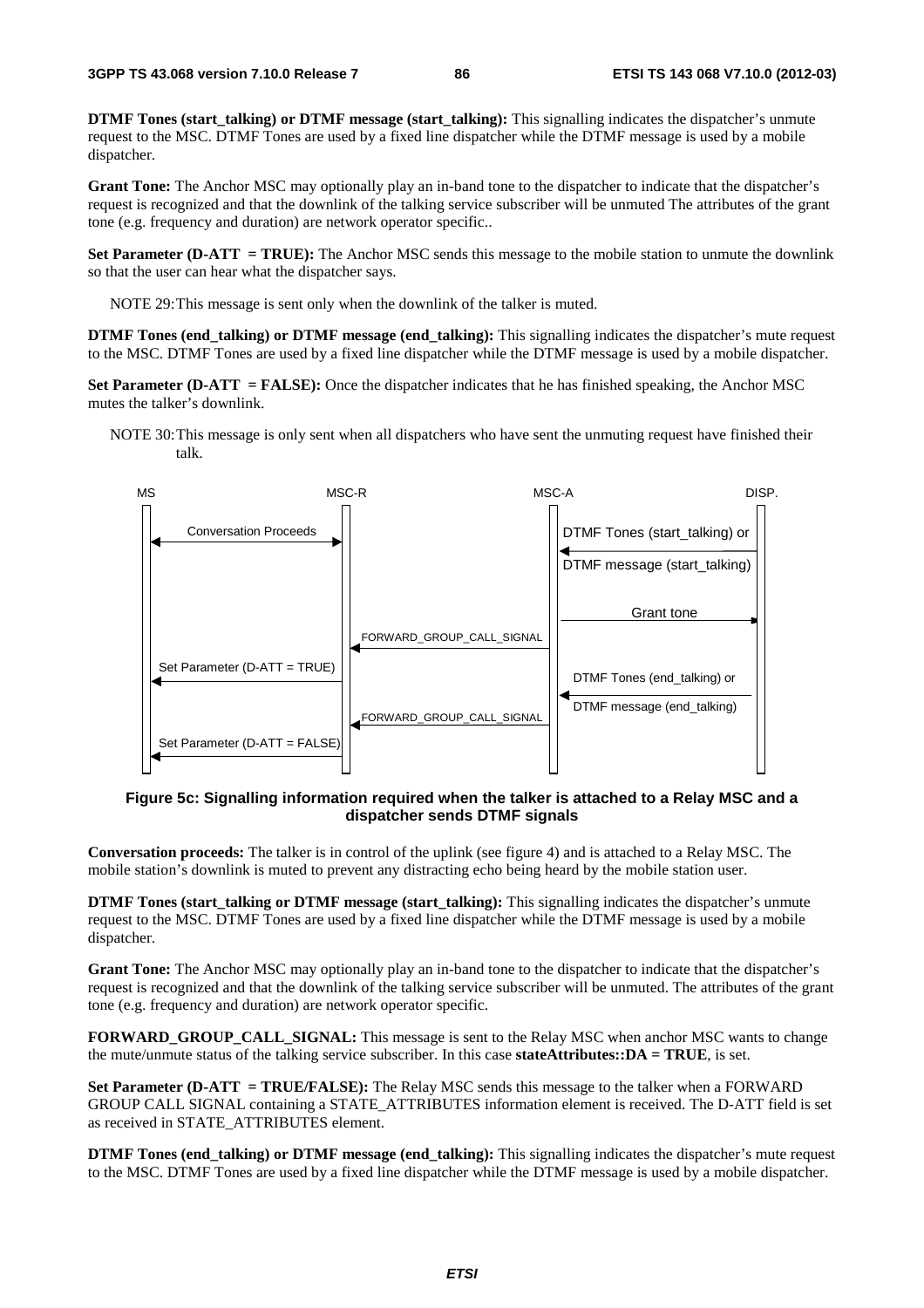**DTMF Tones (start_talking) or DTMF message (start_talking):** This signalling indicates the dispatcher's unmute request to the MSC. DTMF Tones are used by a fixed line dispatcher while the DTMF message is used by a mobile dispatcher.

**Grant Tone:** The Anchor MSC may optionally play an in-band tone to the dispatcher to indicate that the dispatcher's request is recognized and that the downlink of the talking service subscriber will be unmuted The attributes of the grant tone (e.g. frequency and duration) are network operator specific..

**Set Parameter (D-ATT = TRUE):** The Anchor MSC sends this message to the mobile station to unmute the downlink so that the user can hear what the dispatcher says.

NOTE 29: This message is sent only when the downlink of the talker is muted.

**DTMF Tones (end_talking) or DTMF message (end_talking):** This signalling indicates the dispatcher's mute request to the MSC. DTMF Tones are used by a fixed line dispatcher while the DTMF message is used by a mobile dispatcher.

**Set Parameter (D-ATT = FALSE):** Once the dispatcher indicates that he has finished speaking, the Anchor MSC mutes the talker's downlink.

NOTE 30: This message is only sent when all dispatchers who have sent the unmuting request have finished their talk.

| MS | | MSC-R | | MSC-A | | DISP. |
|---|---|---|---|---|---|---|
| ◄── | Conversation Proceeds | ──► | | | | |
| | | | | ◄── | DTMF Tones (start_talking) or DTMF message (start_talking) | ── |
| | | | | ── | Grant tone | ──► |
| | | ◄── | FORWARD_GROUP_CALL_SIGNAL | ── | | |
| ◄── | Set Parameter (D-ATT = TRUE) | ── | | | | |
| | | | | ◄── | DTMF Tones (end_talking) or DTMF message (end_talking) | ── |
| | | ◄── | FORWARD_GROUP_CALL_SIGNAL | ── | | |
| ◄── | Set Parameter (D-ATT = FALSE) | ── | | | | |

**Figure 5c: Signalling information required when the talker is attached to a Relay MSC and a dispatcher sends DTMF signals**

**Conversation proceeds:** The talker is in control of the uplink (see figure 4) and is attached to a Relay MSC. The mobile station's downlink is muted to prevent any distracting echo being heard by the mobile station user.

**DTMF Tones (start_talking or DTMF message (start_talking):** This signalling indicates the dispatcher's unmute request to the MSC. DTMF Tones are used by a fixed line dispatcher while the DTMF message is used by a mobile dispatcher.

**Grant Tone:** The Anchor MSC may optionally play an in-band tone to the dispatcher to indicate that the dispatcher's request is recognized and that the downlink of the talking service subscriber will be unmuted. The attributes of the grant tone (e.g. frequency and duration) are network operator specific.

**FORWARD_GROUP_CALL_SIGNAL:** This message is sent to the Relay MSC when anchor MSC wants to change the mute/unmute status of the talking service subscriber. In this case **stateAttributes::DA = TRUE**, is set.

**Set Parameter (D-ATT = TRUE/FALSE):** The Relay MSC sends this message to the talker when a FORWARD GROUP CALL SIGNAL containing a STATE_ATTRIBUTES information element is received. The D-ATT field is set as received in STATE_ATTRIBUTES element.

**DTMF Tones (end_talking) or DTMF message (end_talking):** This signalling indicates the dispatcher's mute request to the MSC. DTMF Tones are used by a fixed line dispatcher while the DTMF message is used by a mobile dispatcher.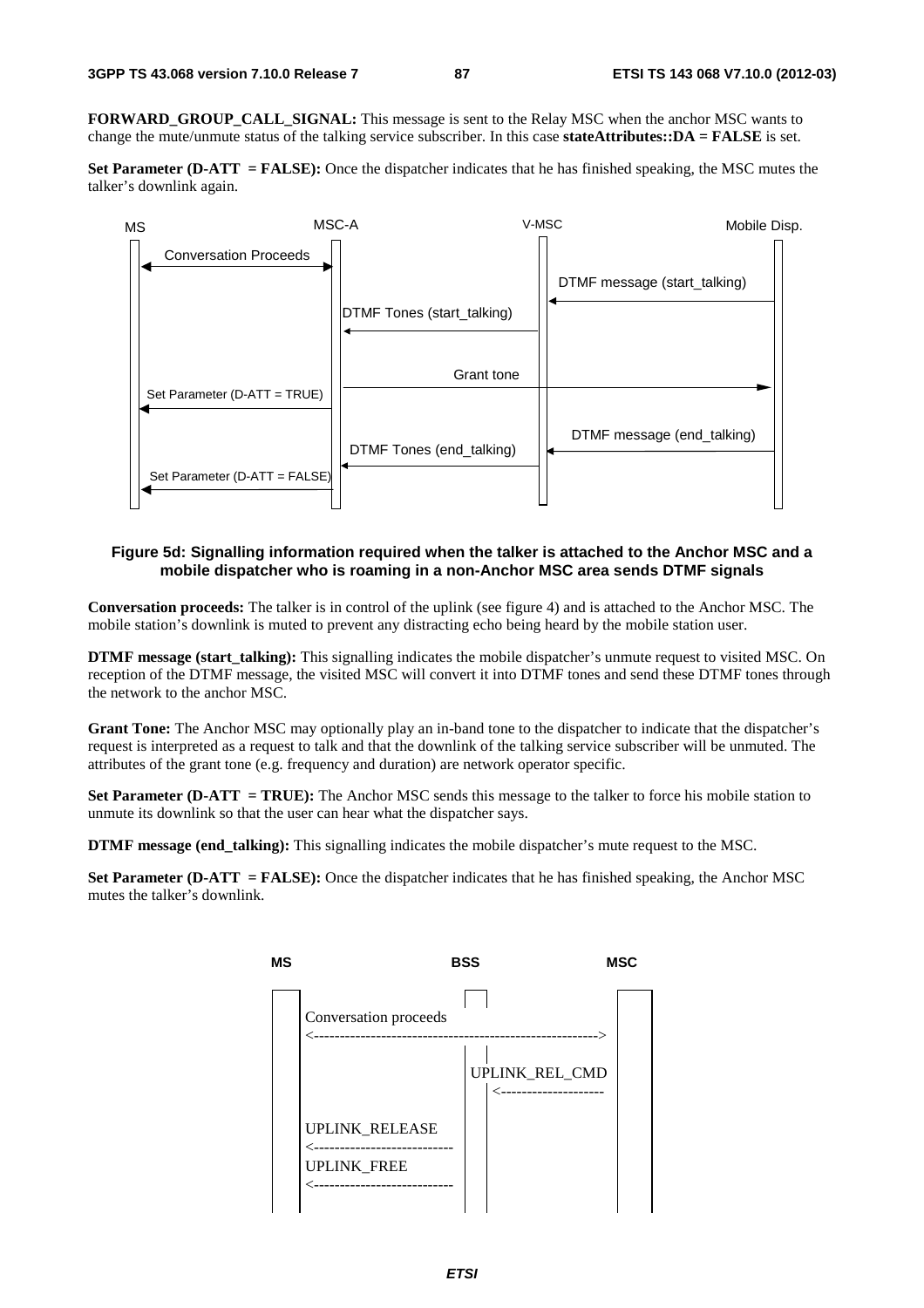**FORWARD_GROUP_CALL_SIGNAL:** This message is sent to the Relay MSC when the anchor MSC wants to change the mute/unmute status of the talking service subscriber. In this case **stateAttributes::DA = FALSE** is set.

**Set Parameter (D-ATT = FALSE):** Once the dispatcher indicates that he has finished speaking, the MSC mutes the talker's downlink again.

```
MS                      MSC-A                     V-MSC                   Mobile Disp.
 |  Conversation Proceeds |                          |                          |
 |<---------------------->|                          |                          |
 |                        |                          | DTMF message (start_talking)
 |                        |                          |<-------------------------|
 |                        | DTMF Tones (start_talking)                          |
 |                        |<-------------------------|                          |
 |                        |                          |                          |
 |                        |                      Grant tone                     |
 |                        |---------------------------------------------------->|
 | Set Parameter (D-ATT = TRUE)                      |                          |
 |<-----------------------|                          |                          |
 |                        |                          | DTMF message (end_talking)
 |                        | DTMF Tones (end_talking) |<-------------------------|
 |                        |<-------------------------|                          |
 | Set Parameter (D-ATT = FALSE)                     |                          |
 |<-----------------------|                          |                          |
```

**Figure 5d: Signalling information required when the talker is attached to the Anchor MSC and a mobile dispatcher who is roaming in a non-Anchor MSC area sends DTMF signals**

**Conversation proceeds:** The talker is in control of the uplink (see figure 4) and is attached to the Anchor MSC. The mobile station's downlink is muted to prevent any distracting echo being heard by the mobile station user.

**DTMF message (start_talking):** This signalling indicates the mobile dispatcher's unmute request to visited MSC. On reception of the DTMF message, the visited MSC will convert it into DTMF tones and send these DTMF tones through the network to the anchor MSC.

**Grant Tone:** The Anchor MSC may optionally play an in-band tone to the dispatcher to indicate that the dispatcher's request is interpreted as a request to talk and that the downlink of the talking service subscriber will be unmuted. The attributes of the grant tone (e.g. frequency and duration) are network operator specific.

**Set Parameter (D-ATT = TRUE):** The Anchor MSC sends this message to the talker to force his mobile station to unmute its downlink so that the user can hear what the dispatcher says.

**DTMF message (end_talking):** This signalling indicates the mobile dispatcher's mute request to the MSC.

**Set Parameter (D-ATT = FALSE):** Once the dispatcher indicates that he has finished speaking, the Anchor MSC mutes the talker's downlink.

```
MS                         BSS                    MSC
|  Conversation proceeds                            |
|  <----------------------------------------------> |
|                           | UPLINK_REL_CMD        |
|                           | <-------------------- |
|  UPLINK_RELEASE           |                       |
|  <----------------------- |                       |
|  UPLINK_FREE              |                       |
|  <----------------------- |                       |
```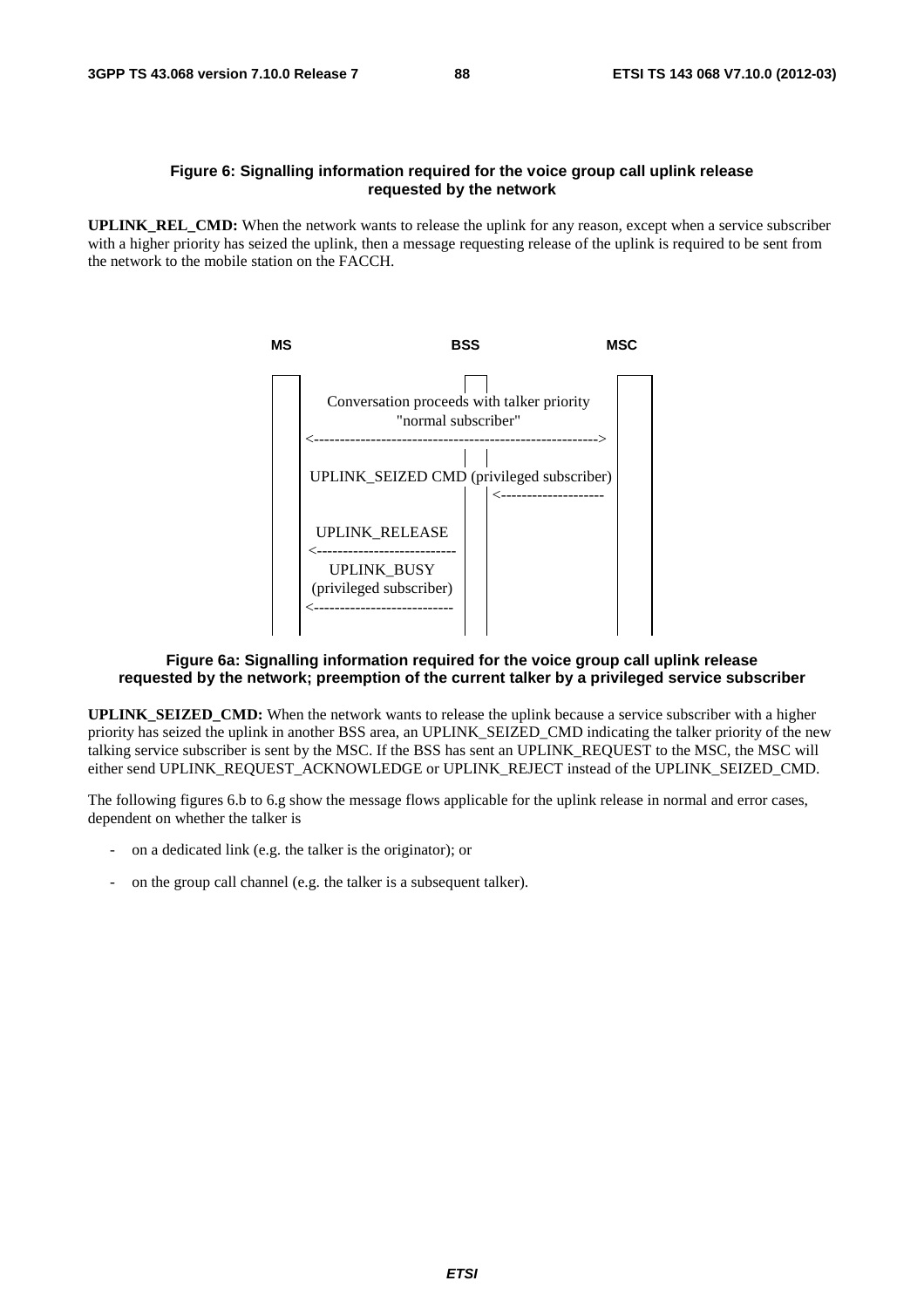**Figure 6: Signalling information required for the voice group call uplink release requested by the network**

**UPLINK_REL_CMD:** When the network wants to release the uplink for any reason, except when a service subscriber with a higher priority has seized the uplink, then a message requesting release of the uplink is required to be sent from the network to the mobile station on the FACCH.

```
MS                         BSS                    MSC

     Conversation proceeds with talker priority
               "normal subscriber"
<------------------------------------------------------->

   UPLINK_SEIZED CMD (privileged subscriber)
                              <--------------------

   UPLINK_RELEASE
<---------------------------
   UPLINK_BUSY
 (privileged subscriber)
<---------------------------
```

**Figure 6a: Signalling information required for the voice group call uplink release requested by the network; preemption of the current talker by a privileged service subscriber**

**UPLINK_SEIZED_CMD:** When the network wants to release the uplink because a service subscriber with a higher priority has seized the uplink in another BSS area, an UPLINK_SEIZED_CMD indicating the talker priority of the new talking service subscriber is sent by the MSC. If the BSS has sent an UPLINK_REQUEST to the MSC, the MSC will either send UPLINK_REQUEST_ACKNOWLEDGE or UPLINK_REJECT instead of the UPLINK_SEIZED_CMD.

The following figures 6.b to 6.g show the message flows applicable for the uplink release in normal and error cases, dependent on whether the talker is

- on a dedicated link (e.g. the talker is the originator); or
- on the group call channel (e.g. the talker is a subsequent talker).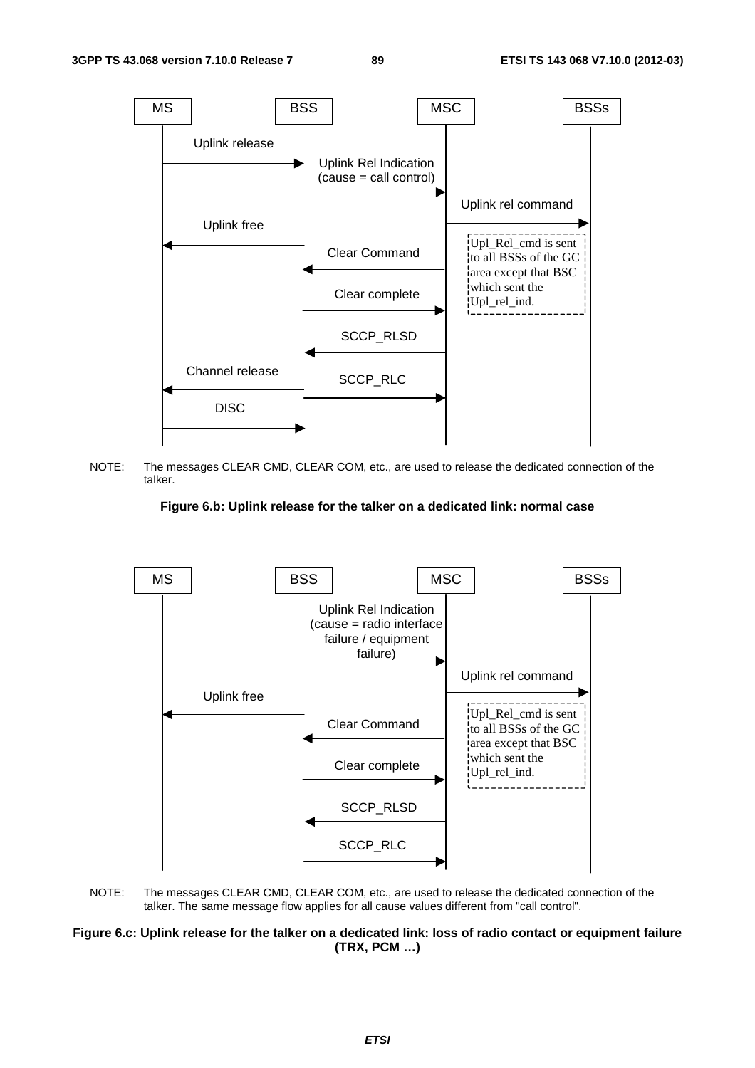NOTE: The messages CLEAR CMD, CLEAR COM, etc., are used to release the dedicated connection of the talker.

**Figure 6.b: Uplink release for the talker on a dedicated link: normal case**

NOTE: The messages CLEAR CMD, CLEAR COM, etc., are used to release the dedicated connection of the talker. The same message flow applies for all cause values different from "call control".

**Figure 6.c: Uplink release for the talker on a dedicated link: loss of radio contact or equipment failure (TRX, PCM …)**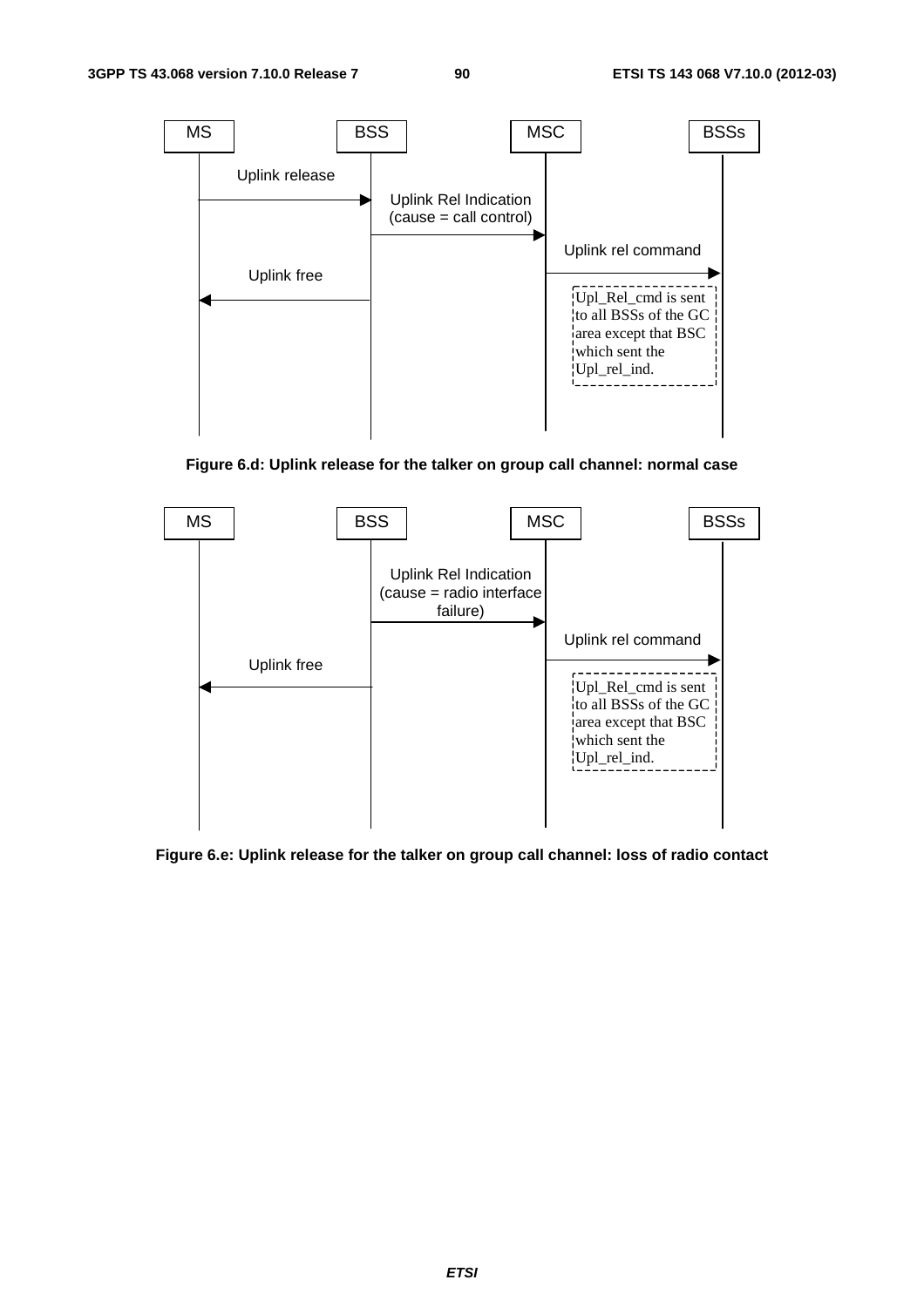| MS | BSS | MSC | BSSs |
|---|---|---|---|

- MS → BSS: Uplink release
- BSS → MSC: Uplink Rel Indication (cause = call control)
- MSC → BSSs: Uplink rel command
- BSS → MS: Uplink free

Upl_Rel_cmd is sent to all BSSs of the GC area except that BSC which sent the Upl_rel_ind.

**Figure 6.d: Uplink release for the talker on group call channel: normal case**

| MS | BSS | MSC | BSSs |
|---|---|---|---|

- BSS → MSC: Uplink Rel Indication (cause = radio interface failure)
- MSC → BSSs: Uplink rel command
- BSS → MS: Uplink free

Upl_Rel_cmd is sent to all BSSs of the GC area except that BSC which sent the Upl_rel_ind.

**Figure 6.e: Uplink release for the talker on group call channel: loss of radio contact**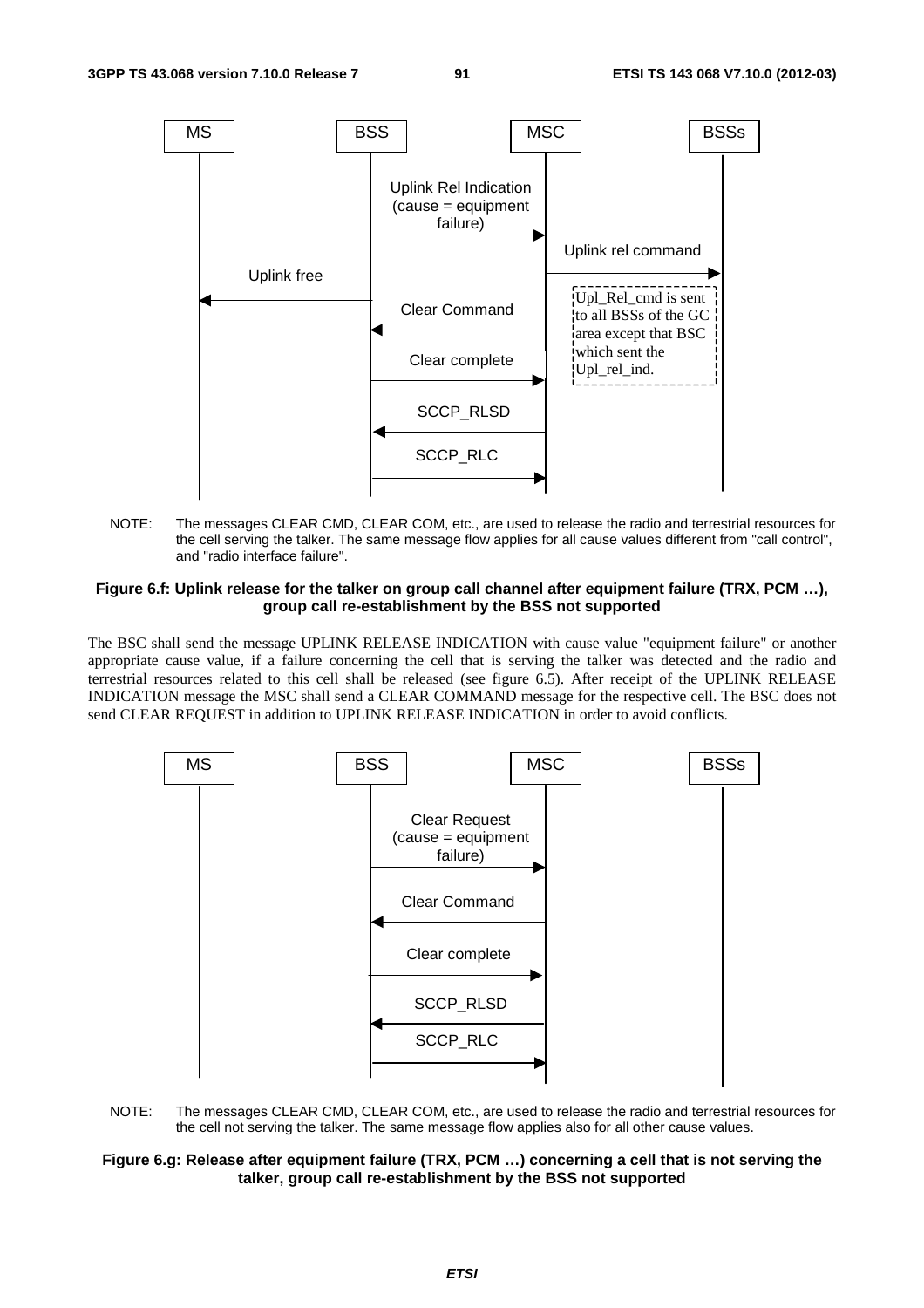NOTE: The messages CLEAR CMD, CLEAR COM, etc., are used to release the radio and terrestrial resources for the cell serving the talker. The same message flow applies for all cause values different from "call control", and "radio interface failure".

**Figure 6.f: Uplink release for the talker on group call channel after equipment failure (TRX, PCM …), group call re-establishment by the BSS not supported**

The BSC shall send the message UPLINK RELEASE INDICATION with cause value "equipment failure" or another appropriate cause value, if a failure concerning the cell that is serving the talker was detected and the radio and terrestrial resources related to this cell shall be released (see figure 6.5). After receipt of the UPLINK RELEASE INDICATION message the MSC shall send a CLEAR COMMAND message for the respective cell. The BSC does not send CLEAR REQUEST in addition to UPLINK RELEASE INDICATION in order to avoid conflicts.

NOTE: The messages CLEAR CMD, CLEAR COM, etc., are used to release the radio and terrestrial resources for the cell not serving the talker. The same message flow applies also for all other cause values.

**Figure 6.g: Release after equipment failure (TRX, PCM …) concerning a cell that is not serving the talker, group call re-establishment by the BSS not supported**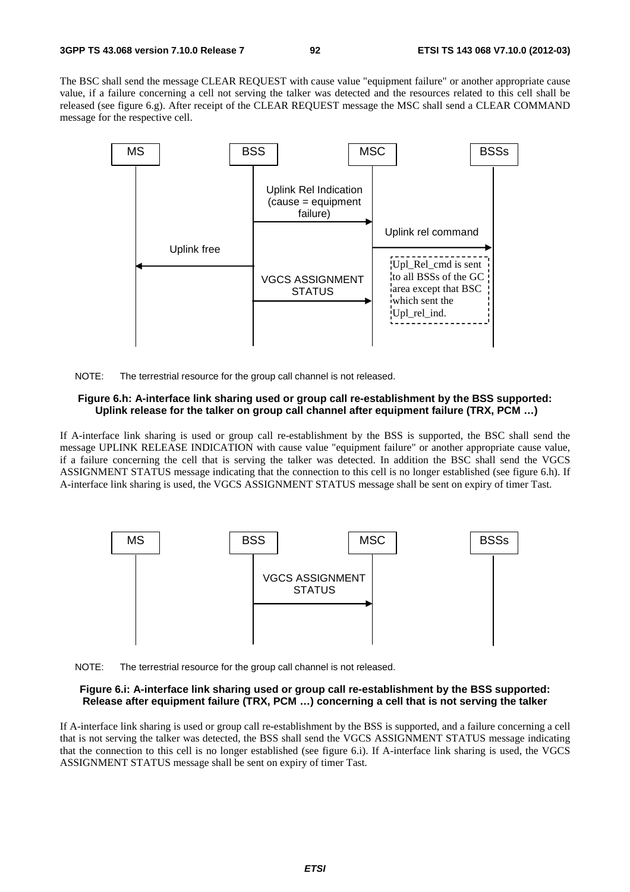The BSC shall send the message CLEAR REQUEST with cause value "equipment failure" or another appropriate cause value, if a failure concerning a cell not serving the talker was detected and the resources related to this cell shall be released (see figure 6.g). After receipt of the CLEAR REQUEST message the MSC shall send a CLEAR COMMAND message for the respective cell.

MS | BSS | MSC | BSSs

Uplink Rel Indication (cause = equipment failure)

Uplink rel command

Uplink free

VGCS ASSIGNMENT STATUS

Upl_Rel_cmd is sent to all BSSs of the GC area except that BSC which sent the Upl_rel_ind.

NOTE: The terrestrial resource for the group call channel is not released.

**Figure 6.h: A-interface link sharing used or group call re-establishment by the BSS supported: Uplink release for the talker on group call channel after equipment failure (TRX, PCM …)**

If A-interface link sharing is used or group call re-establishment by the BSS is supported, the BSC shall send the message UPLINK RELEASE INDICATION with cause value "equipment failure" or another appropriate cause value, if a failure concerning the cell that is serving the talker was detected. In addition the BSC shall send the VGCS ASSIGNMENT STATUS message indicating that the connection to this cell is no longer established (see figure 6.h). If A-interface link sharing is used, the VGCS ASSIGNMENT STATUS message shall be sent on expiry of timer Tast.

MS | BSS | MSC | BSSs

VGCS ASSIGNMENT STATUS

NOTE: The terrestrial resource for the group call channel is not released.

**Figure 6.i: A-interface link sharing used or group call re-establishment by the BSS supported: Release after equipment failure (TRX, PCM …) concerning a cell that is not serving the talker**

If A-interface link sharing is used or group call re-establishment by the BSS is supported, and a failure concerning a cell that is not serving the talker was detected, the BSS shall send the VGCS ASSIGNMENT STATUS message indicating that the connection to this cell is no longer established (see figure 6.i). If A-interface link sharing is used, the VGCS ASSIGNMENT STATUS message shall be sent on expiry of timer Tast.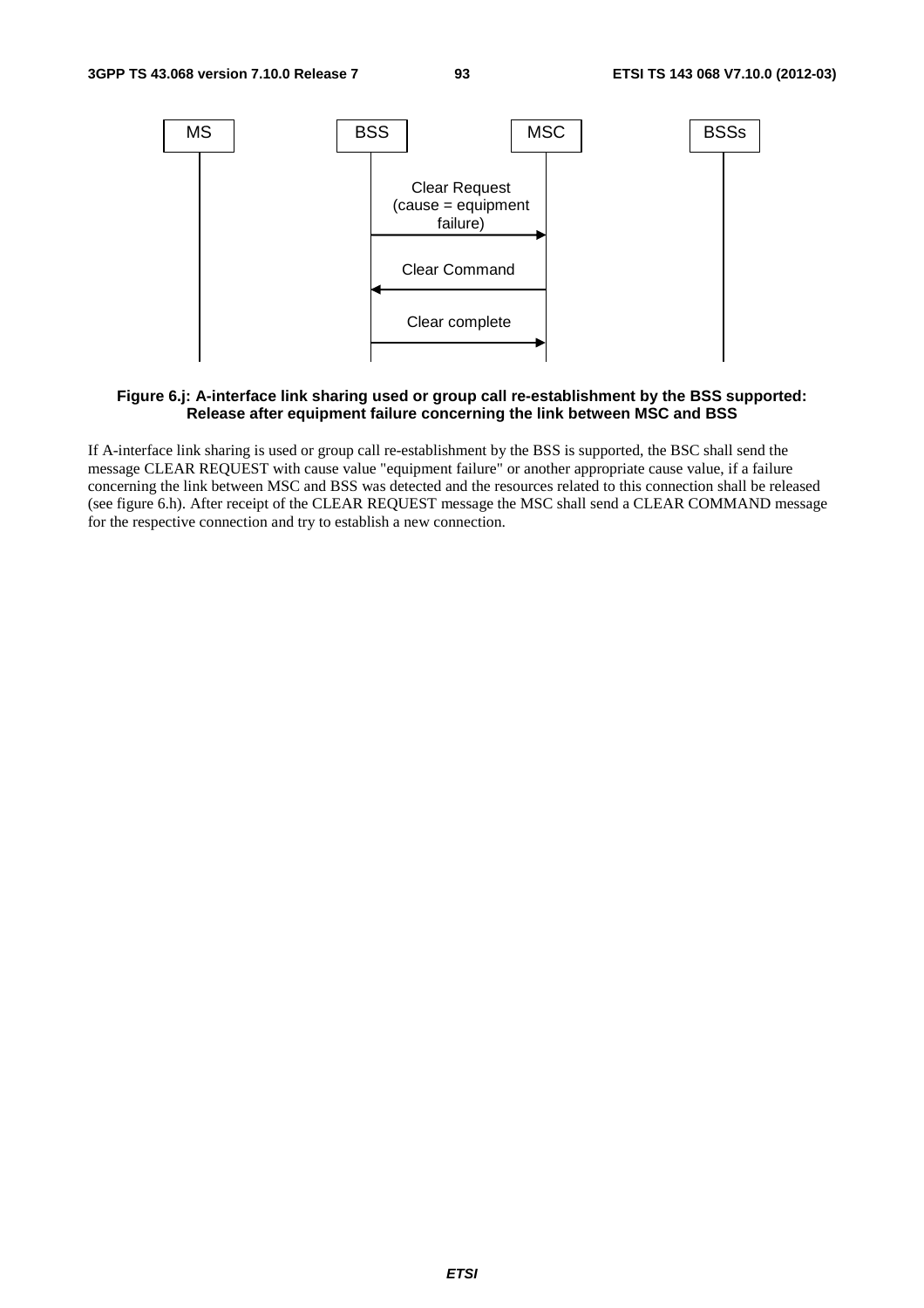| MS | BSS | | MSC | BSSs |
|---|---|---|---|---|
| | | Clear Request (cause = equipment failure) → | | |
| | | ← Clear Command | | |
| | | Clear complete → | | |

**Figure 6.j: A-interface link sharing used or group call re-establishment by the BSS supported: Release after equipment failure concerning the link between MSC and BSS**

If A-interface link sharing is used or group call re-establishment by the BSS is supported, the BSC shall send the message CLEAR REQUEST with cause value "equipment failure" or another appropriate cause value, if a failure concerning the link between MSC and BSS was detected and the resources related to this connection shall be released (see figure 6.h). After receipt of the CLEAR REQUEST message the MSC shall send a CLEAR COMMAND message for the respective connection and try to establish a new connection.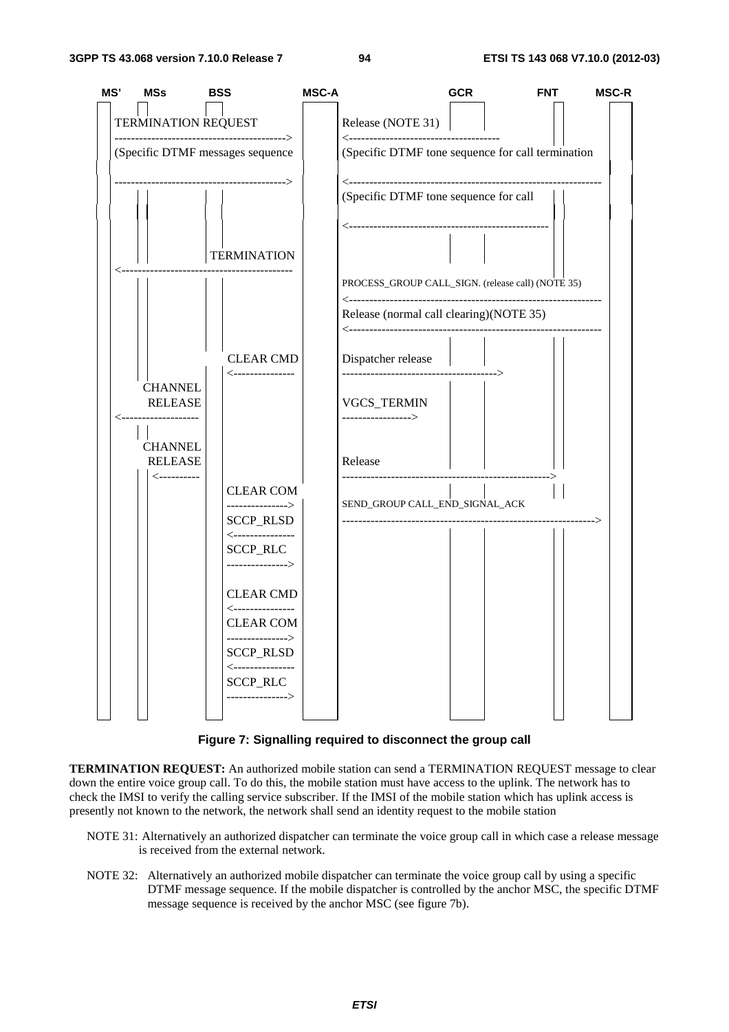```
MS'    MSs    BSS                              MSC-A                          GCR           FNT          MSC-R

TERMINATION REQUEST                                  Release (NOTE 31)
------------------------------------------->         <-------------------------------------
(Specific DTMF messages sequence                     (Specific DTMF tone sequence for call termination

------------------------------------------->         <--------------------------------------------------------------
                                                     (Specific DTMF tone sequence for call

                                                     <------------------------------------------------

                      TERMINATION
<-------------------------------------------
                                                     PROCESS_GROUP CALL_SIGN. (release call) (NOTE 35)
                                                     <--------------------------------------------------------------
                                                     Release (normal call clearing)(NOTE 35)
                                                     <--------------------------------------------------------------

                      CLEAR CMD                      Dispatcher release
                      <---------------               -------------------------------------->
        CHANNEL
        RELEASE                                      VGCS_TERMIN
<-------------------                                 ----------------->

        CHANNEL
        RELEASE                                      Release
        <----------                                  -------------------------------------------------->
                      CLEAR COM
                      --------------->               SEND_GROUP CALL_END_SIGNAL_ACK
                      SCCP_RLSD                      ------------------------------------------------------------->
                      <---------------
                      SCCP_RLC
                      --------------->

                      CLEAR CMD
                      <---------------
                      CLEAR COM
                      --------------->
                      SCCP_RLSD
                      <---------------
                      SCCP_RLC
                      --------------->
```

**Figure 7: Signalling required to disconnect the group call**

**TERMINATION REQUEST:** An authorized mobile station can send a TERMINATION REQUEST message to clear down the entire voice group call. To do this, the mobile station must have access to the uplink. The network has to check the IMSI to verify the calling service subscriber. If the IMSI of the mobile station which has uplink access is presently not known to the network, the network shall send an identity request to the mobile station

NOTE 31: Alternatively an authorized dispatcher can terminate the voice group call in which case a release message is received from the external network.

NOTE 32: Alternatively an authorized mobile dispatcher can terminate the voice group call by using a specific DTMF message sequence. If the mobile dispatcher is controlled by the anchor MSC, the specific DTMF message sequence is received by the anchor MSC (see figure 7b).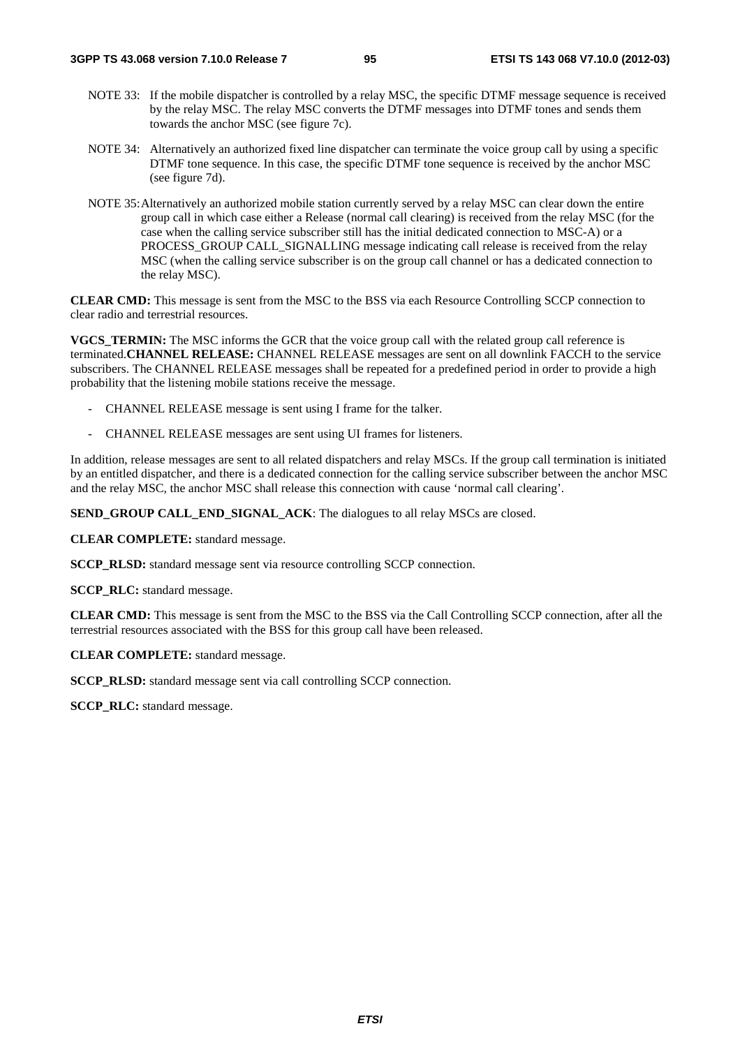NOTE 33: If the mobile dispatcher is controlled by a relay MSC, the specific DTMF message sequence is received by the relay MSC. The relay MSC converts the DTMF messages into DTMF tones and sends them towards the anchor MSC (see figure 7c).

NOTE 34: Alternatively an authorized fixed line dispatcher can terminate the voice group call by using a specific DTMF tone sequence. In this case, the specific DTMF tone sequence is received by the anchor MSC (see figure 7d).

NOTE 35: Alternatively an authorized mobile station currently served by a relay MSC can clear down the entire group call in which case either a Release (normal call clearing) is received from the relay MSC (for the case when the calling service subscriber still has the initial dedicated connection to MSC-A) or a PROCESS_GROUP CALL_SIGNALLING message indicating call release is received from the relay MSC (when the calling service subscriber is on the group call channel or has a dedicated connection to the relay MSC).

**CLEAR CMD:** This message is sent from the MSC to the BSS via each Resource Controlling SCCP connection to clear radio and terrestrial resources.

**VGCS_TERMIN:** The MSC informs the GCR that the voice group call with the related group call reference is terminated.**CHANNEL RELEASE:** CHANNEL RELEASE messages are sent on all downlink FACCH to the service subscribers. The CHANNEL RELEASE messages shall be repeated for a predefined period in order to provide a high probability that the listening mobile stations receive the message.

- CHANNEL RELEASE message is sent using I frame for the talker.
- CHANNEL RELEASE messages are sent using UI frames for listeners.

In addition, release messages are sent to all related dispatchers and relay MSCs. If the group call termination is initiated by an entitled dispatcher, and there is a dedicated connection for the calling service subscriber between the anchor MSC and the relay MSC, the anchor MSC shall release this connection with cause 'normal call clearing'.

**SEND_GROUP CALL_END_SIGNAL_ACK**: The dialogues to all relay MSCs are closed.

**CLEAR COMPLETE:** standard message.

**SCCP_RLSD:** standard message sent via resource controlling SCCP connection.

**SCCP_RLC:** standard message.

**CLEAR CMD:** This message is sent from the MSC to the BSS via the Call Controlling SCCP connection, after all the terrestrial resources associated with the BSS for this group call have been released.

**CLEAR COMPLETE:** standard message.

**SCCP_RLSD:** standard message sent via call controlling SCCP connection.

**SCCP_RLC:** standard message.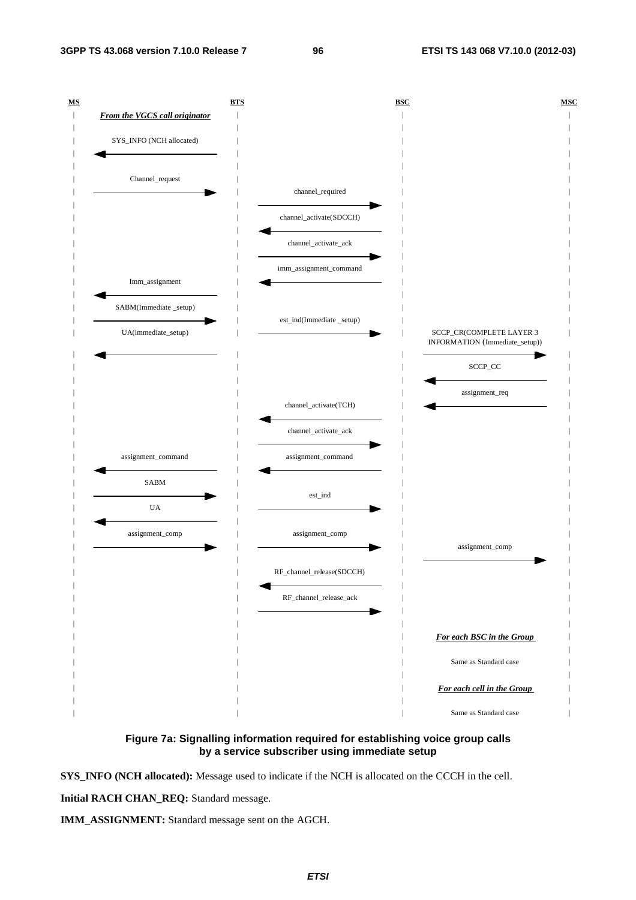| MS | | BTS | | BSC | | MSC |
|---|---|---|---|---|---|---|
| | ***From the VGCS call originator*** | | | | | |
| | SYS_INFO (NCH allocated) ← | | | | | |
| | Channel_request → | | | | | |
| | | | channel_required → | | | |
| | | | channel_activate(SDCCH) ← | | | |
| | | | channel_activate_ack → | | | |
| | | | imm_assignment_command ← | | | |
| | Imm_assignment ← | | | | | |
| | SABM(Immediate _setup) → | | | | | |
| | | | est_ind(Immediate _setup) → | | | |
| | UA(immediate_setup) ← | | | | SCCP_CR(COMPLETE LAYER 3 INFORMATION (Immediate_setup)) → | |
| | | | | | SCCP_CC ← | |
| | | | | | assignment_req ← | |
| | | | channel_activate(TCH) ← | | | |
| | | | channel_activate_ack → | | | |
| | assignment_command ← | | assignment_command ← | | | |
| | SABM → | | | | | |
| | | | est_ind → | | | |
| | UA ← | | | | | |
| | assignment_comp → | | assignment_comp → | | | |
| | | | | | assignment_comp → | |
| | | | RF_channel_release(SDCCH) ← | | | |
| | | | RF_channel_release_ack → | | | |
| | | | | | ***For each BSC in the Group*** | |
| | | | | | Same as Standard case | |
| | | | | | ***For each cell in the Group*** | |
| | | | | | Same as Standard case | |

**Figure 7a: Signalling information required for establishing voice group calls by a service subscriber using immediate setup**

**SYS_INFO (NCH allocated):** Message used to indicate if the NCH is allocated on the CCCH in the cell.

**Initial RACH CHAN_REQ:** Standard message.

**IMM_ASSIGNMENT:** Standard message sent on the AGCH.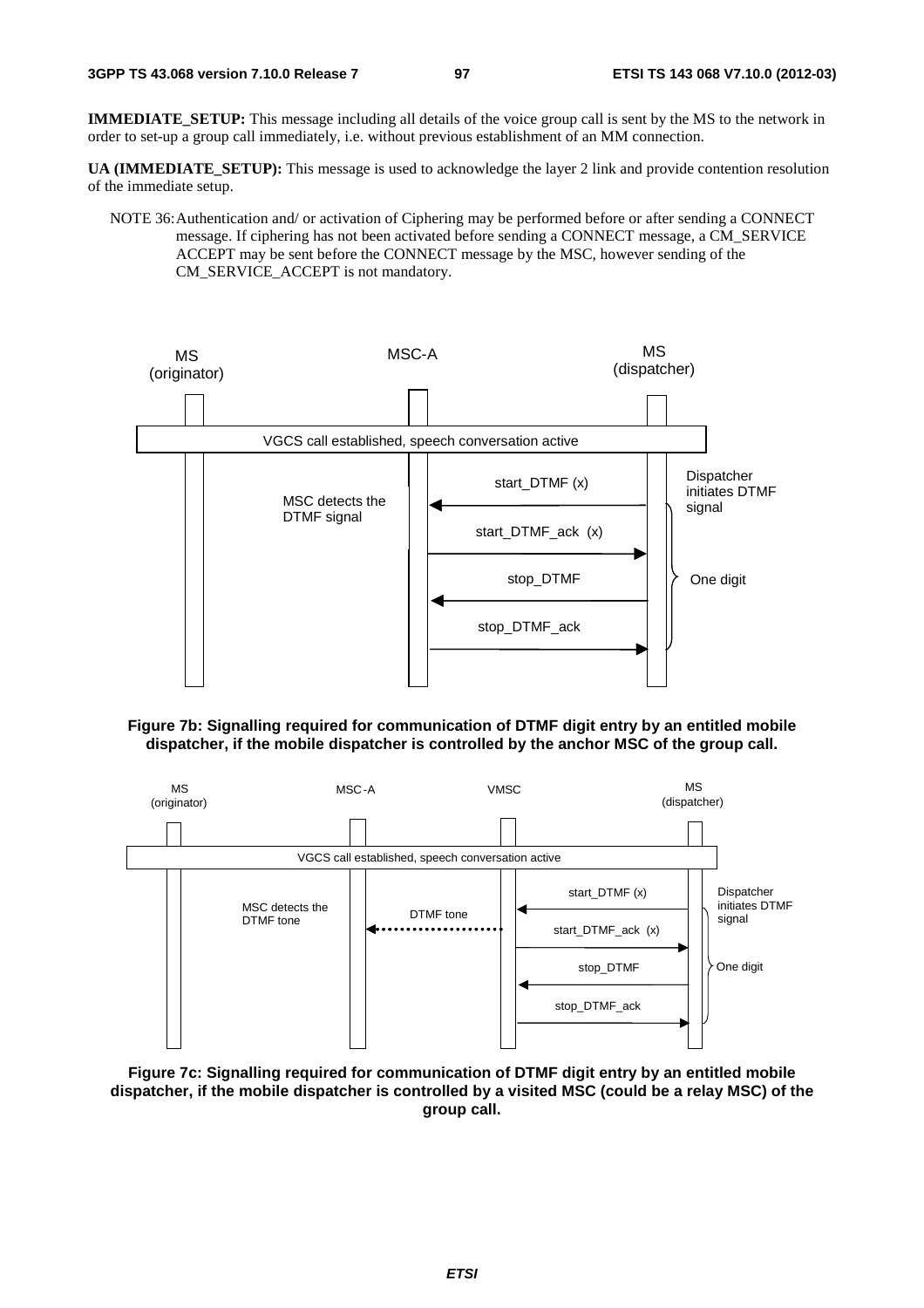**IMMEDIATE_SETUP:** This message including all details of the voice group call is sent by the MS to the network in order to set-up a group call immediately, i.e. without previous establishment of an MM connection.

**UA (IMMEDIATE_SETUP):** This message is used to acknowledge the layer 2 link and provide contention resolution of the immediate setup.

NOTE 36: Authentication and/ or activation of Ciphering may be performed before or after sending a CONNECT message. If ciphering has not been activated before sending a CONNECT message, a CM_SERVICE ACCEPT may be sent before the CONNECT message by the MSC, however sending of the CM_SERVICE_ACCEPT is not mandatory.

MS (originator) | MSC-A | MS (dispatcher)

VGCS call established, speech conversation active

MSC detects the DTMF signal

start_DTMF (x)

start_DTMF_ack (x)

stop_DTMF

stop_DTMF_ack

Dispatcher initiates DTMF signal

One digit

**Figure 7b: Signalling required for communication of DTMF digit entry by an entitled mobile dispatcher, if the mobile dispatcher is controlled by the anchor MSC of the group call.**

MS (originator) | MSC-A | VMSC | MS (dispatcher)

VGCS call established, speech conversation active

MSC detects the DTMF tone

DTMF tone

start_DTMF (x)

start_DTMF_ack (x)

stop_DTMF

stop_DTMF_ack

Dispatcher initiates DTMF signal

One digit

**Figure 7c: Signalling required for communication of DTMF digit entry by an entitled mobile dispatcher, if the mobile dispatcher is controlled by a visited MSC (could be a relay MSC) of the group call.**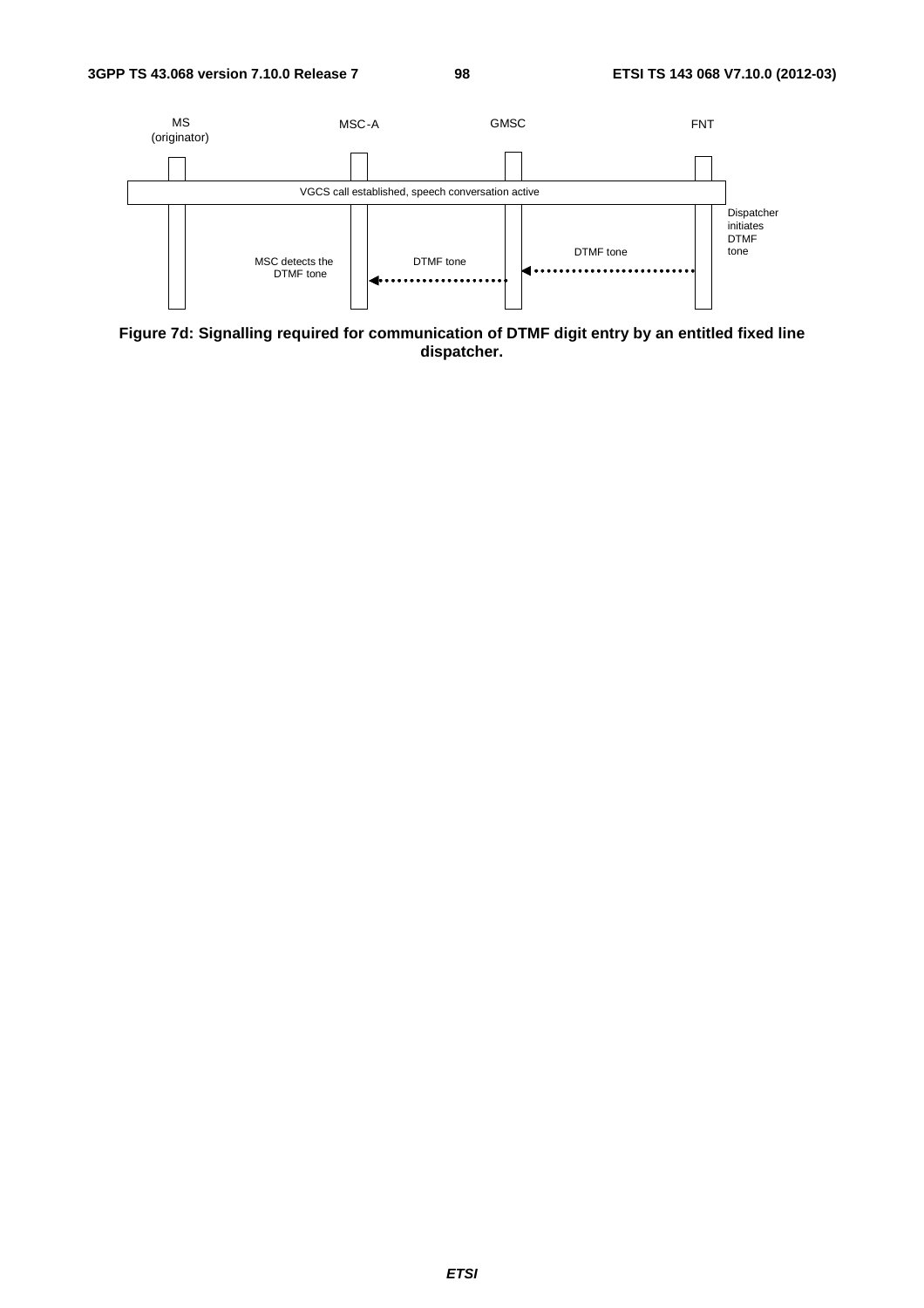MS (originator) | MSC-A | GMSC | FNT

VGCS call established, speech conversation active

Dispatcher initiates DTMF tone

DTMF tone

DTMF tone

MSC detects the DTMF tone

**Figure 7d: Signalling required for communication of DTMF digit entry by an entitled fixed line dispatcher.**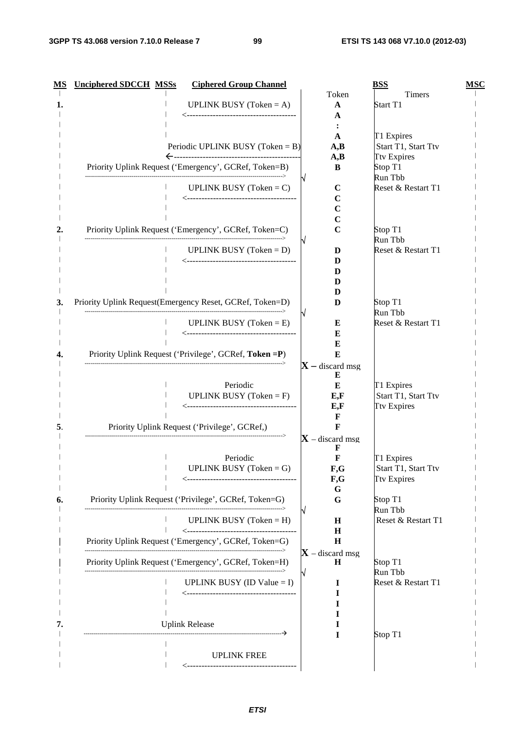| MS | Unciphered SDCCH MSSs | Ciphered Group Channel | Token | BSS Timers | MSC |
|---|---|---|---|---|---|
| 1. | | UPLINK BUSY (Token = A) <------------------------------------ | A | Start T1 | |
| | | | A | | |
| | | | : | | |
| | | | A | T1 Expires | |
| | | Periodic UPLINK BUSY (Token = B) ←------------------------------------ | A,B | Start T1, Start Ttv | |
| | | | A,B | Ttv Expires | |
| | Priority Uplink Request ('Emergency', GCRef, Token=B) ------------------------------------> | | B | Stop T1 | |
| | | | √ | Run Tbb | |
| | | UPLINK BUSY (Token = C) <------------------------------------ | C | Reset & Restart T1 | |
| | | | C | | |
| | | | C | | |
| | | | C | | |
| 2. | Priority Uplink Request ('Emergency', GCRef, Token=C) ------------------------------------> | | C | Stop T1 | |
| | | | √ | Run Tbb | |
| | | UPLINK BUSY (Token = D) <------------------------------------ | D | Reset & Restart T1 | |
| | | | D | | |
| | | | D | | |
| | | | D | | |
| | | | D | | |
| 3. | Priority Uplink Request(Emergency Reset, GCRef, Token=D) ------------------------------------> | | D | Stop T1 | |
| | | | √ | Run Tbb | |
| | | UPLINK BUSY (Token = E) <------------------------------------ | E | Reset & Restart T1 | |
| | | | E | | |
| | | | E | | |
| 4. | Priority Uplink Request ('Privilege', GCRef, **Token =P**) ------------------------------------> | | E | | |
| | | | X – discard msg | | |
| | | | E | | |
| | | Periodic | E | T1 Expires | |
| | | UPLINK BUSY (Token = F) <------------------------------------ | E,F | Start T1, Start Ttv | |
| | | | E,F | Ttv Expires | |
| | | | F | | |
| 5. | Priority Uplink Request ('Privilege', GCRef,) ------------------------------------> | | F | | |
| | | | X – discard msg | | |
| | | | F | | |
| | | Periodic | F | T1 Expires | |
| | | UPLINK BUSY (Token = G) <------------------------------------ | F,G | Start T1, Start Ttv | |
| | | | F,G | Ttv Expires | |
| | | | G | | |
| 6. | Priority Uplink Request ('Privilege', GCRef, Token=G) ------------------------------------> | | G | Stop T1 | |
| | | | √ | Run Tbb | |
| | | UPLINK BUSY (Token = H) <------------------------------------ | H | Reset & Restart T1 | |
| | | | H | | |
| | Priority Uplink Request ('Emergency', GCRef, Token=G) ------------------------------------> | | H | | |
| | | | X – discard msg | | |
| | Priority Uplink Request ('Emergency', GCRef, Token=H) ------------------------------------> | | H | Stop T1 | |
| | | | √ | Run Tbb | |
| | | UPLINK BUSY (ID Value = I) <------------------------------------ | I | Reset & Restart T1 | |
| | | | I | | |
| | | | I | | |
| | | | I | | |
| 7. | Uplink Release ------------------------------------→ | | I | | |
| | | | I | Stop T1 | |
| | | UPLINK FREE <------------------------------------ | | | |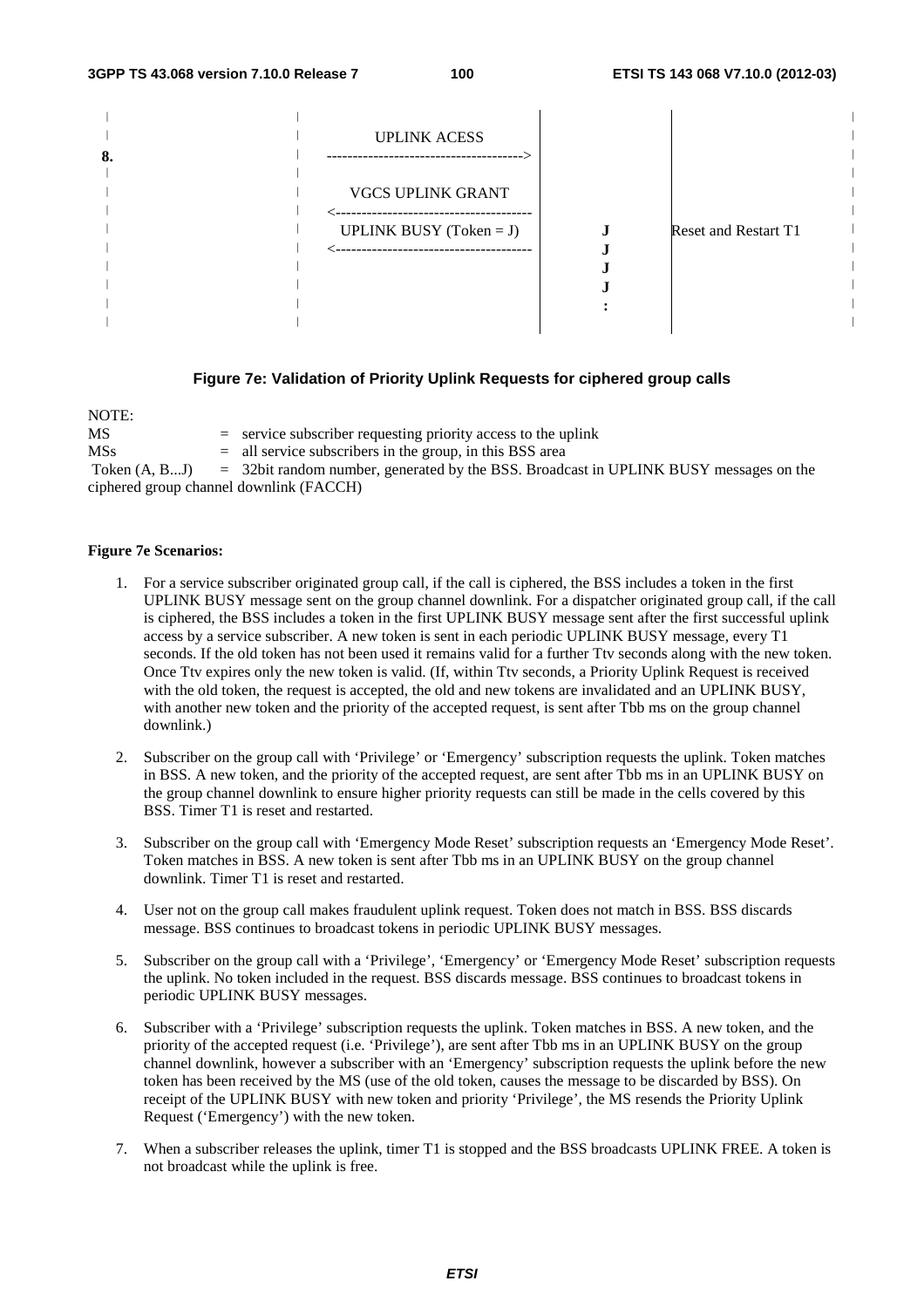```
 |              |                                        |          |                          |
 |              |   UPLINK ACESS                         |          |                          |
 8.             |   ------------------------------------->         |                          |
 |              |                                        |          |                          |
 |              |   VGCS UPLINK GRANT                    |          |                          |
 |              |   <-------------------------------------         |                          |
 |              |   UPLINK BUSY (Token = J)              |    J     |  Reset and Restart T1    |
 |              |   <-------------------------------------    J     |                          |
 |              |                                        |    J     |                          |
 |              |                                        |    J     |                          |
 |              |                                        |    :     |                          |
 |              |                                        |          |                          |
```

**Figure 7e: Validation of Priority Uplink Requests for ciphered group calls**

NOTE:
MS = service subscriber requesting priority access to the uplink
MSs = all service subscribers in the group, in this BSS area
Token (A, B...J) = 32bit random number, generated by the BSS. Broadcast in UPLINK BUSY messages on the ciphered group channel downlink (FACCH)

**Figure 7e Scenarios:**

1. For a service subscriber originated group call, if the call is ciphered, the BSS includes a token in the first UPLINK BUSY message sent on the group channel downlink. For a dispatcher originated group call, if the call is ciphered, the BSS includes a token in the first UPLINK BUSY message sent after the first successful uplink access by a service subscriber. A new token is sent in each periodic UPLINK BUSY message, every T1 seconds. If the old token has not been used it remains valid for a further Ttv seconds along with the new token. Once Ttv expires only the new token is valid. (If, within Ttv seconds, a Priority Uplink Request is received with the old token, the request is accepted, the old and new tokens are invalidated and an UPLINK BUSY, with another new token and the priority of the accepted request, is sent after Tbb ms on the group channel downlink.)

2. Subscriber on the group call with 'Privilege' or 'Emergency' subscription requests the uplink. Token matches in BSS. A new token, and the priority of the accepted request, are sent after Tbb ms in an UPLINK BUSY on the group channel downlink to ensure higher priority requests can still be made in the cells covered by this BSS. Timer T1 is reset and restarted.

3. Subscriber on the group call with 'Emergency Mode Reset' subscription requests an 'Emergency Mode Reset'. Token matches in BSS. A new token is sent after Tbb ms in an UPLINK BUSY on the group channel downlink. Timer T1 is reset and restarted.

4. User not on the group call makes fraudulent uplink request. Token does not match in BSS. BSS discards message. BSS continues to broadcast tokens in periodic UPLINK BUSY messages.

5. Subscriber on the group call with a 'Privilege', 'Emergency' or 'Emergency Mode Reset' subscription requests the uplink. No token included in the request. BSS discards message. BSS continues to broadcast tokens in periodic UPLINK BUSY messages.

6. Subscriber with a 'Privilege' subscription requests the uplink. Token matches in BSS. A new token, and the priority of the accepted request (i.e. 'Privilege'), are sent after Tbb ms in an UPLINK BUSY on the group channel downlink, however a subscriber with an 'Emergency' subscription requests the uplink before the new token has been received by the MS (use of the old token, causes the message to be discarded by BSS). On receipt of the UPLINK BUSY with new token and priority 'Privilege', the MS resends the Priority Uplink Request ('Emergency') with the new token.

7. When a subscriber releases the uplink, timer T1 is stopped and the BSS broadcasts UPLINK FREE. A token is not broadcast while the uplink is free.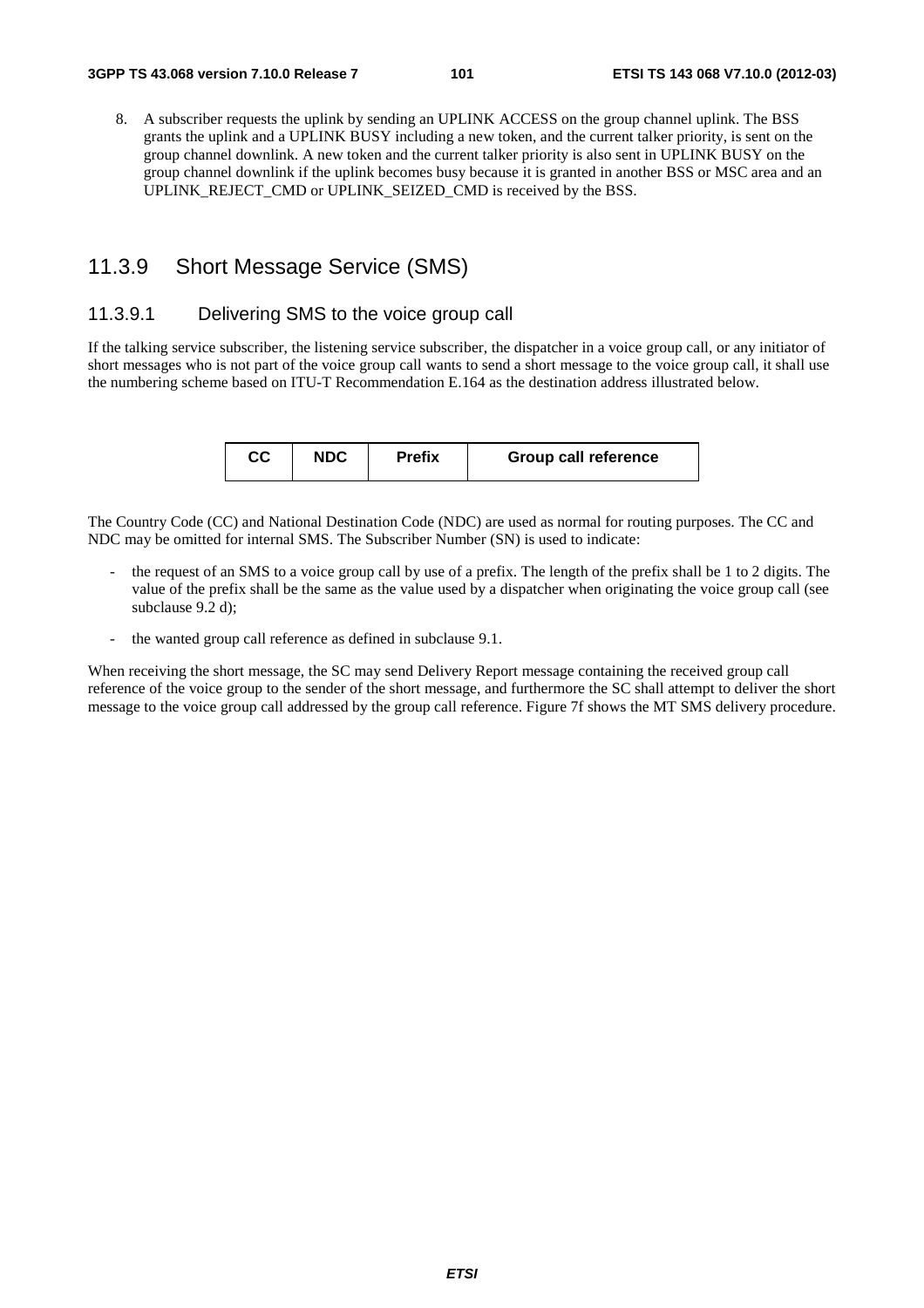8. A subscriber requests the uplink by sending an UPLINK ACCESS on the group channel uplink. The BSS grants the uplink and a UPLINK BUSY including a new token, and the current talker priority, is sent on the group channel downlink. A new token and the current talker priority is also sent in UPLINK BUSY on the group channel downlink if the uplink becomes busy because it is granted in another BSS or MSC area and an UPLINK_REJECT_CMD or UPLINK_SEIZED_CMD is received by the BSS.

## 11.3.9 Short Message Service (SMS)

### 11.3.9.1 Delivering SMS to the voice group call

If the talking service subscriber, the listening service subscriber, the dispatcher in a voice group call, or any initiator of short messages who is not part of the voice group call wants to send a short message to the voice group call, it shall use the numbering scheme based on ITU-T Recommendation E.164 as the destination address illustrated below.

| CC | NDC | Prefix | Group call reference |
| --- | --- | --- | --- |

The Country Code (CC) and National Destination Code (NDC) are used as normal for routing purposes. The CC and NDC may be omitted for internal SMS. The Subscriber Number (SN) is used to indicate:

- the request of an SMS to a voice group call by use of a prefix. The length of the prefix shall be 1 to 2 digits. The value of the prefix shall be the same as the value used by a dispatcher when originating the voice group call (see subclause 9.2 d);
- the wanted group call reference as defined in subclause 9.1.

When receiving the short message, the SC may send Delivery Report message containing the received group call reference of the voice group to the sender of the short message, and furthermore the SC shall attempt to deliver the short message to the voice group call addressed by the group call reference. Figure 7f shows the MT SMS delivery procedure.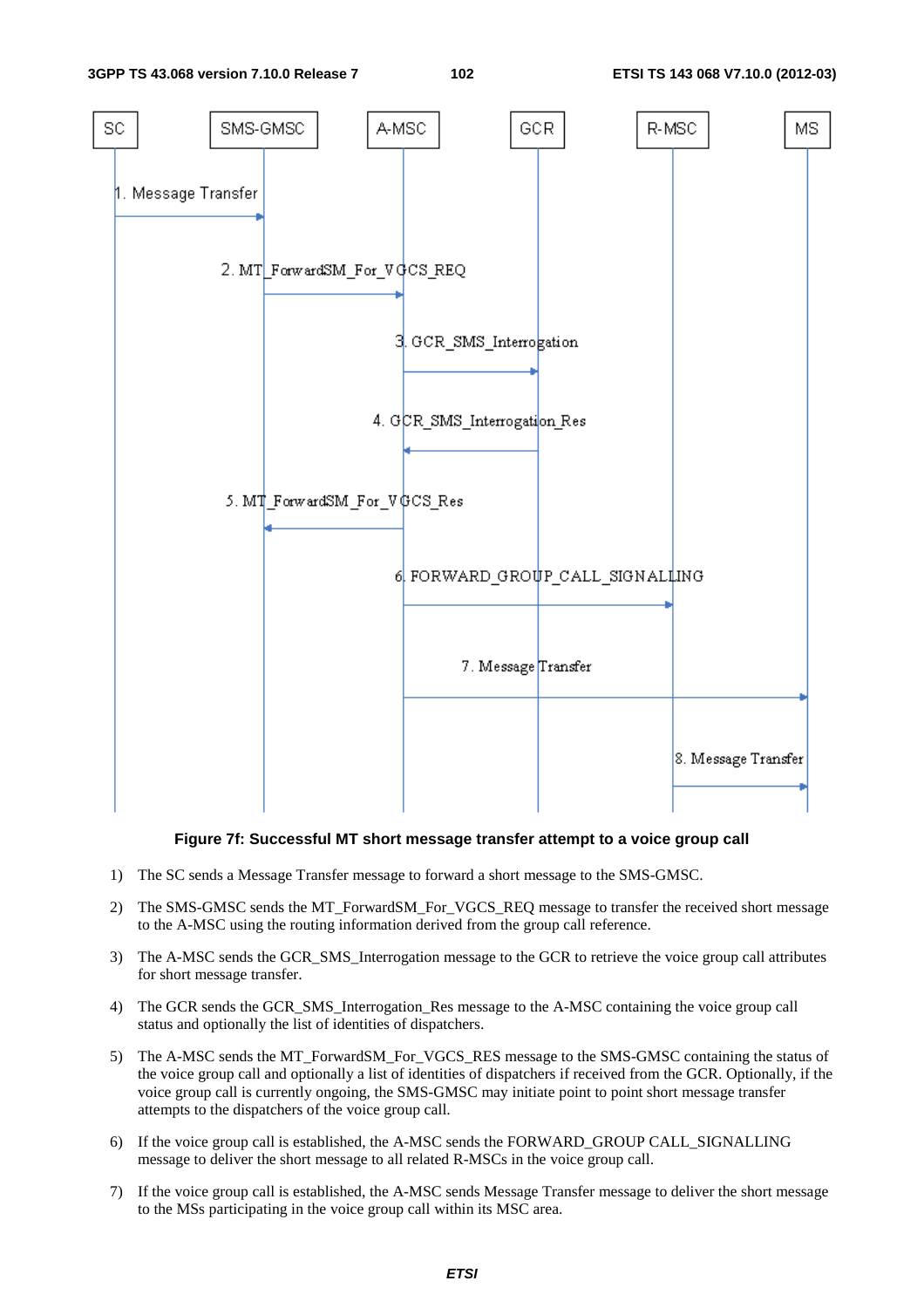| SC | SMS-GMSC | A-MSC | GCR | R-MSC | MS |
|---|---|---|---|---|---|

1. Message Transfer (SC → SMS-GMSC)
2. MT_ForwardSM_For_VGCS_REQ (SMS-GMSC → A-MSC)
3. GCR_SMS_Interrogation (A-MSC → GCR)
4. GCR_SMS_Interrogation_Res (GCR → A-MSC)
5. MT_ForwardSM_For_VGCS_Res (A-MSC → SMS-GMSC)
6. FORWARD_GROUP_CALL_SIGNALLING (A-MSC → R-MSC)
7. Message Transfer (A-MSC → MS)
8. Message Transfer (R-MSC → MS)

**Figure 7f: Successful MT short message transfer attempt to a voice group call**

1) The SC sends a Message Transfer message to forward a short message to the SMS-GMSC.

2) The SMS-GMSC sends the MT_ForwardSM_For_VGCS_REQ message to transfer the received short message to the A-MSC using the routing information derived from the group call reference.

3) The A-MSC sends the GCR_SMS_Interrogation message to the GCR to retrieve the voice group call attributes for short message transfer.

4) The GCR sends the GCR_SMS_Interrogation_Res message to the A-MSC containing the voice group call status and optionally the list of identities of dispatchers.

5) The A-MSC sends the MT_ForwardSM_For_VGCS_RES message to the SMS-GMSC containing the status of the voice group call and optionally a list of identities of dispatchers if received from the GCR. Optionally, if the voice group call is currently ongoing, the SMS-GMSC may initiate point to point short message transfer attempts to the dispatchers of the voice group call.

6) If the voice group call is established, the A-MSC sends the FORWARD_GROUP CALL_SIGNALLING message to deliver the short message to all related R-MSCs in the voice group call.

7) If the voice group call is established, the A-MSC sends Message Transfer message to deliver the short message to the MSs participating in the voice group call within its MSC area.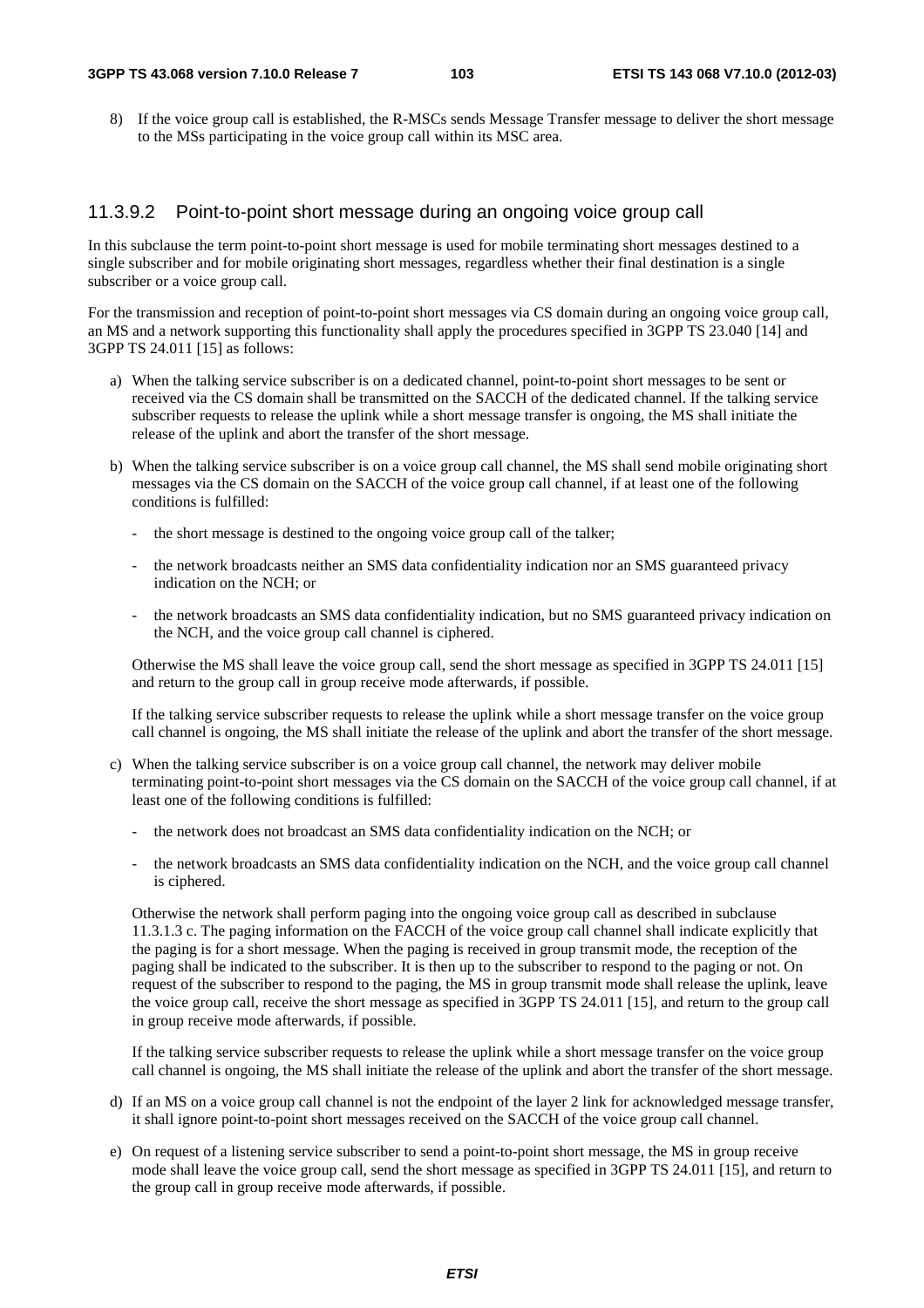8) If the voice group call is established, the R-MSCs sends Message Transfer message to deliver the short message to the MSs participating in the voice group call within its MSC area.

#### 11.3.9.2 Point-to-point short message during an ongoing voice group call

In this subclause the term point-to-point short message is used for mobile terminating short messages destined to a single subscriber and for mobile originating short messages, regardless whether their final destination is a single subscriber or a voice group call.

For the transmission and reception of point-to-point short messages via CS domain during an ongoing voice group call, an MS and a network supporting this functionality shall apply the procedures specified in 3GPP TS 23.040 [14] and 3GPP TS 24.011 [15] as follows:

a) When the talking service subscriber is on a dedicated channel, point-to-point short messages to be sent or received via the CS domain shall be transmitted on the SACCH of the dedicated channel. If the talking service subscriber requests to release the uplink while a short message transfer is ongoing, the MS shall initiate the release of the uplink and abort the transfer of the short message.

b) When the talking service subscriber is on a voice group call channel, the MS shall send mobile originating short messages via the CS domain on the SACCH of the voice group call channel, if at least one of the following conditions is fulfilled:

   - the short message is destined to the ongoing voice group call of the talker;
   - the network broadcasts neither an SMS data confidentiality indication nor an SMS guaranteed privacy indication on the NCH; or
   - the network broadcasts an SMS data confidentiality indication, but no SMS guaranteed privacy indication on the NCH, and the voice group call channel is ciphered.

   Otherwise the MS shall leave the voice group call, send the short message as specified in 3GPP TS 24.011 [15] and return to the group call in group receive mode afterwards, if possible.

   If the talking service subscriber requests to release the uplink while a short message transfer on the voice group call channel is ongoing, the MS shall initiate the release of the uplink and abort the transfer of the short message.

c) When the talking service subscriber is on a voice group call channel, the network may deliver mobile terminating point-to-point short messages via the CS domain on the SACCH of the voice group call channel, if at least one of the following conditions is fulfilled:

   - the network does not broadcast an SMS data confidentiality indication on the NCH; or
   - the network broadcasts an SMS data confidentiality indication on the NCH, and the voice group call channel is ciphered.

   Otherwise the network shall perform paging into the ongoing voice group call as described in subclause 11.3.1.3 c. The paging information on the FACCH of the voice group call channel shall indicate explicitly that the paging is for a short message. When the paging is received in group transmit mode, the reception of the paging shall be indicated to the subscriber. It is then up to the subscriber to respond to the paging or not. On request of the subscriber to respond to the paging, the MS in group transmit mode shall release the uplink, leave the voice group call, receive the short message as specified in 3GPP TS 24.011 [15], and return to the group call in group receive mode afterwards, if possible.

   If the talking service subscriber requests to release the uplink while a short message transfer on the voice group call channel is ongoing, the MS shall initiate the release of the uplink and abort the transfer of the short message.

d) If an MS on a voice group call channel is not the endpoint of the layer 2 link for acknowledged message transfer, it shall ignore point-to-point short messages received on the SACCH of the voice group call channel.

e) On request of a listening service subscriber to send a point-to-point short message, the MS in group receive mode shall leave the voice group call, send the short message as specified in 3GPP TS 24.011 [15], and return to the group call in group receive mode afterwards, if possible.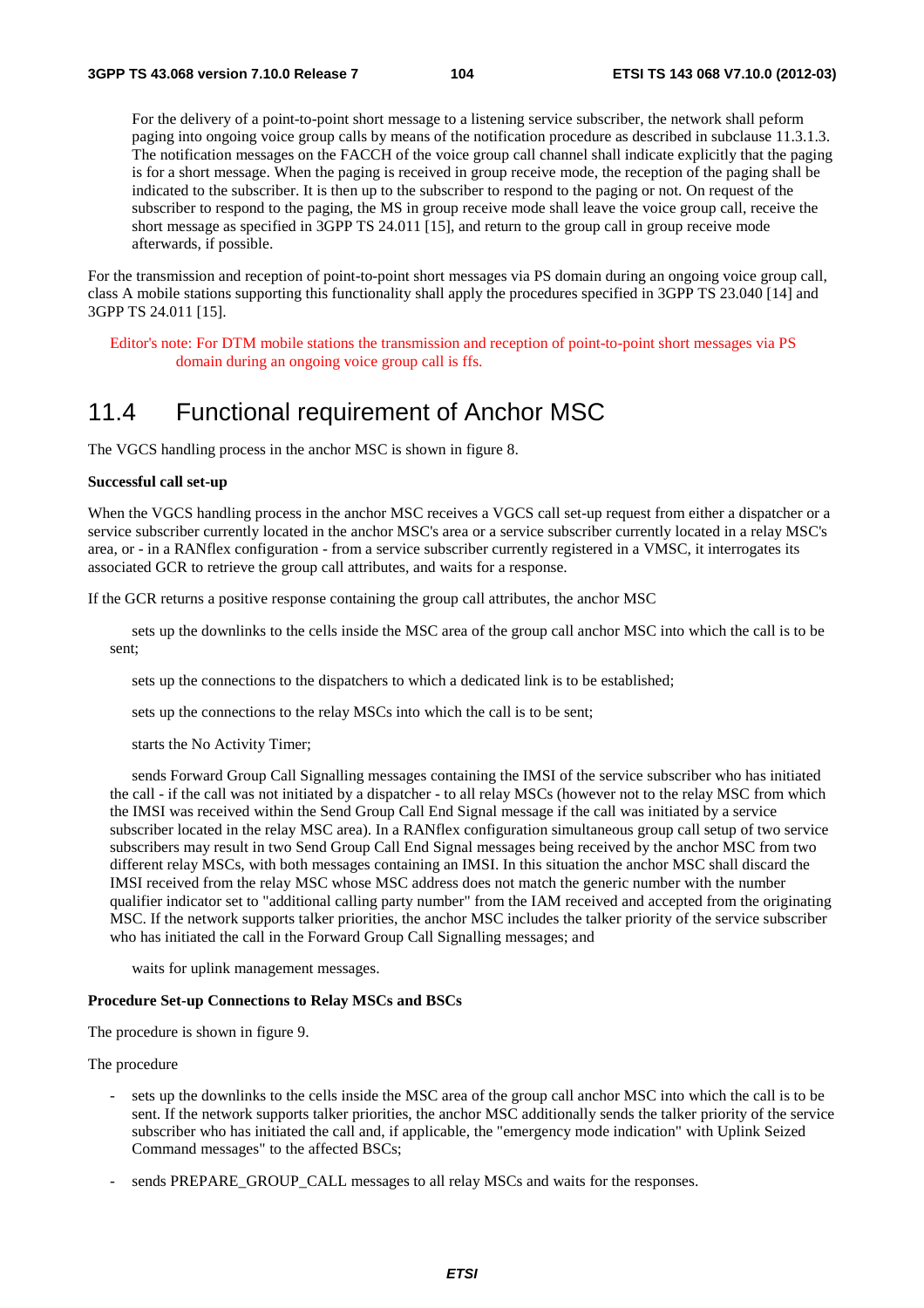For the delivery of a point-to-point short message to a listening service subscriber, the network shall peform paging into ongoing voice group calls by means of the notification procedure as described in subclause 11.3.1.3. The notification messages on the FACCH of the voice group call channel shall indicate explicitly that the paging is for a short message. When the paging is received in group receive mode, the reception of the paging shall be indicated to the subscriber. It is then up to the subscriber to respond to the paging or not. On request of the subscriber to respond to the paging, the MS in group receive mode shall leave the voice group call, receive the short message as specified in 3GPP TS 24.011 [15], and return to the group call in group receive mode afterwards, if possible.

For the transmission and reception of point-to-point short messages via PS domain during an ongoing voice group call, class A mobile stations supporting this functionality shall apply the procedures specified in 3GPP TS 23.040 [14] and 3GPP TS 24.011 [15].

Editor's note: For DTM mobile stations the transmission and reception of point-to-point short messages via PS domain during an ongoing voice group call is ffs.

## 11.4 Functional requirement of Anchor MSC

The VGCS handling process in the anchor MSC is shown in figure 8.

**Successful call set-up**

When the VGCS handling process in the anchor MSC receives a VGCS call set-up request from either a dispatcher or a service subscriber currently located in the anchor MSC's area or a service subscriber currently located in a relay MSC's area, or - in a RANflex configuration - from a service subscriber currently registered in a VMSC, it interrogates its associated GCR to retrieve the group call attributes, and waits for a response.

If the GCR returns a positive response containing the group call attributes, the anchor MSC

sets up the downlinks to the cells inside the MSC area of the group call anchor MSC into which the call is to be sent;

sets up the connections to the dispatchers to which a dedicated link is to be established;

sets up the connections to the relay MSCs into which the call is to be sent;

starts the No Activity Timer;

sends Forward Group Call Signalling messages containing the IMSI of the service subscriber who has initiated the call - if the call was not initiated by a dispatcher - to all relay MSCs (however not to the relay MSC from which the IMSI was received within the Send Group Call End Signal message if the call was initiated by a service subscriber located in the relay MSC area). In a RANflex configuration simultaneous group call setup of two service subscribers may result in two Send Group Call End Signal messages being received by the anchor MSC from two different relay MSCs, with both messages containing an IMSI. In this situation the anchor MSC shall discard the IMSI received from the relay MSC whose MSC address does not match the generic number with the number qualifier indicator set to "additional calling party number" from the IAM received and accepted from the originating MSC. If the network supports talker priorities, the anchor MSC includes the talker priority of the service subscriber who has initiated the call in the Forward Group Call Signalling messages; and

waits for uplink management messages.

**Procedure Set-up Connections to Relay MSCs and BSCs**

The procedure is shown in figure 9.

The procedure

- sets up the downlinks to the cells inside the MSC area of the group call anchor MSC into which the call is to be sent. If the network supports talker priorities, the anchor MSC additionally sends the talker priority of the service subscriber who has initiated the call and, if applicable, the "emergency mode indication" with Uplink Seized Command messages" to the affected BSCs;
- sends PREPARE_GROUP_CALL messages to all relay MSCs and waits for the responses.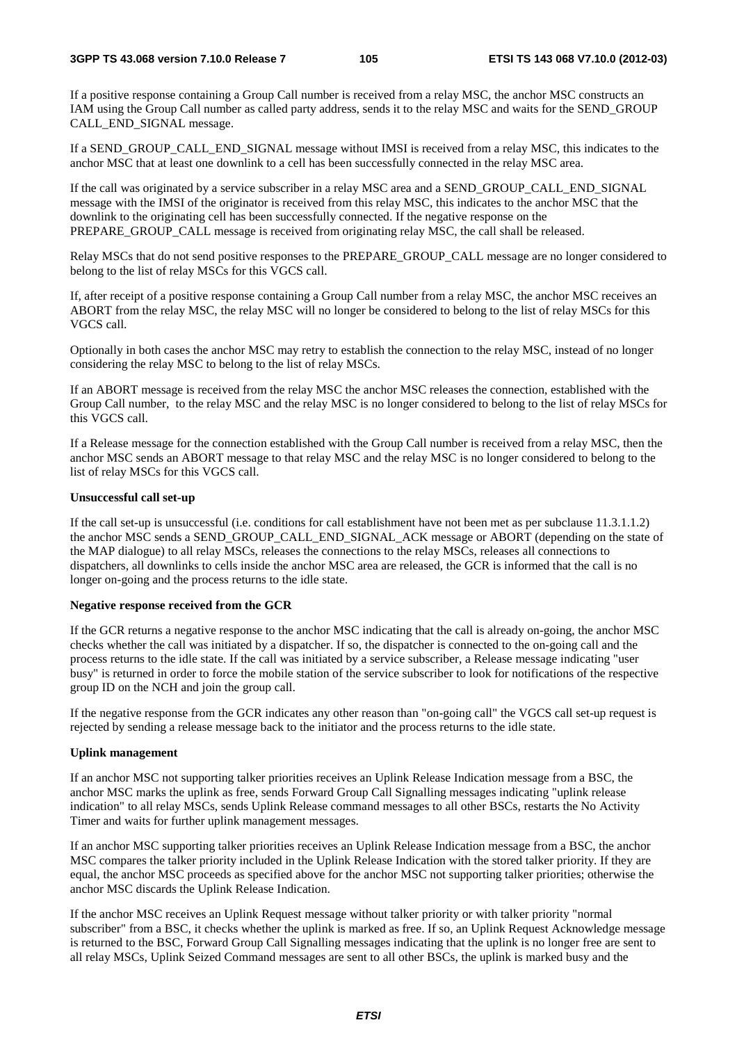If a positive response containing a Group Call number is received from a relay MSC, the anchor MSC constructs an IAM using the Group Call number as called party address, sends it to the relay MSC and waits for the SEND_GROUP CALL_END_SIGNAL message.

If a SEND_GROUP_CALL_END_SIGNAL message without IMSI is received from a relay MSC, this indicates to the anchor MSC that at least one downlink to a cell has been successfully connected in the relay MSC area.

If the call was originated by a service subscriber in a relay MSC area and a SEND_GROUP_CALL_END_SIGNAL message with the IMSI of the originator is received from this relay MSC, this indicates to the anchor MSC that the downlink to the originating cell has been successfully connected. If the negative response on the PREPARE_GROUP_CALL message is received from originating relay MSC, the call shall be released.

Relay MSCs that do not send positive responses to the PREPARE_GROUP_CALL message are no longer considered to belong to the list of relay MSCs for this VGCS call.

If, after receipt of a positive response containing a Group Call number from a relay MSC, the anchor MSC receives an ABORT from the relay MSC, the relay MSC will no longer be considered to belong to the list of relay MSCs for this VGCS call.

Optionally in both cases the anchor MSC may retry to establish the connection to the relay MSC, instead of no longer considering the relay MSC to belong to the list of relay MSCs.

If an ABORT message is received from the relay MSC the anchor MSC releases the connection, established with the Group Call number, to the relay MSC and the relay MSC is no longer considered to belong to the list of relay MSCs for this VGCS call.

If a Release message for the connection established with the Group Call number is received from a relay MSC, then the anchor MSC sends an ABORT message to that relay MSC and the relay MSC is no longer considered to belong to the list of relay MSCs for this VGCS call.

**Unsuccessful call set-up**

If the call set-up is unsuccessful (i.e. conditions for call establishment have not been met as per subclause 11.3.1.1.2) the anchor MSC sends a SEND_GROUP_CALL_END_SIGNAL_ACK message or ABORT (depending on the state of the MAP dialogue) to all relay MSCs, releases the connections to the relay MSCs, releases all connections to dispatchers, all downlinks to cells inside the anchor MSC area are released, the GCR is informed that the call is no longer on-going and the process returns to the idle state.

**Negative response received from the GCR**

If the GCR returns a negative response to the anchor MSC indicating that the call is already on-going, the anchor MSC checks whether the call was initiated by a dispatcher. If so, the dispatcher is connected to the on-going call and the process returns to the idle state. If the call was initiated by a service subscriber, a Release message indicating "user busy" is returned in order to force the mobile station of the service subscriber to look for notifications of the respective group ID on the NCH and join the group call.

If the negative response from the GCR indicates any other reason than "on-going call" the VGCS call set-up request is rejected by sending a release message back to the initiator and the process returns to the idle state.

**Uplink management**

If an anchor MSC not supporting talker priorities receives an Uplink Release Indication message from a BSC, the anchor MSC marks the uplink as free, sends Forward Group Call Signalling messages indicating "uplink release indication" to all relay MSCs, sends Uplink Release command messages to all other BSCs, restarts the No Activity Timer and waits for further uplink management messages.

If an anchor MSC supporting talker priorities receives an Uplink Release Indication message from a BSC, the anchor MSC compares the talker priority included in the Uplink Release Indication with the stored talker priority. If they are equal, the anchor MSC proceeds as specified above for the anchor MSC not supporting talker priorities; otherwise the anchor MSC discards the Uplink Release Indication.

If the anchor MSC receives an Uplink Request message without talker priority or with talker priority "normal subscriber" from a BSC, it checks whether the uplink is marked as free. If so, an Uplink Request Acknowledge message is returned to the BSC, Forward Group Call Signalling messages indicating that the uplink is no longer free are sent to all relay MSCs, Uplink Seized Command messages are sent to all other BSCs, the uplink is marked busy and the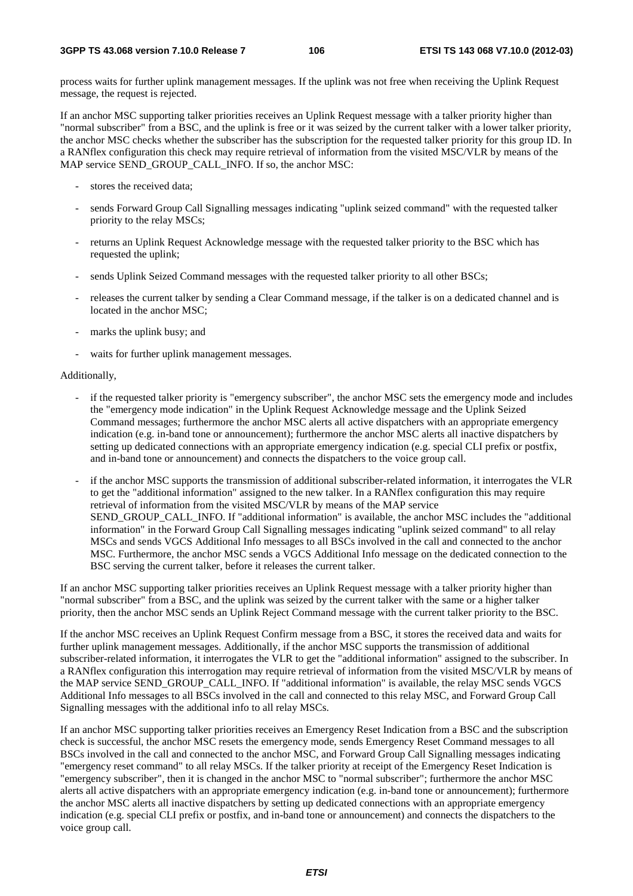process waits for further uplink management messages. If the uplink was not free when receiving the Uplink Request message, the request is rejected.

If an anchor MSC supporting talker priorities receives an Uplink Request message with a talker priority higher than "normal subscriber" from a BSC, and the uplink is free or it was seized by the current talker with a lower talker priority, the anchor MSC checks whether the subscriber has the subscription for the requested talker priority for this group ID. In a RANflex configuration this check may require retrieval of information from the visited MSC/VLR by means of the MAP service SEND_GROUP_CALL_INFO. If so, the anchor MSC:

- stores the received data;
- sends Forward Group Call Signalling messages indicating "uplink seized command" with the requested talker priority to the relay MSCs;
- returns an Uplink Request Acknowledge message with the requested talker priority to the BSC which has requested the uplink;
- sends Uplink Seized Command messages with the requested talker priority to all other BSCs;
- releases the current talker by sending a Clear Command message, if the talker is on a dedicated channel and is located in the anchor MSC;
- marks the uplink busy; and
- waits for further uplink management messages.

Additionally,

- if the requested talker priority is "emergency subscriber", the anchor MSC sets the emergency mode and includes the "emergency mode indication" in the Uplink Request Acknowledge message and the Uplink Seized Command messages; furthermore the anchor MSC alerts all active dispatchers with an appropriate emergency indication (e.g. in-band tone or announcement); furthermore the anchor MSC alerts all inactive dispatchers by setting up dedicated connections with an appropriate emergency indication (e.g. special CLI prefix or postfix, and in-band tone or announcement) and connects the dispatchers to the voice group call.
- if the anchor MSC supports the transmission of additional subscriber-related information, it interrogates the VLR to get the "additional information" assigned to the new talker. In a RANflex configuration this may require retrieval of information from the visited MSC/VLR by means of the MAP service SEND_GROUP_CALL_INFO. If "additional information" is available, the anchor MSC includes the "additional information" in the Forward Group Call Signalling messages indicating "uplink seized command" to all relay MSCs and sends VGCS Additional Info messages to all BSCs involved in the call and connected to the anchor MSC. Furthermore, the anchor MSC sends a VGCS Additional Info message on the dedicated connection to the BSC serving the current talker, before it releases the current talker.

If an anchor MSC supporting talker priorities receives an Uplink Request message with a talker priority higher than "normal subscriber" from a BSC, and the uplink was seized by the current talker with the same or a higher talker priority, then the anchor MSC sends an Uplink Reject Command message with the current talker priority to the BSC.

If the anchor MSC receives an Uplink Request Confirm message from a BSC, it stores the received data and waits for further uplink management messages. Additionally, if the anchor MSC supports the transmission of additional subscriber-related information, it interrogates the VLR to get the "additional information" assigned to the subscriber. In a RANflex configuration this interrogation may require retrieval of information from the visited MSC/VLR by means of the MAP service SEND_GROUP_CALL_INFO. If "additional information" is available, the relay MSC sends VGCS Additional Info messages to all BSCs involved in the call and connected to this relay MSC, and Forward Group Call Signalling messages with the additional info to all relay MSCs.

If an anchor MSC supporting talker priorities receives an Emergency Reset Indication from a BSC and the subscription check is successful, the anchor MSC resets the emergency mode, sends Emergency Reset Command messages to all BSCs involved in the call and connected to the anchor MSC, and Forward Group Call Signalling messages indicating "emergency reset command" to all relay MSCs. If the talker priority at receipt of the Emergency Reset Indication is "emergency subscriber", then it is changed in the anchor MSC to "normal subscriber"; furthermore the anchor MSC alerts all active dispatchers with an appropriate emergency indication (e.g. in-band tone or announcement); furthermore the anchor MSC alerts all inactive dispatchers by setting up dedicated connections with an appropriate emergency indication (e.g. special CLI prefix or postfix, and in-band tone or announcement) and connects the dispatchers to the voice group call.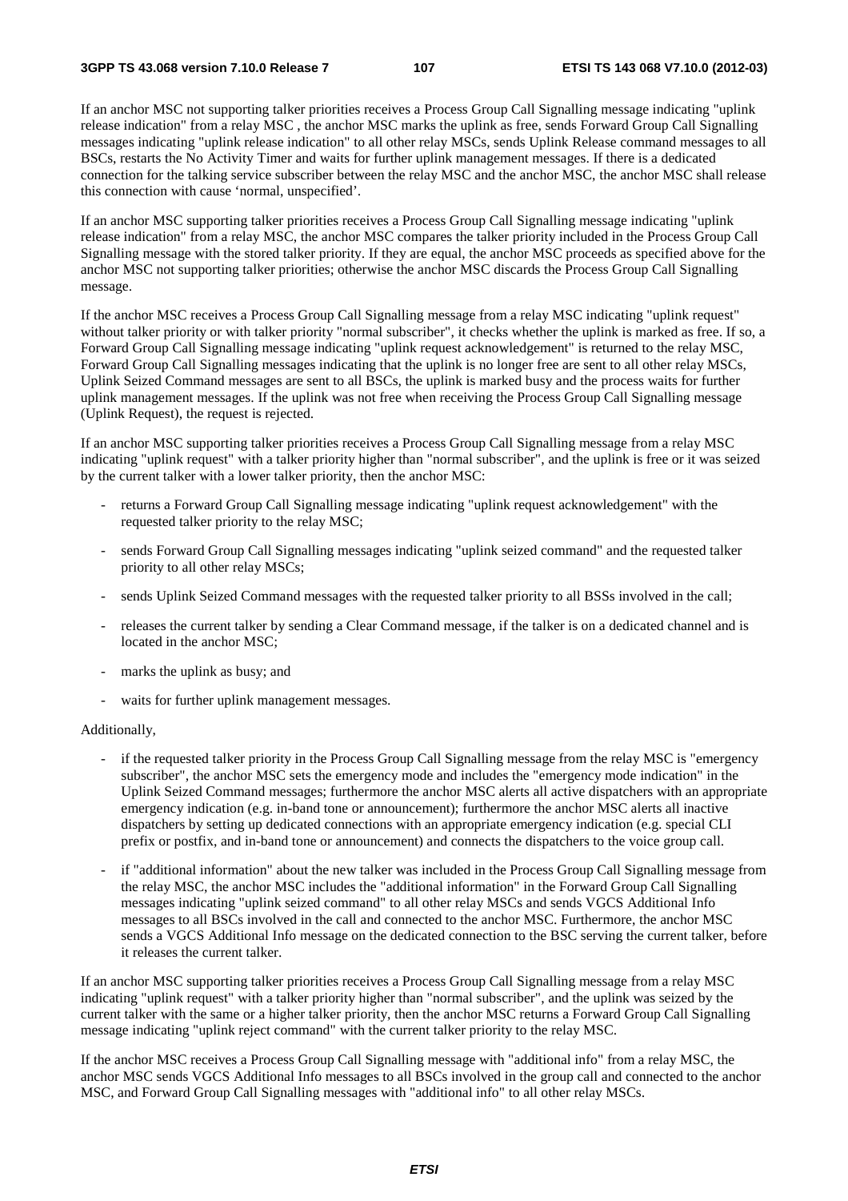If an anchor MSC not supporting talker priorities receives a Process Group Call Signalling message indicating "uplink release indication" from a relay MSC , the anchor MSC marks the uplink as free, sends Forward Group Call Signalling messages indicating "uplink release indication" to all other relay MSCs, sends Uplink Release command messages to all BSCs, restarts the No Activity Timer and waits for further uplink management messages. If there is a dedicated connection for the talking service subscriber between the relay MSC and the anchor MSC, the anchor MSC shall release this connection with cause 'normal, unspecified'.

If an anchor MSC supporting talker priorities receives a Process Group Call Signalling message indicating "uplink release indication" from a relay MSC, the anchor MSC compares the talker priority included in the Process Group Call Signalling message with the stored talker priority. If they are equal, the anchor MSC proceeds as specified above for the anchor MSC not supporting talker priorities; otherwise the anchor MSC discards the Process Group Call Signalling message.

If the anchor MSC receives a Process Group Call Signalling message from a relay MSC indicating "uplink request" without talker priority or with talker priority "normal subscriber", it checks whether the uplink is marked as free. If so, a Forward Group Call Signalling message indicating "uplink request acknowledgement" is returned to the relay MSC, Forward Group Call Signalling messages indicating that the uplink is no longer free are sent to all other relay MSCs, Uplink Seized Command messages are sent to all BSCs, the uplink is marked busy and the process waits for further uplink management messages. If the uplink was not free when receiving the Process Group Call Signalling message (Uplink Request), the request is rejected.

If an anchor MSC supporting talker priorities receives a Process Group Call Signalling message from a relay MSC indicating "uplink request" with a talker priority higher than "normal subscriber", and the uplink is free or it was seized by the current talker with a lower talker priority, then the anchor MSC:

- returns a Forward Group Call Signalling message indicating "uplink request acknowledgement" with the requested talker priority to the relay MSC;
- sends Forward Group Call Signalling messages indicating "uplink seized command" and the requested talker priority to all other relay MSCs;
- sends Uplink Seized Command messages with the requested talker priority to all BSSs involved in the call;
- releases the current talker by sending a Clear Command message, if the talker is on a dedicated channel and is located in the anchor MSC;
- marks the uplink as busy; and
- waits for further uplink management messages.

Additionally,

- if the requested talker priority in the Process Group Call Signalling message from the relay MSC is "emergency subscriber", the anchor MSC sets the emergency mode and includes the "emergency mode indication" in the Uplink Seized Command messages; furthermore the anchor MSC alerts all active dispatchers with an appropriate emergency indication (e.g. in-band tone or announcement); furthermore the anchor MSC alerts all inactive dispatchers by setting up dedicated connections with an appropriate emergency indication (e.g. special CLI prefix or postfix, and in-band tone or announcement) and connects the dispatchers to the voice group call.
- if "additional information" about the new talker was included in the Process Group Call Signalling message from the relay MSC, the anchor MSC includes the "additional information" in the Forward Group Call Signalling messages indicating "uplink seized command" to all other relay MSCs and sends VGCS Additional Info messages to all BSCs involved in the call and connected to the anchor MSC. Furthermore, the anchor MSC sends a VGCS Additional Info message on the dedicated connection to the BSC serving the current talker, before it releases the current talker.

If an anchor MSC supporting talker priorities receives a Process Group Call Signalling message from a relay MSC indicating "uplink request" with a talker priority higher than "normal subscriber", and the uplink was seized by the current talker with the same or a higher talker priority, then the anchor MSC returns a Forward Group Call Signalling message indicating "uplink reject command" with the current talker priority to the relay MSC.

If the anchor MSC receives a Process Group Call Signalling message with "additional info" from a relay MSC, the anchor MSC sends VGCS Additional Info messages to all BSCs involved in the group call and connected to the anchor MSC, and Forward Group Call Signalling messages with "additional info" to all other relay MSCs.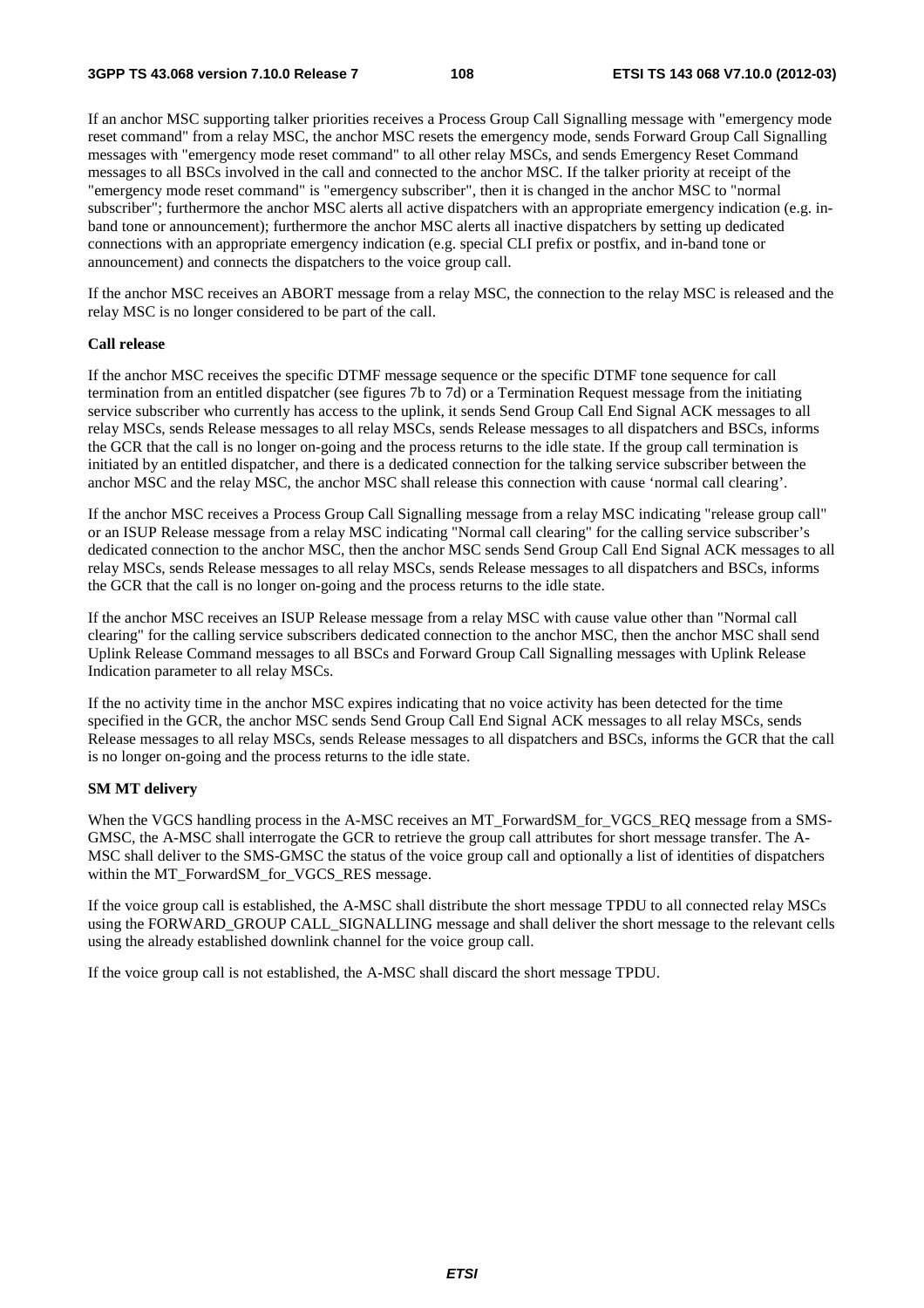If an anchor MSC supporting talker priorities receives a Process Group Call Signalling message with "emergency mode reset command" from a relay MSC, the anchor MSC resets the emergency mode, sends Forward Group Call Signalling messages with "emergency mode reset command" to all other relay MSCs, and sends Emergency Reset Command messages to all BSCs involved in the call and connected to the anchor MSC. If the talker priority at receipt of the "emergency mode reset command" is "emergency subscriber", then it is changed in the anchor MSC to "normal subscriber"; furthermore the anchor MSC alerts all active dispatchers with an appropriate emergency indication (e.g. in-band tone or announcement); furthermore the anchor MSC alerts all inactive dispatchers by setting up dedicated connections with an appropriate emergency indication (e.g. special CLI prefix or postfix, and in-band tone or announcement) and connects the dispatchers to the voice group call.

If the anchor MSC receives an ABORT message from a relay MSC, the connection to the relay MSC is released and the relay MSC is no longer considered to be part of the call.

**Call release**

If the anchor MSC receives the specific DTMF message sequence or the specific DTMF tone sequence for call termination from an entitled dispatcher (see figures 7b to 7d) or a Termination Request message from the initiating service subscriber who currently has access to the uplink, it sends Send Group Call End Signal ACK messages to all relay MSCs, sends Release messages to all relay MSCs, sends Release messages to all dispatchers and BSCs, informs the GCR that the call is no longer on-going and the process returns to the idle state. If the group call termination is initiated by an entitled dispatcher, and there is a dedicated connection for the talking service subscriber between the anchor MSC and the relay MSC, the anchor MSC shall release this connection with cause 'normal call clearing'.

If the anchor MSC receives a Process Group Call Signalling message from a relay MSC indicating "release group call" or an ISUP Release message from a relay MSC indicating "Normal call clearing" for the calling service subscriber's dedicated connection to the anchor MSC, then the anchor MSC sends Send Group Call End Signal ACK messages to all relay MSCs, sends Release messages to all relay MSCs, sends Release messages to all dispatchers and BSCs, informs the GCR that the call is no longer on-going and the process returns to the idle state.

If the anchor MSC receives an ISUP Release message from a relay MSC with cause value other than "Normal call clearing" for the calling service subscribers dedicated connection to the anchor MSC, then the anchor MSC shall send Uplink Release Command messages to all BSCs and Forward Group Call Signalling messages with Uplink Release Indication parameter to all relay MSCs.

If the no activity time in the anchor MSC expires indicating that no voice activity has been detected for the time specified in the GCR, the anchor MSC sends Send Group Call End Signal ACK messages to all relay MSCs, sends Release messages to all relay MSCs, sends Release messages to all dispatchers and BSCs, informs the GCR that the call is no longer on-going and the process returns to the idle state.

**SM MT delivery**

When the VGCS handling process in the A-MSC receives an MT_ForwardSM_for_VGCS_REQ message from a SMS-GMSC, the A-MSC shall interrogate the GCR to retrieve the group call attributes for short message transfer. The A-MSC shall deliver to the SMS-GMSC the status of the voice group call and optionally a list of identities of dispatchers within the MT_ForwardSM_for_VGCS_RES message.

If the voice group call is established, the A-MSC shall distribute the short message TPDU to all connected relay MSCs using the FORWARD_GROUP CALL_SIGNALLING message and shall deliver the short message to the relevant cells using the already established downlink channel for the voice group call.

If the voice group call is not established, the A-MSC shall discard the short message TPDU.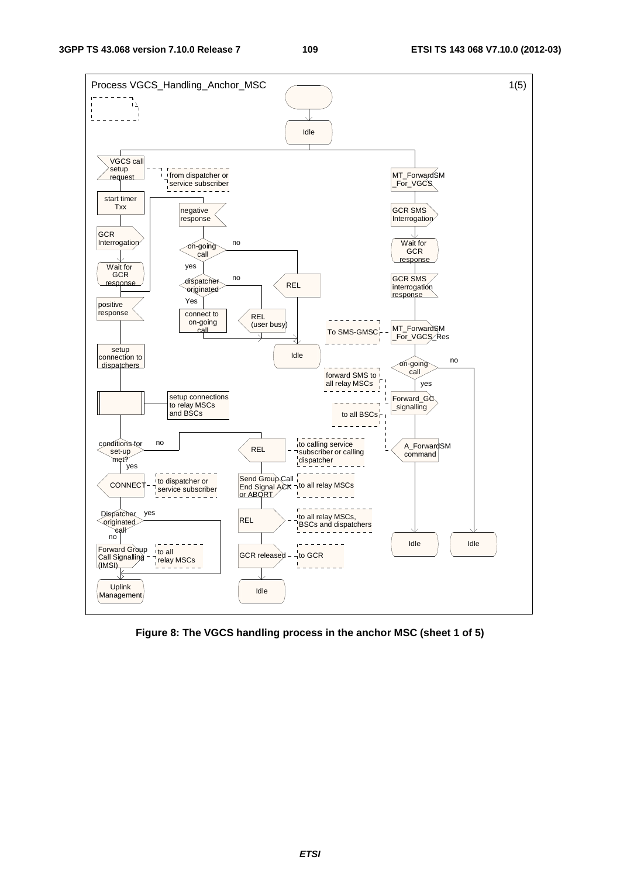Process VGCS_Handling_Anchor_MSC 1(5)

Idle

VGCS call setup request — from dispatcher or service subscriber

start timer Txx

GCR Interrogation

Wait for GCR response

negative response

on-going call — no / yes

dispatcher originated — no / Yes

connect to on-going call

REL (user busy)

REL

Idle

positive response

setup connection to dispatchers

setup connections to relay MSCs and BSCs

conditions for set-up met? — no / yes

CONNECT — to dispatcher or service subscriber

Dispatcher originated call — yes / no

Forward Group Call Signalling (IMSI) — to all relay MSCs

Uplink Management

REL — to calling service subscriber or calling dispatcher

Send Group Call End Signal ACK or ABORT — to all relay MSCs

REL — to all relay MSCs, BSCs and dispatchers

GCR released — to GCR

Idle

MT_ForwardSM_For_VGCS

GCR SMS Interrogation

Wait for GCR response

GCR SMS interrogation response

MT_ForwardSM_For_VGCS_Res — To SMS-GMSC

on-going call — no / yes

Forward_GC_signalling — forward SMS to all relay MSCs

A_ForwardSM command — to all BSCs

Idle

Idle

**Figure 8: The VGCS handling process in the anchor MSC (sheet 1 of 5)**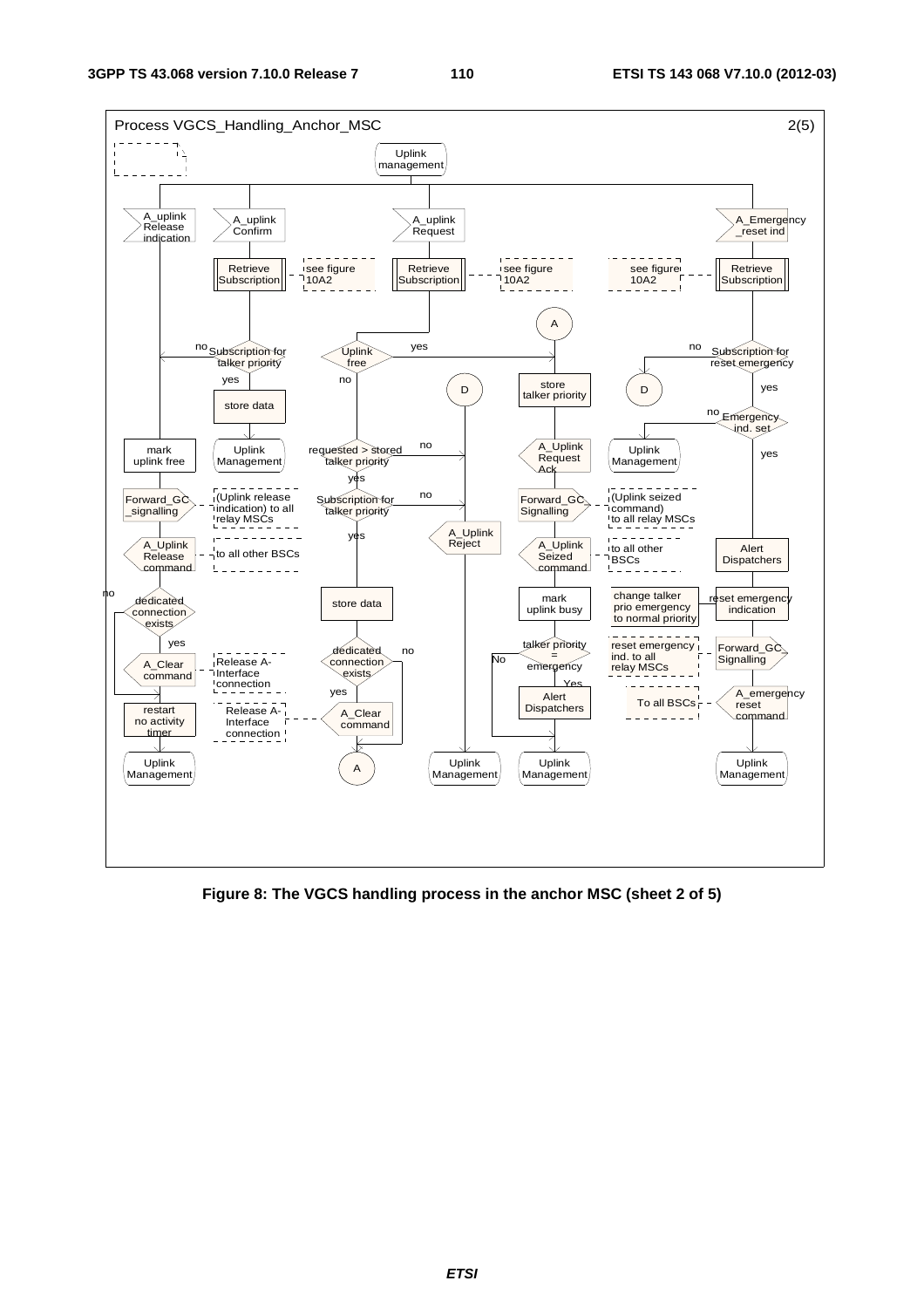Process VGCS_Handling_Anchor_MSC 2(5)

**Figure 8: The VGCS handling process in the anchor MSC (sheet 2 of 5)**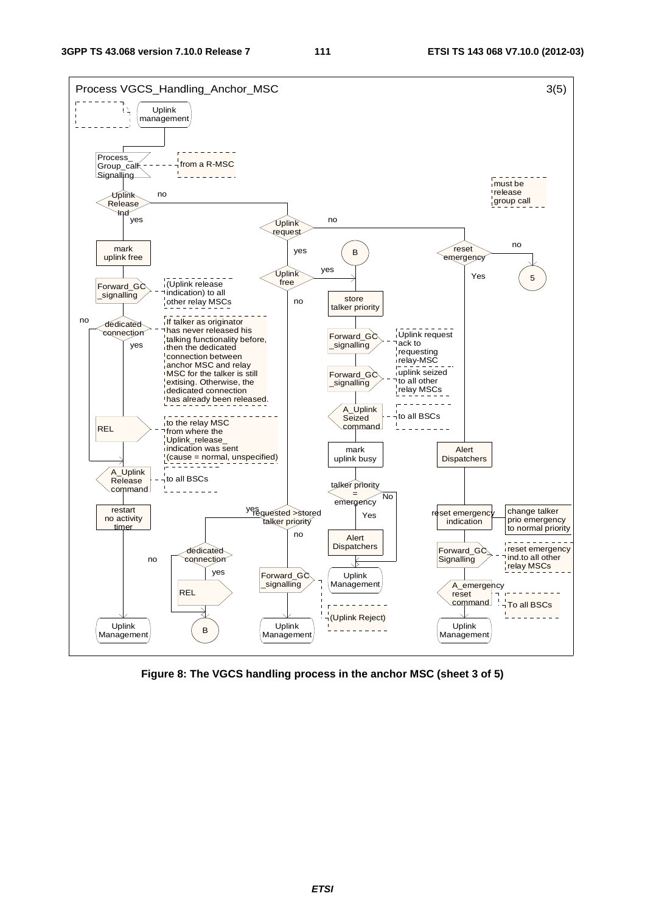Process VGCS_Handling_Anchor_MSC 3(5)

Uplink management

Process_Group_call Signalling — from a R-MSC

must be release group call

Uplink Release Ind — yes / no

mark uplink free

Forward_GC_signalling — (Uplink release indication) to all other relay MSCs

dedicated connection — yes / no

If talker as originator has never released his talking functionality before, then the dedicated connection between anchor MSC and relay MSC for the talker is still extising. Otherwise, the dedicated connection has already been released.

REL — to the relay MSC from where the Uplink_release_ indication was sent (cause = normal, unspecified)

A_Uplink Release command — to all BSCs

restart no activity timer

Uplink Management

Uplink request — yes / no

Uplink free — yes / no

B

store talker priority

Forward_GC_signalling — Uplink request ack to requesting relay-MSC

Forward_GC_signalling — uplink seized to all other relay MSCs

A_Uplink Seized command — to all BSCs

mark uplink busy

talker priority = emergency — Yes / No

Alert Dispatchers

Uplink Management

requested >stored talker priority — yes / no

dedicated connection — yes / no

REL

B

Forward_GC_signalling — (Uplink Reject)

Uplink Management

reset emergency — Yes / no

5

Alert Dispatchers

reset emergency indication — change talker prio emergency to normal priority

Forward_GC Signalling — reset emergency ind.to all other relay MSCs

A_emergency reset command — To all BSCs

Uplink Management

**Figure 8: The VGCS handling process in the anchor MSC (sheet 3 of 5)**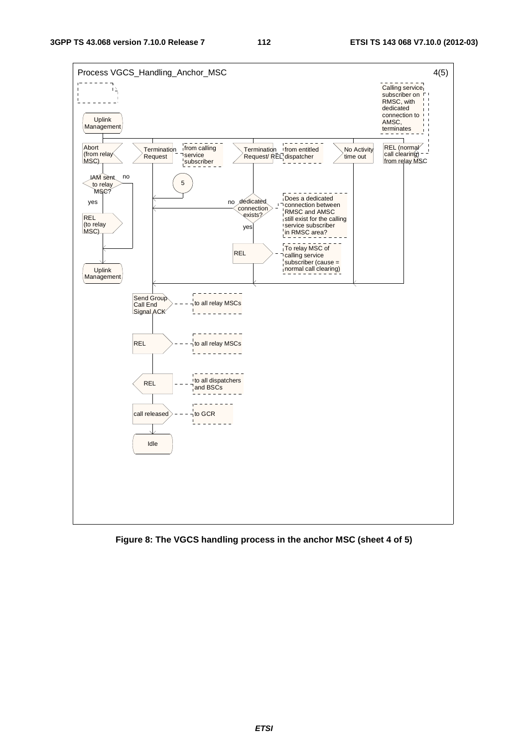Process VGCS_Handling_Anchor_MSC 4(5)

Uplink Management

Calling service subscriber on RMSC, with dedicated connection to AMSC, terminates

- Abort (from relay MSC)
  - IAM sent to relay MSC?
    - yes: REL (to relay MSC)
    - no
  - Uplink Management
- Termination Request — from calling service subscriber
- 5
- Termination Request/ REL — from entitled dispatcher
  - dedicated connection exists? — Does a dedicated connection between RMSC and AMSC still exist for the calling service subscriber in RMSC area?
    - no
    - yes: REL — To relay MSC of calling service subscriber (cause = normal call clearing)
- No Activity time out
- REL (normal call clearing) from relay MSC

Send Group Call End Signal ACK — to all relay MSCs

REL — to all relay MSCs

REL — to all dispatchers and BSCs

call released — to GCR

Idle

**Figure 8: The VGCS handling process in the anchor MSC (sheet 4 of 5)**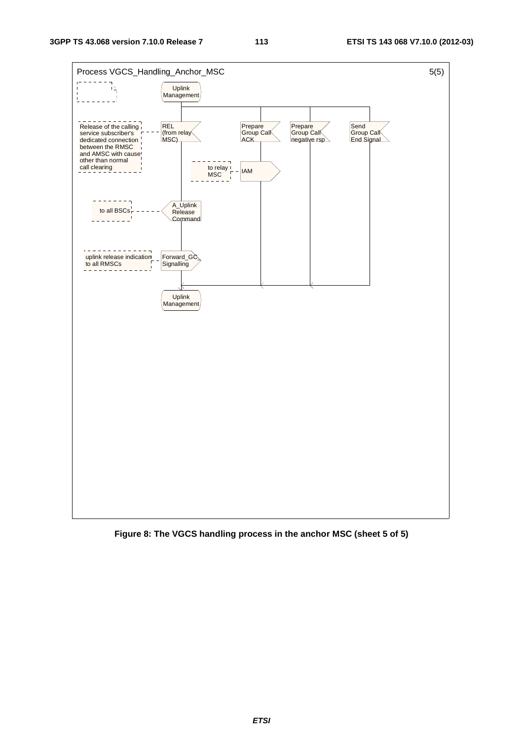Process VGCS_Handling_Anchor_MSC 5(5)

Uplink Management

Release of the calling service subscriber's dedicated connection between the RMSC and AMSC with cause other than normal call clearing

REL (from relay MSC)

Prepare Group Call ACK

Prepare Group Call negative rsp

Send Group Call End Signal

to relay MSC

IAM

to all BSCs

A_Uplink Release Command

uplink release indication to all RMSCs

Forward_GC_Signalling

Uplink Management

**Figure 8: The VGCS handling process in the anchor MSC (sheet 5 of 5)**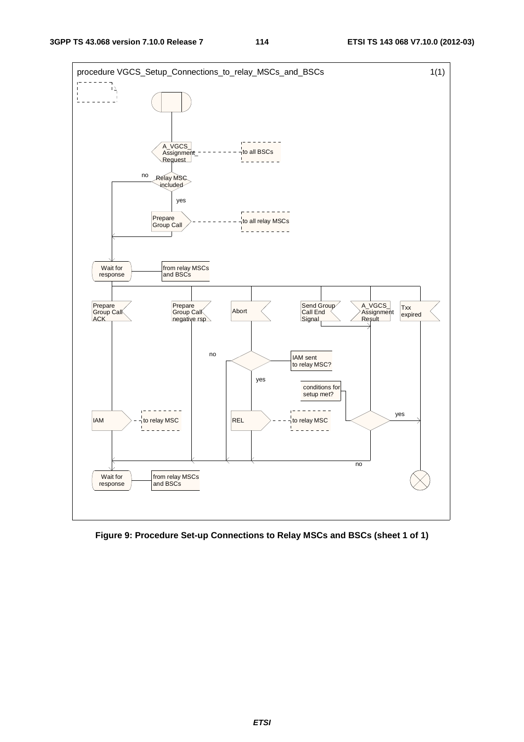procedure VGCS_Setup_Connections_to_relay_MSCs_and_BSCs 1(1)

A_VGCS_Assignment_Request — to all BSCs

Relay MSC included — no / yes

Prepare Group Call — to all relay MSCs

Wait for response — from relay MSCs and BSCs

Prepare Group Call ACK

Prepare Group Call negative rsp

Abort

Send Group Call End Signal

A_VGCS_Assignment Result

Txx expired

IAM sent to relay MSC? — no / yes

conditions for setup met? — yes / no

IAM — to relay MSC

REL — to relay MSC

Wait for response — from relay MSCs and BSCs

**Figure 9: Procedure Set-up Connections to Relay MSCs and BSCs (sheet 1 of 1)**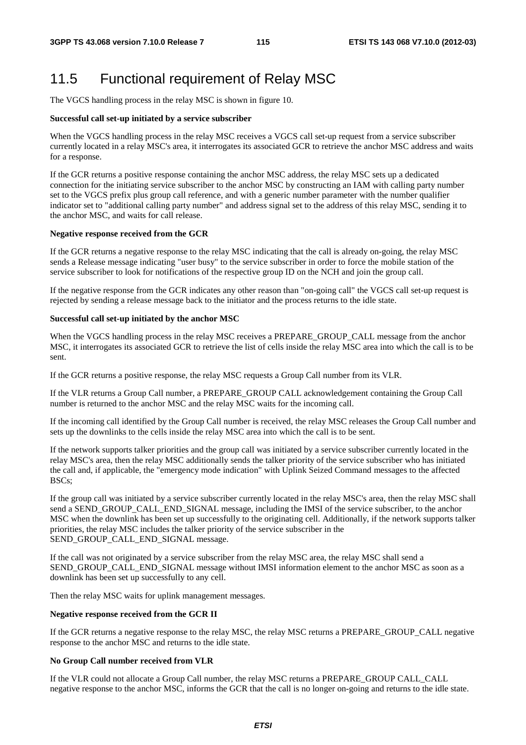# 11.5 Functional requirement of Relay MSC

The VGCS handling process in the relay MSC is shown in figure 10.

**Successful call set-up initiated by a service subscriber**

When the VGCS handling process in the relay MSC receives a VGCS call set-up request from a service subscriber currently located in a relay MSC's area, it interrogates its associated GCR to retrieve the anchor MSC address and waits for a response.

If the GCR returns a positive response containing the anchor MSC address, the relay MSC sets up a dedicated connection for the initiating service subscriber to the anchor MSC by constructing an IAM with calling party number set to the VGCS prefix plus group call reference, and with a generic number parameter with the number qualifier indicator set to "additional calling party number" and address signal set to the address of this relay MSC, sending it to the anchor MSC, and waits for call release.

**Negative response received from the GCR**

If the GCR returns a negative response to the relay MSC indicating that the call is already on-going, the relay MSC sends a Release message indicating "user busy" to the service subscriber in order to force the mobile station of the service subscriber to look for notifications of the respective group ID on the NCH and join the group call.

If the negative response from the GCR indicates any other reason than "on-going call" the VGCS call set-up request is rejected by sending a release message back to the initiator and the process returns to the idle state.

**Successful call set-up initiated by the anchor MSC**

When the VGCS handling process in the relay MSC receives a PREPARE_GROUP_CALL message from the anchor MSC, it interrogates its associated GCR to retrieve the list of cells inside the relay MSC area into which the call is to be sent.

If the GCR returns a positive response, the relay MSC requests a Group Call number from its VLR.

If the VLR returns a Group Call number, a PREPARE_GROUP CALL acknowledgement containing the Group Call number is returned to the anchor MSC and the relay MSC waits for the incoming call.

If the incoming call identified by the Group Call number is received, the relay MSC releases the Group Call number and sets up the downlinks to the cells inside the relay MSC area into which the call is to be sent.

If the network supports talker priorities and the group call was initiated by a service subscriber currently located in the relay MSC's area, then the relay MSC additionally sends the talker priority of the service subscriber who has initiated the call and, if applicable, the "emergency mode indication" with Uplink Seized Command messages to the affected BSCs;

If the group call was initiated by a service subscriber currently located in the relay MSC's area, then the relay MSC shall send a SEND_GROUP_CALL_END_SIGNAL message, including the IMSI of the service subscriber, to the anchor MSC when the downlink has been set up successfully to the originating cell. Additionally, if the network supports talker priorities, the relay MSC includes the talker priority of the service subscriber in the SEND_GROUP_CALL_END_SIGNAL message.

If the call was not originated by a service subscriber from the relay MSC area, the relay MSC shall send a SEND_GROUP_CALL_END_SIGNAL message without IMSI information element to the anchor MSC as soon as a downlink has been set up successfully to any cell.

Then the relay MSC waits for uplink management messages.

**Negative response received from the GCR II**

If the GCR returns a negative response to the relay MSC, the relay MSC returns a PREPARE_GROUP_CALL negative response to the anchor MSC and returns to the idle state.

**No Group Call number received from VLR**

If the VLR could not allocate a Group Call number, the relay MSC returns a PREPARE_GROUP CALL_CALL negative response to the anchor MSC, informs the GCR that the call is no longer on-going and returns to the idle state.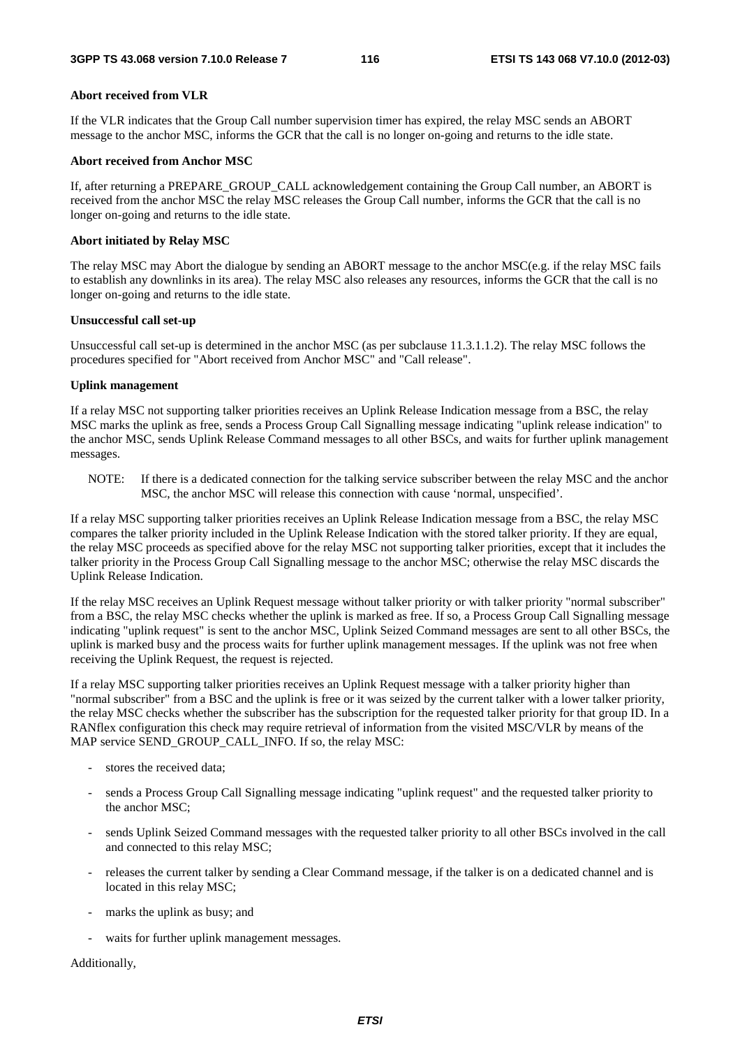**Abort received from VLR**

If the VLR indicates that the Group Call number supervision timer has expired, the relay MSC sends an ABORT message to the anchor MSC, informs the GCR that the call is no longer on-going and returns to the idle state.

**Abort received from Anchor MSC**

If, after returning a PREPARE_GROUP_CALL acknowledgement containing the Group Call number, an ABORT is received from the anchor MSC the relay MSC releases the Group Call number, informs the GCR that the call is no longer on-going and returns to the idle state.

**Abort initiated by Relay MSC**

The relay MSC may Abort the dialogue by sending an ABORT message to the anchor MSC(e.g. if the relay MSC fails to establish any downlinks in its area). The relay MSC also releases any resources, informs the GCR that the call is no longer on-going and returns to the idle state.

**Unsuccessful call set-up**

Unsuccessful call set-up is determined in the anchor MSC (as per subclause 11.3.1.1.2). The relay MSC follows the procedures specified for "Abort received from Anchor MSC" and "Call release".

**Uplink management**

If a relay MSC not supporting talker priorities receives an Uplink Release Indication message from a BSC, the relay MSC marks the uplink as free, sends a Process Group Call Signalling message indicating "uplink release indication" to the anchor MSC, sends Uplink Release Command messages to all other BSCs, and waits for further uplink management messages.

NOTE: If there is a dedicated connection for the talking service subscriber between the relay MSC and the anchor MSC, the anchor MSC will release this connection with cause 'normal, unspecified'.

If a relay MSC supporting talker priorities receives an Uplink Release Indication message from a BSC, the relay MSC compares the talker priority included in the Uplink Release Indication with the stored talker priority. If they are equal, the relay MSC proceeds as specified above for the relay MSC not supporting talker priorities, except that it includes the talker priority in the Process Group Call Signalling message to the anchor MSC; otherwise the relay MSC discards the Uplink Release Indication.

If the relay MSC receives an Uplink Request message without talker priority or with talker priority "normal subscriber" from a BSC, the relay MSC checks whether the uplink is marked as free. If so, a Process Group Call Signalling message indicating "uplink request" is sent to the anchor MSC, Uplink Seized Command messages are sent to all other BSCs, the uplink is marked busy and the process waits for further uplink management messages. If the uplink was not free when receiving the Uplink Request, the request is rejected.

If a relay MSC supporting talker priorities receives an Uplink Request message with a talker priority higher than "normal subscriber" from a BSC and the uplink is free or it was seized by the current talker with a lower talker priority, the relay MSC checks whether the subscriber has the subscription for the requested talker priority for that group ID. In a RANflex configuration this check may require retrieval of information from the visited MSC/VLR by means of the MAP service SEND_GROUP_CALL_INFO. If so, the relay MSC:

- stores the received data;
- sends a Process Group Call Signalling message indicating "uplink request" and the requested talker priority to the anchor MSC;
- sends Uplink Seized Command messages with the requested talker priority to all other BSCs involved in the call and connected to this relay MSC;
- releases the current talker by sending a Clear Command message, if the talker is on a dedicated channel and is located in this relay MSC;
- marks the uplink as busy; and
- waits for further uplink management messages.

Additionally,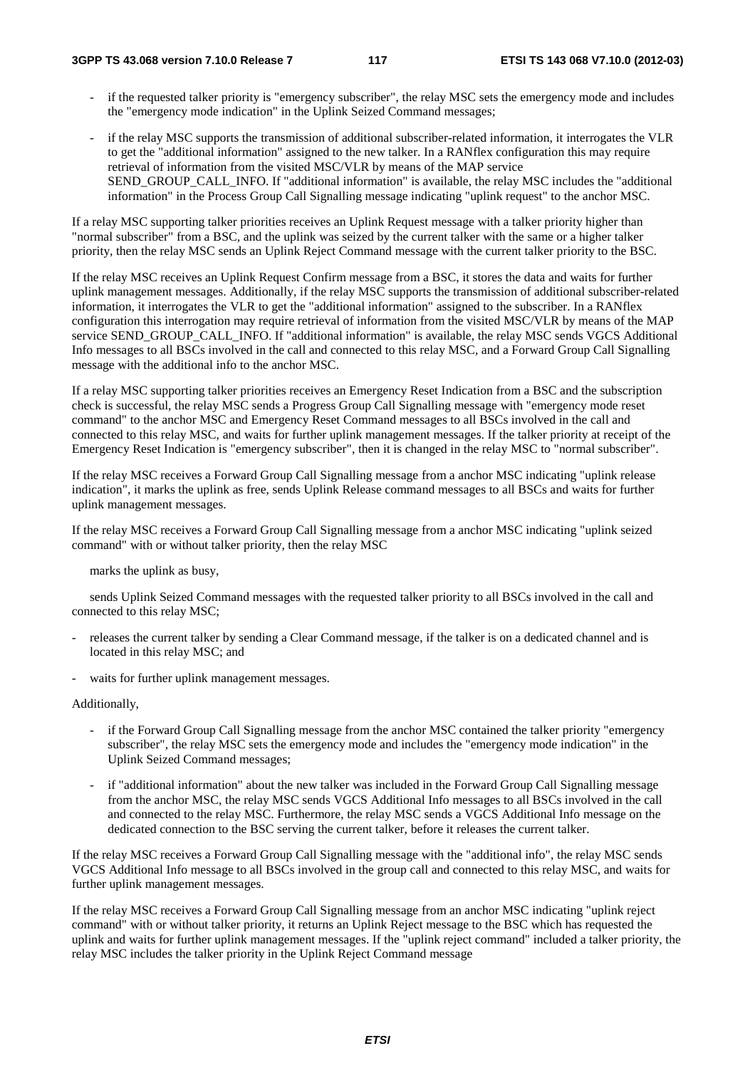- if the requested talker priority is "emergency subscriber", the relay MSC sets the emergency mode and includes the "emergency mode indication" in the Uplink Seized Command messages;
- if the relay MSC supports the transmission of additional subscriber-related information, it interrogates the VLR to get the "additional information" assigned to the new talker. In a RANflex configuration this may require retrieval of information from the visited MSC/VLR by means of the MAP service SEND_GROUP_CALL_INFO. If "additional information" is available, the relay MSC includes the "additional information" in the Process Group Call Signalling message indicating "uplink request" to the anchor MSC.

If a relay MSC supporting talker priorities receives an Uplink Request message with a talker priority higher than "normal subscriber" from a BSC, and the uplink was seized by the current talker with the same or a higher talker priority, then the relay MSC sends an Uplink Reject Command message with the current talker priority to the BSC.

If the relay MSC receives an Uplink Request Confirm message from a BSC, it stores the data and waits for further uplink management messages. Additionally, if the relay MSC supports the transmission of additional subscriber-related information, it interrogates the VLR to get the "additional information" assigned to the subscriber. In a RANflex configuration this interrogation may require retrieval of information from the visited MSC/VLR by means of the MAP service SEND_GROUP_CALL_INFO. If "additional information" is available, the relay MSC sends VGCS Additional Info messages to all BSCs involved in the call and connected to this relay MSC, and a Forward Group Call Signalling message with the additional info to the anchor MSC.

If a relay MSC supporting talker priorities receives an Emergency Reset Indication from a BSC and the subscription check is successful, the relay MSC sends a Progress Group Call Signalling message with "emergency mode reset command" to the anchor MSC and Emergency Reset Command messages to all BSCs involved in the call and connected to this relay MSC, and waits for further uplink management messages. If the talker priority at receipt of the Emergency Reset Indication is "emergency subscriber", then it is changed in the relay MSC to "normal subscriber".

If the relay MSC receives a Forward Group Call Signalling message from a anchor MSC indicating "uplink release indication", it marks the uplink as free, sends Uplink Release command messages to all BSCs and waits for further uplink management messages.

If the relay MSC receives a Forward Group Call Signalling message from a anchor MSC indicating "uplink seized command" with or without talker priority, then the relay MSC

marks the uplink as busy,

sends Uplink Seized Command messages with the requested talker priority to all BSCs involved in the call and connected to this relay MSC;

- releases the current talker by sending a Clear Command message, if the talker is on a dedicated channel and is located in this relay MSC; and
- waits for further uplink management messages.

Additionally,

- if the Forward Group Call Signalling message from the anchor MSC contained the talker priority "emergency subscriber", the relay MSC sets the emergency mode and includes the "emergency mode indication" in the Uplink Seized Command messages;
- if "additional information" about the new talker was included in the Forward Group Call Signalling message from the anchor MSC, the relay MSC sends VGCS Additional Info messages to all BSCs involved in the call and connected to the relay MSC. Furthermore, the relay MSC sends a VGCS Additional Info message on the dedicated connection to the BSC serving the current talker, before it releases the current talker.

If the relay MSC receives a Forward Group Call Signalling message with the "additional info", the relay MSC sends VGCS Additional Info message to all BSCs involved in the group call and connected to this relay MSC, and waits for further uplink management messages.

If the relay MSC receives a Forward Group Call Signalling message from an anchor MSC indicating "uplink reject command" with or without talker priority, it returns an Uplink Reject message to the BSC which has requested the uplink and waits for further uplink management messages. If the "uplink reject command" included a talker priority, the relay MSC includes the talker priority in the Uplink Reject Command message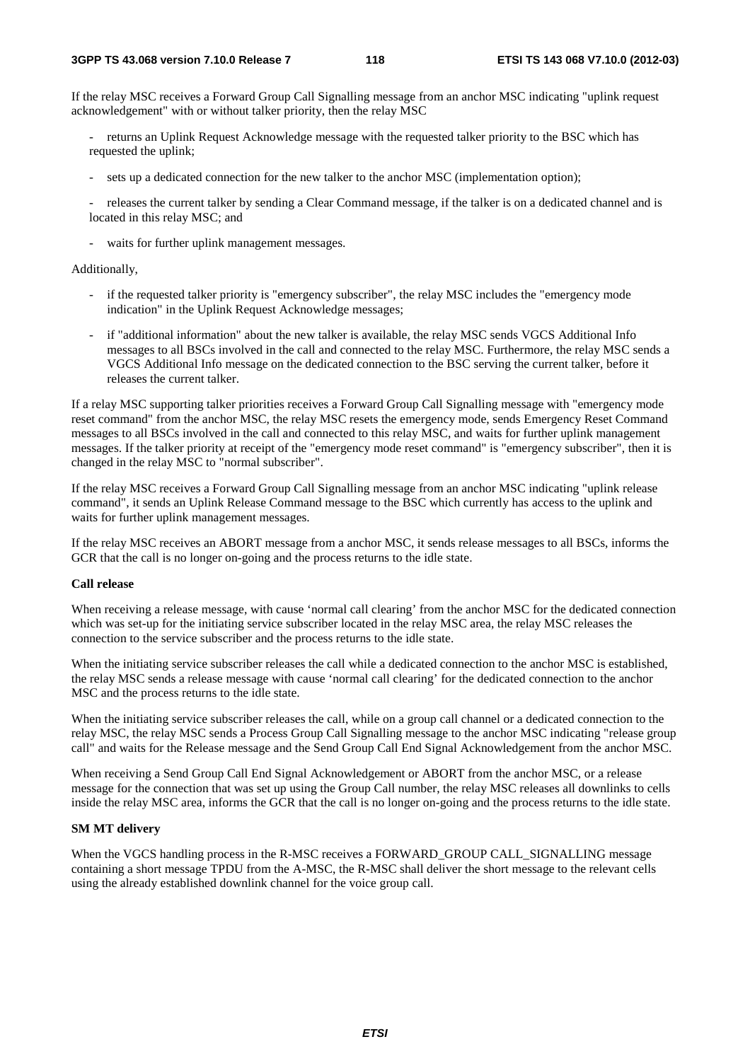If the relay MSC receives a Forward Group Call Signalling message from an anchor MSC indicating "uplink request acknowledgement" with or without talker priority, then the relay MSC

- returns an Uplink Request Acknowledge message with the requested talker priority to the BSC which has requested the uplink;
- sets up a dedicated connection for the new talker to the anchor MSC (implementation option);
- releases the current talker by sending a Clear Command message, if the talker is on a dedicated channel and is located in this relay MSC; and
- waits for further uplink management messages.

Additionally,

- if the requested talker priority is "emergency subscriber", the relay MSC includes the "emergency mode indication" in the Uplink Request Acknowledge messages;
- if "additional information" about the new talker is available, the relay MSC sends VGCS Additional Info messages to all BSCs involved in the call and connected to the relay MSC. Furthermore, the relay MSC sends a VGCS Additional Info message on the dedicated connection to the BSC serving the current talker, before it releases the current talker.

If a relay MSC supporting talker priorities receives a Forward Group Call Signalling message with "emergency mode reset command" from the anchor MSC, the relay MSC resets the emergency mode, sends Emergency Reset Command messages to all BSCs involved in the call and connected to this relay MSC, and waits for further uplink management messages. If the talker priority at receipt of the "emergency mode reset command" is "emergency subscriber", then it is changed in the relay MSC to "normal subscriber".

If the relay MSC receives a Forward Group Call Signalling message from an anchor MSC indicating "uplink release command", it sends an Uplink Release Command message to the BSC which currently has access to the uplink and waits for further uplink management messages.

If the relay MSC receives an ABORT message from a anchor MSC, it sends release messages to all BSCs, informs the GCR that the call is no longer on-going and the process returns to the idle state.

**Call release**

When receiving a release message, with cause 'normal call clearing' from the anchor MSC for the dedicated connection which was set-up for the initiating service subscriber located in the relay MSC area, the relay MSC releases the connection to the service subscriber and the process returns to the idle state.

When the initiating service subscriber releases the call while a dedicated connection to the anchor MSC is established, the relay MSC sends a release message with cause 'normal call clearing' for the dedicated connection to the anchor MSC and the process returns to the idle state.

When the initiating service subscriber releases the call, while on a group call channel or a dedicated connection to the relay MSC, the relay MSC sends a Process Group Call Signalling message to the anchor MSC indicating "release group call" and waits for the Release message and the Send Group Call End Signal Acknowledgement from the anchor MSC.

When receiving a Send Group Call End Signal Acknowledgement or ABORT from the anchor MSC, or a release message for the connection that was set up using the Group Call number, the relay MSC releases all downlinks to cells inside the relay MSC area, informs the GCR that the call is no longer on-going and the process returns to the idle state.

**SM MT delivery**

When the VGCS handling process in the R-MSC receives a FORWARD_GROUP CALL_SIGNALLING message containing a short message TPDU from the A-MSC, the R-MSC shall deliver the short message to the relevant cells using the already established downlink channel for the voice group call.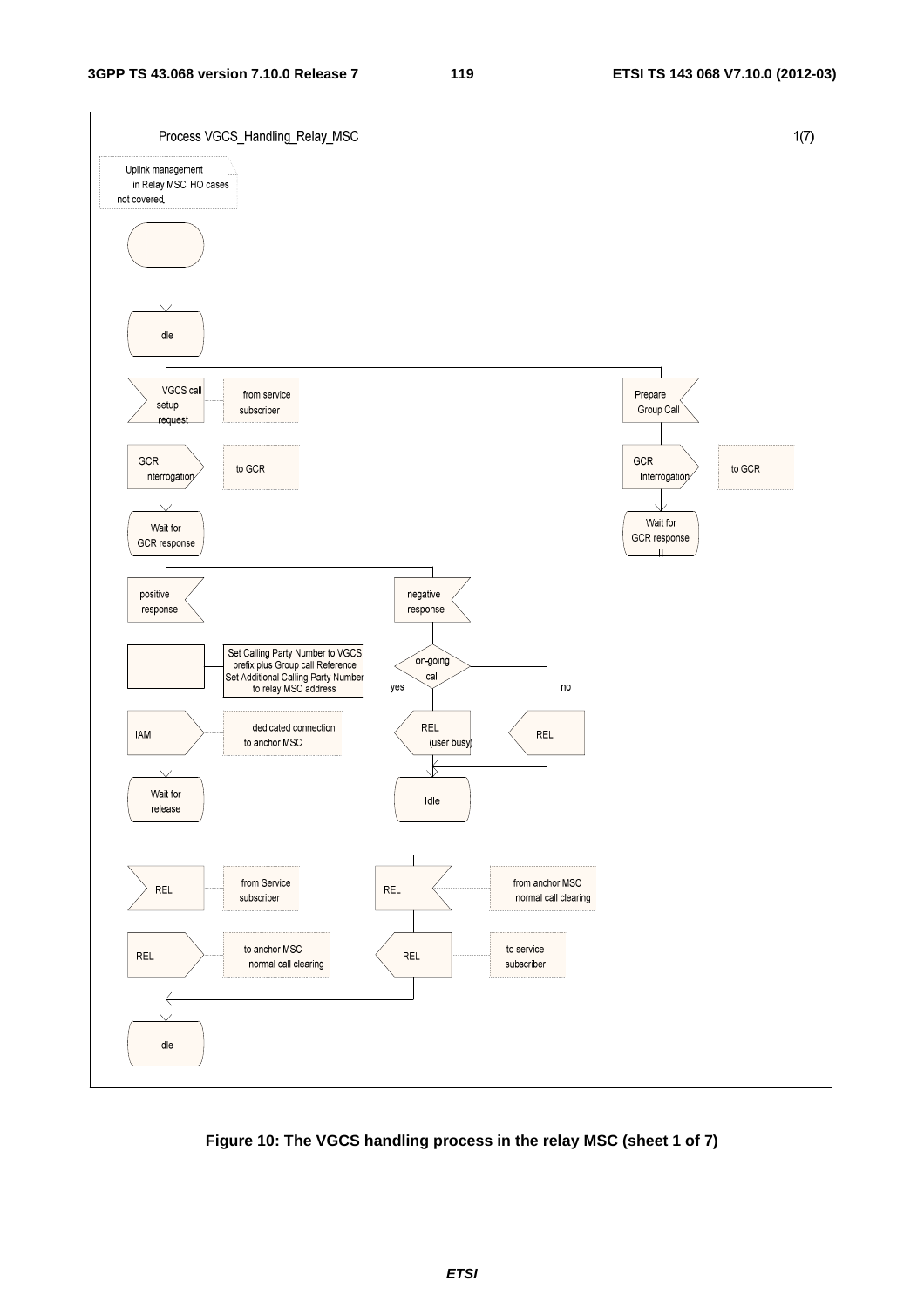Process VGCS_Handling_Relay_MSC 1(7)

Uplink management in Relay MSC. HO cases not covered.

Idle

VGCS call setup request — from service subscriber

GCR Interrogation — to GCR

Wait for GCR response

positive response

Set Calling Party Number to VGCS prefix plus Group call Reference
Set Additional Calling Party Number to relay MSC address

IAM — dedicated connection to anchor MSC

Wait for release

REL — from Service subscriber

REL — to anchor MSC normal call clearing

REL — from anchor MSC normal call clearing

REL — to service subscriber

Idle

negative response

on-going call — yes / no

REL (user busy)

REL

Idle

Prepare Group Call

GCR Interrogation — to GCR

Wait for GCR response II

**Figure 10: The VGCS handling process in the relay MSC (sheet 1 of 7)**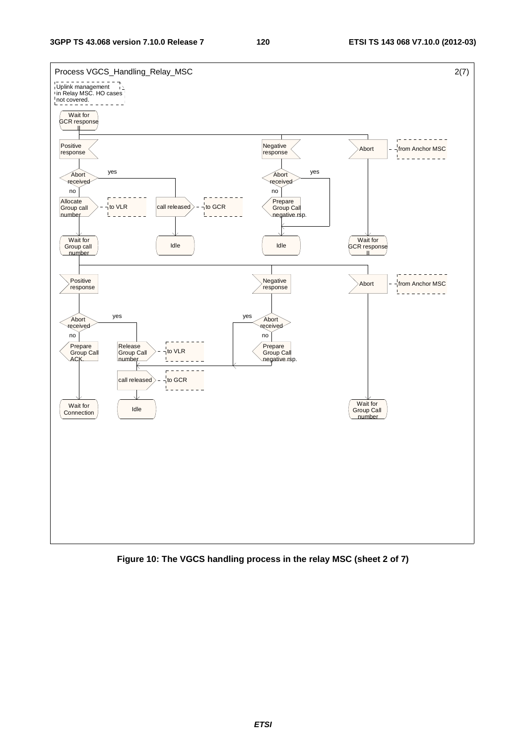Process VGCS_Handling_Relay_MSC 2(7)

Uplink management in Relay MSC. HO cases not covered.

Wait for GCR response II

Positive response

Abort received — yes → call released (to GCR) → Idle

no → Allocate Group call number (to VLR) → Wait for Group call number

Negative response

Abort received — yes → Idle

no → Prepare Group Call negative rsp. → Idle

Abort (from Anchor MSC) → Wait for GCR response II

Wait for Group call number

Positive response

Abort received — yes → Release Group Call number (to VLR) → call released (to GCR) → Idle

no → Prepare Group Call ACK. → Wait for Connection

Negative response

Abort received — yes → call released (to GCR) → Idle

no → Prepare Group Call negative rsp. → Release Group Call number (to VLR) → call released (to GCR) → Idle

Abort (from Anchor MSC) → Wait for Group Call number

**Figure 10: The VGCS handling process in the relay MSC (sheet 2 of 7)**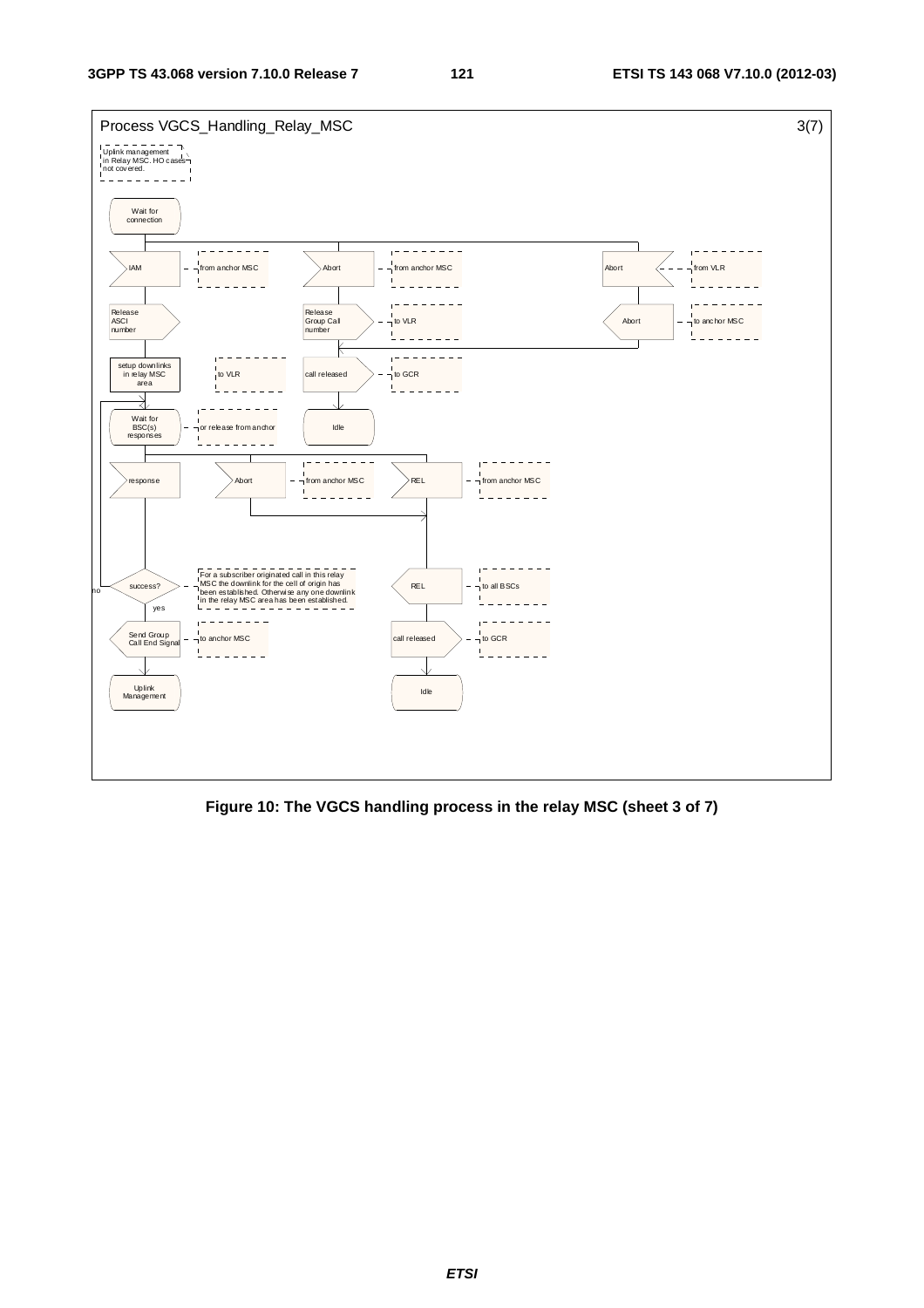Process VGCS_Handling_Relay_MSC 3(7)

Uplink management in Relay MSC. HO cases not covered.

Wait for connection

IAM — from anchor MSC

Abort — from anchor MSC

Abort — from VLR

Release ASCI number

Release Group Call number — to VLR

Abort — to anchor MSC

setup downlinks in relay MSC area — to VLR

call released — to GCR

Wait for BSC(s) responses — or release from anchor

Idle

response

Abort — from anchor MSC

REL — from anchor MSC

success?

For a subscriber originated call in this relay MSC the downlink for the cell of origin has been established. Otherwise any one downlink in the relay MSC area has been established.

no

yes

REL — to all BSCs

Send Group Call End Signal — to anchor MSC

call released — to GCR

Uplink Management

Idle

**Figure 10: The VGCS handling process in the relay MSC (sheet 3 of 7)**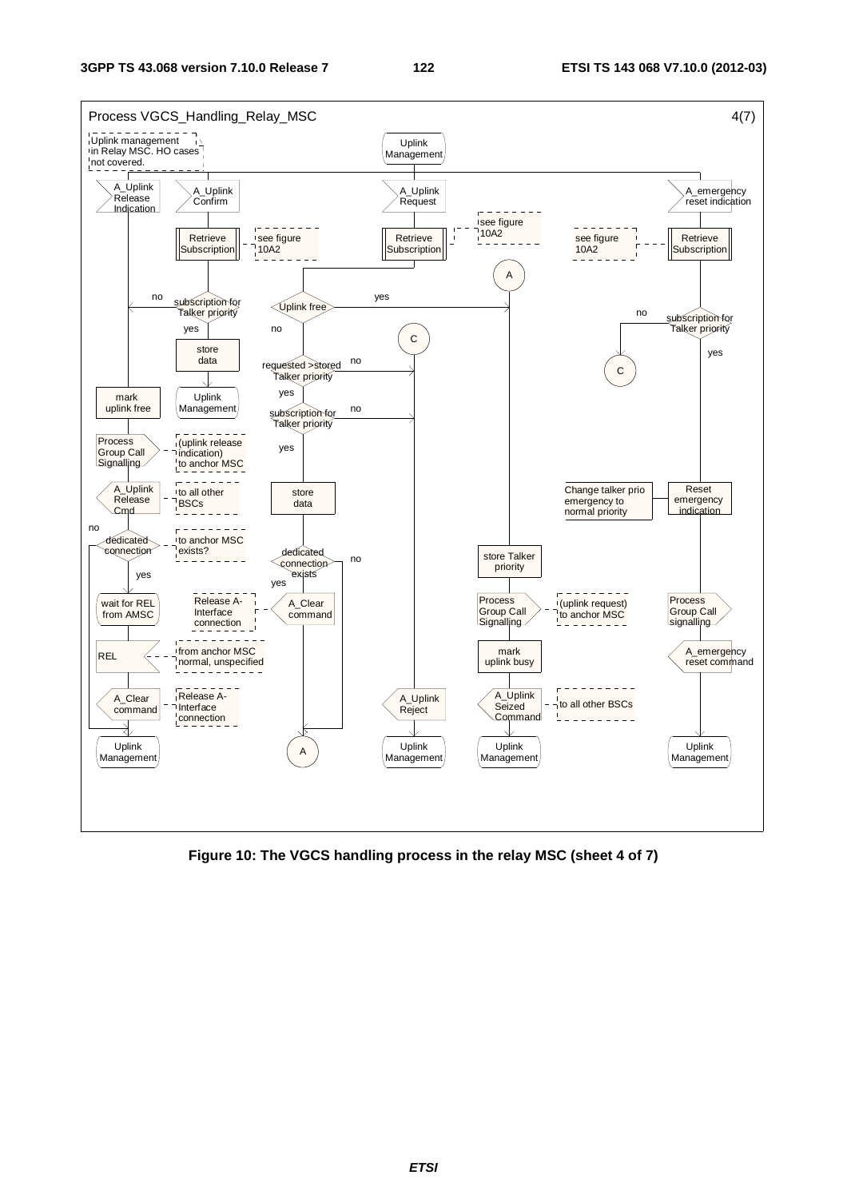Process VGCS_Handling_Relay_MSC 4(7)

Uplink management in Relay MSC. HO cases not covered.

Uplink Management

A_Uplink Release Indication

A_Uplink Confirm

A_Uplink Request

A_emergency reset indication

Retrieve Subscription

see figure 10A2

Retrieve Subscription

see figure 10A2

see figure 10A2

Retrieve Subscription

A

no

subscription for Talker priority

yes

Uplink free

yes

no

no

subscription for Talker priority

yes

C

store data

requested >stored Talker priority

no

C

yes

mark uplink free

Uplink Management

subscription for Talker priority

no

yes

Process Group Call Signalling

(uplink release indication) to anchor MSC

A_Uplink Release Cmd

to all other BSCs

store data

Change talker prio emergency to normal priority

Reset emergency indication

no

dedicated connection

to anchor MSC exists?

dedicated connection exists

no

store Talker priority

yes

yes

wait for REL from AMSC

Release A-Interface connection

A_Clear command

Process Group Call Signalling

(uplink request) to anchor MSC

Process Group Call signalling

REL

from anchor MSC normal, unspecified

mark uplink busy

A_emergency reset command

A_Clear command

Release A-Interface connection

A_Uplink Reject

A_Uplink Seized Command

to all other BSCs

Uplink Management

A

Uplink Management

Uplink Management

Uplink Management

**Figure 10: The VGCS handling process in the relay MSC (sheet 4 of 7)**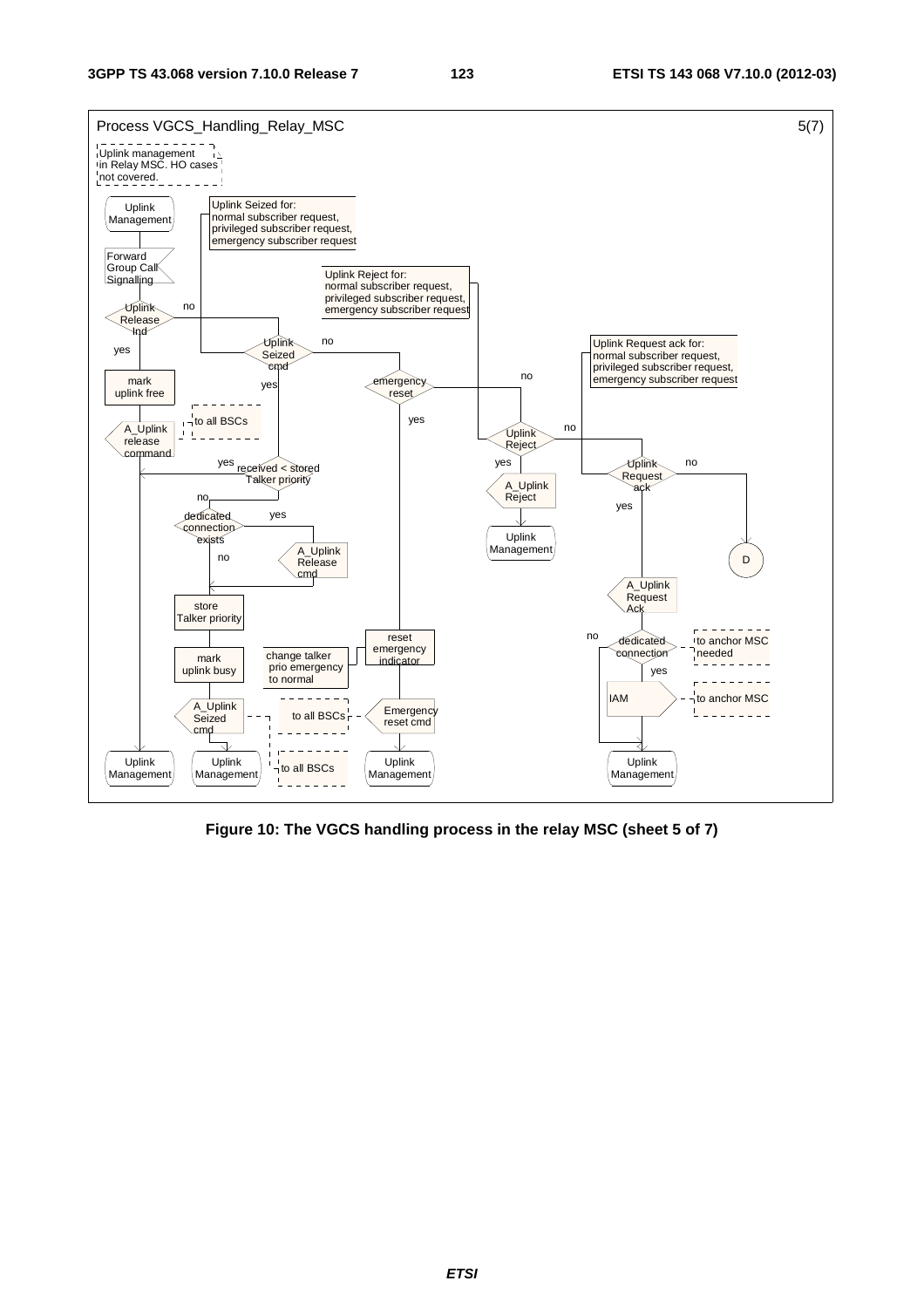Process VGCS_Handling_Relay_MSC 5(7)

Uplink management in Relay MSC. HO cases not covered.

Uplink Management

Forward Group Call Signalling

Uplink Release Ind

yes

no

mark uplink free

A_Uplink release command

to all BSCs

Uplink Seized for: normal subscriber request, privileged subscriber request, emergency subscriber request

Uplink Seized cmd

no

yes

received < stored Talker priority

yes

no

dedicated connection exists

yes

no

A_Uplink Release cmd

store Talker priority

mark uplink busy

A_Uplink Seized cmd

to all BSCs

to all BSCs

Uplink Management

Uplink Management

Uplink Reject for: normal subscriber request, privileged subscriber request, emergency subscriber request

emergency reset

yes

no

reset emergency indicator

change talker prio emergency to normal

Emergency reset cmd

to all BSCs

Uplink Management

Uplink Reject

yes

no

A_Uplink Reject

Uplink Management

Uplink Request ack for: normal subscriber request, privileged subscriber request, emergency subscriber request

Uplink Request ack

yes

no

D

A_Uplink Request Ack

dedicated connection

no

yes

to anchor MSC needed

IAM

to anchor MSC

Uplink Management

**Figure 10: The VGCS handling process in the relay MSC (sheet 5 of 7)**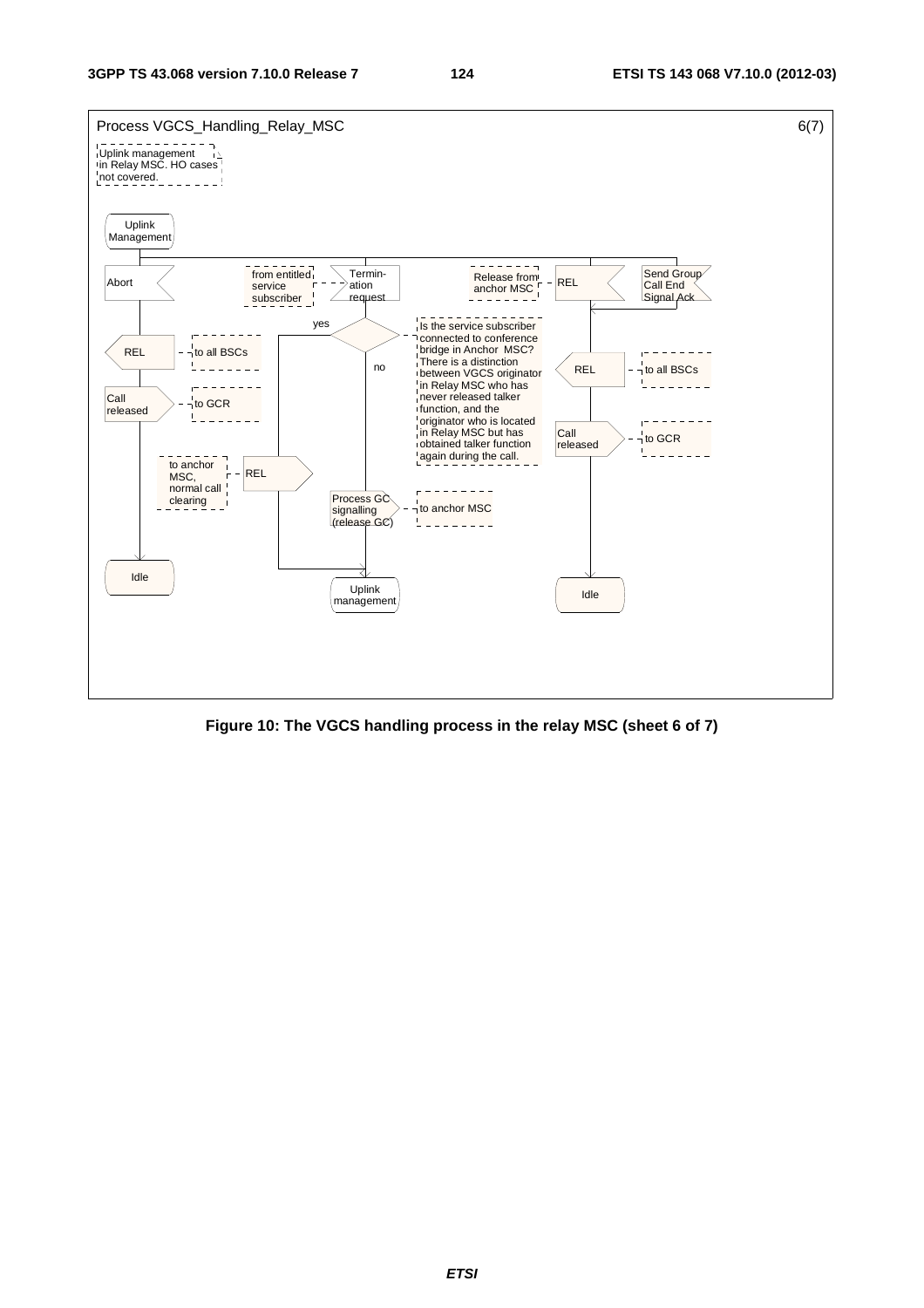Process VGCS_Handling_Relay_MSC 6(7)

Uplink management in Relay MSC. HO cases not covered.

Uplink Management

Abort

REL — to all BSCs

Call released — to GCR

Idle

from entitled service subscriber — Termination request

Is the service subscriber connected to conference bridge in Anchor MSC? There is a distinction between VGCS originator in Relay MSC who has never released talker function, and the originator who is located in Relay MSC but has obtained talker function again during the call.

yes: REL — to anchor MSC, normal call clearing

no: Process GC signalling (release GC) — to anchor MSC

Uplink management

Release from anchor MSC — REL

Send Group Call End Signal Ack

REL — to all BSCs

Call released — to GCR

Idle

**Figure 10: The VGCS handling process in the relay MSC (sheet 6 of 7)**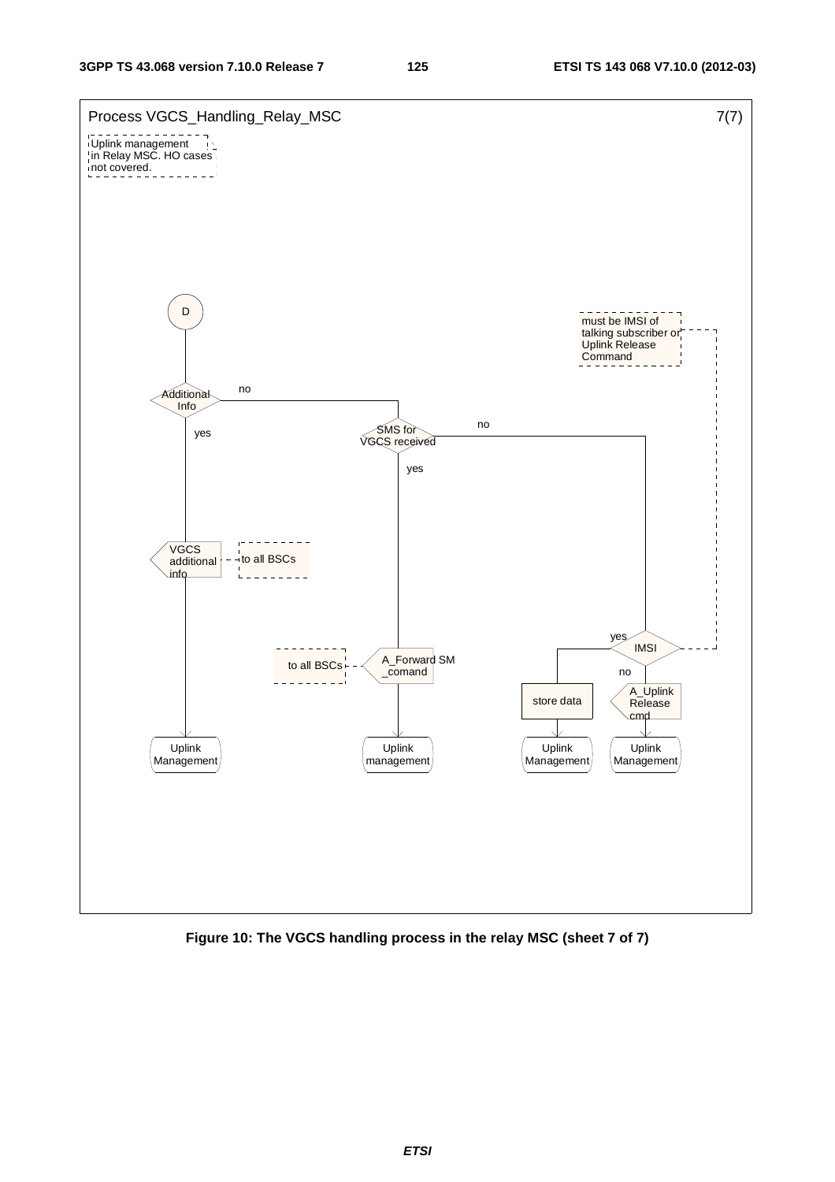Process VGCS_Handling_Relay_MSC 7(7)

Uplink management in Relay MSC. HO cases not covered.

D

Additional Info — yes / no

SMS for VGCS received — yes / no

must be IMSI of talking subscriber or Uplink Release Command

VGCS additional info — to all BSCs

A_Forward SM _comand — to all BSCs

IMSI — yes / no

store data

A_Uplink Release cmd

Uplink Management

Uplink management

Uplink Management

Uplink Management

**Figure 10: The VGCS handling process in the relay MSC (sheet 7 of 7)**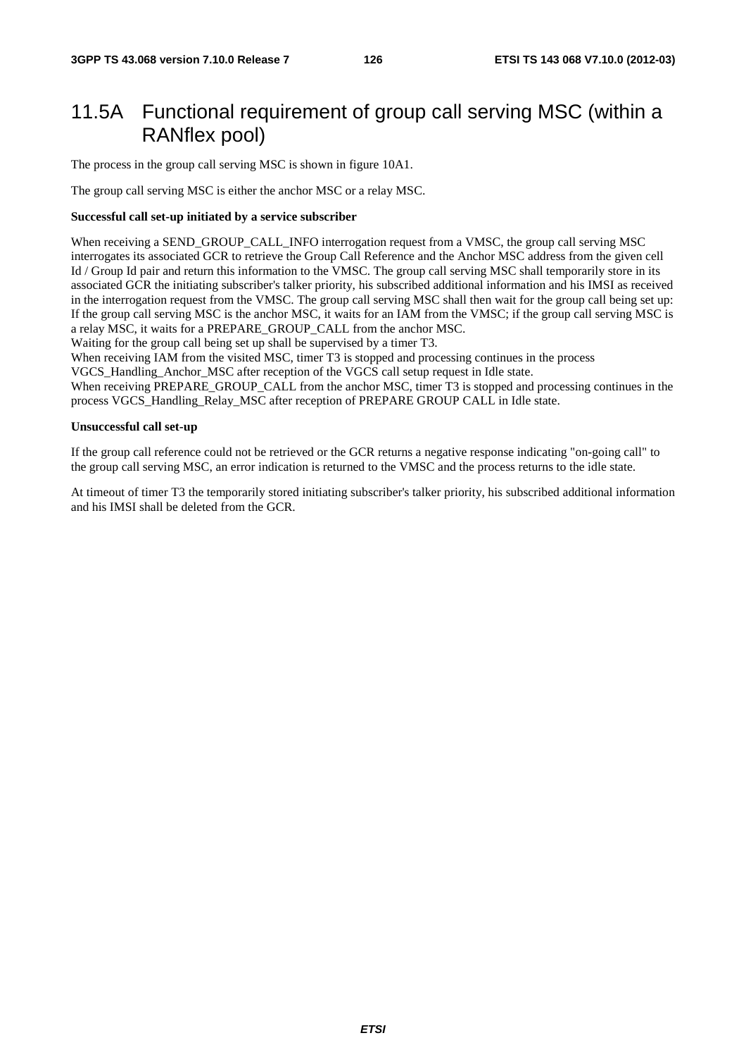# 11.5A Functional requirement of group call serving MSC (within a RANflex pool)

The process in the group call serving MSC is shown in figure 10A1.

The group call serving MSC is either the anchor MSC or a relay MSC.

**Successful call set-up initiated by a service subscriber**

When receiving a SEND_GROUP_CALL_INFO interrogation request from a VMSC, the group call serving MSC interrogates its associated GCR to retrieve the Group Call Reference and the Anchor MSC address from the given cell Id / Group Id pair and return this information to the VMSC. The group call serving MSC shall temporarily store in its associated GCR the initiating subscriber's talker priority, his subscribed additional information and his IMSI as received in the interrogation request from the VMSC. The group call serving MSC shall then wait for the group call being set up: If the group call serving MSC is the anchor MSC, it waits for an IAM from the VMSC; if the group call serving MSC is a relay MSC, it waits for a PREPARE_GROUP_CALL from the anchor MSC.
Waiting for the group call being set up shall be supervised by a timer T3.
When receiving IAM from the visited MSC, timer T3 is stopped and processing continues in the process VGCS_Handling_Anchor_MSC after reception of the VGCS call setup request in Idle state.
When receiving PREPARE_GROUP_CALL from the anchor MSC, timer T3 is stopped and processing continues in the process VGCS_Handling_Relay_MSC after reception of PREPARE GROUP CALL in Idle state.

**Unsuccessful call set-up**

If the group call reference could not be retrieved or the GCR returns a negative response indicating "on-going call" to the group call serving MSC, an error indication is returned to the VMSC and the process returns to the idle state.

At timeout of timer T3 the temporarily stored initiating subscriber's talker priority, his subscribed additional information and his IMSI shall be deleted from the GCR.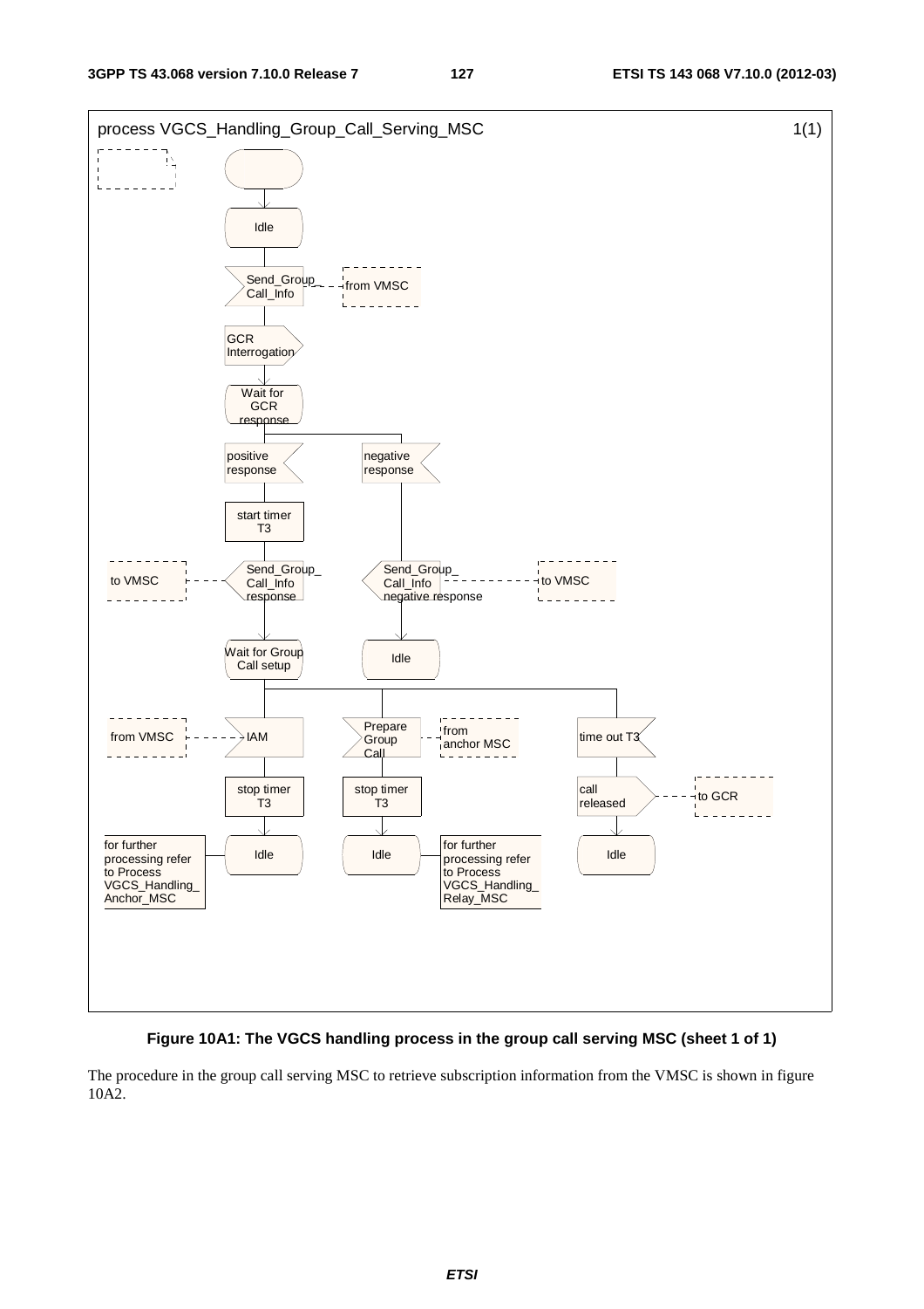process VGCS_Handling_Group_Call_Serving_MSC 1(1)

Idle

Send_Group_Call_Info — from VMSC

GCR Interrogation

Wait for GCR response

positive response | negative response

start timer T3

Send_Group_Call_Info response — to VMSC

Send_Group_Call_Info negative response — to VMSC

Wait for Group Call setup | Idle

IAM — from VMSC

Prepare Group Call — from anchor MSC

time out T3

stop timer T3 | stop timer T3 | call released — to GCR

Idle — for further processing refer to Process VGCS_Handling_Anchor_MSC

Idle — for further processing refer to Process VGCS_Handling_Relay_MSC

Idle

**Figure 10A1: The VGCS handling process in the group call serving MSC (sheet 1 of 1)**

The procedure in the group call serving MSC to retrieve subscription information from the VMSC is shown in figure 10A2.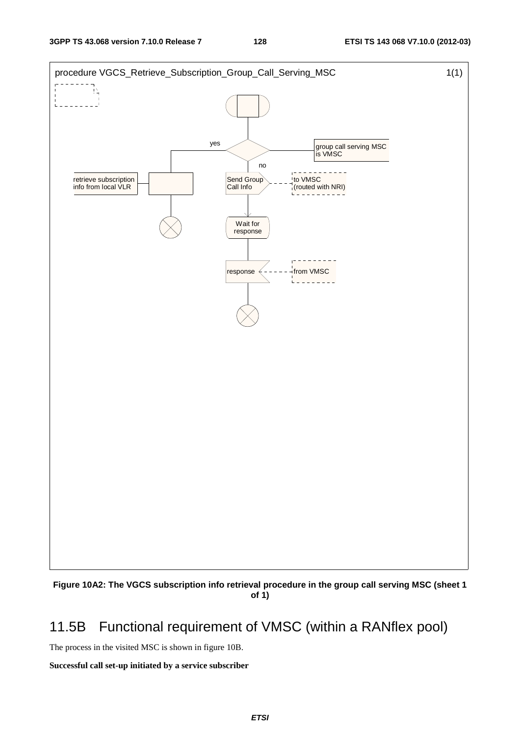procedure VGCS_Retrieve_Subscription_Group_Call_Serving_MSC 1(1)

yes

group call serving MSC is VMSC

no

retrieve subscription info from local VLR

Send Group Call Info

to VMSC (routed with NRI)

Wait for response

response

from VMSC

**Figure 10A2: The VGCS subscription info retrieval procedure in the group call serving MSC (sheet 1 of 1)**

## 11.5B Functional requirement of VMSC (within a RANflex pool)

The process in the visited MSC is shown in figure 10B.

**Successful call set-up initiated by a service subscriber**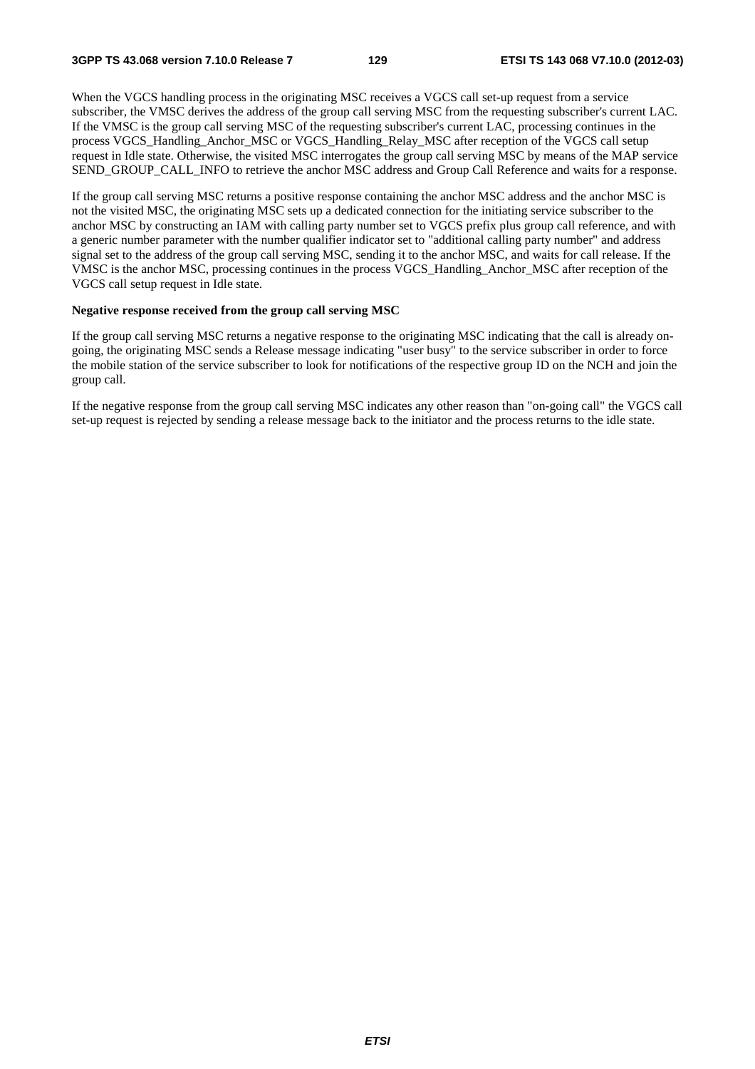When the VGCS handling process in the originating MSC receives a VGCS call set-up request from a service subscriber, the VMSC derives the address of the group call serving MSC from the requesting subscriber's current LAC. If the VMSC is the group call serving MSC of the requesting subscriber's current LAC, processing continues in the process VGCS_Handling_Anchor_MSC or VGCS_Handling_Relay_MSC after reception of the VGCS call setup request in Idle state. Otherwise, the visited MSC interrogates the group call serving MSC by means of the MAP service SEND_GROUP_CALL_INFO to retrieve the anchor MSC address and Group Call Reference and waits for a response.

If the group call serving MSC returns a positive response containing the anchor MSC address and the anchor MSC is not the visited MSC, the originating MSC sets up a dedicated connection for the initiating service subscriber to the anchor MSC by constructing an IAM with calling party number set to VGCS prefix plus group call reference, and with a generic number parameter with the number qualifier indicator set to "additional calling party number" and address signal set to the address of the group call serving MSC, sending it to the anchor MSC, and waits for call release. If the VMSC is the anchor MSC, processing continues in the process VGCS_Handling_Anchor_MSC after reception of the VGCS call setup request in Idle state.

**Negative response received from the group call serving MSC**

If the group call serving MSC returns a negative response to the originating MSC indicating that the call is already on-going, the originating MSC sends a Release message indicating "user busy" to the service subscriber in order to force the mobile station of the service subscriber to look for notifications of the respective group ID on the NCH and join the group call.

If the negative response from the group call serving MSC indicates any other reason than "on-going call" the VGCS call set-up request is rejected by sending a release message back to the initiator and the process returns to the idle state.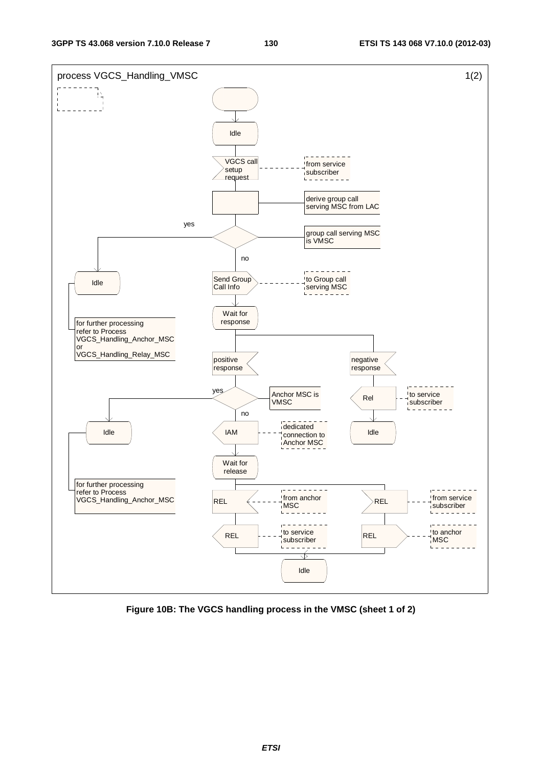process VGCS_Handling_VMSC 1(2)

- Idle
- VGCS call setup request — from service subscriber
- derive group call serving MSC from LAC
- group call serving MSC is VMSC?
  - yes: Idle — for further processing refer to Process VGCS_Handling_Anchor_MSC or VGCS_Handling_Relay_MSC
  - no: Send Group Call Info — to Group call serving MSC
    - Wait for response
      - negative response
        - Rel — to service subscriber
        - Idle
      - positive response
        - Anchor MSC is VMSC?
          - yes: Idle — for further processing refer to Process VGCS_Handling_Anchor_MSC
          - no: IAM — dedicated connection to Anchor MSC
            - Wait for release
              - REL — from anchor MSC
                - REL — to service subscriber
                - Idle
              - REL — from service subscriber
                - REL — to anchor MSC
                - Idle

**Figure 10B: The VGCS handling process in the VMSC (sheet 1 of 2)**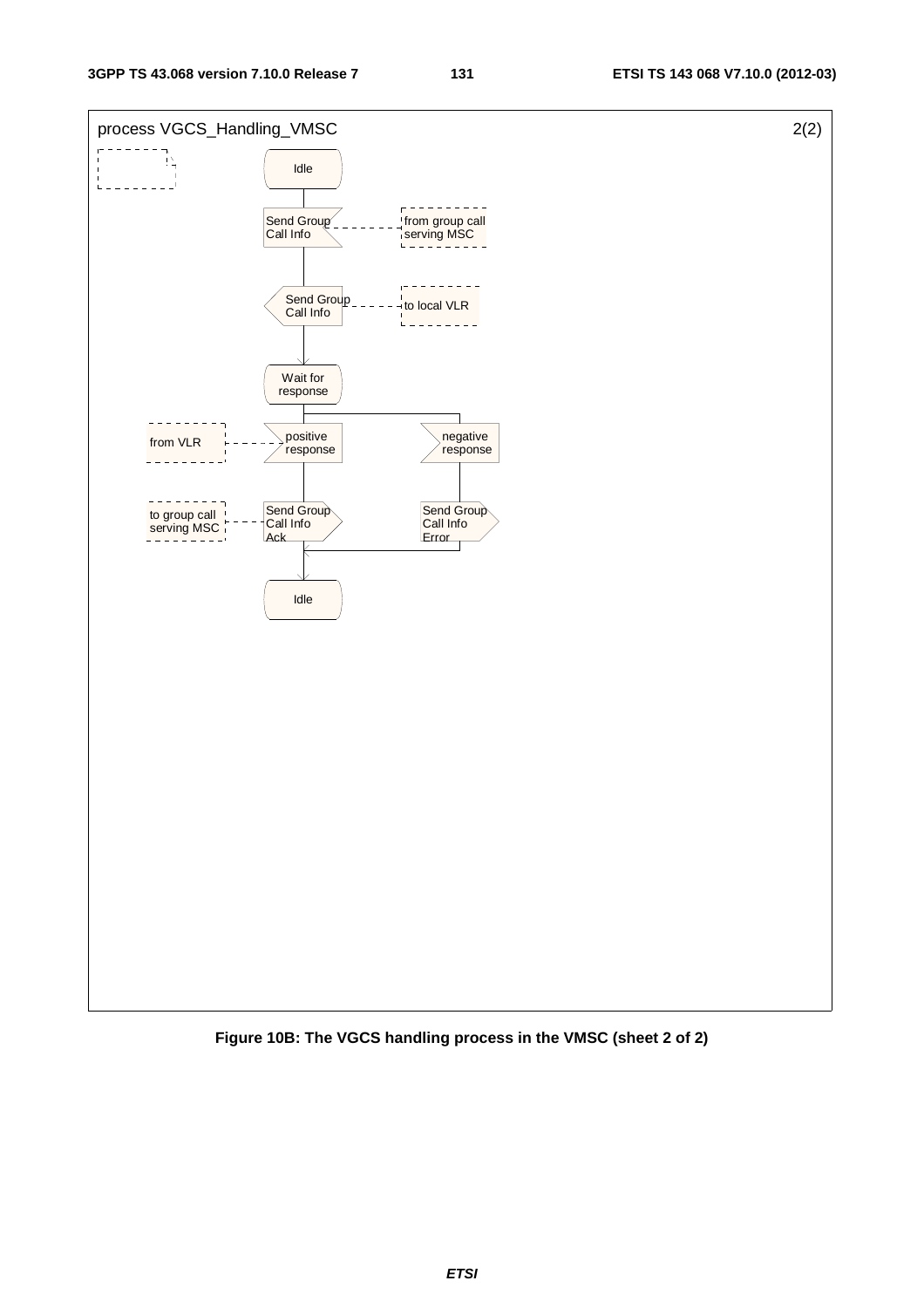process VGCS_Handling_VMSC 2(2)

Idle

Send Group Call Info — from group call serving MSC

Send Group Call Info — to local VLR

Wait for response

positive response — from VLR

negative response

Send Group Call Info Ack — to group call serving MSC

Send Group Call Info Error

Idle

**Figure 10B: The VGCS handling process in the VMSC (sheet 2 of 2)**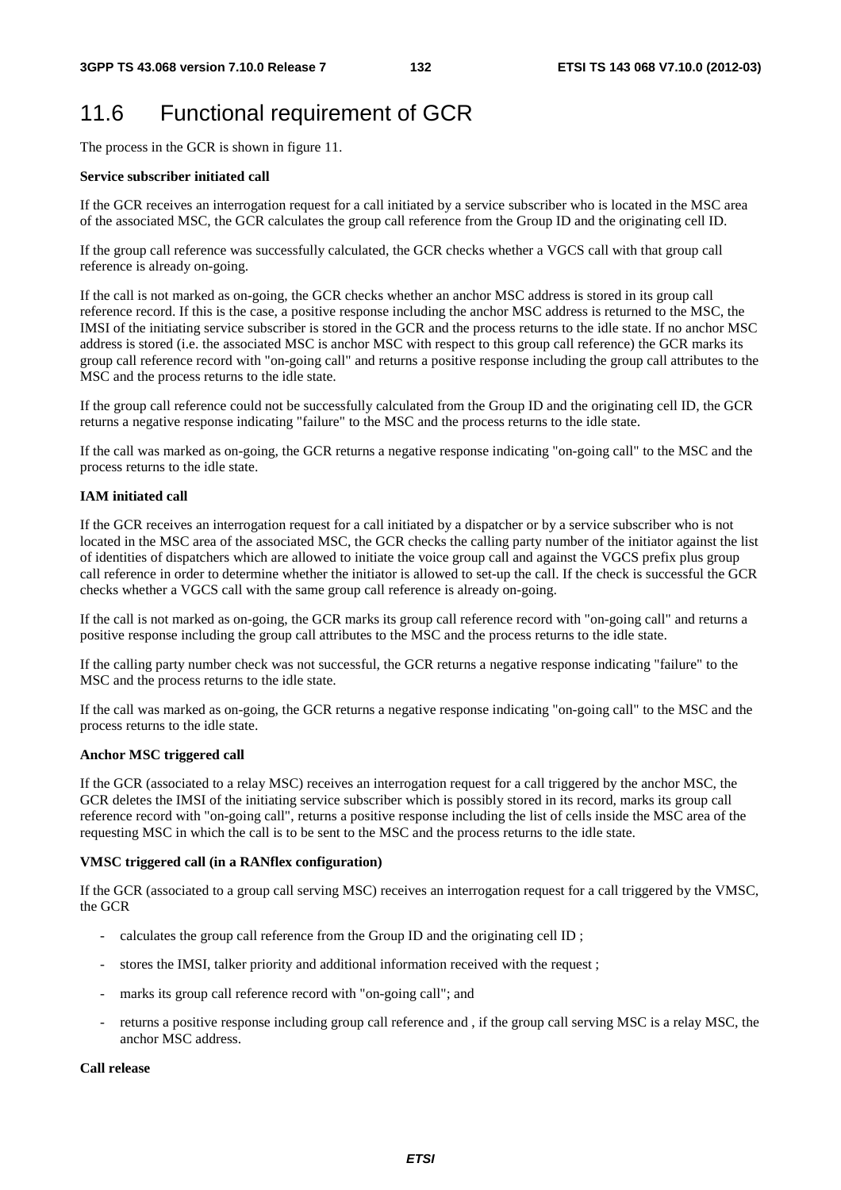## 11.6 Functional requirement of GCR

The process in the GCR is shown in figure 11.

**Service subscriber initiated call**

If the GCR receives an interrogation request for a call initiated by a service subscriber who is located in the MSC area of the associated MSC, the GCR calculates the group call reference from the Group ID and the originating cell ID.

If the group call reference was successfully calculated, the GCR checks whether a VGCS call with that group call reference is already on-going.

If the call is not marked as on-going, the GCR checks whether an anchor MSC address is stored in its group call reference record. If this is the case, a positive response including the anchor MSC address is returned to the MSC, the IMSI of the initiating service subscriber is stored in the GCR and the process returns to the idle state. If no anchor MSC address is stored (i.e. the associated MSC is anchor MSC with respect to this group call reference) the GCR marks its group call reference record with "on-going call" and returns a positive response including the group call attributes to the MSC and the process returns to the idle state.

If the group call reference could not be successfully calculated from the Group ID and the originating cell ID, the GCR returns a negative response indicating "failure" to the MSC and the process returns to the idle state.

If the call was marked as on-going, the GCR returns a negative response indicating "on-going call" to the MSC and the process returns to the idle state.

**IAM initiated call**

If the GCR receives an interrogation request for a call initiated by a dispatcher or by a service subscriber who is not located in the MSC area of the associated MSC, the GCR checks the calling party number of the initiator against the list of identities of dispatchers which are allowed to initiate the voice group call and against the VGCS prefix plus group call reference in order to determine whether the initiator is allowed to set-up the call. If the check is successful the GCR checks whether a VGCS call with the same group call reference is already on-going.

If the call is not marked as on-going, the GCR marks its group call reference record with "on-going call" and returns a positive response including the group call attributes to the MSC and the process returns to the idle state.

If the calling party number check was not successful, the GCR returns a negative response indicating "failure" to the MSC and the process returns to the idle state.

If the call was marked as on-going, the GCR returns a negative response indicating "on-going call" to the MSC and the process returns to the idle state.

**Anchor MSC triggered call**

If the GCR (associated to a relay MSC) receives an interrogation request for a call triggered by the anchor MSC, the GCR deletes the IMSI of the initiating service subscriber which is possibly stored in its record, marks its group call reference record with "on-going call", returns a positive response including the list of cells inside the MSC area of the requesting MSC in which the call is to be sent to the MSC and the process returns to the idle state.

**VMSC triggered call (in a RANflex configuration)**

If the GCR (associated to a group call serving MSC) receives an interrogation request for a call triggered by the VMSC, the GCR

- calculates the group call reference from the Group ID and the originating cell ID ;
- stores the IMSI, talker priority and additional information received with the request ;
- marks its group call reference record with "on-going call"; and
- returns a positive response including group call reference and , if the group call serving MSC is a relay MSC, the anchor MSC address.

**Call release**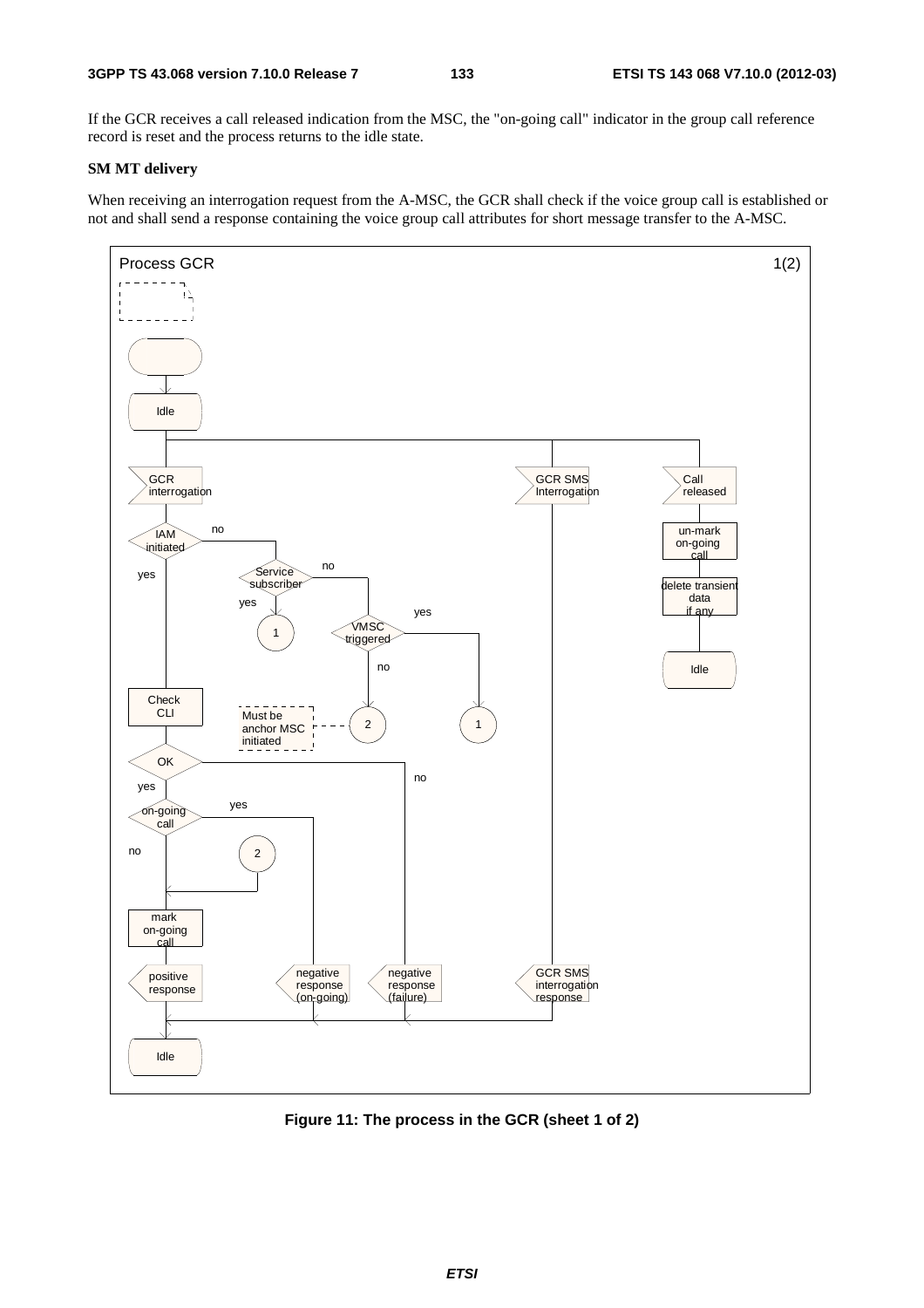If the GCR receives a call released indication from the MSC, the "on-going call" indicator in the group call reference record is reset and the process returns to the idle state.

**SM MT delivery**

When receiving an interrogation request from the A-MSC, the GCR shall check if the voice group call is established or not and shall send a response containing the voice group call attributes for short message transfer to the A-MSC.

**Figure 11: The process in the GCR (sheet 1 of 2)**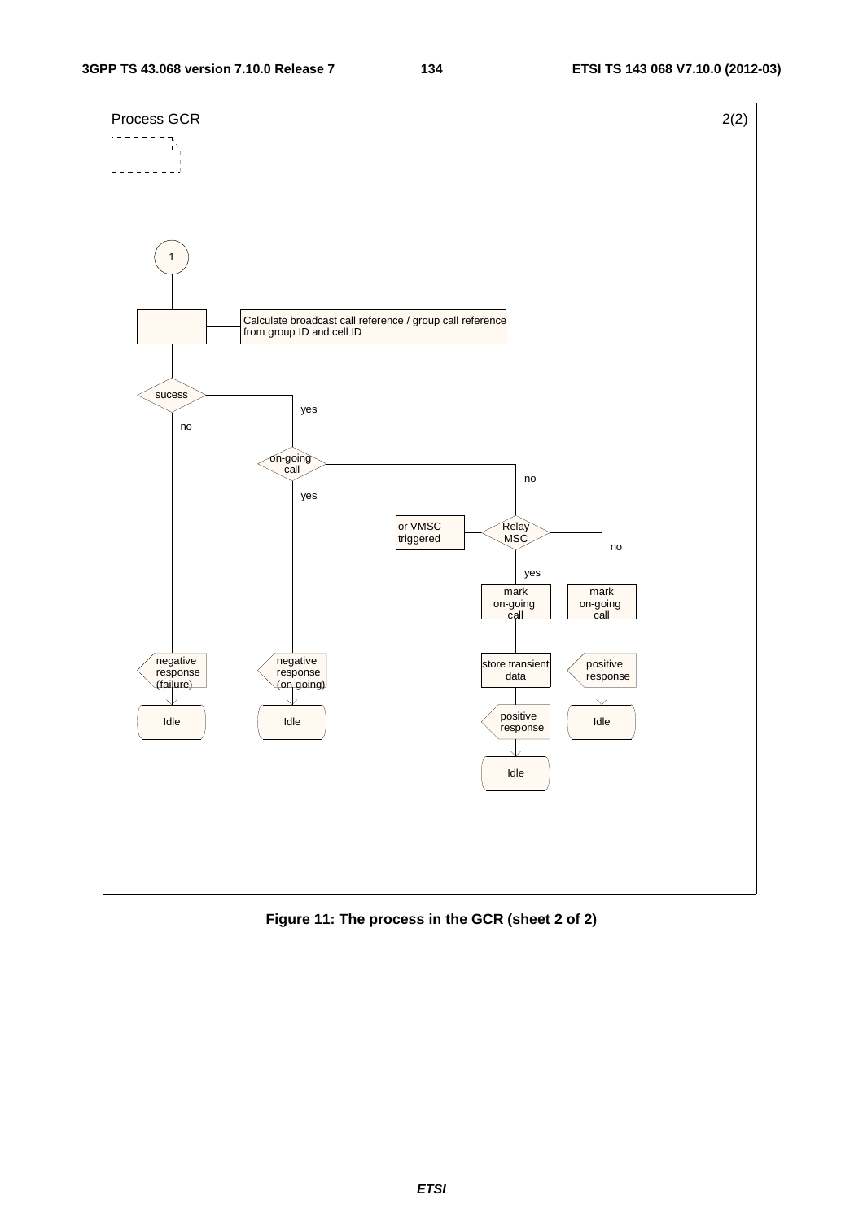Process GCR 2(2)

1

Calculate broadcast call reference / group call reference from group ID and cell ID

sucess

no

yes

on-going call

yes

no

Relay MSC

or VMSC triggered

yes

no

mark on-going call

mark on-going call

store transient data

negative response (failure)

negative response (on-going)

positive response

positive response

Idle

Idle

Idle

Idle

**Figure 11: The process in the GCR (sheet 2 of 2)**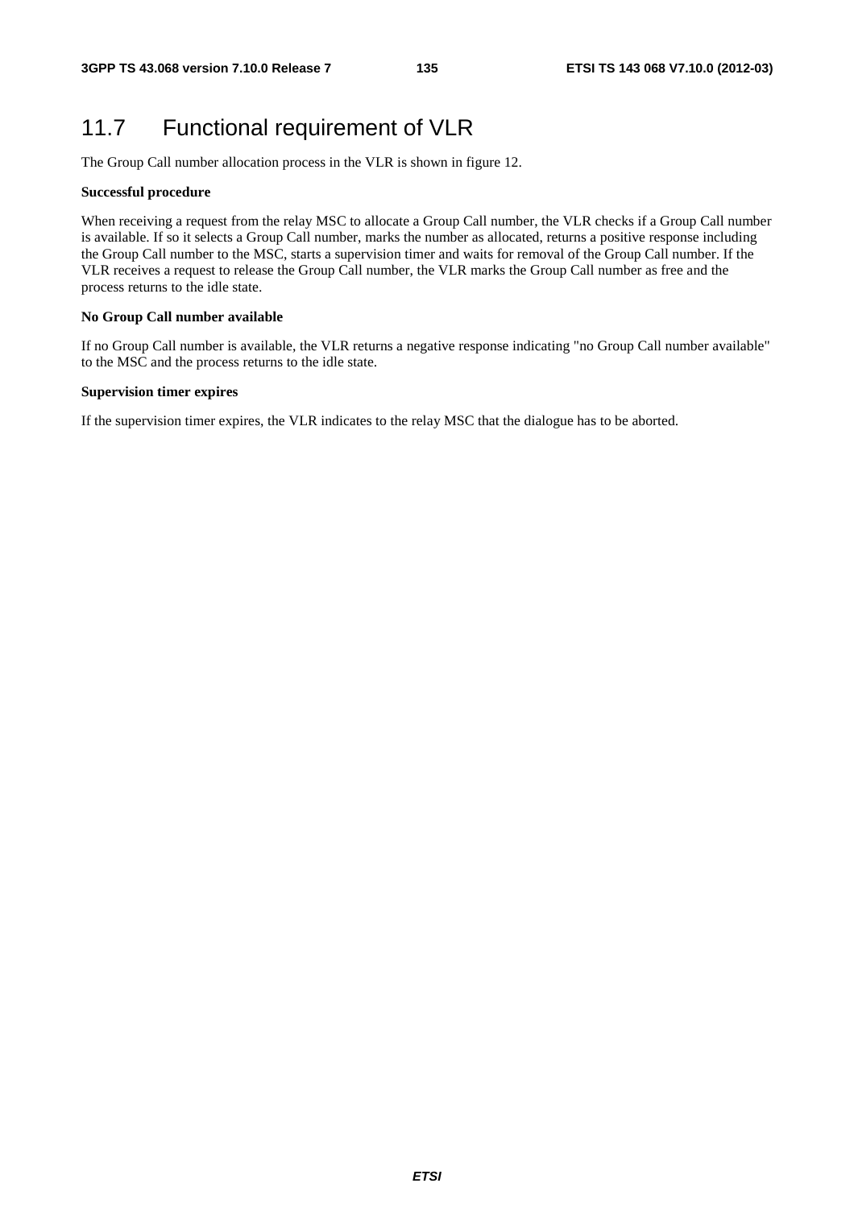# 11.7 Functional requirement of VLR

The Group Call number allocation process in the VLR is shown in figure 12.

**Successful procedure**

When receiving a request from the relay MSC to allocate a Group Call number, the VLR checks if a Group Call number is available. If so it selects a Group Call number, marks the number as allocated, returns a positive response including the Group Call number to the MSC, starts a supervision timer and waits for removal of the Group Call number. If the VLR receives a request to release the Group Call number, the VLR marks the Group Call number as free and the process returns to the idle state.

**No Group Call number available**

If no Group Call number is available, the VLR returns a negative response indicating "no Group Call number available" to the MSC and the process returns to the idle state.

**Supervision timer expires**

If the supervision timer expires, the VLR indicates to the relay MSC that the dialogue has to be aborted.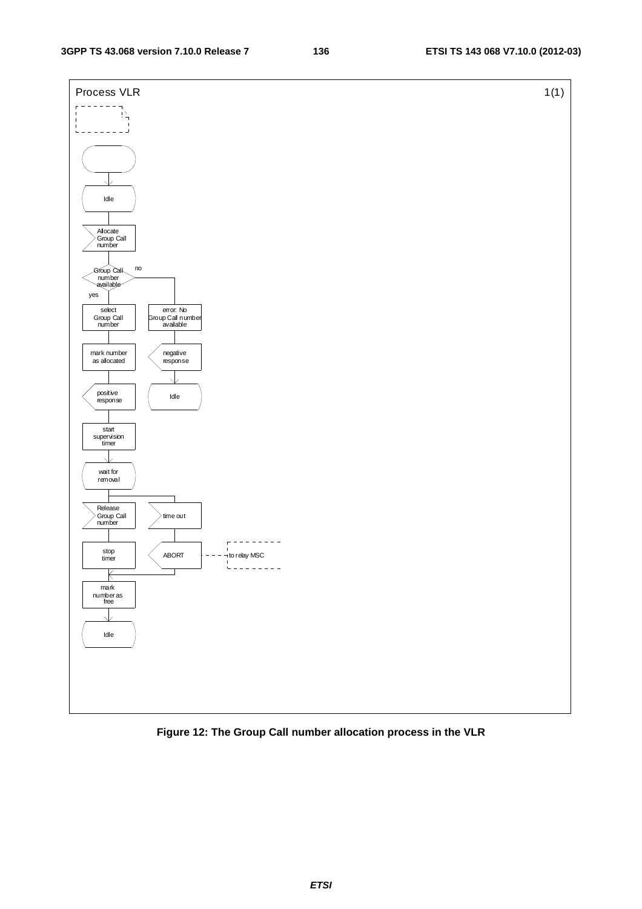Process VLR 1(1)

```
(start)
  |
Idle
  |
> Allocate Group Call number
  |
< Group Call number available >
  | yes                              | no
select Group Call number           error: No Group Call number available
  |                                  |
mark number as allocated           < negative response
  |                                  |
< positive response                Idle
  |
start supervision timer
  |
wait for removal
  |                                  |
> Release Group Call number        > time out
  |                                  |
stop timer                         < ABORT - - - - to relay MSC
  |                                  |
  +----------------------------------+
  |
mark number as free
  |
Idle
```

**Figure 12: The Group Call number allocation process in the VLR**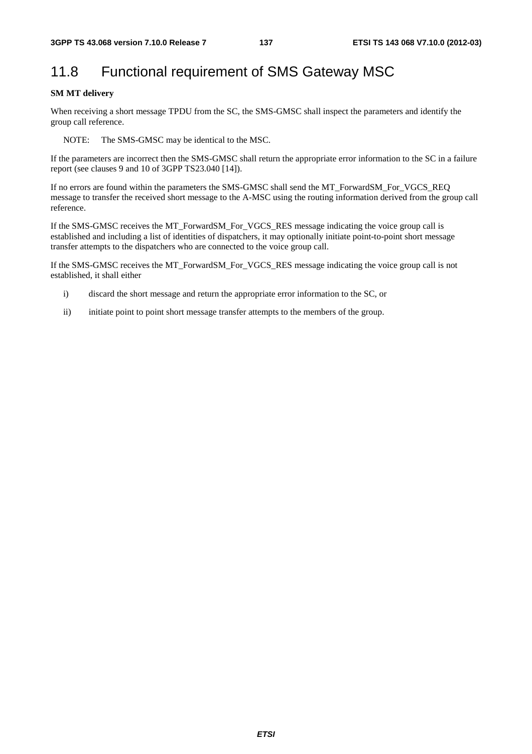## 11.8 Functional requirement of SMS Gateway MSC

**SM MT delivery**

When receiving a short message TPDU from the SC, the SMS-GMSC shall inspect the parameters and identify the group call reference.

NOTE: The SMS-GMSC may be identical to the MSC.

If the parameters are incorrect then the SMS-GMSC shall return the appropriate error information to the SC in a failure report (see clauses 9 and 10 of 3GPP TS23.040 [14]).

If no errors are found within the parameters the SMS-GMSC shall send the MT_ForwardSM_For_VGCS_REQ message to transfer the received short message to the A-MSC using the routing information derived from the group call reference.

If the SMS-GMSC receives the MT_ForwardSM_For_VGCS_RES message indicating the voice group call is established and including a list of identities of dispatchers, it may optionally initiate point-to-point short message transfer attempts to the dispatchers who are connected to the voice group call.

If the SMS-GMSC receives the MT_ForwardSM_For_VGCS_RES message indicating the voice group call is not established, it shall either

i) discard the short message and return the appropriate error information to the SC, or

ii) initiate point to point short message transfer attempts to the members of the group.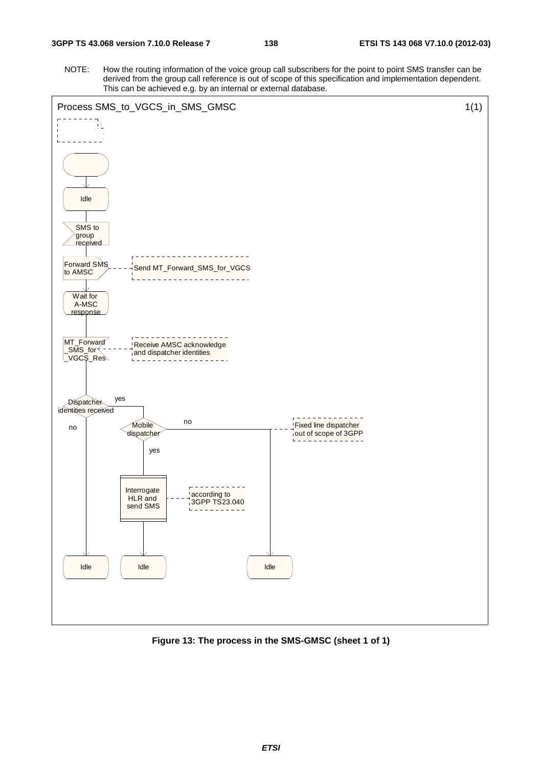NOTE: How the routing information of the voice group call subscribers for the point to point SMS transfer can be derived from the group call reference is out of scope of this specification and implementation dependent. This can be achieved e.g. by an internal or external database.

Process SMS_to_VGCS_in_SMS_GMSC 1(1)

Idle

SMS to group received

Forward SMS to AMSC — Send MT_Forward_SMS_for_VGCS

Wait for A-MSC response

MT_Forward_SMS_for_VGCS_Res — Receive AMSC acknowledge and dispatcher identities

Dispatcher identities received — yes / no

Mobile dispatcher — no / yes

Fixed line dispatcher out of scope of 3GPP

Interrogate HLR and send SMS — according to 3GPP TS23.040

Idle Idle Idle

**Figure 13: The process in the SMS-GMSC (sheet 1 of 1)**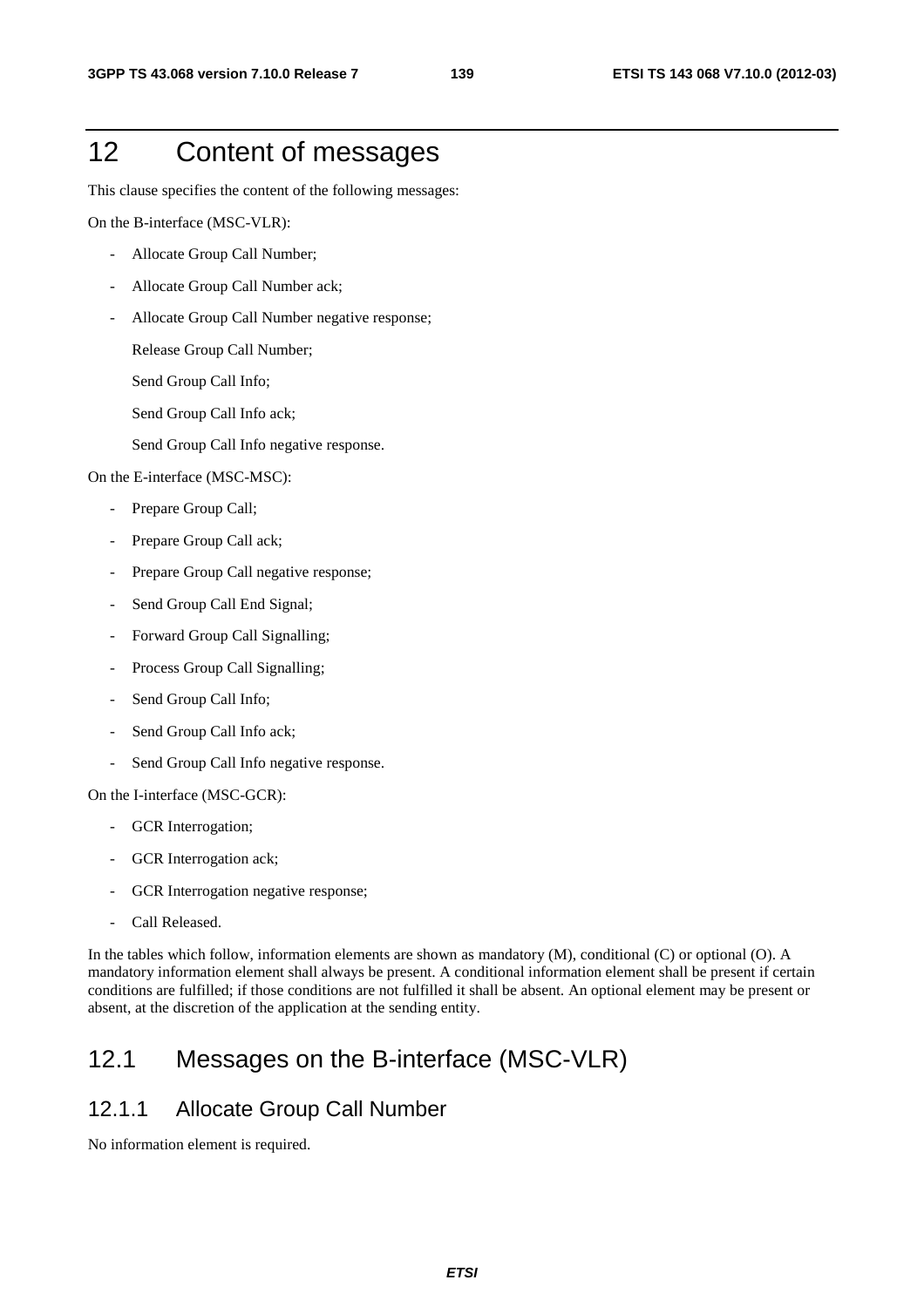# 12 Content of messages

This clause specifies the content of the following messages:

On the B-interface (MSC-VLR):

- Allocate Group Call Number;
- Allocate Group Call Number ack;
- Allocate Group Call Number negative response;

  Release Group Call Number;

  Send Group Call Info;

  Send Group Call Info ack;

  Send Group Call Info negative response.

On the E-interface (MSC-MSC):

- Prepare Group Call;
- Prepare Group Call ack;
- Prepare Group Call negative response;
- Send Group Call End Signal;
- Forward Group Call Signalling;
- Process Group Call Signalling;
- Send Group Call Info;
- Send Group Call Info ack;
- Send Group Call Info negative response.

On the I-interface (MSC-GCR):

- GCR Interrogation;
- GCR Interrogation ack;
- GCR Interrogation negative response;
- Call Released.

In the tables which follow, information elements are shown as mandatory (M), conditional (C) or optional (O). A mandatory information element shall always be present. A conditional information element shall be present if certain conditions are fulfilled; if those conditions are not fulfilled it shall be absent. An optional element may be present or absent, at the discretion of the application at the sending entity.

## 12.1 Messages on the B-interface (MSC-VLR)

### 12.1.1 Allocate Group Call Number

No information element is required.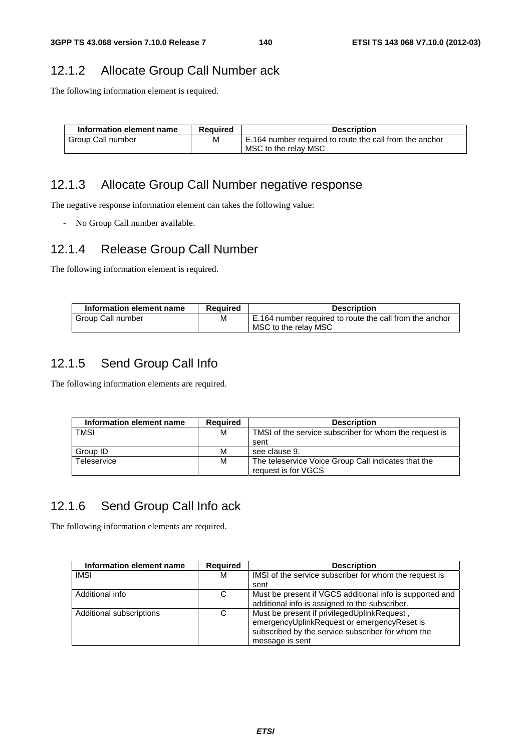## 12.1.2 Allocate Group Call Number ack

The following information element is required.

| Information element name | Required | Description |
|---|---|---|
| Group Call number | M | E.164 number required to route the call from the anchor MSC to the relay MSC |

## 12.1.3 Allocate Group Call Number negative response

The negative response information element can takes the following value:

- No Group Call number available.

## 12.1.4 Release Group Call Number

The following information element is required.

| Information element name | Required | Description |
|---|---|---|
| Group Call number | M | E.164 number required to route the call from the anchor MSC to the relay MSC |

## 12.1.5 Send Group Call Info

The following information elements are required.

| Information element name | Required | Description |
|---|---|---|
| TMSI | M | TMSI of the service subscriber for whom the request is sent |
| Group ID | M | see clause 9. |
| Teleservice | M | The teleservice Voice Group Call indicates that the request is for VGCS |

## 12.1.6 Send Group Call Info ack

The following information elements are required.

| Information element name | Required | Description |
|---|---|---|
| IMSI | M | IMSI of the service subscriber for whom the request is sent |
| Additional info | C | Must be present if VGCS additional info is supported and additional info is assigned to the subscriber. |
| Additional subscriptions | C | Must be present if privilegedUplinkRequest , emergencyUplinkRequest or emergencyReset is subscribed by the service subscriber for whom the message is sent |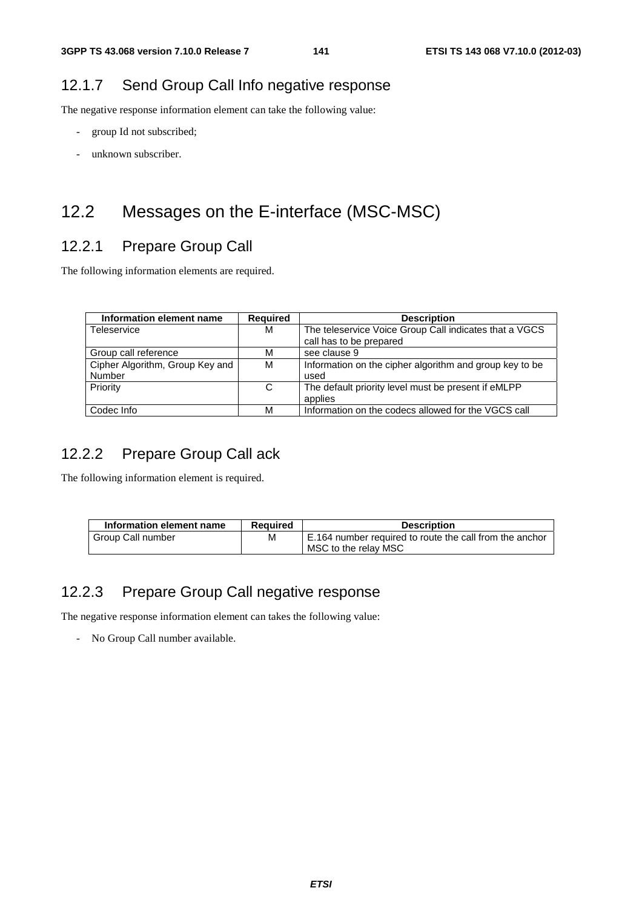### 12.1.7 Send Group Call Info negative response

The negative response information element can take the following value:

- group Id not subscribed;
- unknown subscriber.

## 12.2 Messages on the E-interface (MSC-MSC)

### 12.2.1 Prepare Group Call

The following information elements are required.

| Information element name | Required | Description |
|---|---|---|
| Teleservice | M | The teleservice Voice Group Call indicates that a VGCS call has to be prepared |
| Group call reference | M | see clause 9 |
| Cipher Algorithm, Group Key and Number | M | Information on the cipher algorithm and group key to be used |
| Priority | C | The default priority level must be present if eMLPP applies |
| Codec Info | M | Information on the codecs allowed for the VGCS call |

### 12.2.2 Prepare Group Call ack

The following information element is required.

| Information element name | Required | Description |
|---|---|---|
| Group Call number | M | E.164 number required to route the call from the anchor MSC to the relay MSC |

### 12.2.3 Prepare Group Call negative response

The negative response information element can takes the following value:

- No Group Call number available.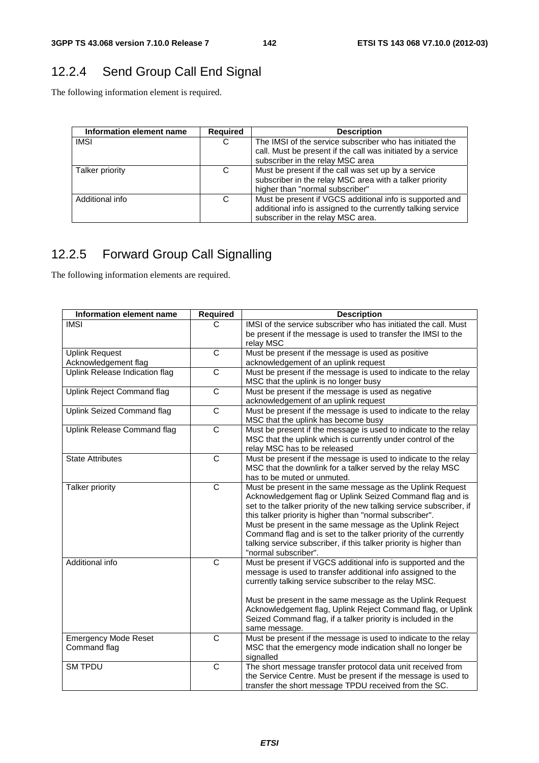## 12.2.4 Send Group Call End Signal

The following information element is required.

| Information element name | Required | Description |
|---|---|---|
| IMSI | C | The IMSI of the service subscriber who has initiated the call. Must be present if the call was initiated by a service subscriber in the relay MSC area |
| Talker priority | C | Must be present if the call was set up by a service subscriber in the relay MSC area with a talker priority higher than "normal subscriber" |
| Additional info | C | Must be present if VGCS additional info is supported and additional info is assigned to the currently talking service subscriber in the relay MSC area. |

## 12.2.5 Forward Group Call Signalling

The following information elements are required.

| Information element name | Required | Description |
|---|---|---|
| IMSI | C | IMSI of the service subscriber who has initiated the call. Must be present if the message is used to transfer the IMSI to the relay MSC |
| Uplink Request Acknowledgement flag | C | Must be present if the message is used as positive acknowledgement of an uplink request |
| Uplink Release Indication flag | C | Must be present if the message is used to indicate to the relay MSC that the uplink is no longer busy |
| Uplink Reject Command flag | C | Must be present if the message is used as negative acknowledgement of an uplink request |
| Uplink Seized Command flag | C | Must be present if the message is used to indicate to the relay MSC that the uplink has become busy |
| Uplink Release Command flag | C | Must be present if the message is used to indicate to the relay MSC that the uplink which is currently under control of the relay MSC has to be released |
| State Attributes | C | Must be present if the message is used to indicate to the relay MSC that the downlink for a talker served by the relay MSC has to be muted or unmuted. |
| Talker priority | C | Must be present in the same message as the Uplink Request Acknowledgement flag or Uplink Seized Command flag and is set to the talker priority of the new talking service subscriber, if this talker priority is higher than "normal subscriber".<br>Must be present in the same message as the Uplink Reject Command flag and is set to the talker priority of the currently talking service subscriber, if this talker priority is higher than "normal subscriber". |
| Additional info | C | Must be present if VGCS additional info is supported and the message is used to transfer additional info assigned to the currently talking service subscriber to the relay MSC.<br><br>Must be present in the same message as the Uplink Request Acknowledgement flag, Uplink Reject Command flag, or Uplink Seized Command flag, if a talker priority is included in the same message. |
| Emergency Mode Reset Command flag | C | Must be present if the message is used to indicate to the relay MSC that the emergency mode indication shall no longer be signalled |
| SM TPDU | C | The short message transfer protocol data unit received from the Service Centre. Must be present if the message is used to transfer the short message TPDU received from the SC. |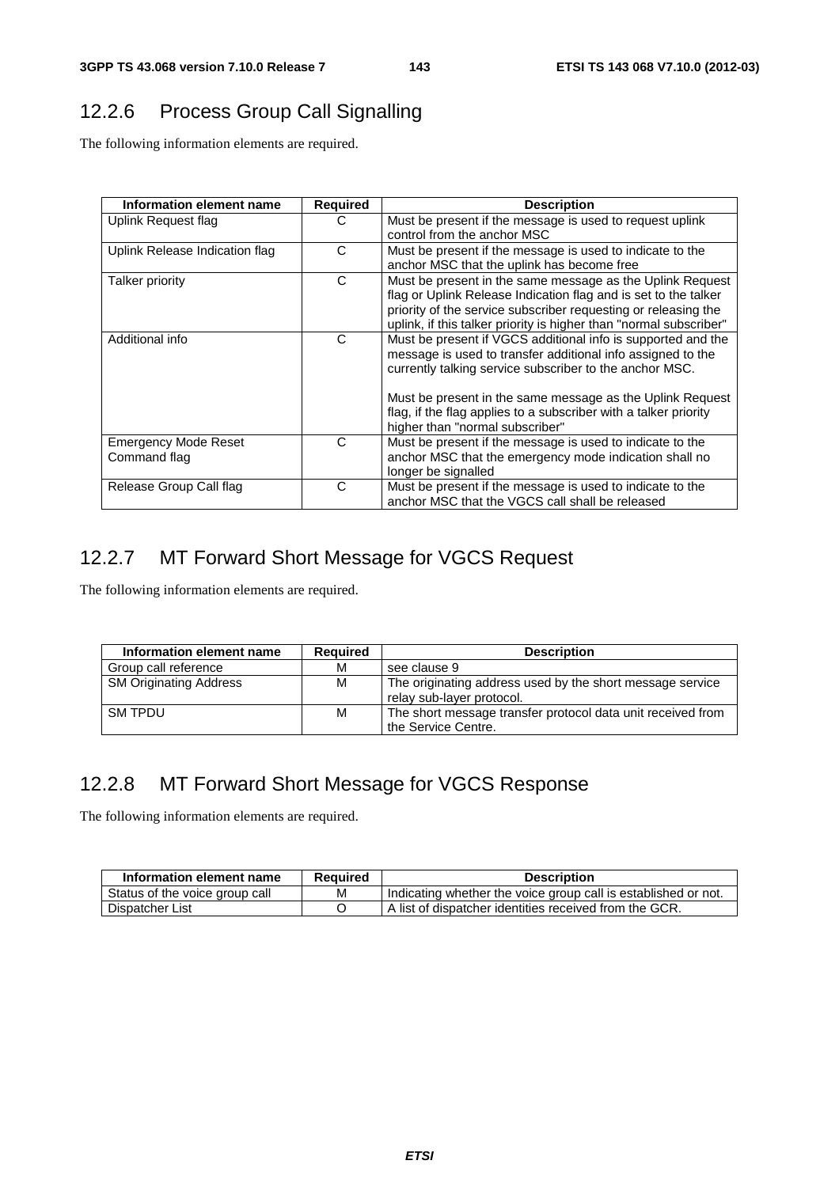### 12.2.6 Process Group Call Signalling

The following information elements are required.

| Information element name | Required | Description |
|---|---|---|
| Uplink Request flag | C | Must be present if the message is used to request uplink control from the anchor MSC |
| Uplink Release Indication flag | C | Must be present if the message is used to indicate to the anchor MSC that the uplink has become free |
| Talker priority | C | Must be present in the same message as the Uplink Request flag or Uplink Release Indication flag and is set to the talker priority of the service subscriber requesting or releasing the uplink, if this talker priority is higher than "normal subscriber" |
| Additional info | C | Must be present if VGCS additional info is supported and the message is used to transfer additional info assigned to the currently talking service subscriber to the anchor MSC.<br><br>Must be present in the same message as the Uplink Request flag, if the flag applies to a subscriber with a talker priority higher than "normal subscriber" |
| Emergency Mode Reset Command flag | C | Must be present if the message is used to indicate to the anchor MSC that the emergency mode indication shall no longer be signalled |
| Release Group Call flag | C | Must be present if the message is used to indicate to the anchor MSC that the VGCS call shall be released |

### 12.2.7 MT Forward Short Message for VGCS Request

The following information elements are required.

| Information element name | Required | Description |
|---|---|---|
| Group call reference | M | see clause 9 |
| SM Originating Address | M | The originating address used by the short message service relay sub-layer protocol. |
| SM TPDU | M | The short message transfer protocol data unit received from the Service Centre. |

### 12.2.8 MT Forward Short Message for VGCS Response

The following information elements are required.

| Information element name | Required | Description |
|---|---|---|
| Status of the voice group call | M | Indicating whether the voice group call is established or not. |
| Dispatcher List | O | A list of dispatcher identities received from the GCR. |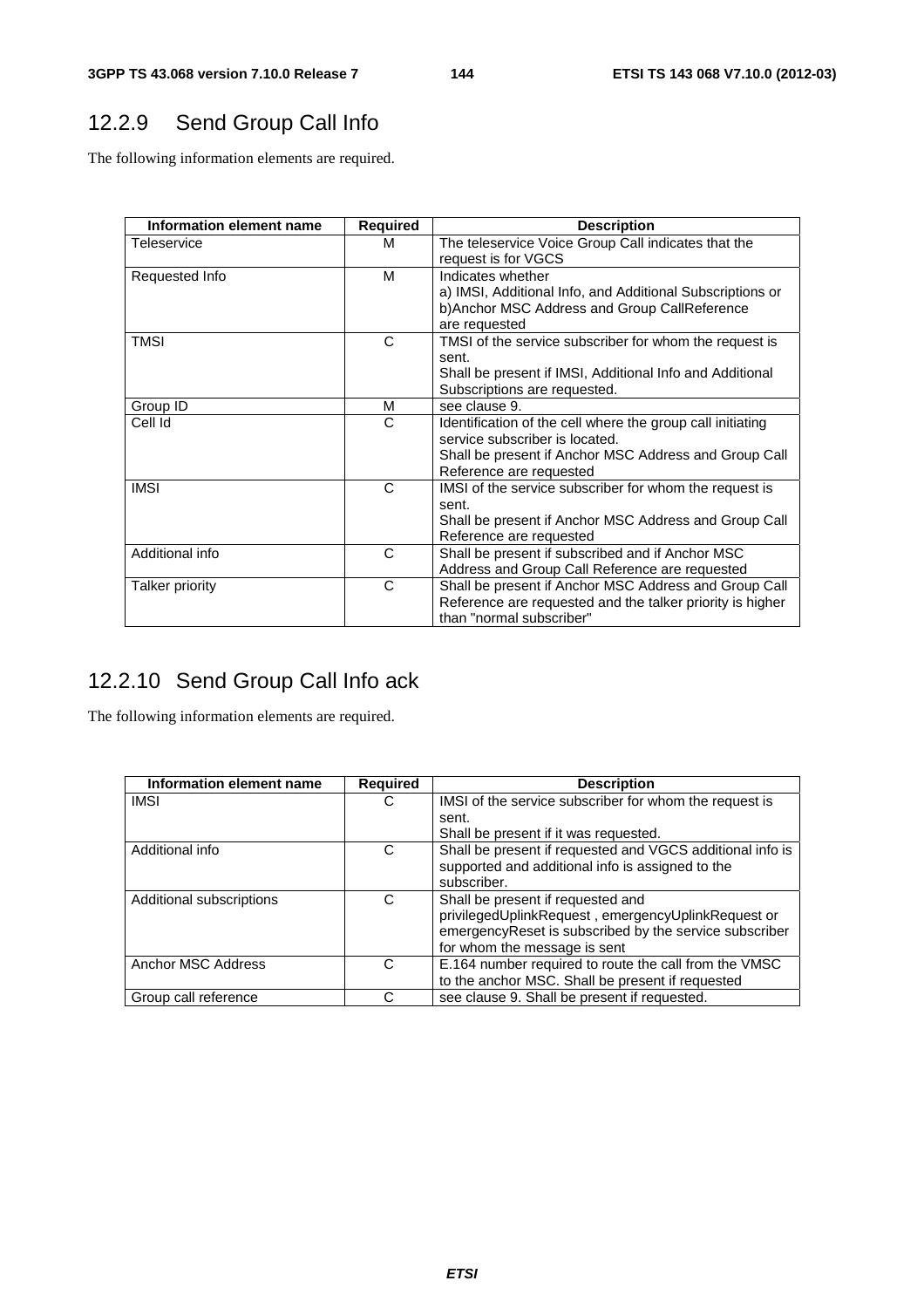## 12.2.9 Send Group Call Info

The following information elements are required.

| Information element name | Required | Description |
|---|---|---|
| Teleservice | M | The teleservice Voice Group Call indicates that the request is for VGCS |
| Requested Info | M | Indicates whether<br>a) IMSI, Additional Info, and Additional Subscriptions or<br>b)Anchor MSC Address and Group CallReference<br>are requested |
| TMSI | C | TMSI of the service subscriber for whom the request is sent.<br>Shall be present if IMSI, Additional Info and Additional Subscriptions are requested. |
| Group ID | M | see clause 9. |
| Cell Id | C | Identification of the cell where the group call initiating service subscriber is located.<br>Shall be present if Anchor MSC Address and Group Call Reference are requested |
| IMSI | C | IMSI of the service subscriber for whom the request is sent.<br>Shall be present if Anchor MSC Address and Group Call Reference are requested |
| Additional info | C | Shall be present if subscribed and if Anchor MSC Address and Group Call Reference are requested |
| Talker priority | C | Shall be present if Anchor MSC Address and Group Call Reference are requested and the talker priority is higher than "normal subscriber" |

## 12.2.10 Send Group Call Info ack

The following information elements are required.

| Information element name | Required | Description |
|---|---|---|
| IMSI | C | IMSI of the service subscriber for whom the request is sent.<br>Shall be present if it was requested. |
| Additional info | C | Shall be present if requested and VGCS additional info is supported and additional info is assigned to the subscriber. |
| Additional subscriptions | C | Shall be present if requested and privilegedUplinkRequest , emergencyUplinkRequest or emergencyReset is subscribed by the service subscriber for whom the message is sent |
| Anchor MSC Address | C | E.164 number required to route the call from the VMSC to the anchor MSC. Shall be present if requested |
| Group call reference | C | see clause 9. Shall be present if requested. |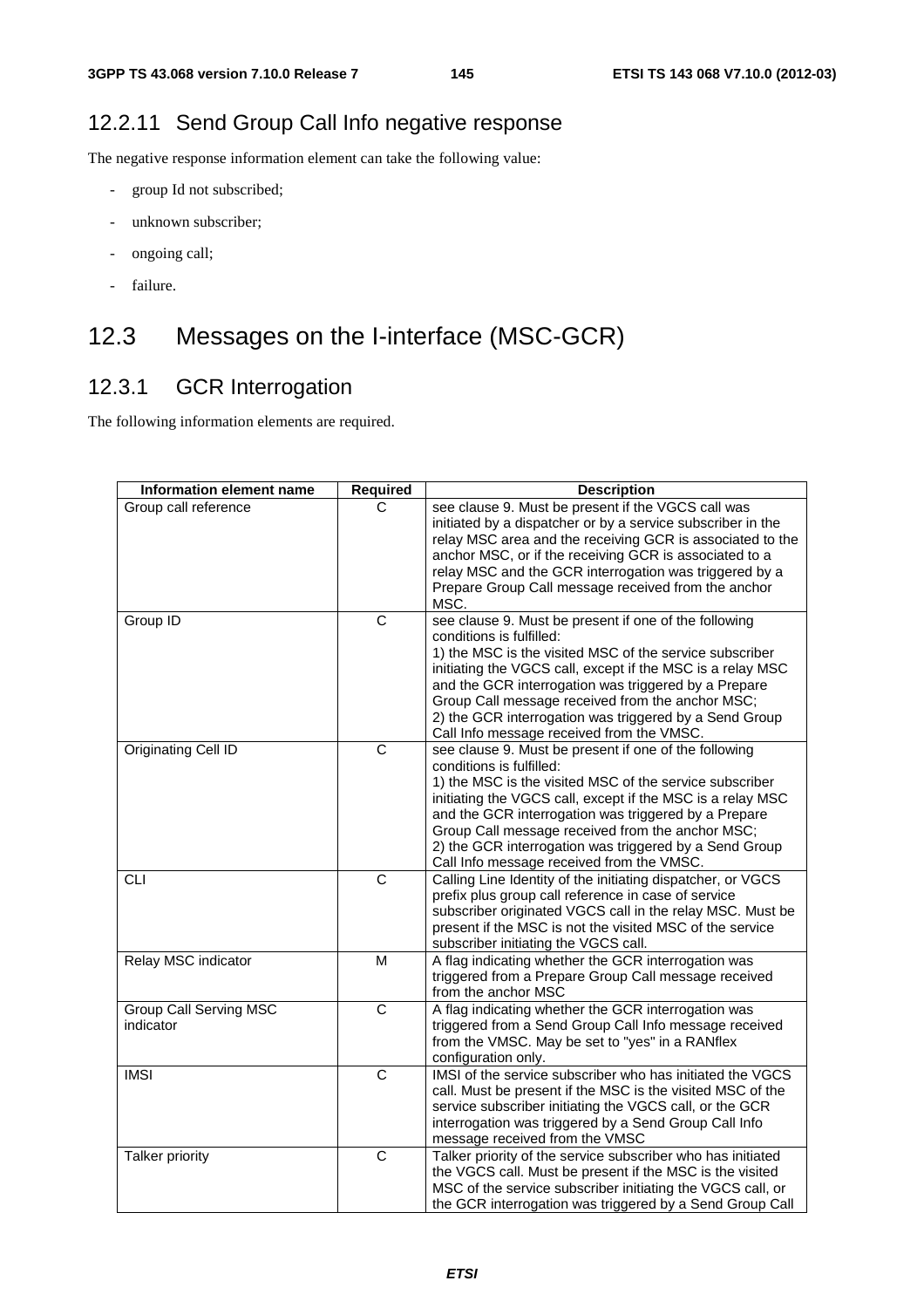## 12.2.11 Send Group Call Info negative response

The negative response information element can take the following value:

- group Id not subscribed;
- unknown subscriber;
- ongoing call;
- failure.

# 12.3 Messages on the I-interface (MSC-GCR)

## 12.3.1 GCR Interrogation

The following information elements are required.

| Information element name | Required | Description |
|---|---|---|
| Group call reference | C | see clause 9. Must be present if the VGCS call was initiated by a dispatcher or by a service subscriber in the relay MSC area and the receiving GCR is associated to the anchor MSC, or if the receiving GCR is associated to a relay MSC and the GCR interrogation was triggered by a Prepare Group Call message received from the anchor MSC. |
| Group ID | C | see clause 9. Must be present if one of the following conditions is fulfilled:<br>1) the MSC is the visited MSC of the service subscriber initiating the VGCS call, except if the MSC is a relay MSC and the GCR interrogation was triggered by a Prepare Group Call message received from the anchor MSC;<br>2) the GCR interrogation was triggered by a Send Group Call Info message received from the VMSC. |
| Originating Cell ID | C | see clause 9. Must be present if one of the following conditions is fulfilled:<br>1) the MSC is the visited MSC of the service subscriber initiating the VGCS call, except if the MSC is a relay MSC and the GCR interrogation was triggered by a Prepare Group Call message received from the anchor MSC;<br>2) the GCR interrogation was triggered by a Send Group Call Info message received from the VMSC. |
| CLI | C | Calling Line Identity of the initiating dispatcher, or VGCS prefix plus group call reference in case of service subscriber originated VGCS call in the relay MSC. Must be present if the MSC is not the visited MSC of the service subscriber initiating the VGCS call. |
| Relay MSC indicator | M | A flag indicating whether the GCR interrogation was triggered from a Prepare Group Call message received from the anchor MSC |
| Group Call Serving MSC indicator | C | A flag indicating whether the GCR interrogation was triggered from a Send Group Call Info message received from the VMSC. May be set to "yes" in a RANflex configuration only. |
| IMSI | C | IMSI of the service subscriber who has initiated the VGCS call. Must be present if the MSC is the visited MSC of the service subscriber initiating the VGCS call, or the GCR interrogation was triggered by a Send Group Call Info message received from the VMSC |
| Talker priority | C | Talker priority of the service subscriber who has initiated the VGCS call. Must be present if the MSC is the visited MSC of the service subscriber initiating the VGCS call, or the GCR interrogation was triggered by a Send Group Call |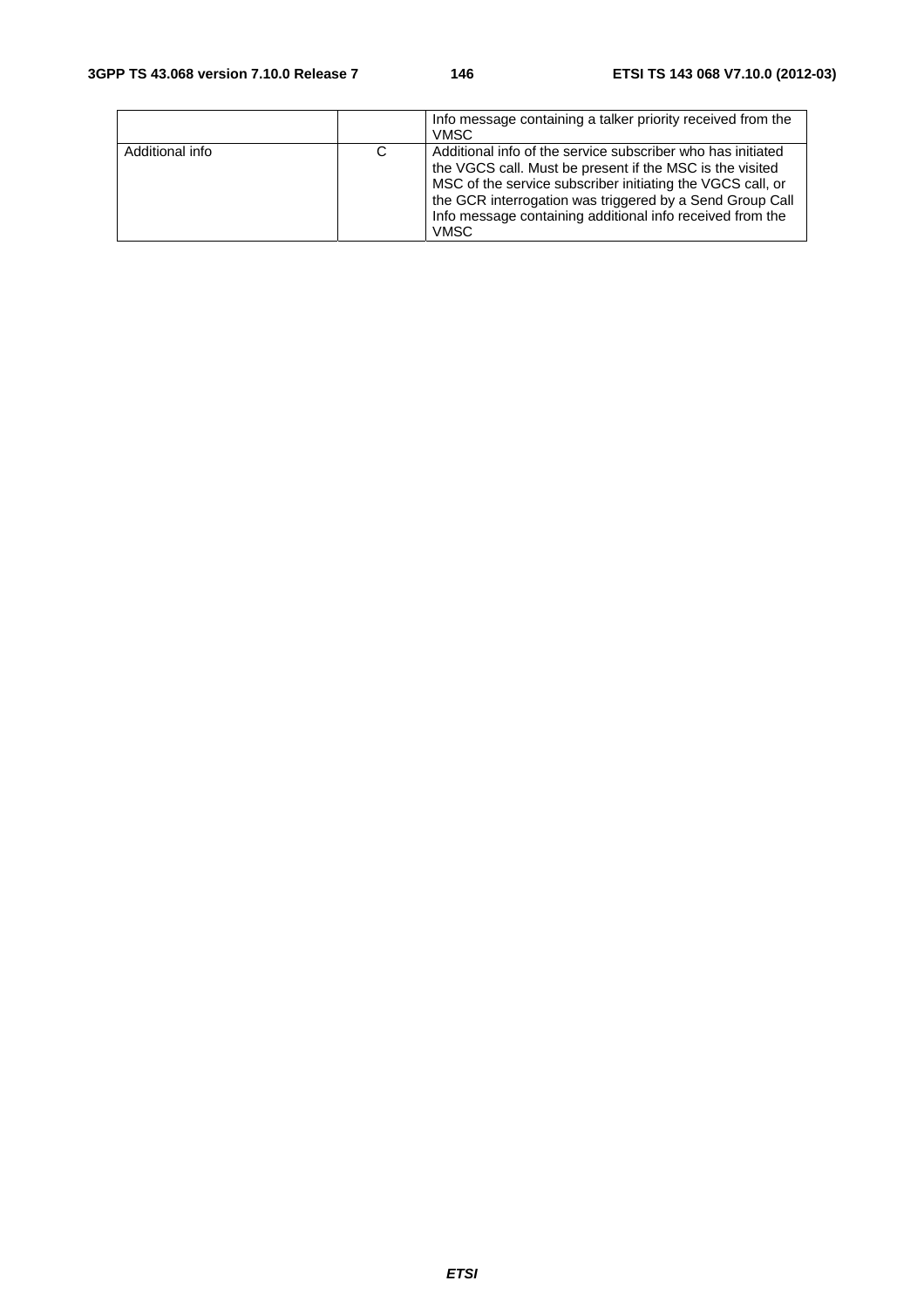|  |  |  |
|---|---|---|
|  |  | Info message containing a talker priority received from the VMSC |
| Additional info | C | Additional info of the service subscriber who has initiated the VGCS call. Must be present if the MSC is the visited MSC of the service subscriber initiating the VGCS call, or the GCR interrogation was triggered by a Send Group Call Info message containing additional info received from the VMSC |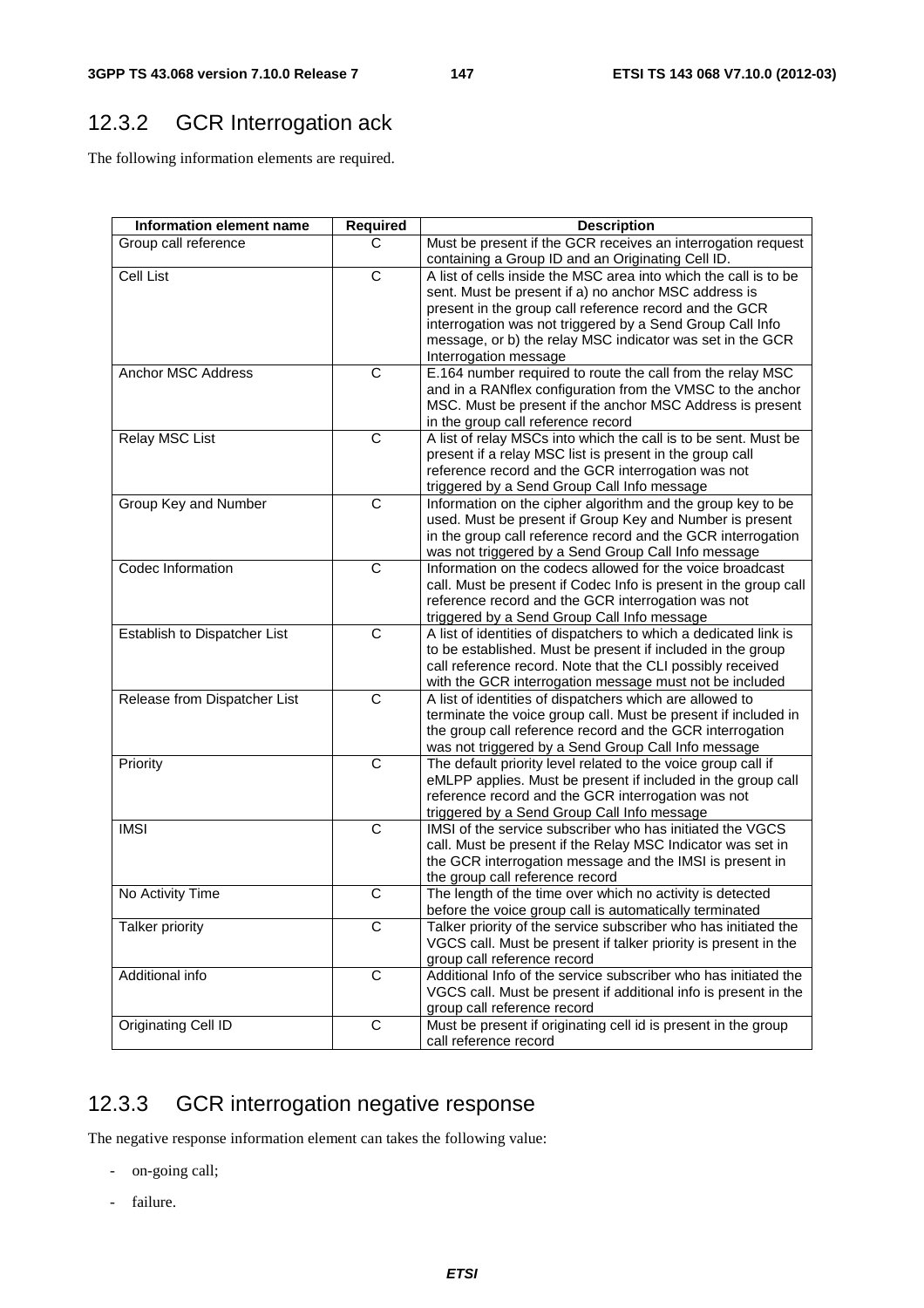## 12.3.2 GCR Interrogation ack

The following information elements are required.

| Information element name | Required | Description |
|---|---|---|
| Group call reference | C | Must be present if the GCR receives an interrogation request containing a Group ID and an Originating Cell ID. |
| Cell List | C | A list of cells inside the MSC area into which the call is to be sent. Must be present if a) no anchor MSC address is present in the group call reference record and the GCR interrogation was not triggered by a Send Group Call Info message, or b) the relay MSC indicator was set in the GCR Interrogation message |
| Anchor MSC Address | C | E.164 number required to route the call from the relay MSC and in a RANflex configuration from the VMSC to the anchor MSC. Must be present if the anchor MSC Address is present in the group call reference record |
| Relay MSC List | C | A list of relay MSCs into which the call is to be sent. Must be present if a relay MSC list is present in the group call reference record and the GCR interrogation was not triggered by a Send Group Call Info message |
| Group Key and Number | C | Information on the cipher algorithm and the group key to be used. Must be present if Group Key and Number is present in the group call reference record and the GCR interrogation was not triggered by a Send Group Call Info message |
| Codec Information | C | Information on the codecs allowed for the voice broadcast call. Must be present if Codec Info is present in the group call reference record and the GCR interrogation was not triggered by a Send Group Call Info message |
| Establish to Dispatcher List | C | A list of identities of dispatchers to which a dedicated link is to be established. Must be present if included in the group call reference record. Note that the CLI possibly received with the GCR interrogation message must not be included |
| Release from Dispatcher List | C | A list of identities of dispatchers which are allowed to terminate the voice group call. Must be present if included in the group call reference record and the GCR interrogation was not triggered by a Send Group Call Info message |
| Priority | C | The default priority level related to the voice group call if eMLPP applies. Must be present if included in the group call reference record and the GCR interrogation was not triggered by a Send Group Call Info message |
| IMSI | C | IMSI of the service subscriber who has initiated the VGCS call. Must be present if the Relay MSC Indicator was set in the GCR interrogation message and the IMSI is present in the group call reference record |
| No Activity Time | C | The length of the time over which no activity is detected before the voice group call is automatically terminated |
| Talker priority | C | Talker priority of the service subscriber who has initiated the VGCS call. Must be present if talker priority is present in the group call reference record |
| Additional info | C | Additional Info of the service subscriber who has initiated the VGCS call. Must be present if additional info is present in the group call reference record |
| Originating Cell ID | C | Must be present if originating cell id is present in the group call reference record |

## 12.3.3 GCR interrogation negative response

The negative response information element can takes the following value:

- on-going call;
- failure.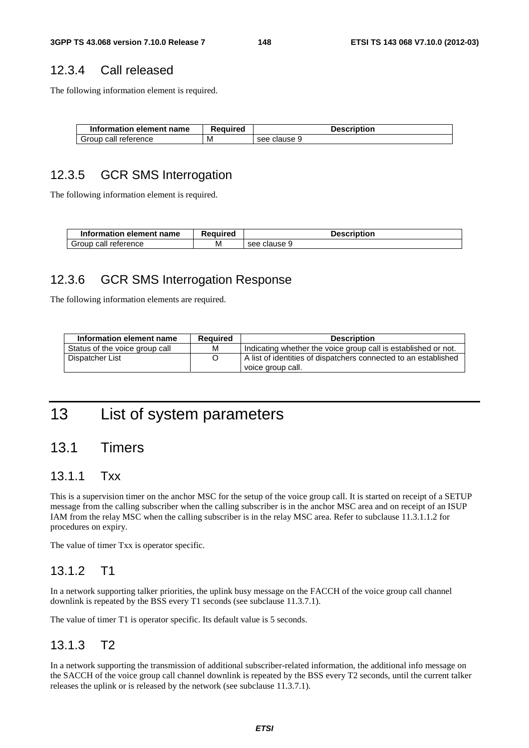### 12.3.4 Call released

The following information element is required.

| Information element name | Required | Description |
|---|---|---|
| Group call reference | M | see clause 9 |

### 12.3.5 GCR SMS Interrogation

The following information element is required.

| Information element name | Required | Description |
|---|---|---|
| Group call reference | M | see clause 9 |

### 12.3.6 GCR SMS Interrogation Response

The following information elements are required.

| Information element name | Required | Description |
|---|---|---|
| Status of the voice group call | M | Indicating whether the voice group call is established or not. |
| Dispatcher List | O | A list of identities of dispatchers connected to an established voice group call. |

# 13 List of system parameters

## 13.1 Timers

### 13.1.1 Txx

This is a supervision timer on the anchor MSC for the setup of the voice group call. It is started on receipt of a SETUP message from the calling subscriber when the calling subscriber is in the anchor MSC area and on receipt of an ISUP IAM from the relay MSC when the calling subscriber is in the relay MSC area. Refer to subclause 11.3.1.1.2 for procedures on expiry.

The value of timer Txx is operator specific.

### 13.1.2 T1

In a network supporting talker priorities, the uplink busy message on the FACCH of the voice group call channel downlink is repeated by the BSS every T1 seconds (see subclause 11.3.7.1).

The value of timer T1 is operator specific. Its default value is 5 seconds.

### 13.1.3 T2

In a network supporting the transmission of additional subscriber-related information, the additional info message on the SACCH of the voice group call channel downlink is repeated by the BSS every T2 seconds, until the current talker releases the uplink or is released by the network (see subclause 11.3.7.1).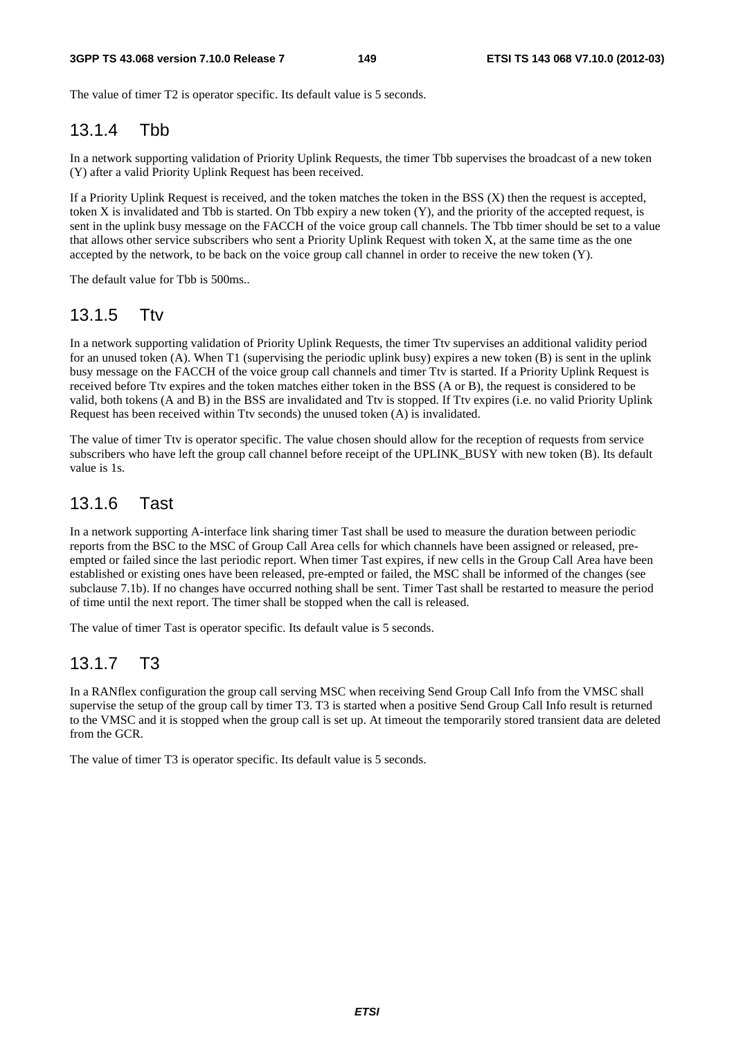The value of timer T2 is operator specific. Its default value is 5 seconds.

### 13.1.4 Tbb

In a network supporting validation of Priority Uplink Requests, the timer Tbb supervises the broadcast of a new token (Y) after a valid Priority Uplink Request has been received.

If a Priority Uplink Request is received, and the token matches the token in the BSS (X) then the request is accepted, token X is invalidated and Tbb is started. On Tbb expiry a new token (Y), and the priority of the accepted request, is sent in the uplink busy message on the FACCH of the voice group call channels. The Tbb timer should be set to a value that allows other service subscribers who sent a Priority Uplink Request with token X, at the same time as the one accepted by the network, to be back on the voice group call channel in order to receive the new token (Y).

The default value for Tbb is 500ms..

### 13.1.5 Ttv

In a network supporting validation of Priority Uplink Requests, the timer Ttv supervises an additional validity period for an unused token (A). When T1 (supervising the periodic uplink busy) expires a new token (B) is sent in the uplink busy message on the FACCH of the voice group call channels and timer Ttv is started. If a Priority Uplink Request is received before Ttv expires and the token matches either token in the BSS (A or B), the request is considered to be valid, both tokens (A and B) in the BSS are invalidated and Ttv is stopped. If Ttv expires (i.e. no valid Priority Uplink Request has been received within Ttv seconds) the unused token (A) is invalidated.

The value of timer Ttv is operator specific. The value chosen should allow for the reception of requests from service subscribers who have left the group call channel before receipt of the UPLINK_BUSY with new token (B). Its default value is 1s.

### 13.1.6 Tast

In a network supporting A-interface link sharing timer Tast shall be used to measure the duration between periodic reports from the BSC to the MSC of Group Call Area cells for which channels have been assigned or released, pre-empted or failed since the last periodic report. When timer Tast expires, if new cells in the Group Call Area have been established or existing ones have been released, pre-empted or failed, the MSC shall be informed of the changes (see subclause 7.1b). If no changes have occurred nothing shall be sent. Timer Tast shall be restarted to measure the period of time until the next report. The timer shall be stopped when the call is released.

The value of timer Tast is operator specific. Its default value is 5 seconds.

### 13.1.7 T3

In a RANflex configuration the group call serving MSC when receiving Send Group Call Info from the VMSC shall supervise the setup of the group call by timer T3. T3 is started when a positive Send Group Call Info result is returned to the VMSC and it is stopped when the group call is set up. At timeout the temporarily stored transient data are deleted from the GCR.

The value of timer T3 is operator specific. Its default value is 5 seconds.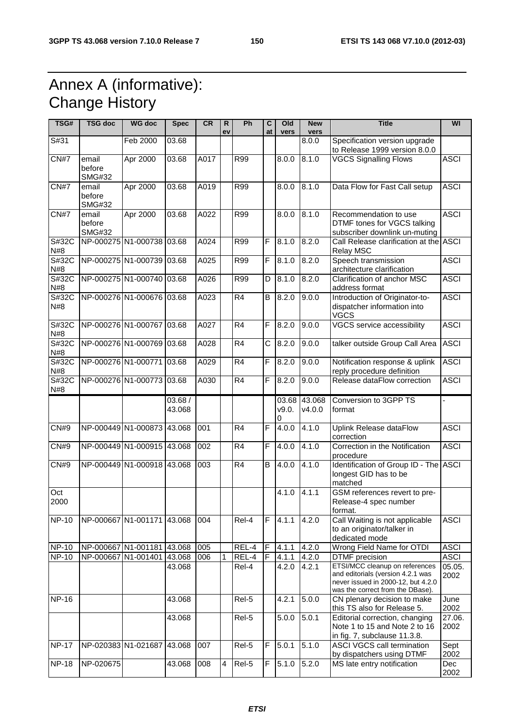# Annex A (informative): Change History

| TSG# | TSG doc | WG doc | Spec | CR | Rev | Ph | Cat | Old vers | New vers | Title | WI |
|---|---|---|---|---|---|---|---|---|---|---|---|
| S#31 | | Feb 2000 | 03.68 | | | | | | 8.0.0 | Specification version upgrade to Release 1999 version 8.0.0 | |
| CN#7 | email before SMG#32 | Apr 2000 | 03.68 | A017 | | R99 | | 8.0.0 | 8.1.0 | VGCS Signalling Flows | ASCI |
| CN#7 | email before SMG#32 | Apr 2000 | 03.68 | A019 | | R99 | | 8.0.0 | 8.1.0 | Data Flow for Fast Call setup | ASCI |
| CN#7 | email before SMG#32 | Apr 2000 | 03.68 | A022 | | R99 | | 8.0.0 | 8.1.0 | Recommendation to use DTMF tones for VGCS talking subscriber downlink un-muting | ASCI |
| S#32CN#8 | NP-000275 | N1-000738 | 03.68 | A024 | | R99 | F | 8.1.0 | 8.2.0 | Call Release clarification at the Relay MSC | ASCI |
| S#32CN#8 | NP-000275 | N1-000739 | 03.68 | A025 | | R99 | F | 8.1.0 | 8.2.0 | Speech transmission architecture clarification | ASCI |
| S#32CN#8 | NP-000275 | N1-000740 | 03.68 | A026 | | R99 | D | 8.1.0 | 8.2.0 | Clarification of anchor MSC address format | ASCI |
| S#32CN#8 | NP-000276 | N1-000676 | 03.68 | A023 | | R4 | B | 8.2.0 | 9.0.0 | Introduction of Originator-to-dispatcher information into VGCS | ASCI |
| S#32CN#8 | NP-000276 | N1-000767 | 03.68 | A027 | | R4 | F | 8.2.0 | 9.0.0 | VGCS service accessibility | ASCI |
| S#32CN#8 | NP-000276 | N1-000769 | 03.68 | A028 | | R4 | C | 8.2.0 | 9.0.0 | talker outside Group Call Area | ASCI |
| S#32CN#8 | NP-000276 | N1-000771 | 03.68 | A029 | | R4 | F | 8.2.0 | 9.0.0 | Notification response & uplink reply procedure definition | ASCI |
| S#32CN#8 | NP-000276 | N1-000773 | 03.68 | A030 | | R4 | F | 8.2.0 | 9.0.0 | Release dataFlow correction | ASCI |
| | | | 03.68 / 43.068 | | | | | 03.68 v9.0.0 | 43.068 v4.0.0 | Conversion to 3GPP TS format | - |
| CN#9 | NP-000449 | N1-000873 | 43.068 | 001 | | R4 | F | 4.0.0 | 4.1.0 | Uplink Release dataFlow correction | ASCI |
| CN#9 | NP-000449 | N1-000915 | 43.068 | 002 | | R4 | F | 4.0.0 | 4.1.0 | Correction in the Notification procedure | ASCI |
| CN#9 | NP-000449 | N1-000918 | 43.068 | 003 | | R4 | B | 4.0.0 | 4.1.0 | Identification of Group ID - The longest GID has to be matched | ASCI |
| Oct 2000 | | | | | | | | 4.1.0 | 4.1.1 | GSM references revert to pre-Release-4 spec number format. | |
| NP-10 | NP-000667 | N1-001171 | 43.068 | 004 | | Rel-4 | F | 4.1.1 | 4.2.0 | Call Waiting is not applicable to an originator/talker in dedicated mode | ASCI |
| NP-10 | NP-000667 | N1-001181 | 43.068 | 005 | | REL-4 | F | 4.1.1 | 4.2.0 | Wrong Field Name for OTDI | ASCI |
| NP-10 | NP-000667 | N1-001401 | 43.068 | 006 | 1 | REL-4 | F | 4.1.1 | 4.2.0 | DTMF precision | ASCI |
| | | | 43.068 | | | Rel-4 | | 4.2.0 | 4.2.1 | ETSI/MCC cleanup on references and editorials (version 4.2.1 was never issued in 2000-12, but 4.2.0 was the correct from the DBase). | 05.05.2002 |
| NP-16 | | | 43.068 | | | Rel-5 | | 4.2.1 | 5.0.0 | CN plenary decision to make this TS also for Release 5. | June 2002 |
| | | | 43.068 | | | Rel-5 | | 5.0.0 | 5.0.1 | Editorial correction, changing Note 1 to 15 and Note 2 to 16 in fig. 7, subclause 11.3.8. | 27.06.2002 |
| NP-17 | NP-020383 | N1-021687 | 43.068 | 007 | | Rel-5 | F | 5.0.1 | 5.1.0 | ASCI VGCS call termination by dispatchers using DTMF | Sept 2002 |
| NP-18 | NP-020675 | | 43.068 | 008 | 4 | Rel-5 | F | 5.1.0 | 5.2.0 | MS late entry notification | Dec 2002 |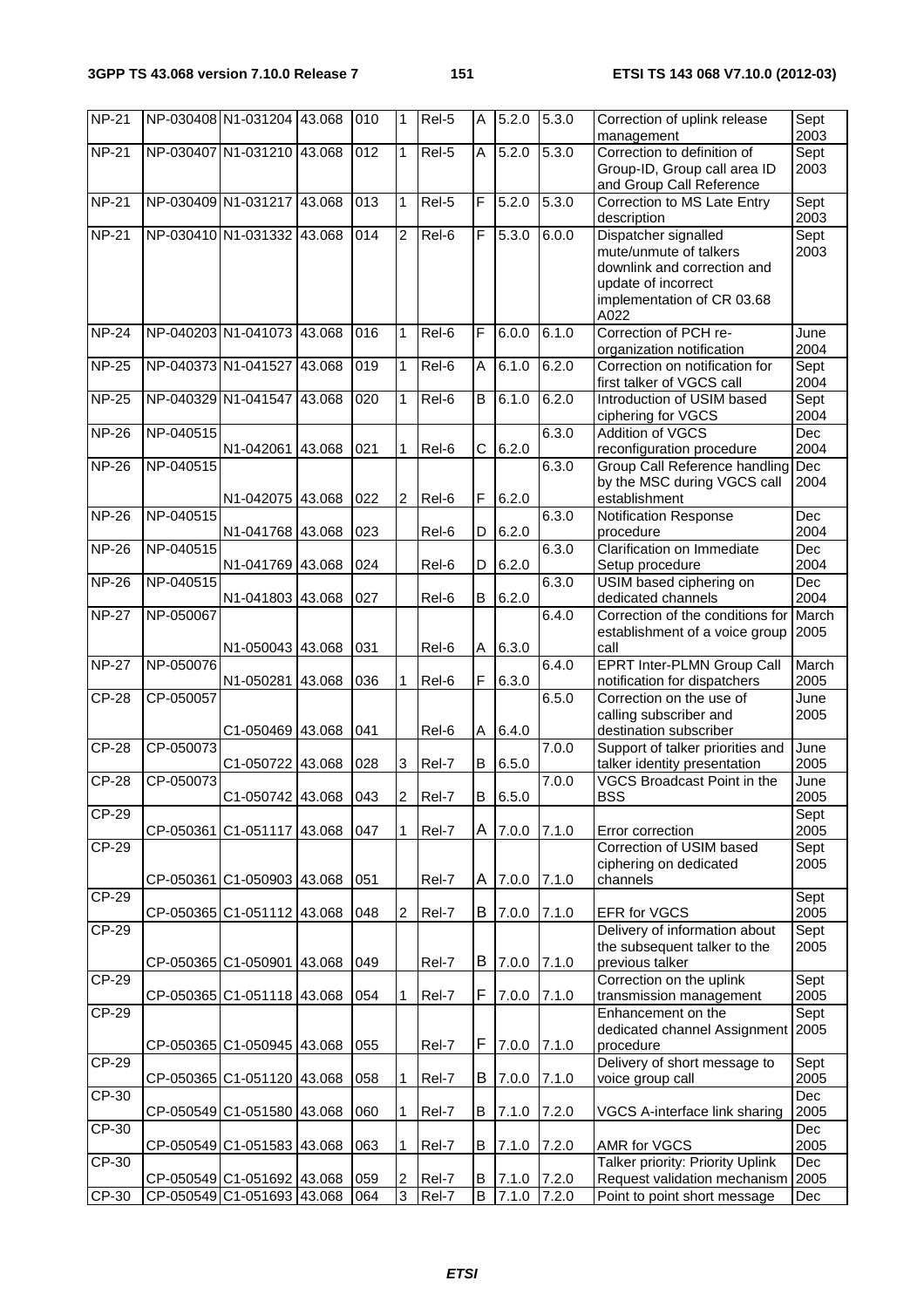| NP-21 | NP-030408 | N1-031204 | 43.068 | 010 | 1 | Rel-5 | A | 5.2.0 | 5.3.0 | Correction of uplink release management | Sept 2003 |
|---|---|---|---|---|---|---|---|---|---|---|---|
| NP-21 | NP-030407 | N1-031210 | 43.068 | 012 | 1 | Rel-5 | A | 5.2.0 | 5.3.0 | Correction to definition of Group-ID, Group call area ID and Group Call Reference | Sept 2003 |
| NP-21 | NP-030409 | N1-031217 | 43.068 | 013 | 1 | Rel-5 | F | 5.2.0 | 5.3.0 | Correction to MS Late Entry description | Sept 2003 |
| NP-21 | NP-030410 | N1-031332 | 43.068 | 014 | 2 | Rel-6 | F | 5.3.0 | 6.0.0 | Dispatcher signalled mute/unmute of talkers downlink and correction and update of incorrect implementation of CR 03.68 A022 | Sept 2003 |
| NP-24 | NP-040203 | N1-041073 | 43.068 | 016 | 1 | Rel-6 | F | 6.0.0 | 6.1.0 | Correction of PCH re-organization notification | June 2004 |
| NP-25 | NP-040373 | N1-041527 | 43.068 | 019 | 1 | Rel-6 | A | 6.1.0 | 6.2.0 | Correction on notification for first talker of VGCS call | Sept 2004 |
| NP-25 | NP-040329 | N1-041547 | 43.068 | 020 | 1 | Rel-6 | B | 6.1.0 | 6.2.0 | Introduction of USIM based ciphering for VGCS | Sept 2004 |
| NP-26 | NP-040515 | N1-042061 | 43.068 | 021 | 1 | Rel-6 | C | 6.2.0 | 6.3.0 | Addition of VGCS reconfiguration procedure | Dec 2004 |
| NP-26 | NP-040515 | N1-042075 | 43.068 | 022 | 2 | Rel-6 | F | 6.2.0 | 6.3.0 | Group Call Reference handling by the MSC during VGCS call establishment | Dec 2004 |
| NP-26 | NP-040515 | N1-041768 | 43.068 | 023 | | Rel-6 | D | 6.2.0 | 6.3.0 | Notification Response procedure | Dec 2004 |
| NP-26 | NP-040515 | N1-041769 | 43.068 | 024 | | Rel-6 | D | 6.2.0 | 6.3.0 | Clarification on Immediate Setup procedure | Dec 2004 |
| NP-26 | NP-040515 | N1-041803 | 43.068 | 027 | | Rel-6 | B | 6.2.0 | 6.3.0 | USIM based ciphering on dedicated channels | Dec 2004 |
| NP-27 | NP-050067 | N1-050043 | 43.068 | 031 | | Rel-6 | A | 6.3.0 | 6.4.0 | Correction of the conditions for establishment of a voice group call | March 2005 |
| NP-27 | NP-050076 | N1-050281 | 43.068 | 036 | 1 | Rel-6 | F | 6.3.0 | 6.4.0 | EPRT Inter-PLMN Group Call notification for dispatchers | March 2005 |
| CP-28 | CP-050057 | C1-050469 | 43.068 | 041 | | Rel-6 | A | 6.4.0 | 6.5.0 | Correction on the use of calling subscriber and destination subscriber | June 2005 |
| CP-28 | CP-050073 | C1-050722 | 43.068 | 028 | 3 | Rel-7 | B | 6.5.0 | 7.0.0 | Support of talker priorities and talker identity presentation | June 2005 |
| CP-28 | CP-050073 | C1-050742 | 43.068 | 043 | 2 | Rel-7 | B | 6.5.0 | 7.0.0 | VGCS Broadcast Point in the BSS | June 2005 |
| CP-29 | CP-050361 | C1-051117 | 43.068 | 047 | 1 | Rel-7 | A | 7.0.0 | 7.1.0 | Error correction | Sept 2005 |
| CP-29 | CP-050361 | C1-050903 | 43.068 | 051 | | Rel-7 | A | 7.0.0 | 7.1.0 | Correction of USIM based ciphering on dedicated channels | Sept 2005 |
| CP-29 | CP-050365 | C1-051112 | 43.068 | 048 | 2 | Rel-7 | B | 7.0.0 | 7.1.0 | EFR for VGCS | Sept 2005 |
| CP-29 | CP-050365 | C1-050901 | 43.068 | 049 | | Rel-7 | B | 7.0.0 | 7.1.0 | Delivery of information about the subsequent talker to the previous talker | Sept 2005 |
| CP-29 | CP-050365 | C1-051118 | 43.068 | 054 | 1 | Rel-7 | F | 7.0.0 | 7.1.0 | Correction on the uplink transmission management | Sept 2005 |
| CP-29 | CP-050365 | C1-050945 | 43.068 | 055 | | Rel-7 | F | 7.0.0 | 7.1.0 | Enhancement on the dedicated channel Assignment procedure | Sept 2005 |
| CP-29 | CP-050365 | C1-051120 | 43.068 | 058 | 1 | Rel-7 | B | 7.0.0 | 7.1.0 | Delivery of short message to voice group call | Sept 2005 |
| CP-30 | CP-050549 | C1-051580 | 43.068 | 060 | 1 | Rel-7 | B | 7.1.0 | 7.2.0 | VGCS A-interface link sharing | Dec 2005 |
| CP-30 | CP-050549 | C1-051583 | 43.068 | 063 | 1 | Rel-7 | B | 7.1.0 | 7.2.0 | AMR for VGCS | Dec 2005 |
| CP-30 | CP-050549 | C1-051692 | 43.068 | 059 | 2 | Rel-7 | B | 7.1.0 | 7.2.0 | Talker priority: Priority Uplink Request validation mechanism | Dec 2005 |
| CP-30 | CP-050549 | C1-051693 | 43.068 | 064 | 3 | Rel-7 | B | 7.1.0 | 7.2.0 | Point to point short message | Dec |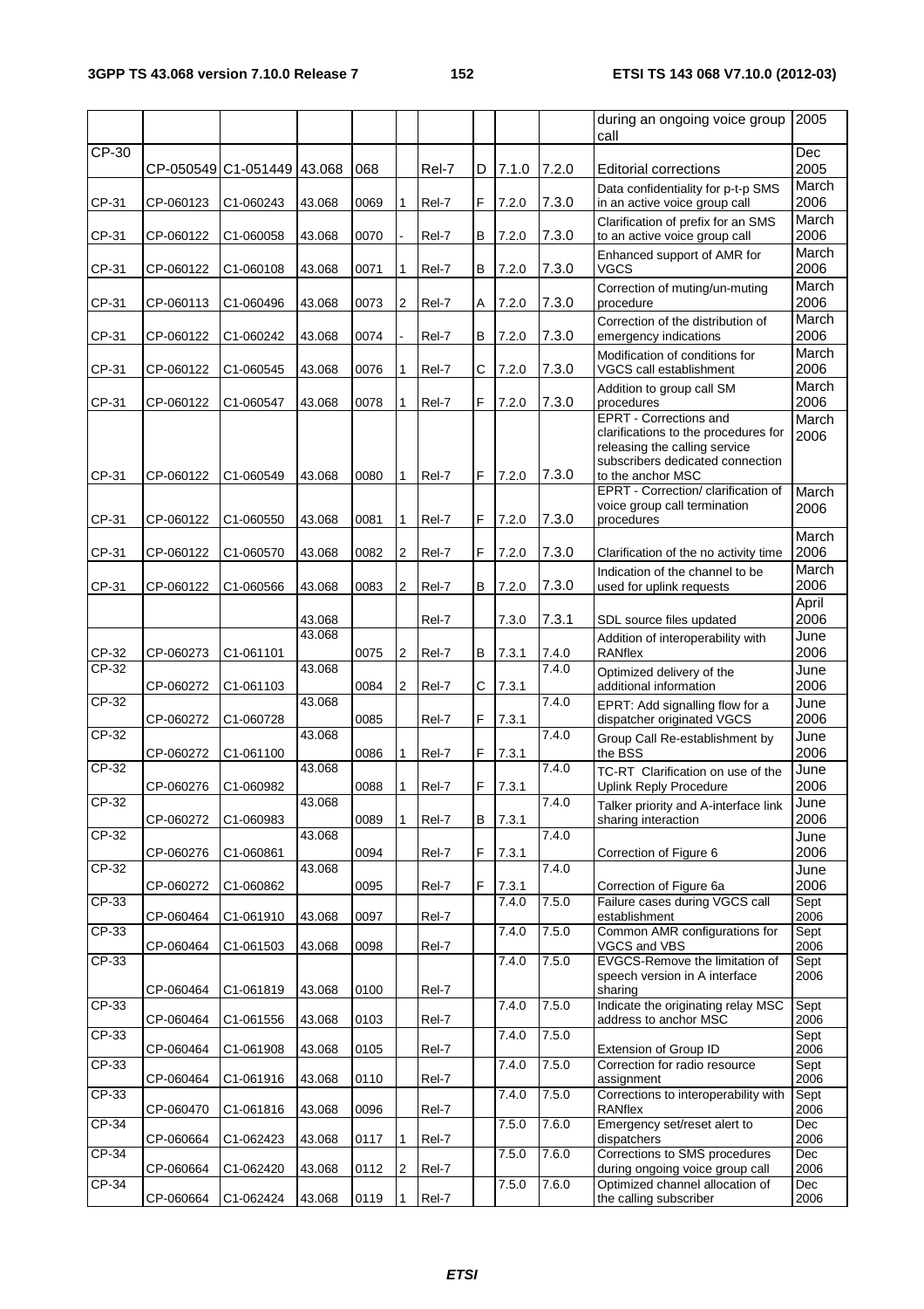| | | | | | | | | | | | |
|---|---|---|---|---|---|---|---|---|---|---|---|
| | | | | | | | | | | during an ongoing voice group call | 2005 |
| CP-30 | CP-050549 | C1-051449 | 43.068 | 068 | | Rel-7 | D | 7.1.0 | 7.2.0 | Editorial corrections | Dec 2005 |
| CP-31 | CP-060123 | C1-060243 | 43.068 | 0069 | 1 | Rel-7 | F | 7.2.0 | 7.3.0 | Data confidentiality for p-t-p SMS in an active voice group call | March 2006 |
| CP-31 | CP-060122 | C1-060058 | 43.068 | 0070 | - | Rel-7 | B | 7.2.0 | 7.3.0 | Clarification of prefix for an SMS to an active voice group call | March 2006 |
| CP-31 | CP-060122 | C1-060108 | 43.068 | 0071 | 1 | Rel-7 | B | 7.2.0 | 7.3.0 | Enhanced support of AMR for VGCS | March 2006 |
| CP-31 | CP-060113 | C1-060496 | 43.068 | 0073 | 2 | Rel-7 | A | 7.2.0 | 7.3.0 | Correction of muting/un-muting procedure | March 2006 |
| CP-31 | CP-060122 | C1-060242 | 43.068 | 0074 | - | Rel-7 | B | 7.2.0 | 7.3.0 | Correction of the distribution of emergency indications | March 2006 |
| CP-31 | CP-060122 | C1-060545 | 43.068 | 0076 | 1 | Rel-7 | C | 7.2.0 | 7.3.0 | Modification of conditions for VGCS call establishment | March 2006 |
| CP-31 | CP-060122 | C1-060547 | 43.068 | 0078 | 1 | Rel-7 | F | 7.2.0 | 7.3.0 | Addition to group call SM procedures | March 2006 |
| CP-31 | CP-060122 | C1-060549 | 43.068 | 0080 | 1 | Rel-7 | F | 7.2.0 | 7.3.0 | EPRT - Corrections and clarifications to the procedures for releasing the calling service subscribers dedicated connection to the anchor MSC | March 2006 |
| CP-31 | CP-060122 | C1-060550 | 43.068 | 0081 | 1 | Rel-7 | F | 7.2.0 | 7.3.0 | EPRT - Correction/ clarification of voice group call termination procedures | March 2006 |
| CP-31 | CP-060122 | C1-060570 | 43.068 | 0082 | 2 | Rel-7 | F | 7.2.0 | 7.3.0 | Clarification of the no activity time | March 2006 |
| CP-31 | CP-060122 | C1-060566 | 43.068 | 0083 | 2 | Rel-7 | B | 7.2.0 | 7.3.0 | Indication of the channel to be used for uplink requests | March 2006 |
| | | | 43.068 | | | Rel-7 | | 7.3.0 | 7.3.1 | SDL source files updated | April 2006 |
| CP-32 | CP-060273 | C1-061101 | 43.068 | 0075 | 2 | Rel-7 | B | 7.3.1 | 7.4.0 | Addition of interoperability with RANflex | June 2006 |
| CP-32 | CP-060272 | C1-061103 | 43.068 | 0084 | 2 | Rel-7 | C | 7.3.1 | 7.4.0 | Optimized delivery of the additional information | June 2006 |
| CP-32 | CP-060272 | C1-060728 | 43.068 | 0085 | | Rel-7 | F | 7.3.1 | 7.4.0 | EPRT: Add signalling flow for a dispatcher originated VGCS | June 2006 |
| CP-32 | CP-060272 | C1-061100 | 43.068 | 0086 | 1 | Rel-7 | F | 7.3.1 | 7.4.0 | Group Call Re-establishment by the BSS | June 2006 |
| CP-32 | CP-060276 | C1-060982 | 43.068 | 0088 | 1 | Rel-7 | F | 7.3.1 | 7.4.0 | TC-RT Clarification on use of the Uplink Reply Procedure | June 2006 |
| CP-32 | CP-060272 | C1-060983 | 43.068 | 0089 | 1 | Rel-7 | B | 7.3.1 | 7.4.0 | Talker priority and A-interface link sharing interaction | June 2006 |
| CP-32 | CP-060276 | C1-060861 | 43.068 | 0094 | | Rel-7 | F | 7.3.1 | 7.4.0 | Correction of Figure 6 | June 2006 |
| CP-32 | CP-060272 | C1-060862 | 43.068 | 0095 | | Rel-7 | F | 7.3.1 | 7.4.0 | Correction of Figure 6a | June 2006 |
| CP-33 | CP-060464 | C1-061910 | 43.068 | 0097 | | Rel-7 | | 7.4.0 | 7.5.0 | Failure cases during VGCS call establishment | Sept 2006 |
| CP-33 | CP-060464 | C1-061503 | 43.068 | 0098 | | Rel-7 | | 7.4.0 | 7.5.0 | Common AMR configurations for VGCS and VBS | Sept 2006 |
| CP-33 | CP-060464 | C1-061819 | 43.068 | 0100 | | Rel-7 | | 7.4.0 | 7.5.0 | EVGCS-Remove the limitation of speech version in A interface sharing | Sept 2006 |
| CP-33 | CP-060464 | C1-061556 | 43.068 | 0103 | | Rel-7 | | 7.4.0 | 7.5.0 | Indicate the originating relay MSC address to anchor MSC | Sept 2006 |
| CP-33 | CP-060464 | C1-061908 | 43.068 | 0105 | | Rel-7 | | 7.4.0 | 7.5.0 | Extension of Group ID | Sept 2006 |
| CP-33 | CP-060464 | C1-061916 | 43.068 | 0110 | | Rel-7 | | 7.4.0 | 7.5.0 | Correction for radio resource assignment | Sept 2006 |
| CP-33 | CP-060470 | C1-061816 | 43.068 | 0096 | | Rel-7 | | 7.4.0 | 7.5.0 | Corrections to interoperability with RANflex | Sept 2006 |
| CP-34 | CP-060664 | C1-062423 | 43.068 | 0117 | 1 | Rel-7 | | 7.5.0 | 7.6.0 | Emergency set/reset alert to dispatchers | Dec 2006 |
| CP-34 | CP-060664 | C1-062420 | 43.068 | 0112 | 2 | Rel-7 | | 7.5.0 | 7.6.0 | Corrections to SMS procedures during ongoing voice group call | Dec 2006 |
| CP-34 | CP-060664 | C1-062424 | 43.068 | 0119 | 1 | Rel-7 | | 7.5.0 | 7.6.0 | Optimized channel allocation of the calling subscriber | Dec 2006 |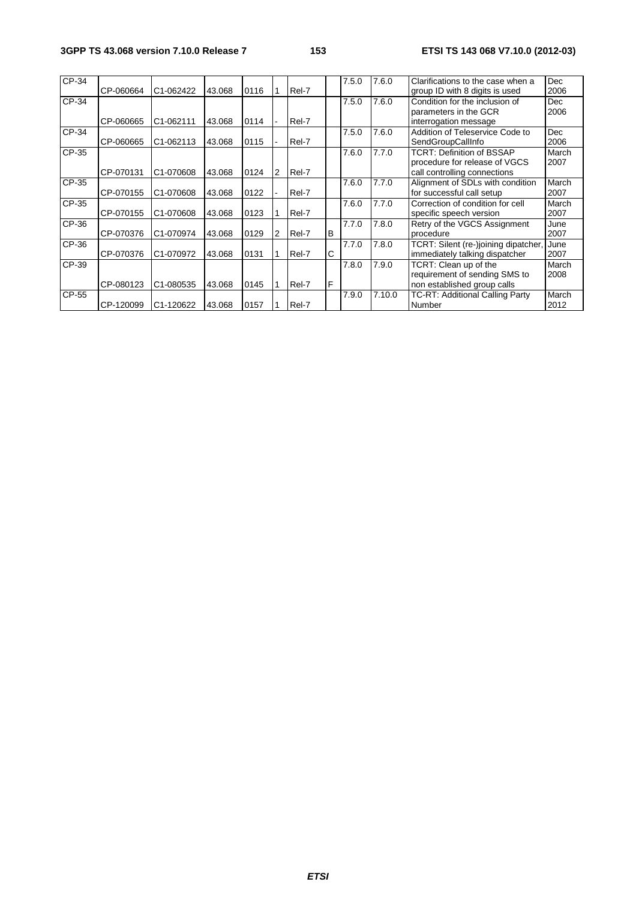| CP-34 | CP-060664 | C1-062422 | 43.068 | 0116 | 1 | Rel-7 | | 7.5.0 | 7.6.0 | Clarifications to the case when a group ID with 8 digits is used | Dec 2006 |
|---|---|---|---|---|---|---|---|---|---|---|---|
| CP-34 | CP-060665 | C1-062111 | 43.068 | 0114 | - | Rel-7 | | 7.5.0 | 7.6.0 | Condition for the inclusion of parameters in the GCR interrogation message | Dec 2006 |
| CP-34 | CP-060665 | C1-062113 | 43.068 | 0115 | - | Rel-7 | | 7.5.0 | 7.6.0 | Addition of Teleservice Code to SendGroupCallInfo | Dec 2006 |
| CP-35 | CP-070131 | C1-070608 | 43.068 | 0124 | 2 | Rel-7 | | 7.6.0 | 7.7.0 | TCRT: Definition of BSSAP procedure for release of VGCS call controlling connections | March 2007 |
| CP-35 | CP-070155 | C1-070608 | 43.068 | 0122 | - | Rel-7 | | 7.6.0 | 7.7.0 | Alignment of SDLs with condition for successful call setup | March 2007 |
| CP-35 | CP-070155 | C1-070608 | 43.068 | 0123 | 1 | Rel-7 | | 7.6.0 | 7.7.0 | Correction of condition for cell specific speech version | March 2007 |
| CP-36 | CP-070376 | C1-070974 | 43.068 | 0129 | 2 | Rel-7 | B | 7.7.0 | 7.8.0 | Retry of the VGCS Assignment procedure | June 2007 |
| CP-36 | CP-070376 | C1-070972 | 43.068 | 0131 | 1 | Rel-7 | C | 7.7.0 | 7.8.0 | TCRT: Silent (re-)joining dipatcher, immediately talking dispatcher | June 2007 |
| CP-39 | CP-080123 | C1-080535 | 43.068 | 0145 | 1 | Rel-7 | F | 7.8.0 | 7.9.0 | TCRT: Clean up of the requirement of sending SMS to non established group calls | March 2008 |
| CP-55 | CP-120099 | C1-120622 | 43.068 | 0157 | 1 | Rel-7 | | 7.9.0 | 7.10.0 | TC-RT: Additional Calling Party Number | March 2012 |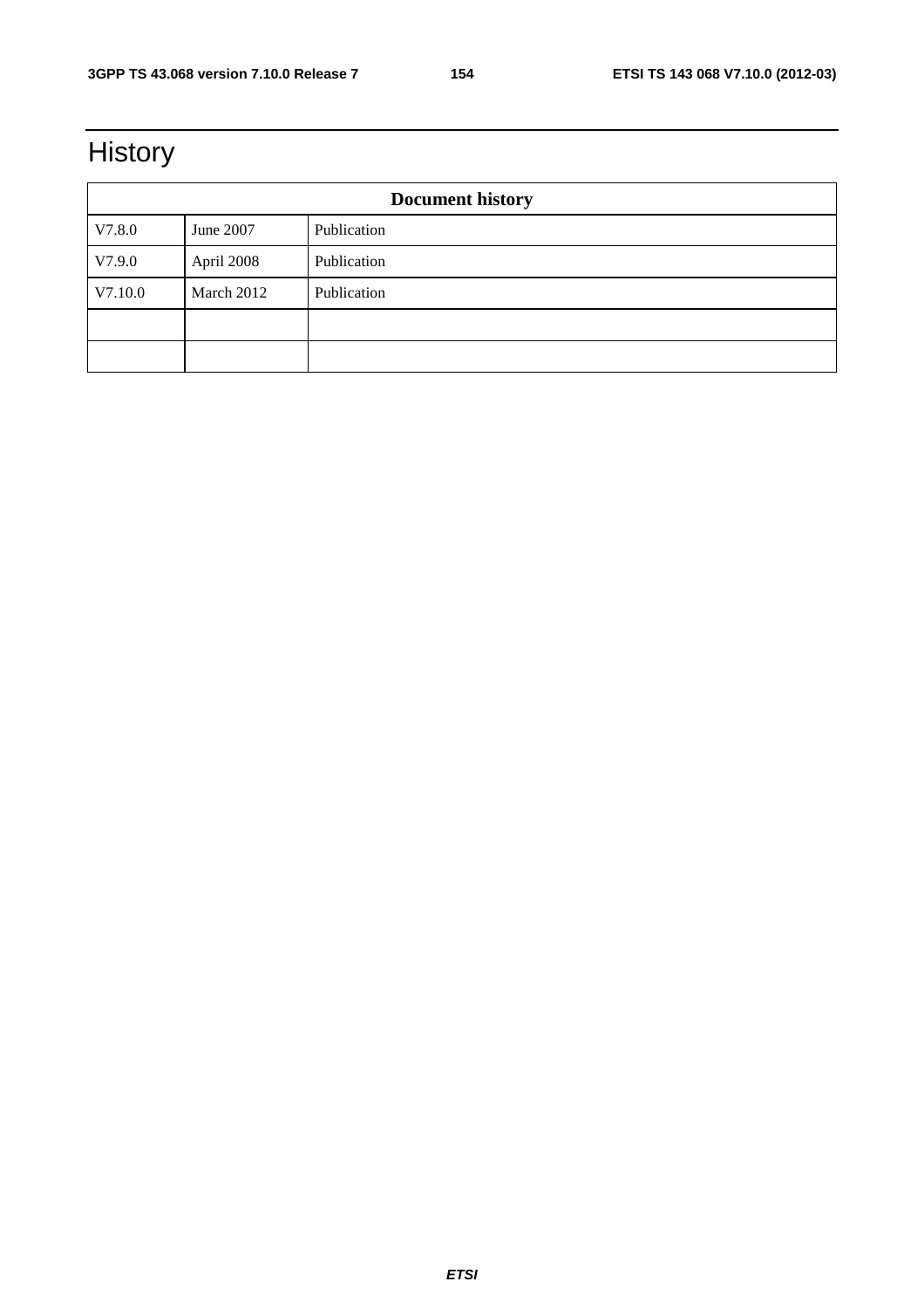# History

| Document history | | |
|---|---|---|
| V7.8.0 | June 2007 | Publication |
| V7.9.0 | April 2008 | Publication |
| V7.10.0 | March 2012 | Publication |
| | | |
| | | |